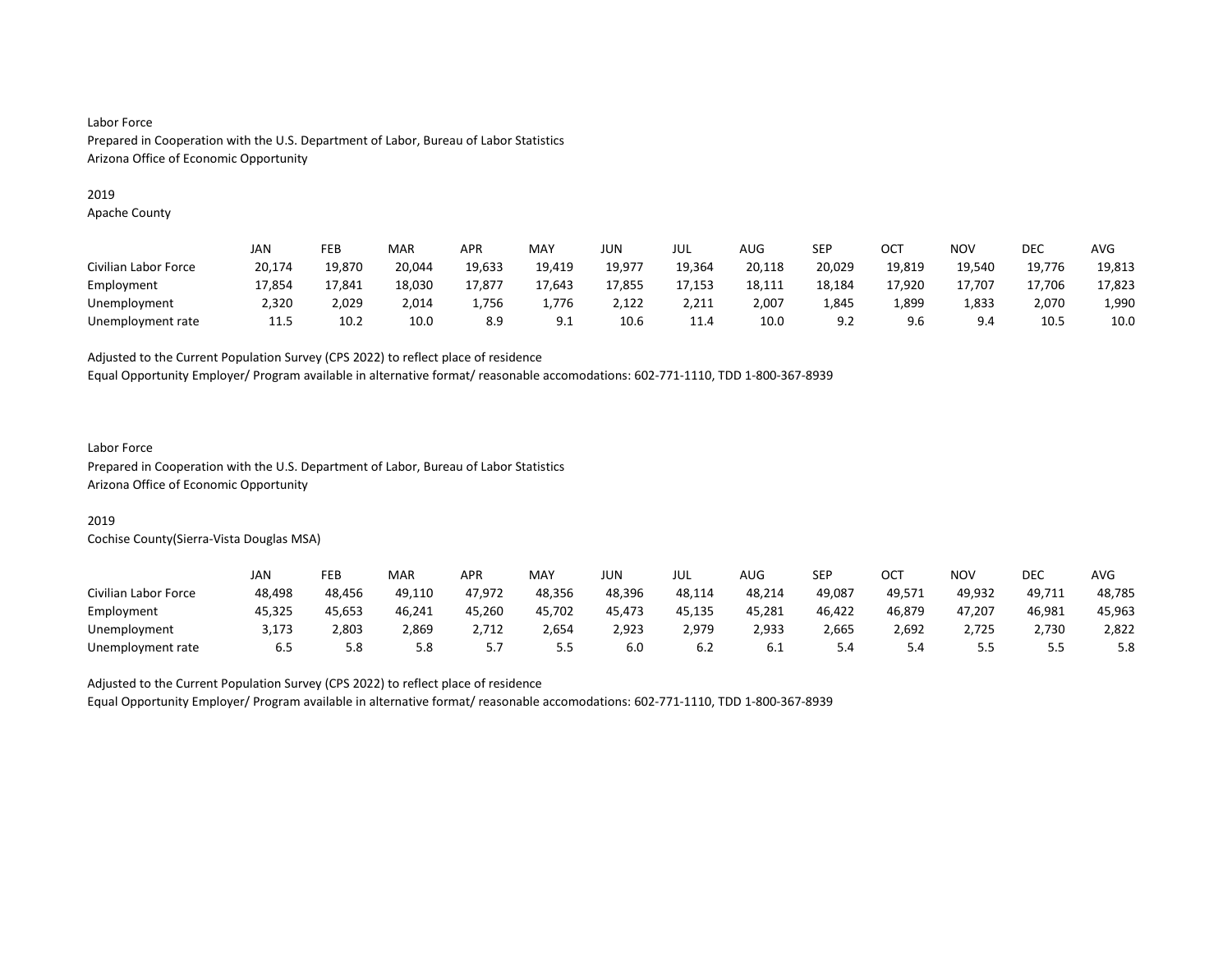Labor Force
Prepared in Cooperation with the U.S. Department of Labor, Bureau of Labor Statistics
Arizona Office of Economic Opportunity

2019
Apache County

| | JAN | FEB | MAR | APR | MAY | JUN | JUL | AUG | SEP | OCT | NOV | DEC | AVG |
|---|---|---|---|---|---|---|---|---|---|---|---|---|---|
| Civilian Labor Force | 20,174 | 19,870 | 20,044 | 19,633 | 19,419 | 19,977 | 19,364 | 20,118 | 20,029 | 19,819 | 19,540 | 19,776 | 19,813 |
| Employment | 17,854 | 17,841 | 18,030 | 17,877 | 17,643 | 17,855 | 17,153 | 18,111 | 18,184 | 17,920 | 17,707 | 17,706 | 17,823 |
| Unemployment | 2,320 | 2,029 | 2,014 | 1,756 | 1,776 | 2,122 | 2,211 | 2,007 | 1,845 | 1,899 | 1,833 | 2,070 | 1,990 |
| Unemployment rate | 11.5 | 10.2 | 10.0 | 8.9 | 9.1 | 10.6 | 11.4 | 10.0 | 9.2 | 9.6 | 9.4 | 10.5 | 10.0 |

Adjusted to the Current Population Survey (CPS 2022) to reflect place of residence
Equal Opportunity Employer/ Program available in alternative format/ reasonable accomodations: 602-771-1110, TDD 1-800-367-8939

Labor Force
Prepared in Cooperation with the U.S. Department of Labor, Bureau of Labor Statistics
Arizona Office of Economic Opportunity

2019
Cochise County(Sierra-Vista Douglas MSA)

| | JAN | FEB | MAR | APR | MAY | JUN | JUL | AUG | SEP | OCT | NOV | DEC | AVG |
|---|---|---|---|---|---|---|---|---|---|---|---|---|---|
| Civilian Labor Force | 48,498 | 48,456 | 49,110 | 47,972 | 48,356 | 48,396 | 48,114 | 48,214 | 49,087 | 49,571 | 49,932 | 49,711 | 48,785 |
| Employment | 45,325 | 45,653 | 46,241 | 45,260 | 45,702 | 45,473 | 45,135 | 45,281 | 46,422 | 46,879 | 47,207 | 46,981 | 45,963 |
| Unemployment | 3,173 | 2,803 | 2,869 | 2,712 | 2,654 | 2,923 | 2,979 | 2,933 | 2,665 | 2,692 | 2,725 | 2,730 | 2,822 |
| Unemployment rate | 6.5 | 5.8 | 5.8 | 5.7 | 5.5 | 6.0 | 6.2 | 6.1 | 5.4 | 5.4 | 5.5 | 5.5 | 5.8 |

Adjusted to the Current Population Survey (CPS 2022) to reflect place of residence
Equal Opportunity Employer/ Program available in alternative format/ reasonable accomodations: 602-771-1110, TDD 1-800-367-8939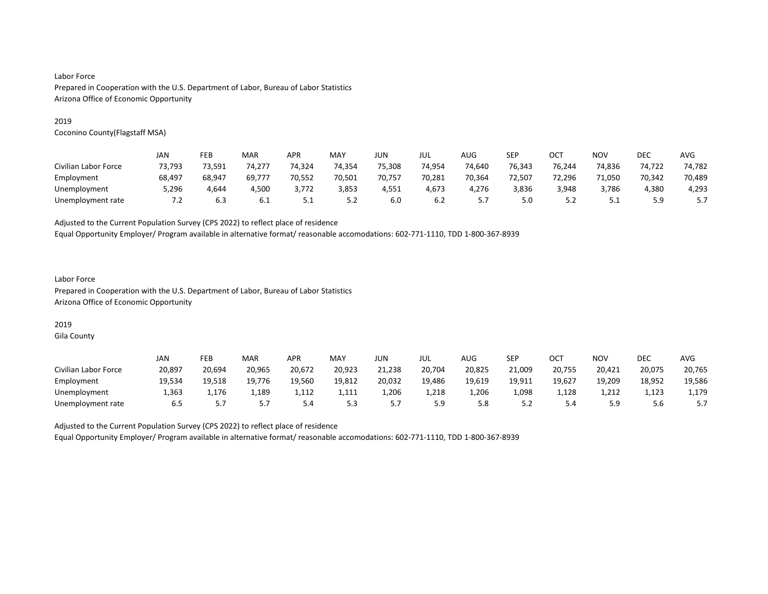Labor Force
Prepared in Cooperation with the U.S. Department of Labor, Bureau of Labor Statistics
Arizona Office of Economic Opportunity

2019
Coconino County(Flagstaff MSA)

| | JAN | FEB | MAR | APR | MAY | JUN | JUL | AUG | SEP | OCT | NOV | DEC | AVG |
|---|---|---|---|---|---|---|---|---|---|---|---|---|---|
| Civilian Labor Force | 73,793 | 73,591 | 74,277 | 74,324 | 74,354 | 75,308 | 74,954 | 74,640 | 76,343 | 76,244 | 74,836 | 74,722 | 74,782 |
| Employment | 68,497 | 68,947 | 69,777 | 70,552 | 70,501 | 70,757 | 70,281 | 70,364 | 72,507 | 72,296 | 71,050 | 70,342 | 70,489 |
| Unemployment | 5,296 | 4,644 | 4,500 | 3,772 | 3,853 | 4,551 | 4,673 | 4,276 | 3,836 | 3,948 | 3,786 | 4,380 | 4,293 |
| Unemployment rate | 7.2 | 6.3 | 6.1 | 5.1 | 5.2 | 6.0 | 6.2 | 5.7 | 5.0 | 5.2 | 5.1 | 5.9 | 5.7 |

Adjusted to the Current Population Survey (CPS 2022) to reflect place of residence
Equal Opportunity Employer/ Program available in alternative format/ reasonable accomodations: 602-771-1110, TDD 1-800-367-8939

Labor Force
Prepared in Cooperation with the U.S. Department of Labor, Bureau of Labor Statistics
Arizona Office of Economic Opportunity

2019
Gila County

| | JAN | FEB | MAR | APR | MAY | JUN | JUL | AUG | SEP | OCT | NOV | DEC | AVG |
|---|---|---|---|---|---|---|---|---|---|---|---|---|---|
| Civilian Labor Force | 20,897 | 20,694 | 20,965 | 20,672 | 20,923 | 21,238 | 20,704 | 20,825 | 21,009 | 20,755 | 20,421 | 20,075 | 20,765 |
| Employment | 19,534 | 19,518 | 19,776 | 19,560 | 19,812 | 20,032 | 19,486 | 19,619 | 19,911 | 19,627 | 19,209 | 18,952 | 19,586 |
| Unemployment | 1,363 | 1,176 | 1,189 | 1,112 | 1,111 | 1,206 | 1,218 | 1,206 | 1,098 | 1,128 | 1,212 | 1,123 | 1,179 |
| Unemployment rate | 6.5 | 5.7 | 5.7 | 5.4 | 5.3 | 5.7 | 5.9 | 5.8 | 5.2 | 5.4 | 5.9 | 5.6 | 5.7 |

Adjusted to the Current Population Survey (CPS 2022) to reflect place of residence
Equal Opportunity Employer/ Program available in alternative format/ reasonable accomodations: 602-771-1110, TDD 1-800-367-8939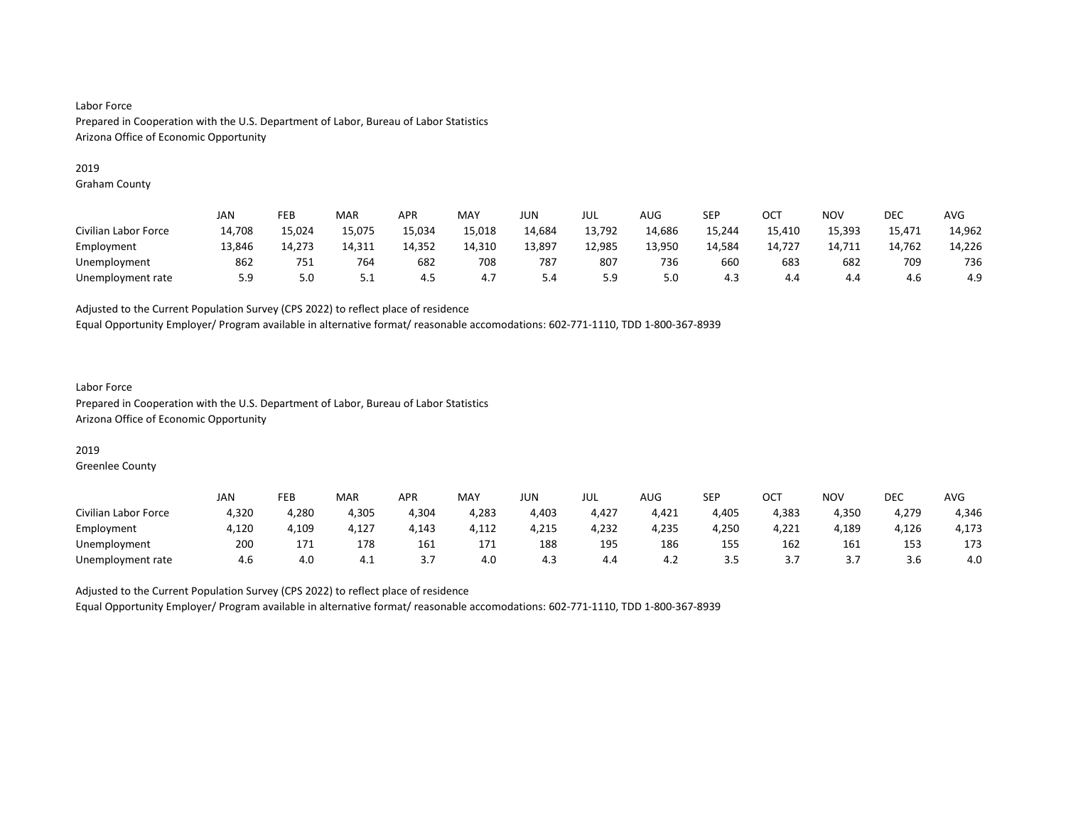Labor Force
Prepared in Cooperation with the U.S. Department of Labor, Bureau of Labor Statistics
Arizona Office of Economic Opportunity

2019
Graham County

| | JAN | FEB | MAR | APR | MAY | JUN | JUL | AUG | SEP | OCT | NOV | DEC | AVG |
|---|---|---|---|---|---|---|---|---|---|---|---|---|---|
| Civilian Labor Force | 14,708 | 15,024 | 15,075 | 15,034 | 15,018 | 14,684 | 13,792 | 14,686 | 15,244 | 15,410 | 15,393 | 15,471 | 14,962 |
| Employment | 13,846 | 14,273 | 14,311 | 14,352 | 14,310 | 13,897 | 12,985 | 13,950 | 14,584 | 14,727 | 14,711 | 14,762 | 14,226 |
| Unemployment | 862 | 751 | 764 | 682 | 708 | 787 | 807 | 736 | 660 | 683 | 682 | 709 | 736 |
| Unemployment rate | 5.9 | 5.0 | 5.1 | 4.5 | 4.7 | 5.4 | 5.9 | 5.0 | 4.3 | 4.4 | 4.4 | 4.6 | 4.9 |

Adjusted to the Current Population Survey (CPS 2022) to reflect place of residence
Equal Opportunity Employer/ Program available in alternative format/ reasonable accomodations: 602-771-1110, TDD 1-800-367-8939

Labor Force
Prepared in Cooperation with the U.S. Department of Labor, Bureau of Labor Statistics
Arizona Office of Economic Opportunity

2019
Greenlee County

| | JAN | FEB | MAR | APR | MAY | JUN | JUL | AUG | SEP | OCT | NOV | DEC | AVG |
|---|---|---|---|---|---|---|---|---|---|---|---|---|---|
| Civilian Labor Force | 4,320 | 4,280 | 4,305 | 4,304 | 4,283 | 4,403 | 4,427 | 4,421 | 4,405 | 4,383 | 4,350 | 4,279 | 4,346 |
| Employment | 4,120 | 4,109 | 4,127 | 4,143 | 4,112 | 4,215 | 4,232 | 4,235 | 4,250 | 4,221 | 4,189 | 4,126 | 4,173 |
| Unemployment | 200 | 171 | 178 | 161 | 171 | 188 | 195 | 186 | 155 | 162 | 161 | 153 | 173 |
| Unemployment rate | 4.6 | 4.0 | 4.1 | 3.7 | 4.0 | 4.3 | 4.4 | 4.2 | 3.5 | 3.7 | 3.7 | 3.6 | 4.0 |

Adjusted to the Current Population Survey (CPS 2022) to reflect place of residence
Equal Opportunity Employer/ Program available in alternative format/ reasonable accomodations: 602-771-1110, TDD 1-800-367-8939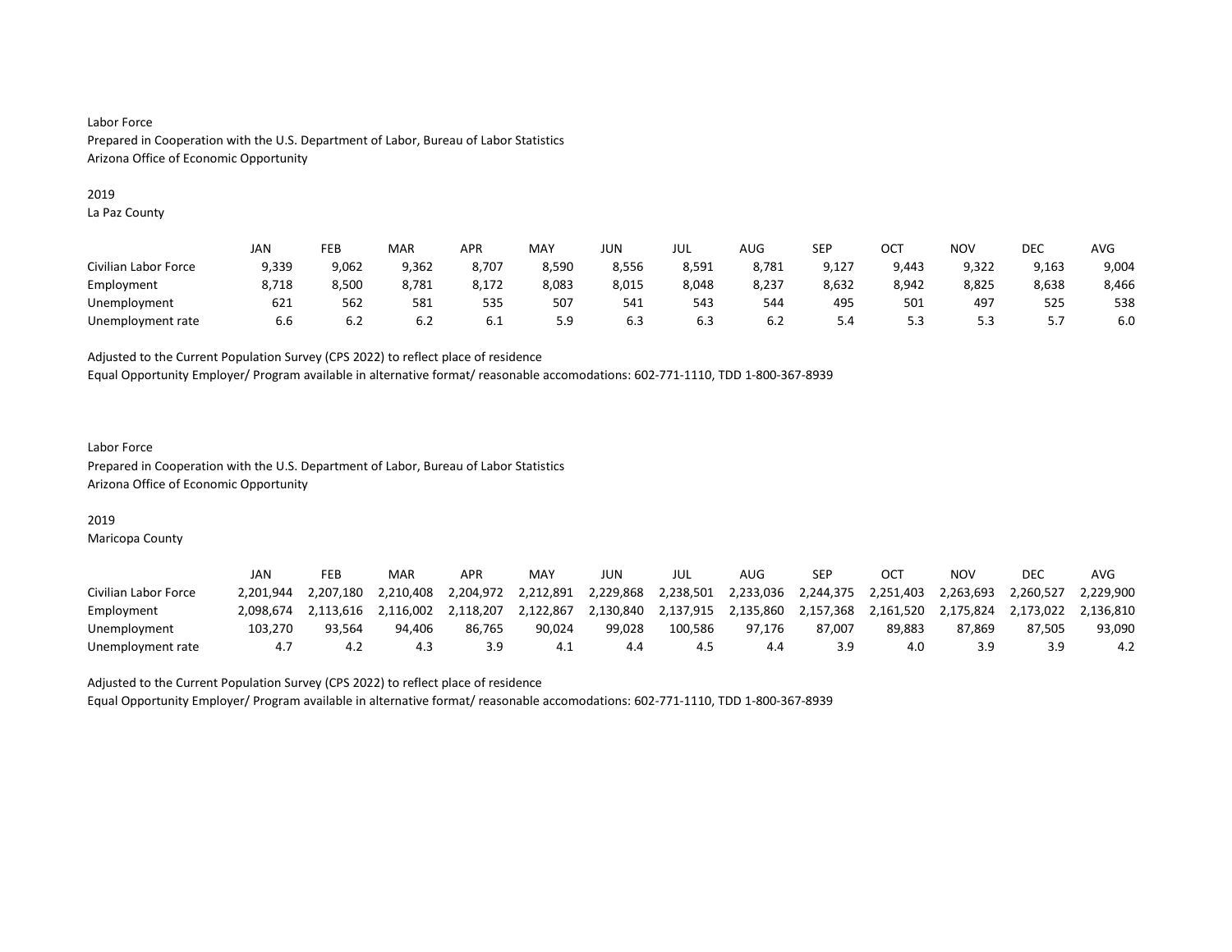Labor Force
Prepared in Cooperation with the U.S. Department of Labor, Bureau of Labor Statistics
Arizona Office of Economic Opportunity

2019
La Paz County

| | JAN | FEB | MAR | APR | MAY | JUN | JUL | AUG | SEP | OCT | NOV | DEC | AVG |
|---|---|---|---|---|---|---|---|---|---|---|---|---|---|
| Civilian Labor Force | 9,339 | 9,062 | 9,362 | 8,707 | 8,590 | 8,556 | 8,591 | 8,781 | 9,127 | 9,443 | 9,322 | 9,163 | 9,004 |
| Employment | 8,718 | 8,500 | 8,781 | 8,172 | 8,083 | 8,015 | 8,048 | 8,237 | 8,632 | 8,942 | 8,825 | 8,638 | 8,466 |
| Unemployment | 621 | 562 | 581 | 535 | 507 | 541 | 543 | 544 | 495 | 501 | 497 | 525 | 538 |
| Unemployment rate | 6.6 | 6.2 | 6.2 | 6.1 | 5.9 | 6.3 | 6.3 | 6.2 | 5.4 | 5.3 | 5.3 | 5.7 | 6.0 |

Adjusted to the Current Population Survey (CPS 2022) to reflect place of residence
Equal Opportunity Employer/ Program available in alternative format/ reasonable accomodations: 602-771-1110, TDD 1-800-367-8939

Labor Force
Prepared in Cooperation with the U.S. Department of Labor, Bureau of Labor Statistics
Arizona Office of Economic Opportunity

2019
Maricopa County

| | JAN | FEB | MAR | APR | MAY | JUN | JUL | AUG | SEP | OCT | NOV | DEC | AVG |
|---|---|---|---|---|---|---|---|---|---|---|---|---|---|
| Civilian Labor Force | 2,201,944 | 2,207,180 | 2,210,408 | 2,204,972 | 2,212,891 | 2,229,868 | 2,238,501 | 2,233,036 | 2,244,375 | 2,251,403 | 2,263,693 | 2,260,527 | 2,229,900 |
| Employment | 2,098,674 | 2,113,616 | 2,116,002 | 2,118,207 | 2,122,867 | 2,130,840 | 2,137,915 | 2,135,860 | 2,157,368 | 2,161,520 | 2,175,824 | 2,173,022 | 2,136,810 |
| Unemployment | 103,270 | 93,564 | 94,406 | 86,765 | 90,024 | 99,028 | 100,586 | 97,176 | 87,007 | 89,883 | 87,869 | 87,505 | 93,090 |
| Unemployment rate | 4.7 | 4.2 | 4.3 | 3.9 | 4.1 | 4.4 | 4.5 | 4.4 | 3.9 | 4.0 | 3.9 | 3.9 | 4.2 |

Adjusted to the Current Population Survey (CPS 2022) to reflect place of residence
Equal Opportunity Employer/ Program available in alternative format/ reasonable accomodations: 602-771-1110, TDD 1-800-367-8939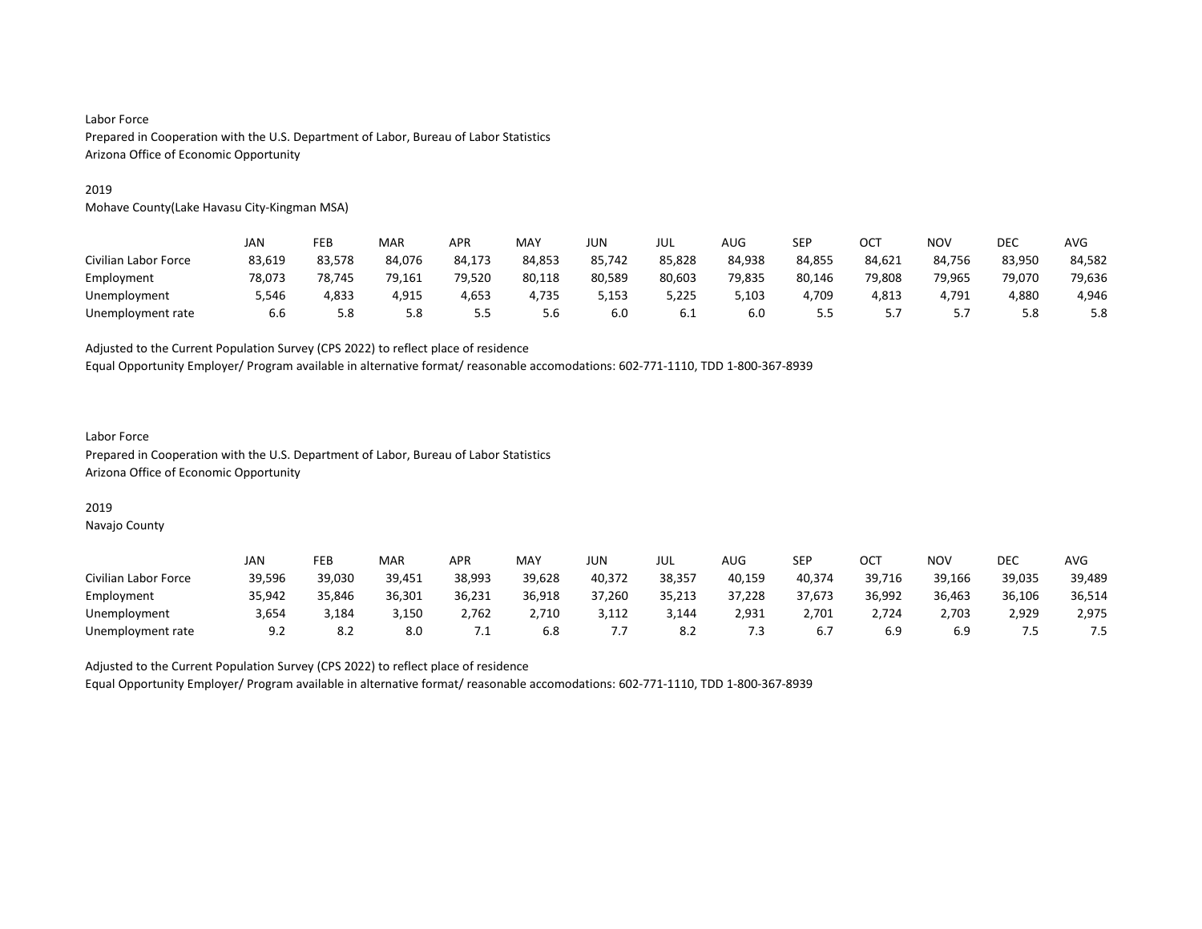Labor Force
Prepared in Cooperation with the U.S. Department of Labor, Bureau of Labor Statistics
Arizona Office of Economic Opportunity

2019
Mohave County(Lake Havasu City-Kingman MSA)

| | JAN | FEB | MAR | APR | MAY | JUN | JUL | AUG | SEP | OCT | NOV | DEC | AVG |
|---|---|---|---|---|---|---|---|---|---|---|---|---|---|
| Civilian Labor Force | 83,619 | 83,578 | 84,076 | 84,173 | 84,853 | 85,742 | 85,828 | 84,938 | 84,855 | 84,621 | 84,756 | 83,950 | 84,582 |
| Employment | 78,073 | 78,745 | 79,161 | 79,520 | 80,118 | 80,589 | 80,603 | 79,835 | 80,146 | 79,808 | 79,965 | 79,070 | 79,636 |
| Unemployment | 5,546 | 4,833 | 4,915 | 4,653 | 4,735 | 5,153 | 5,225 | 5,103 | 4,709 | 4,813 | 4,791 | 4,880 | 4,946 |
| Unemployment rate | 6.6 | 5.8 | 5.8 | 5.5 | 5.6 | 6.0 | 6.1 | 6.0 | 5.5 | 5.7 | 5.7 | 5.8 | 5.8 |

Adjusted to the Current Population Survey (CPS 2022) to reflect place of residence
Equal Opportunity Employer/ Program available in alternative format/ reasonable accomodations: 602-771-1110, TDD 1-800-367-8939

Labor Force
Prepared in Cooperation with the U.S. Department of Labor, Bureau of Labor Statistics
Arizona Office of Economic Opportunity

2019
Navajo County

| | JAN | FEB | MAR | APR | MAY | JUN | JUL | AUG | SEP | OCT | NOV | DEC | AVG |
|---|---|---|---|---|---|---|---|---|---|---|---|---|---|
| Civilian Labor Force | 39,596 | 39,030 | 39,451 | 38,993 | 39,628 | 40,372 | 38,357 | 40,159 | 40,374 | 39,716 | 39,166 | 39,035 | 39,489 |
| Employment | 35,942 | 35,846 | 36,301 | 36,231 | 36,918 | 37,260 | 35,213 | 37,228 | 37,673 | 36,992 | 36,463 | 36,106 | 36,514 |
| Unemployment | 3,654 | 3,184 | 3,150 | 2,762 | 2,710 | 3,112 | 3,144 | 2,931 | 2,701 | 2,724 | 2,703 | 2,929 | 2,975 |
| Unemployment rate | 9.2 | 8.2 | 8.0 | 7.1 | 6.8 | 7.7 | 8.2 | 7.3 | 6.7 | 6.9 | 6.9 | 7.5 | 7.5 |

Adjusted to the Current Population Survey (CPS 2022) to reflect place of residence
Equal Opportunity Employer/ Program available in alternative format/ reasonable accomodations: 602-771-1110, TDD 1-800-367-8939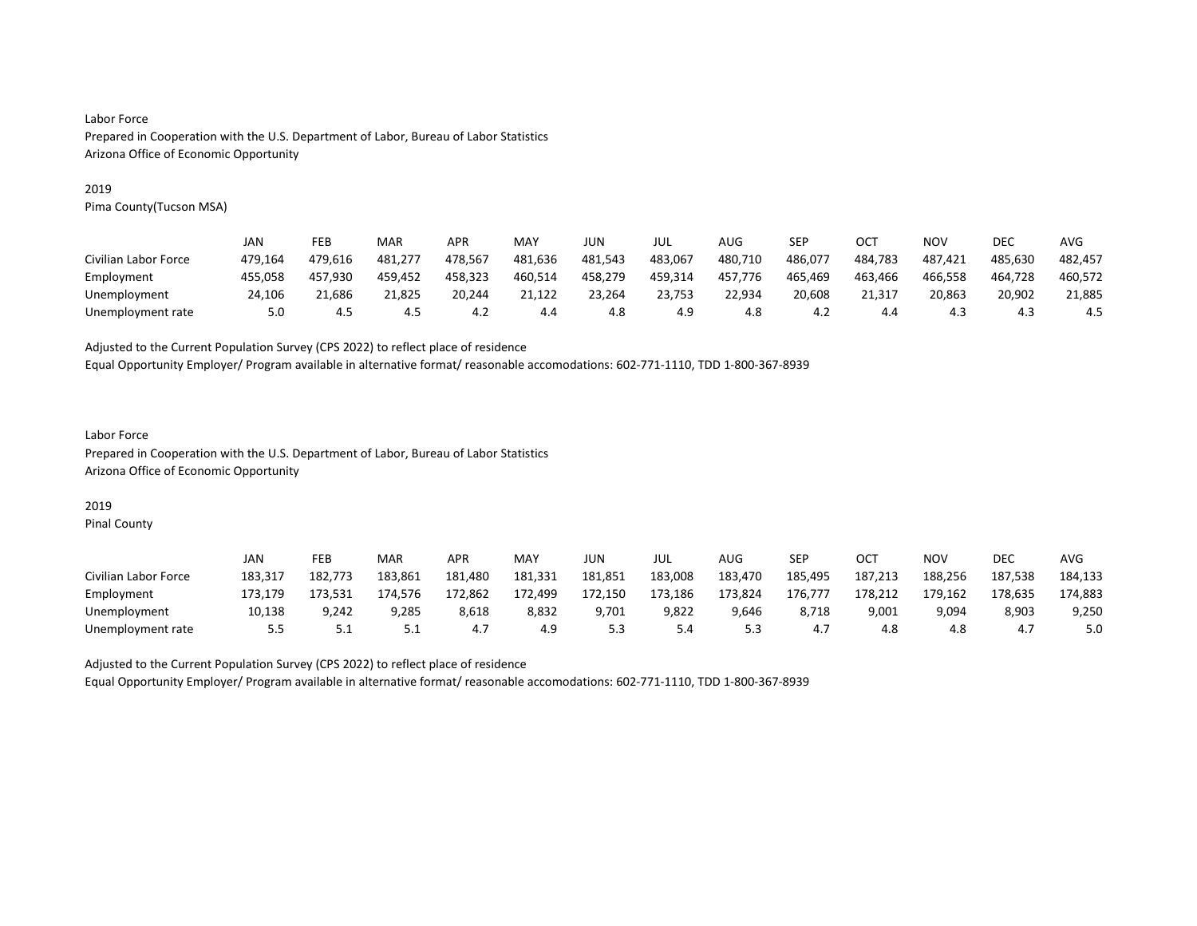Labor Force
Prepared in Cooperation with the U.S. Department of Labor, Bureau of Labor Statistics
Arizona Office of Economic Opportunity

2019
Pima County(Tucson MSA)

| | JAN | FEB | MAR | APR | MAY | JUN | JUL | AUG | SEP | OCT | NOV | DEC | AVG |
|---|---|---|---|---|---|---|---|---|---|---|---|---|---|
| Civilian Labor Force | 479,164 | 479,616 | 481,277 | 478,567 | 481,636 | 481,543 | 483,067 | 480,710 | 486,077 | 484,783 | 487,421 | 485,630 | 482,457 |
| Employment | 455,058 | 457,930 | 459,452 | 458,323 | 460,514 | 458,279 | 459,314 | 457,776 | 465,469 | 463,466 | 466,558 | 464,728 | 460,572 |
| Unemployment | 24,106 | 21,686 | 21,825 | 20,244 | 21,122 | 23,264 | 23,753 | 22,934 | 20,608 | 21,317 | 20,863 | 20,902 | 21,885 |
| Unemployment rate | 5.0 | 4.5 | 4.5 | 4.2 | 4.4 | 4.8 | 4.9 | 4.8 | 4.2 | 4.4 | 4.3 | 4.3 | 4.5 |

Adjusted to the Current Population Survey (CPS 2022) to reflect place of residence
Equal Opportunity Employer/ Program available in alternative format/ reasonable accomodations: 602-771-1110, TDD 1-800-367-8939

Labor Force
Prepared in Cooperation with the U.S. Department of Labor, Bureau of Labor Statistics
Arizona Office of Economic Opportunity

2019
Pinal County

| | JAN | FEB | MAR | APR | MAY | JUN | JUL | AUG | SEP | OCT | NOV | DEC | AVG |
|---|---|---|---|---|---|---|---|---|---|---|---|---|---|
| Civilian Labor Force | 183,317 | 182,773 | 183,861 | 181,480 | 181,331 | 181,851 | 183,008 | 183,470 | 185,495 | 187,213 | 188,256 | 187,538 | 184,133 |
| Employment | 173,179 | 173,531 | 174,576 | 172,862 | 172,499 | 172,150 | 173,186 | 173,824 | 176,777 | 178,212 | 179,162 | 178,635 | 174,883 |
| Unemployment | 10,138 | 9,242 | 9,285 | 8,618 | 8,832 | 9,701 | 9,822 | 9,646 | 8,718 | 9,001 | 9,094 | 8,903 | 9,250 |
| Unemployment rate | 5.5 | 5.1 | 5.1 | 4.7 | 4.9 | 5.3 | 5.4 | 5.3 | 4.7 | 4.8 | 4.8 | 4.7 | 5.0 |

Adjusted to the Current Population Survey (CPS 2022) to reflect place of residence
Equal Opportunity Employer/ Program available in alternative format/ reasonable accomodations: 602-771-1110, TDD 1-800-367-8939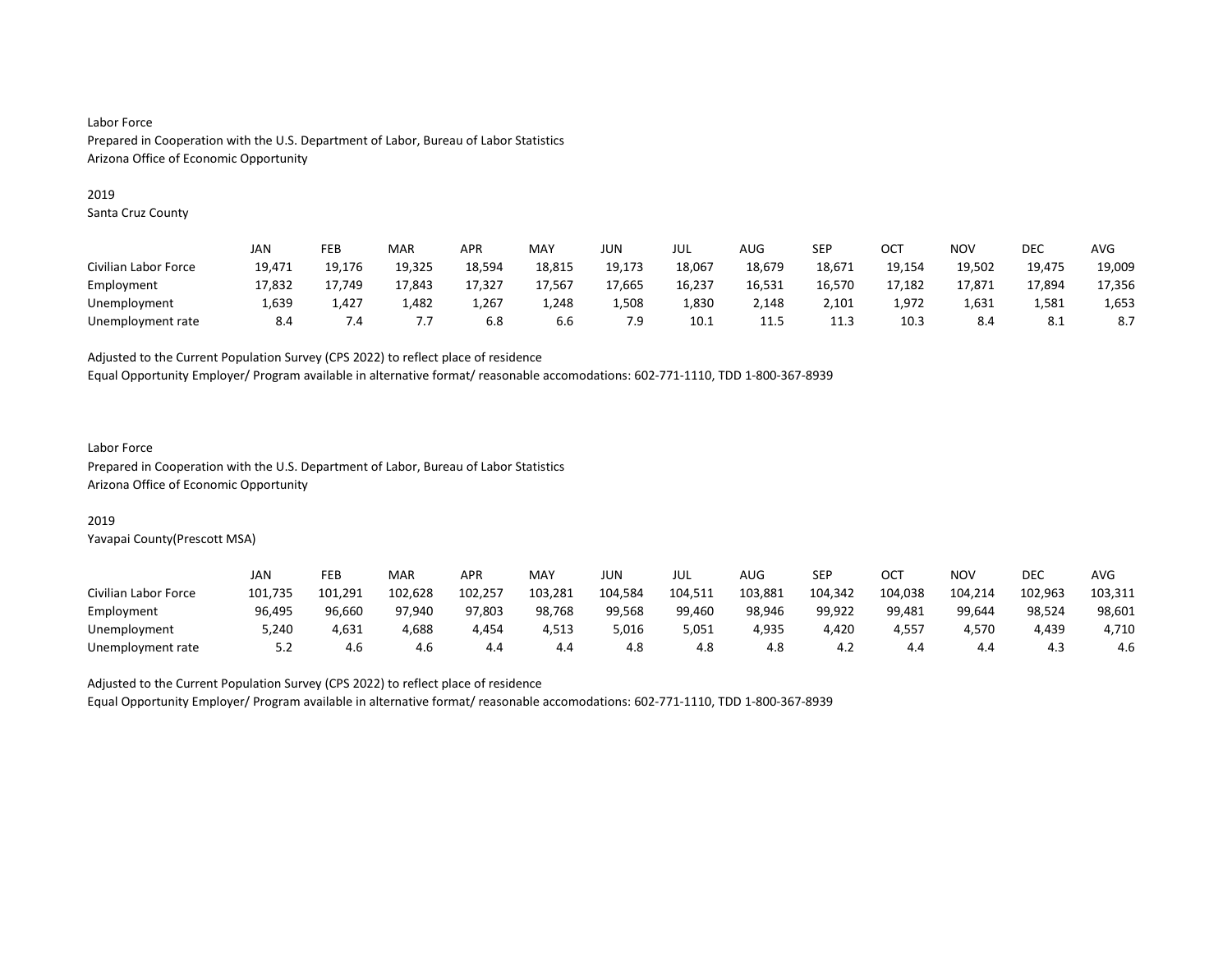Labor Force
Prepared in Cooperation with the U.S. Department of Labor, Bureau of Labor Statistics
Arizona Office of Economic Opportunity

2019
Santa Cruz County

| | JAN | FEB | MAR | APR | MAY | JUN | JUL | AUG | SEP | OCT | NOV | DEC | AVG |
|---|---|---|---|---|---|---|---|---|---|---|---|---|---|
| Civilian Labor Force | 19,471 | 19,176 | 19,325 | 18,594 | 18,815 | 19,173 | 18,067 | 18,679 | 18,671 | 19,154 | 19,502 | 19,475 | 19,009 |
| Employment | 17,832 | 17,749 | 17,843 | 17,327 | 17,567 | 17,665 | 16,237 | 16,531 | 16,570 | 17,182 | 17,871 | 17,894 | 17,356 |
| Unemployment | 1,639 | 1,427 | 1,482 | 1,267 | 1,248 | 1,508 | 1,830 | 2,148 | 2,101 | 1,972 | 1,631 | 1,581 | 1,653 |
| Unemployment rate | 8.4 | 7.4 | 7.7 | 6.8 | 6.6 | 7.9 | 10.1 | 11.5 | 11.3 | 10.3 | 8.4 | 8.1 | 8.7 |

Adjusted to the Current Population Survey (CPS 2022) to reflect place of residence
Equal Opportunity Employer/ Program available in alternative format/ reasonable accomodations: 602-771-1110, TDD 1-800-367-8939

Labor Force
Prepared in Cooperation with the U.S. Department of Labor, Bureau of Labor Statistics
Arizona Office of Economic Opportunity

2019
Yavapai County(Prescott MSA)

| | JAN | FEB | MAR | APR | MAY | JUN | JUL | AUG | SEP | OCT | NOV | DEC | AVG |
|---|---|---|---|---|---|---|---|---|---|---|---|---|---|
| Civilian Labor Force | 101,735 | 101,291 | 102,628 | 102,257 | 103,281 | 104,584 | 104,511 | 103,881 | 104,342 | 104,038 | 104,214 | 102,963 | 103,311 |
| Employment | 96,495 | 96,660 | 97,940 | 97,803 | 98,768 | 99,568 | 99,460 | 98,946 | 99,922 | 99,481 | 99,644 | 98,524 | 98,601 |
| Unemployment | 5,240 | 4,631 | 4,688 | 4,454 | 4,513 | 5,016 | 5,051 | 4,935 | 4,420 | 4,557 | 4,570 | 4,439 | 4,710 |
| Unemployment rate | 5.2 | 4.6 | 4.6 | 4.4 | 4.4 | 4.8 | 4.8 | 4.8 | 4.2 | 4.4 | 4.4 | 4.3 | 4.6 |

Adjusted to the Current Population Survey (CPS 2022) to reflect place of residence
Equal Opportunity Employer/ Program available in alternative format/ reasonable accomodations: 602-771-1110, TDD 1-800-367-8939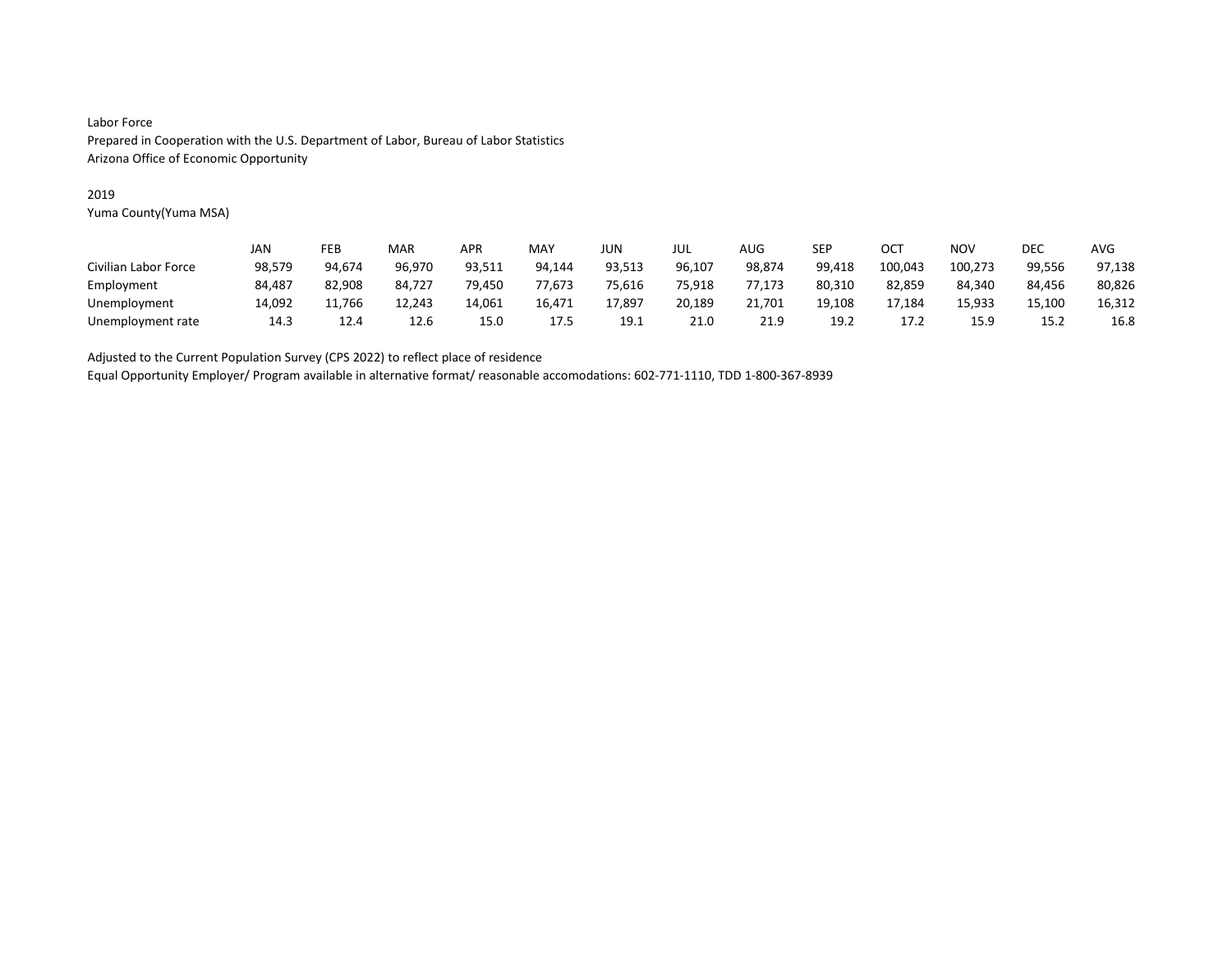Labor Force
Prepared in Cooperation with the U.S. Department of Labor, Bureau of Labor Statistics
Arizona Office of Economic Opportunity

2019
Yuma County(Yuma MSA)

| | JAN | FEB | MAR | APR | MAY | JUN | JUL | AUG | SEP | OCT | NOV | DEC | AVG |
|---|---|---|---|---|---|---|---|---|---|---|---|---|---|
| Civilian Labor Force | 98,579 | 94,674 | 96,970 | 93,511 | 94,144 | 93,513 | 96,107 | 98,874 | 99,418 | 100,043 | 100,273 | 99,556 | 97,138 |
| Employment | 84,487 | 82,908 | 84,727 | 79,450 | 77,673 | 75,616 | 75,918 | 77,173 | 80,310 | 82,859 | 84,340 | 84,456 | 80,826 |
| Unemployment | 14,092 | 11,766 | 12,243 | 14,061 | 16,471 | 17,897 | 20,189 | 21,701 | 19,108 | 17,184 | 15,933 | 15,100 | 16,312 |
| Unemployment rate | 14.3 | 12.4 | 12.6 | 15.0 | 17.5 | 19.1 | 21.0 | 21.9 | 19.2 | 17.2 | 15.9 | 15.2 | 16.8 |

Adjusted to the Current Population Survey (CPS 2022) to reflect place of residence
Equal Opportunity Employer/ Program available in alternative format/ reasonable accomodations: 602-771-1110, TDD 1-800-367-8939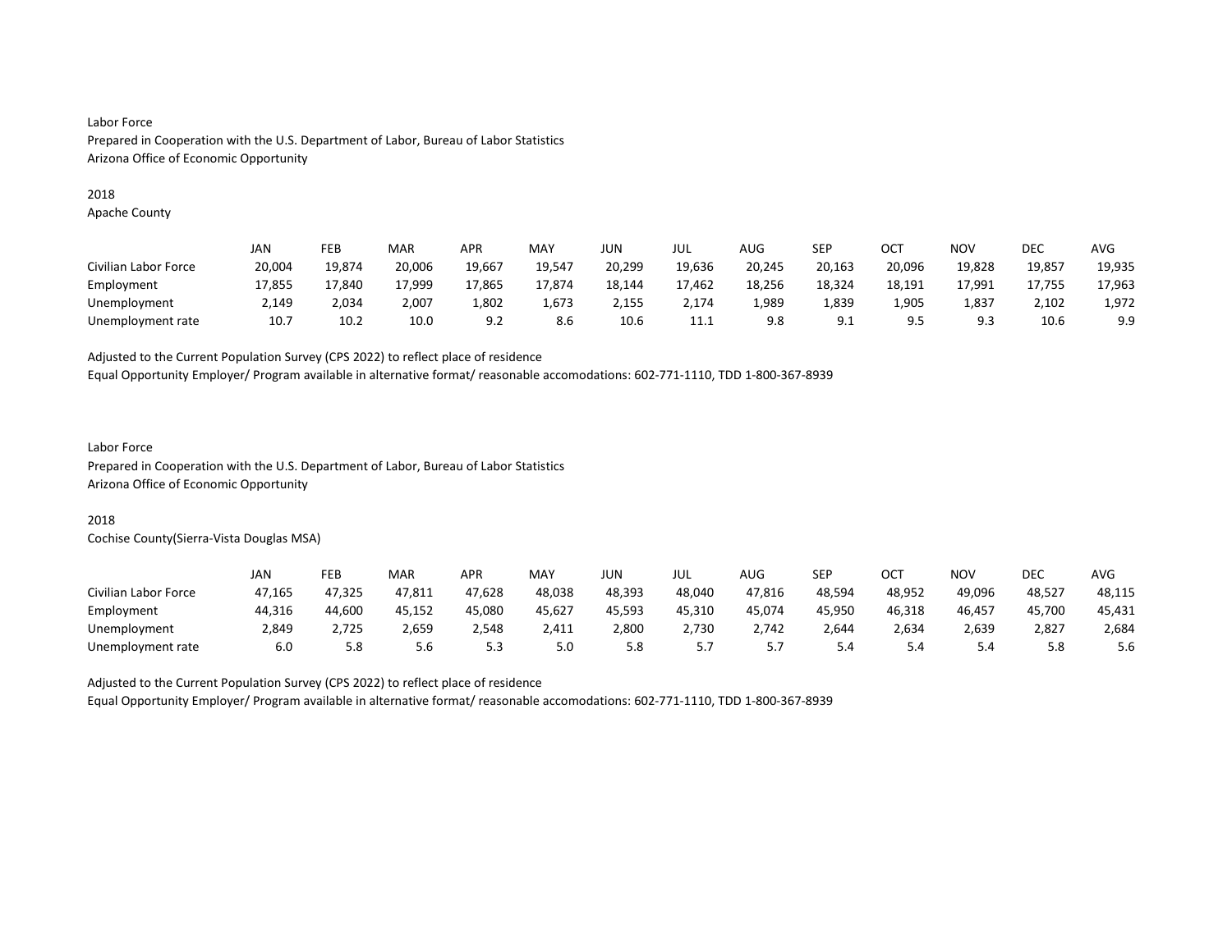Labor Force
Prepared in Cooperation with the U.S. Department of Labor, Bureau of Labor Statistics
Arizona Office of Economic Opportunity

2018
Apache County

| | JAN | FEB | MAR | APR | MAY | JUN | JUL | AUG | SEP | OCT | NOV | DEC | AVG |
|---|---|---|---|---|---|---|---|---|---|---|---|---|---|
| Civilian Labor Force | 20,004 | 19,874 | 20,006 | 19,667 | 19,547 | 20,299 | 19,636 | 20,245 | 20,163 | 20,096 | 19,828 | 19,857 | 19,935 |
| Employment | 17,855 | 17,840 | 17,999 | 17,865 | 17,874 | 18,144 | 17,462 | 18,256 | 18,324 | 18,191 | 17,991 | 17,755 | 17,963 |
| Unemployment | 2,149 | 2,034 | 2,007 | 1,802 | 1,673 | 2,155 | 2,174 | 1,989 | 1,839 | 1,905 | 1,837 | 2,102 | 1,972 |
| Unemployment rate | 10.7 | 10.2 | 10.0 | 9.2 | 8.6 | 10.6 | 11.1 | 9.8 | 9.1 | 9.5 | 9.3 | 10.6 | 9.9 |

Adjusted to the Current Population Survey (CPS 2022) to reflect place of residence
Equal Opportunity Employer/ Program available in alternative format/ reasonable accomodations: 602-771-1110, TDD 1-800-367-8939

Labor Force
Prepared in Cooperation with the U.S. Department of Labor, Bureau of Labor Statistics
Arizona Office of Economic Opportunity

2018
Cochise County(Sierra-Vista Douglas MSA)

| | JAN | FEB | MAR | APR | MAY | JUN | JUL | AUG | SEP | OCT | NOV | DEC | AVG |
|---|---|---|---|---|---|---|---|---|---|---|---|---|---|
| Civilian Labor Force | 47,165 | 47,325 | 47,811 | 47,628 | 48,038 | 48,393 | 48,040 | 47,816 | 48,594 | 48,952 | 49,096 | 48,527 | 48,115 |
| Employment | 44,316 | 44,600 | 45,152 | 45,080 | 45,627 | 45,593 | 45,310 | 45,074 | 45,950 | 46,318 | 46,457 | 45,700 | 45,431 |
| Unemployment | 2,849 | 2,725 | 2,659 | 2,548 | 2,411 | 2,800 | 2,730 | 2,742 | 2,644 | 2,634 | 2,639 | 2,827 | 2,684 |
| Unemployment rate | 6.0 | 5.8 | 5.6 | 5.3 | 5.0 | 5.8 | 5.7 | 5.7 | 5.4 | 5.4 | 5.4 | 5.8 | 5.6 |

Adjusted to the Current Population Survey (CPS 2022) to reflect place of residence
Equal Opportunity Employer/ Program available in alternative format/ reasonable accomodations: 602-771-1110, TDD 1-800-367-8939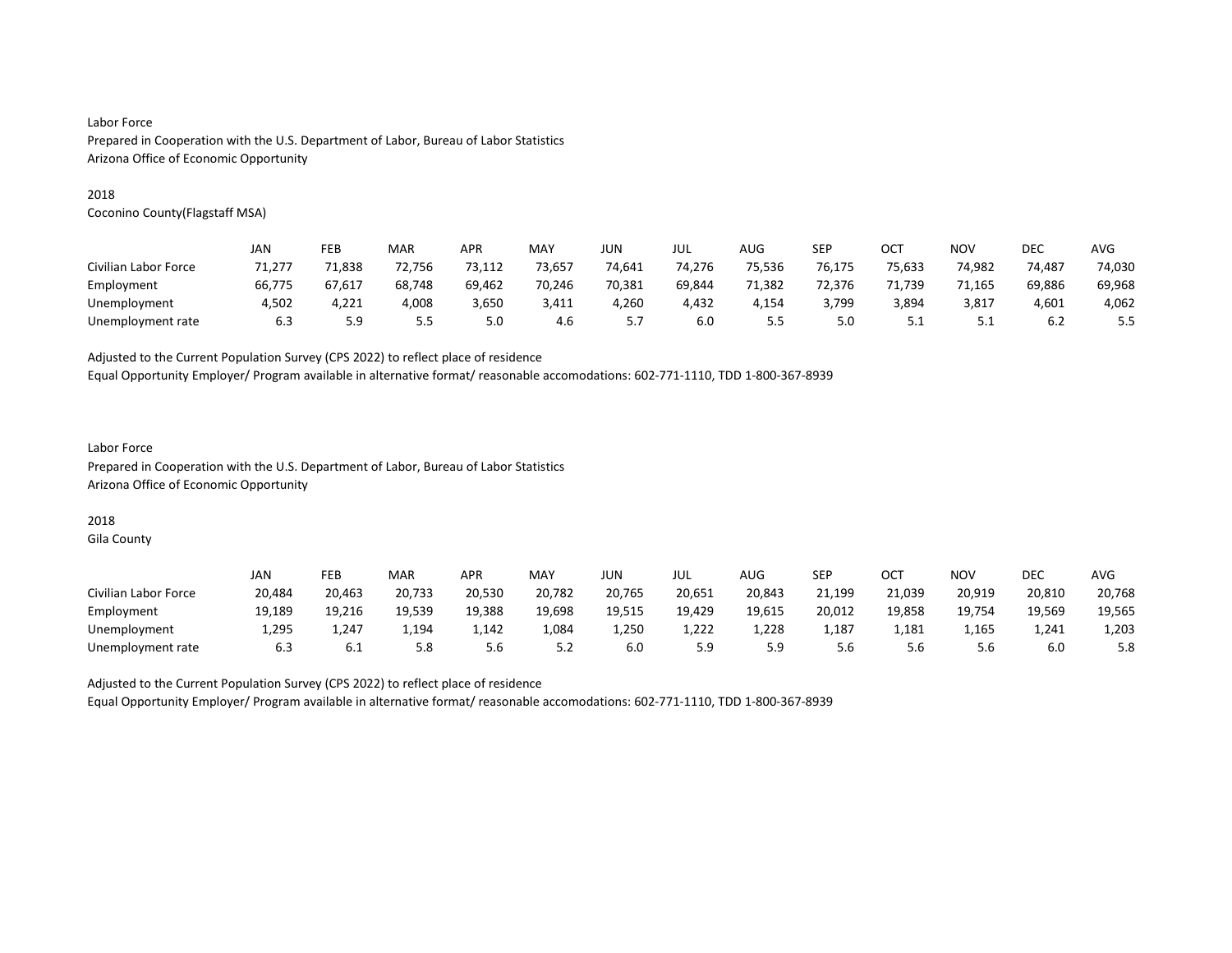Labor Force
Prepared in Cooperation with the U.S. Department of Labor, Bureau of Labor Statistics
Arizona Office of Economic Opportunity

2018
Coconino County(Flagstaff MSA)

| | JAN | FEB | MAR | APR | MAY | JUN | JUL | AUG | SEP | OCT | NOV | DEC | AVG |
|---|---|---|---|---|---|---|---|---|---|---|---|---|---|
| Civilian Labor Force | 71,277 | 71,838 | 72,756 | 73,112 | 73,657 | 74,641 | 74,276 | 75,536 | 76,175 | 75,633 | 74,982 | 74,487 | 74,030 |
| Employment | 66,775 | 67,617 | 68,748 | 69,462 | 70,246 | 70,381 | 69,844 | 71,382 | 72,376 | 71,739 | 71,165 | 69,886 | 69,968 |
| Unemployment | 4,502 | 4,221 | 4,008 | 3,650 | 3,411 | 4,260 | 4,432 | 4,154 | 3,799 | 3,894 | 3,817 | 4,601 | 4,062 |
| Unemployment rate | 6.3 | 5.9 | 5.5 | 5.0 | 4.6 | 5.7 | 6.0 | 5.5 | 5.0 | 5.1 | 5.1 | 6.2 | 5.5 |

Adjusted to the Current Population Survey (CPS 2022) to reflect place of residence
Equal Opportunity Employer/ Program available in alternative format/ reasonable accomodations: 602-771-1110, TDD 1-800-367-8939

Labor Force
Prepared in Cooperation with the U.S. Department of Labor, Bureau of Labor Statistics
Arizona Office of Economic Opportunity

2018
Gila County

| | JAN | FEB | MAR | APR | MAY | JUN | JUL | AUG | SEP | OCT | NOV | DEC | AVG |
|---|---|---|---|---|---|---|---|---|---|---|---|---|---|
| Civilian Labor Force | 20,484 | 20,463 | 20,733 | 20,530 | 20,782 | 20,765 | 20,651 | 20,843 | 21,199 | 21,039 | 20,919 | 20,810 | 20,768 |
| Employment | 19,189 | 19,216 | 19,539 | 19,388 | 19,698 | 19,515 | 19,429 | 19,615 | 20,012 | 19,858 | 19,754 | 19,569 | 19,565 |
| Unemployment | 1,295 | 1,247 | 1,194 | 1,142 | 1,084 | 1,250 | 1,222 | 1,228 | 1,187 | 1,181 | 1,165 | 1,241 | 1,203 |
| Unemployment rate | 6.3 | 6.1 | 5.8 | 5.6 | 5.2 | 6.0 | 5.9 | 5.9 | 5.6 | 5.6 | 5.6 | 6.0 | 5.8 |

Adjusted to the Current Population Survey (CPS 2022) to reflect place of residence
Equal Opportunity Employer/ Program available in alternative format/ reasonable accomodations: 602-771-1110, TDD 1-800-367-8939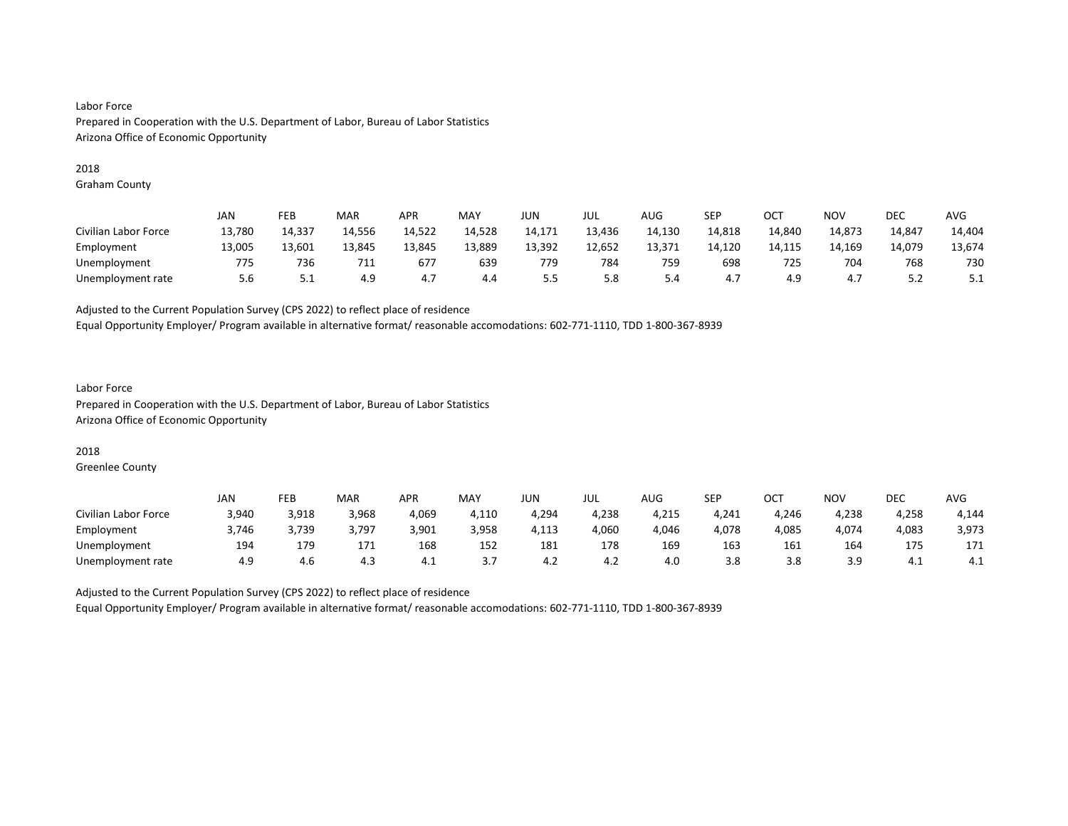Labor Force
Prepared in Cooperation with the U.S. Department of Labor, Bureau of Labor Statistics
Arizona Office of Economic Opportunity

2018
Graham County

| | JAN | FEB | MAR | APR | MAY | JUN | JUL | AUG | SEP | OCT | NOV | DEC | AVG |
|---|---|---|---|---|---|---|---|---|---|---|---|---|---|
| Civilian Labor Force | 13,780 | 14,337 | 14,556 | 14,522 | 14,528 | 14,171 | 13,436 | 14,130 | 14,818 | 14,840 | 14,873 | 14,847 | 14,404 |
| Employment | 13,005 | 13,601 | 13,845 | 13,845 | 13,889 | 13,392 | 12,652 | 13,371 | 14,120 | 14,115 | 14,169 | 14,079 | 13,674 |
| Unemployment | 775 | 736 | 711 | 677 | 639 | 779 | 784 | 759 | 698 | 725 | 704 | 768 | 730 |
| Unemployment rate | 5.6 | 5.1 | 4.9 | 4.7 | 4.4 | 5.5 | 5.8 | 5.4 | 4.7 | 4.9 | 4.7 | 5.2 | 5.1 |

Adjusted to the Current Population Survey (CPS 2022) to reflect place of residence
Equal Opportunity Employer/ Program available in alternative format/ reasonable accomodations: 602-771-1110, TDD 1-800-367-8939

Labor Force
Prepared in Cooperation with the U.S. Department of Labor, Bureau of Labor Statistics
Arizona Office of Economic Opportunity

2018
Greenlee County

| | JAN | FEB | MAR | APR | MAY | JUN | JUL | AUG | SEP | OCT | NOV | DEC | AVG |
|---|---|---|---|---|---|---|---|---|---|---|---|---|---|
| Civilian Labor Force | 3,940 | 3,918 | 3,968 | 4,069 | 4,110 | 4,294 | 4,238 | 4,215 | 4,241 | 4,246 | 4,238 | 4,258 | 4,144 |
| Employment | 3,746 | 3,739 | 3,797 | 3,901 | 3,958 | 4,113 | 4,060 | 4,046 | 4,078 | 4,085 | 4,074 | 4,083 | 3,973 |
| Unemployment | 194 | 179 | 171 | 168 | 152 | 181 | 178 | 169 | 163 | 161 | 164 | 175 | 171 |
| Unemployment rate | 4.9 | 4.6 | 4.3 | 4.1 | 3.7 | 4.2 | 4.2 | 4.0 | 3.8 | 3.8 | 3.9 | 4.1 | 4.1 |

Adjusted to the Current Population Survey (CPS 2022) to reflect place of residence
Equal Opportunity Employer/ Program available in alternative format/ reasonable accomodations: 602-771-1110, TDD 1-800-367-8939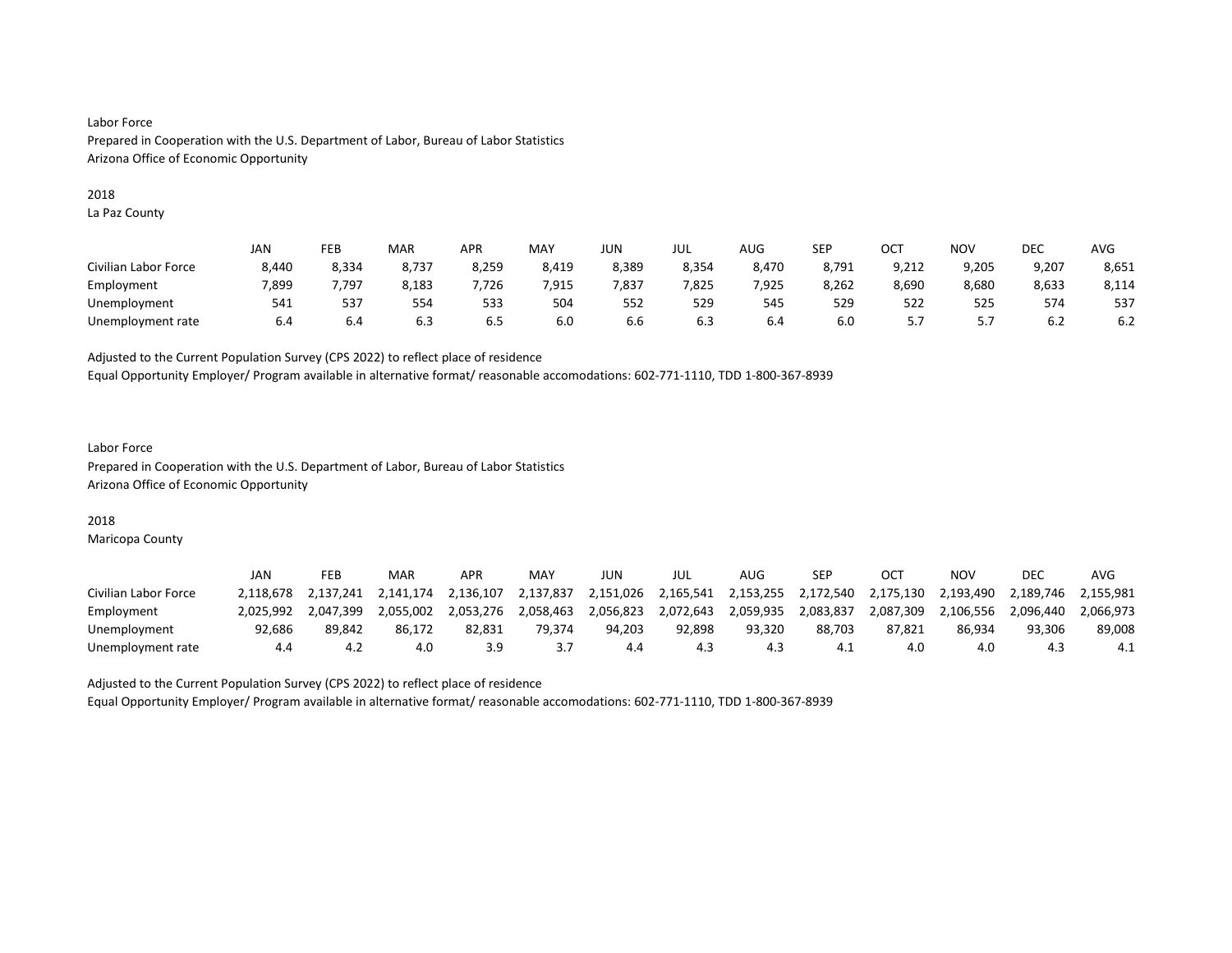Labor Force
Prepared in Cooperation with the U.S. Department of Labor, Bureau of Labor Statistics
Arizona Office of Economic Opportunity

2018
La Paz County

| | JAN | FEB | MAR | APR | MAY | JUN | JUL | AUG | SEP | OCT | NOV | DEC | AVG |
|---|---|---|---|---|---|---|---|---|---|---|---|---|---|
| Civilian Labor Force | 8,440 | 8,334 | 8,737 | 8,259 | 8,419 | 8,389 | 8,354 | 8,470 | 8,791 | 9,212 | 9,205 | 9,207 | 8,651 |
| Employment | 7,899 | 7,797 | 8,183 | 7,726 | 7,915 | 7,837 | 7,825 | 7,925 | 8,262 | 8,690 | 8,680 | 8,633 | 8,114 |
| Unemployment | 541 | 537 | 554 | 533 | 504 | 552 | 529 | 545 | 529 | 522 | 525 | 574 | 537 |
| Unemployment rate | 6.4 | 6.4 | 6.3 | 6.5 | 6.0 | 6.6 | 6.3 | 6.4 | 6.0 | 5.7 | 5.7 | 6.2 | 6.2 |

Adjusted to the Current Population Survey (CPS 2022) to reflect place of residence
Equal Opportunity Employer/ Program available in alternative format/ reasonable accomodations: 602-771-1110, TDD 1-800-367-8939

Labor Force
Prepared in Cooperation with the U.S. Department of Labor, Bureau of Labor Statistics
Arizona Office of Economic Opportunity

2018
Maricopa County

| | JAN | FEB | MAR | APR | MAY | JUN | JUL | AUG | SEP | OCT | NOV | DEC | AVG |
|---|---|---|---|---|---|---|---|---|---|---|---|---|---|
| Civilian Labor Force | 2,118,678 | 2,137,241 | 2,141,174 | 2,136,107 | 2,137,837 | 2,151,026 | 2,165,541 | 2,153,255 | 2,172,540 | 2,175,130 | 2,193,490 | 2,189,746 | 2,155,981 |
| Employment | 2,025,992 | 2,047,399 | 2,055,002 | 2,053,276 | 2,058,463 | 2,056,823 | 2,072,643 | 2,059,935 | 2,083,837 | 2,087,309 | 2,106,556 | 2,096,440 | 2,066,973 |
| Unemployment | 92,686 | 89,842 | 86,172 | 82,831 | 79,374 | 94,203 | 92,898 | 93,320 | 88,703 | 87,821 | 86,934 | 93,306 | 89,008 |
| Unemployment rate | 4.4 | 4.2 | 4.0 | 3.9 | 3.7 | 4.4 | 4.3 | 4.3 | 4.1 | 4.0 | 4.0 | 4.3 | 4.1 |

Adjusted to the Current Population Survey (CPS 2022) to reflect place of residence
Equal Opportunity Employer/ Program available in alternative format/ reasonable accomodations: 602-771-1110, TDD 1-800-367-8939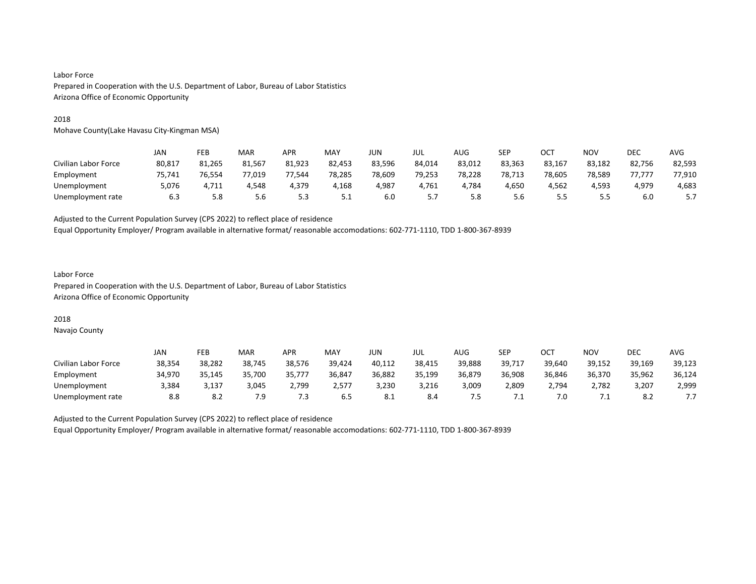Labor Force
Prepared in Cooperation with the U.S. Department of Labor, Bureau of Labor Statistics
Arizona Office of Economic Opportunity

2018
Mohave County(Lake Havasu City-Kingman MSA)

| | JAN | FEB | MAR | APR | MAY | JUN | JUL | AUG | SEP | OCT | NOV | DEC | AVG |
|---|---|---|---|---|---|---|---|---|---|---|---|---|---|
| Civilian Labor Force | 80,817 | 81,265 | 81,567 | 81,923 | 82,453 | 83,596 | 84,014 | 83,012 | 83,363 | 83,167 | 83,182 | 82,756 | 82,593 |
| Employment | 75,741 | 76,554 | 77,019 | 77,544 | 78,285 | 78,609 | 79,253 | 78,228 | 78,713 | 78,605 | 78,589 | 77,777 | 77,910 |
| Unemployment | 5,076 | 4,711 | 4,548 | 4,379 | 4,168 | 4,987 | 4,761 | 4,784 | 4,650 | 4,562 | 4,593 | 4,979 | 4,683 |
| Unemployment rate | 6.3 | 5.8 | 5.6 | 5.3 | 5.1 | 6.0 | 5.7 | 5.8 | 5.6 | 5.5 | 5.5 | 6.0 | 5.7 |

Adjusted to the Current Population Survey (CPS 2022) to reflect place of residence
Equal Opportunity Employer/ Program available in alternative format/ reasonable accomodations: 602-771-1110, TDD 1-800-367-8939

Labor Force
Prepared in Cooperation with the U.S. Department of Labor, Bureau of Labor Statistics
Arizona Office of Economic Opportunity

2018
Navajo County

| | JAN | FEB | MAR | APR | MAY | JUN | JUL | AUG | SEP | OCT | NOV | DEC | AVG |
|---|---|---|---|---|---|---|---|---|---|---|---|---|---|
| Civilian Labor Force | 38,354 | 38,282 | 38,745 | 38,576 | 39,424 | 40,112 | 38,415 | 39,888 | 39,717 | 39,640 | 39,152 | 39,169 | 39,123 |
| Employment | 34,970 | 35,145 | 35,700 | 35,777 | 36,847 | 36,882 | 35,199 | 36,879 | 36,908 | 36,846 | 36,370 | 35,962 | 36,124 |
| Unemployment | 3,384 | 3,137 | 3,045 | 2,799 | 2,577 | 3,230 | 3,216 | 3,009 | 2,809 | 2,794 | 2,782 | 3,207 | 2,999 |
| Unemployment rate | 8.8 | 8.2 | 7.9 | 7.3 | 6.5 | 8.1 | 8.4 | 7.5 | 7.1 | 7.0 | 7.1 | 8.2 | 7.7 |

Adjusted to the Current Population Survey (CPS 2022) to reflect place of residence
Equal Opportunity Employer/ Program available in alternative format/ reasonable accomodations: 602-771-1110, TDD 1-800-367-8939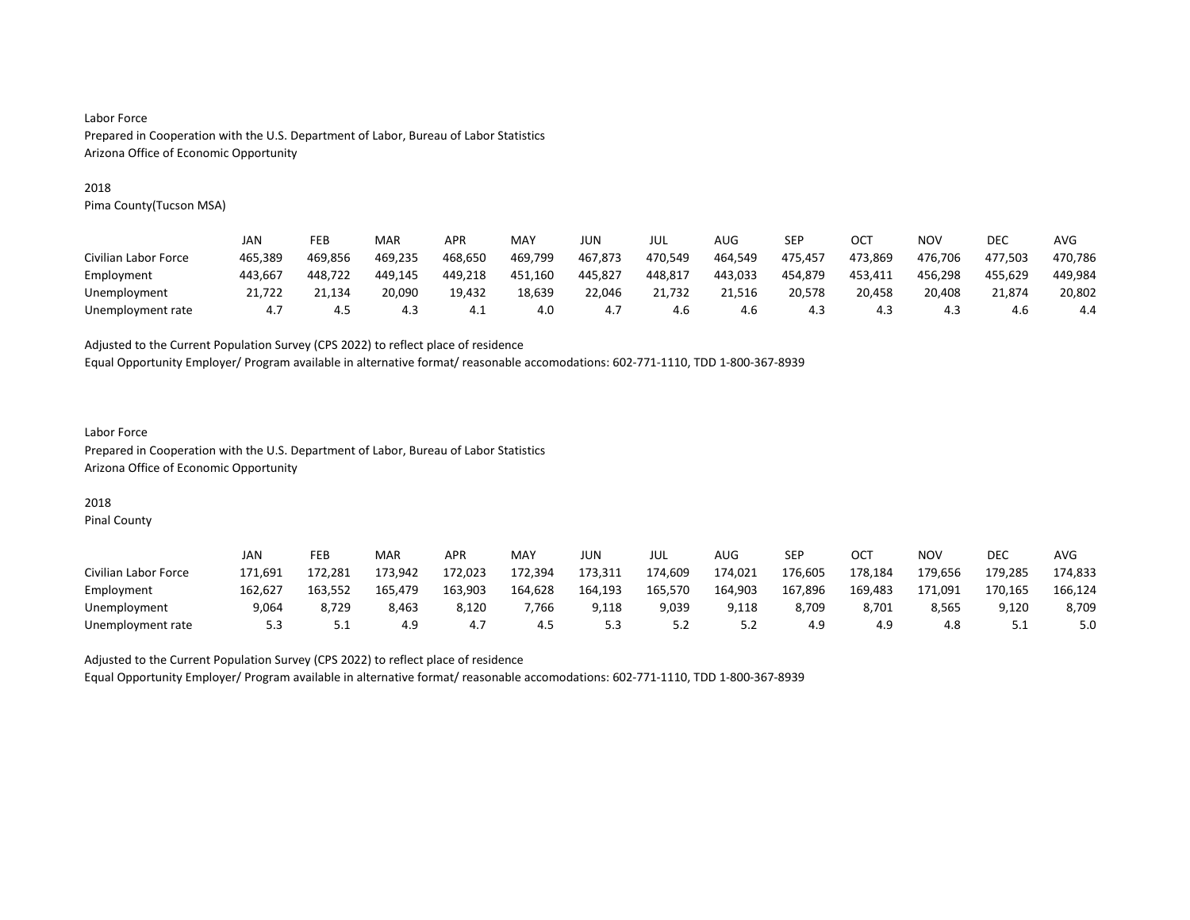Labor Force
Prepared in Cooperation with the U.S. Department of Labor, Bureau of Labor Statistics
Arizona Office of Economic Opportunity

2018
Pima County(Tucson MSA)

| | JAN | FEB | MAR | APR | MAY | JUN | JUL | AUG | SEP | OCT | NOV | DEC | AVG |
|---|---|---|---|---|---|---|---|---|---|---|---|---|---|
| Civilian Labor Force | 465,389 | 469,856 | 469,235 | 468,650 | 469,799 | 467,873 | 470,549 | 464,549 | 475,457 | 473,869 | 476,706 | 477,503 | 470,786 |
| Employment | 443,667 | 448,722 | 449,145 | 449,218 | 451,160 | 445,827 | 448,817 | 443,033 | 454,879 | 453,411 | 456,298 | 455,629 | 449,984 |
| Unemployment | 21,722 | 21,134 | 20,090 | 19,432 | 18,639 | 22,046 | 21,732 | 21,516 | 20,578 | 20,458 | 20,408 | 21,874 | 20,802 |
| Unemployment rate | 4.7 | 4.5 | 4.3 | 4.1 | 4.0 | 4.7 | 4.6 | 4.6 | 4.3 | 4.3 | 4.3 | 4.6 | 4.4 |

Adjusted to the Current Population Survey (CPS 2022) to reflect place of residence
Equal Opportunity Employer/ Program available in alternative format/ reasonable accomodations: 602-771-1110, TDD 1-800-367-8939

Labor Force
Prepared in Cooperation with the U.S. Department of Labor, Bureau of Labor Statistics
Arizona Office of Economic Opportunity

2018
Pinal County

| | JAN | FEB | MAR | APR | MAY | JUN | JUL | AUG | SEP | OCT | NOV | DEC | AVG |
|---|---|---|---|---|---|---|---|---|---|---|---|---|---|
| Civilian Labor Force | 171,691 | 172,281 | 173,942 | 172,023 | 172,394 | 173,311 | 174,609 | 174,021 | 176,605 | 178,184 | 179,656 | 179,285 | 174,833 |
| Employment | 162,627 | 163,552 | 165,479 | 163,903 | 164,628 | 164,193 | 165,570 | 164,903 | 167,896 | 169,483 | 171,091 | 170,165 | 166,124 |
| Unemployment | 9,064 | 8,729 | 8,463 | 8,120 | 7,766 | 9,118 | 9,039 | 9,118 | 8,709 | 8,701 | 8,565 | 9,120 | 8,709 |
| Unemployment rate | 5.3 | 5.1 | 4.9 | 4.7 | 4.5 | 5.3 | 5.2 | 5.2 | 4.9 | 4.9 | 4.8 | 5.1 | 5.0 |

Adjusted to the Current Population Survey (CPS 2022) to reflect place of residence
Equal Opportunity Employer/ Program available in alternative format/ reasonable accomodations: 602-771-1110, TDD 1-800-367-8939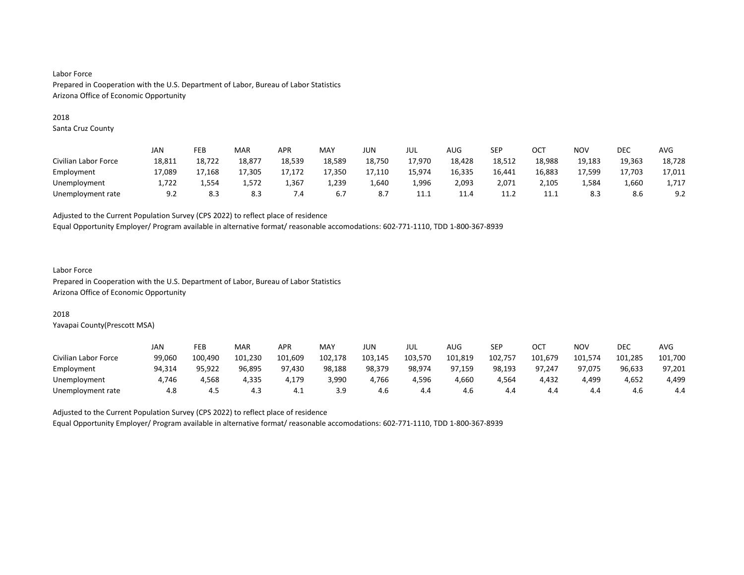Labor Force
Prepared in Cooperation with the U.S. Department of Labor, Bureau of Labor Statistics
Arizona Office of Economic Opportunity

2018
Santa Cruz County

| | JAN | FEB | MAR | APR | MAY | JUN | JUL | AUG | SEP | OCT | NOV | DEC | AVG |
|---|---|---|---|---|---|---|---|---|---|---|---|---|---|
| Civilian Labor Force | 18,811 | 18,722 | 18,877 | 18,539 | 18,589 | 18,750 | 17,970 | 18,428 | 18,512 | 18,988 | 19,183 | 19,363 | 18,728 |
| Employment | 17,089 | 17,168 | 17,305 | 17,172 | 17,350 | 17,110 | 15,974 | 16,335 | 16,441 | 16,883 | 17,599 | 17,703 | 17,011 |
| Unemployment | 1,722 | 1,554 | 1,572 | 1,367 | 1,239 | 1,640 | 1,996 | 2,093 | 2,071 | 2,105 | 1,584 | 1,660 | 1,717 |
| Unemployment rate | 9.2 | 8.3 | 8.3 | 7.4 | 6.7 | 8.7 | 11.1 | 11.4 | 11.2 | 11.1 | 8.3 | 8.6 | 9.2 |

Adjusted to the Current Population Survey (CPS 2022) to reflect place of residence
Equal Opportunity Employer/ Program available in alternative format/ reasonable accomodations: 602-771-1110, TDD 1-800-367-8939

Labor Force
Prepared in Cooperation with the U.S. Department of Labor, Bureau of Labor Statistics
Arizona Office of Economic Opportunity

2018
Yavapai County(Prescott MSA)

| | JAN | FEB | MAR | APR | MAY | JUN | JUL | AUG | SEP | OCT | NOV | DEC | AVG |
|---|---|---|---|---|---|---|---|---|---|---|---|---|---|
| Civilian Labor Force | 99,060 | 100,490 | 101,230 | 101,609 | 102,178 | 103,145 | 103,570 | 101,819 | 102,757 | 101,679 | 101,574 | 101,285 | 101,700 |
| Employment | 94,314 | 95,922 | 96,895 | 97,430 | 98,188 | 98,379 | 98,974 | 97,159 | 98,193 | 97,247 | 97,075 | 96,633 | 97,201 |
| Unemployment | 4,746 | 4,568 | 4,335 | 4,179 | 3,990 | 4,766 | 4,596 | 4,660 | 4,564 | 4,432 | 4,499 | 4,652 | 4,499 |
| Unemployment rate | 4.8 | 4.5 | 4.3 | 4.1 | 3.9 | 4.6 | 4.4 | 4.6 | 4.4 | 4.4 | 4.4 | 4.6 | 4.4 |

Adjusted to the Current Population Survey (CPS 2022) to reflect place of residence
Equal Opportunity Employer/ Program available in alternative format/ reasonable accomodations: 602-771-1110, TDD 1-800-367-8939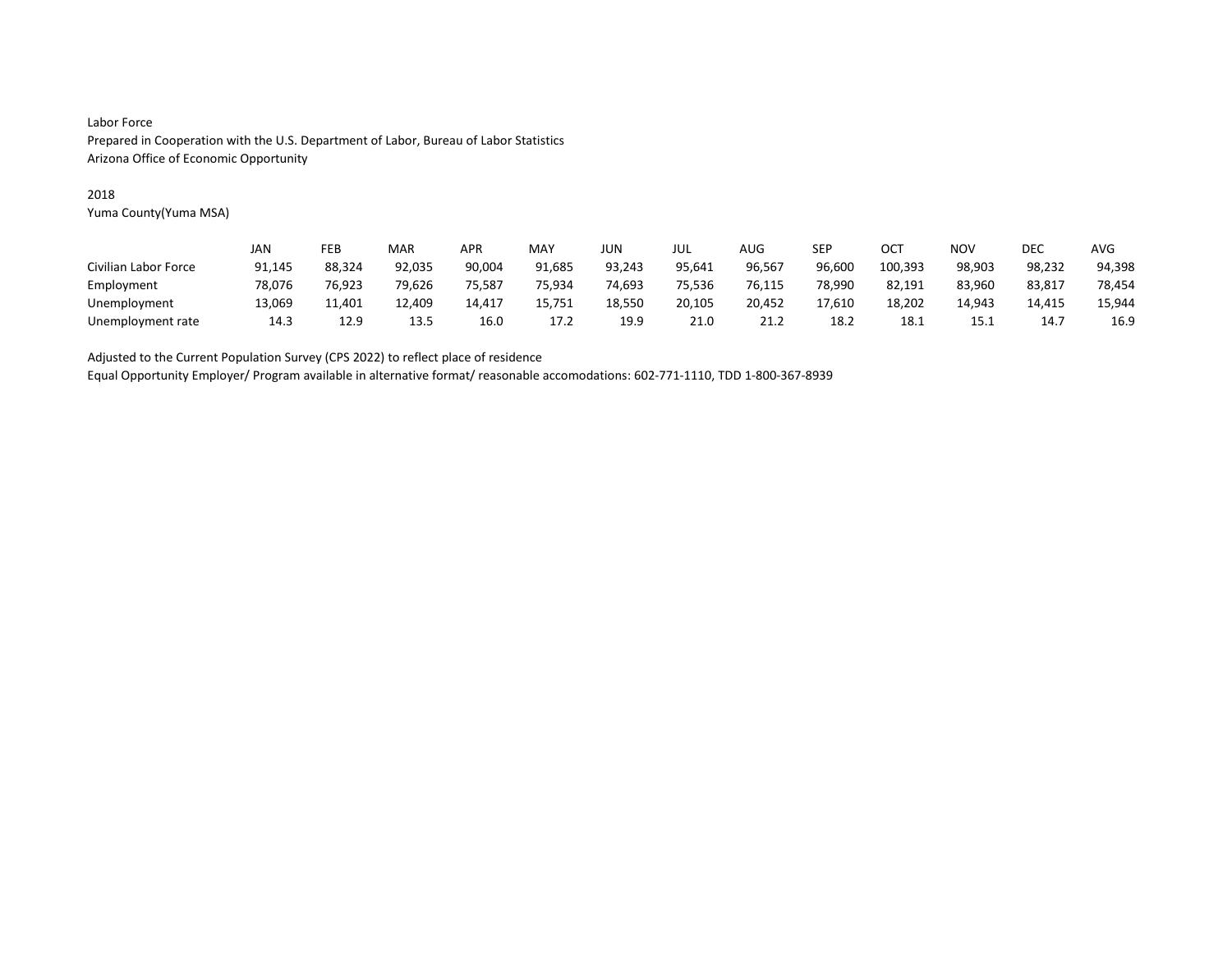Labor Force
Prepared in Cooperation with the U.S. Department of Labor, Bureau of Labor Statistics
Arizona Office of Economic Opportunity

2018
Yuma County(Yuma MSA)

| | JAN | FEB | MAR | APR | MAY | JUN | JUL | AUG | SEP | OCT | NOV | DEC | AVG |
|---|---|---|---|---|---|---|---|---|---|---|---|---|---|
| Civilian Labor Force | 91,145 | 88,324 | 92,035 | 90,004 | 91,685 | 93,243 | 95,641 | 96,567 | 96,600 | 100,393 | 98,903 | 98,232 | 94,398 |
| Employment | 78,076 | 76,923 | 79,626 | 75,587 | 75,934 | 74,693 | 75,536 | 76,115 | 78,990 | 82,191 | 83,960 | 83,817 | 78,454 |
| Unemployment | 13,069 | 11,401 | 12,409 | 14,417 | 15,751 | 18,550 | 20,105 | 20,452 | 17,610 | 18,202 | 14,943 | 14,415 | 15,944 |
| Unemployment rate | 14.3 | 12.9 | 13.5 | 16.0 | 17.2 | 19.9 | 21.0 | 21.2 | 18.2 | 18.1 | 15.1 | 14.7 | 16.9 |

Adjusted to the Current Population Survey (CPS 2022) to reflect place of residence
Equal Opportunity Employer/ Program available in alternative format/ reasonable accomodations: 602-771-1110, TDD 1-800-367-8939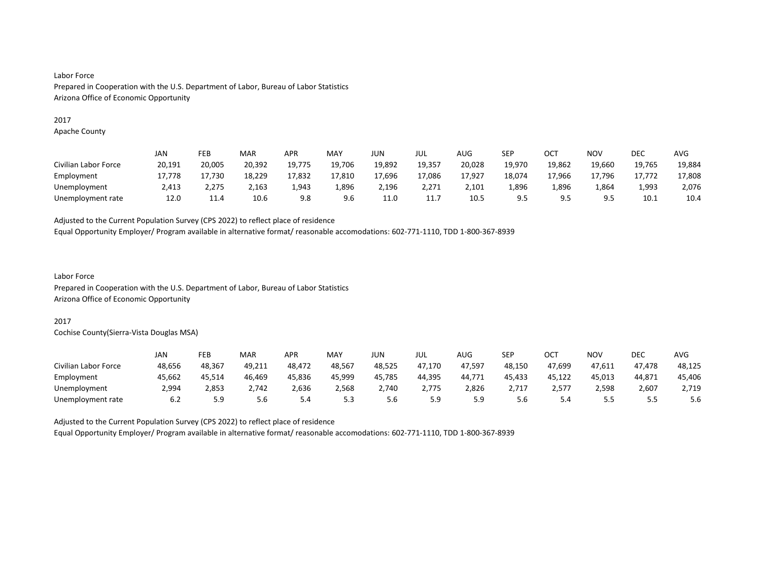Labor Force
Prepared in Cooperation with the U.S. Department of Labor, Bureau of Labor Statistics
Arizona Office of Economic Opportunity

2017
Apache County

| | JAN | FEB | MAR | APR | MAY | JUN | JUL | AUG | SEP | OCT | NOV | DEC | AVG |
|---|---|---|---|---|---|---|---|---|---|---|---|---|---|
| Civilian Labor Force | 20,191 | 20,005 | 20,392 | 19,775 | 19,706 | 19,892 | 19,357 | 20,028 | 19,970 | 19,862 | 19,660 | 19,765 | 19,884 |
| Employment | 17,778 | 17,730 | 18,229 | 17,832 | 17,810 | 17,696 | 17,086 | 17,927 | 18,074 | 17,966 | 17,796 | 17,772 | 17,808 |
| Unemployment | 2,413 | 2,275 | 2,163 | 1,943 | 1,896 | 2,196 | 2,271 | 2,101 | 1,896 | 1,896 | 1,864 | 1,993 | 2,076 |
| Unemployment rate | 12.0 | 11.4 | 10.6 | 9.8 | 9.6 | 11.0 | 11.7 | 10.5 | 9.5 | 9.5 | 9.5 | 10.1 | 10.4 |

Adjusted to the Current Population Survey (CPS 2022) to reflect place of residence
Equal Opportunity Employer/ Program available in alternative format/ reasonable accomodations: 602-771-1110, TDD 1-800-367-8939

Labor Force
Prepared in Cooperation with the U.S. Department of Labor, Bureau of Labor Statistics
Arizona Office of Economic Opportunity

2017
Cochise County(Sierra-Vista Douglas MSA)

| | JAN | FEB | MAR | APR | MAY | JUN | JUL | AUG | SEP | OCT | NOV | DEC | AVG |
|---|---|---|---|---|---|---|---|---|---|---|---|---|---|
| Civilian Labor Force | 48,656 | 48,367 | 49,211 | 48,472 | 48,567 | 48,525 | 47,170 | 47,597 | 48,150 | 47,699 | 47,611 | 47,478 | 48,125 |
| Employment | 45,662 | 45,514 | 46,469 | 45,836 | 45,999 | 45,785 | 44,395 | 44,771 | 45,433 | 45,122 | 45,013 | 44,871 | 45,406 |
| Unemployment | 2,994 | 2,853 | 2,742 | 2,636 | 2,568 | 2,740 | 2,775 | 2,826 | 2,717 | 2,577 | 2,598 | 2,607 | 2,719 |
| Unemployment rate | 6.2 | 5.9 | 5.6 | 5.4 | 5.3 | 5.6 | 5.9 | 5.9 | 5.6 | 5.4 | 5.5 | 5.5 | 5.6 |

Adjusted to the Current Population Survey (CPS 2022) to reflect place of residence
Equal Opportunity Employer/ Program available in alternative format/ reasonable accomodations: 602-771-1110, TDD 1-800-367-8939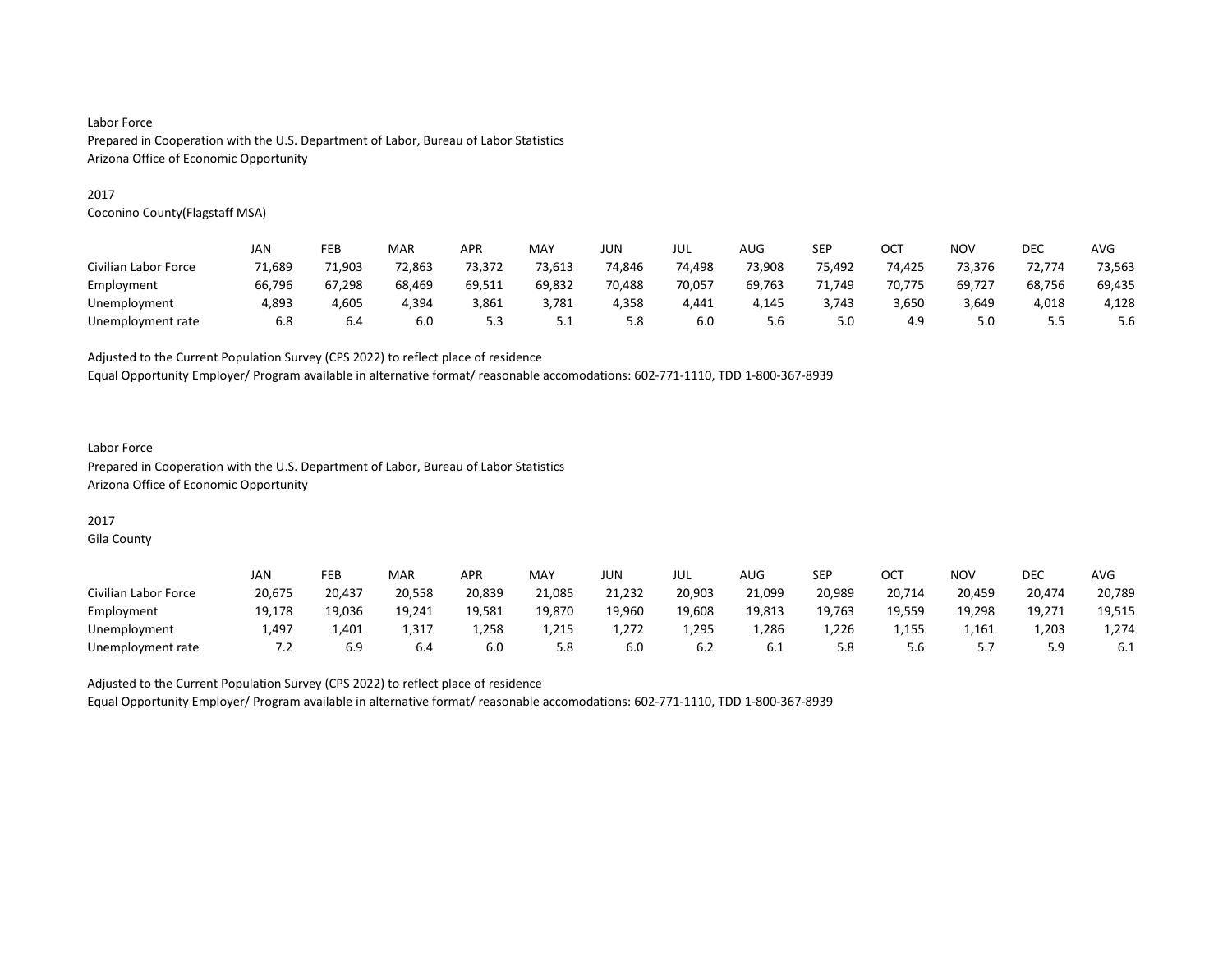Labor Force
Prepared in Cooperation with the U.S. Department of Labor, Bureau of Labor Statistics
Arizona Office of Economic Opportunity

2017
Coconino County(Flagstaff MSA)

| | JAN | FEB | MAR | APR | MAY | JUN | JUL | AUG | SEP | OCT | NOV | DEC | AVG |
|---|---|---|---|---|---|---|---|---|---|---|---|---|---|
| Civilian Labor Force | 71,689 | 71,903 | 72,863 | 73,372 | 73,613 | 74,846 | 74,498 | 73,908 | 75,492 | 74,425 | 73,376 | 72,774 | 73,563 |
| Employment | 66,796 | 67,298 | 68,469 | 69,511 | 69,832 | 70,488 | 70,057 | 69,763 | 71,749 | 70,775 | 69,727 | 68,756 | 69,435 |
| Unemployment | 4,893 | 4,605 | 4,394 | 3,861 | 3,781 | 4,358 | 4,441 | 4,145 | 3,743 | 3,650 | 3,649 | 4,018 | 4,128 |
| Unemployment rate | 6.8 | 6.4 | 6.0 | 5.3 | 5.1 | 5.8 | 6.0 | 5.6 | 5.0 | 4.9 | 5.0 | 5.5 | 5.6 |

Adjusted to the Current Population Survey (CPS 2022) to reflect place of residence
Equal Opportunity Employer/ Program available in alternative format/ reasonable accomodations: 602-771-1110, TDD 1-800-367-8939

Labor Force
Prepared in Cooperation with the U.S. Department of Labor, Bureau of Labor Statistics
Arizona Office of Economic Opportunity

2017
Gila County

| | JAN | FEB | MAR | APR | MAY | JUN | JUL | AUG | SEP | OCT | NOV | DEC | AVG |
|---|---|---|---|---|---|---|---|---|---|---|---|---|---|
| Civilian Labor Force | 20,675 | 20,437 | 20,558 | 20,839 | 21,085 | 21,232 | 20,903 | 21,099 | 20,989 | 20,714 | 20,459 | 20,474 | 20,789 |
| Employment | 19,178 | 19,036 | 19,241 | 19,581 | 19,870 | 19,960 | 19,608 | 19,813 | 19,763 | 19,559 | 19,298 | 19,271 | 19,515 |
| Unemployment | 1,497 | 1,401 | 1,317 | 1,258 | 1,215 | 1,272 | 1,295 | 1,286 | 1,226 | 1,155 | 1,161 | 1,203 | 1,274 |
| Unemployment rate | 7.2 | 6.9 | 6.4 | 6.0 | 5.8 | 6.0 | 6.2 | 6.1 | 5.8 | 5.6 | 5.7 | 5.9 | 6.1 |

Adjusted to the Current Population Survey (CPS 2022) to reflect place of residence
Equal Opportunity Employer/ Program available in alternative format/ reasonable accomodations: 602-771-1110, TDD 1-800-367-8939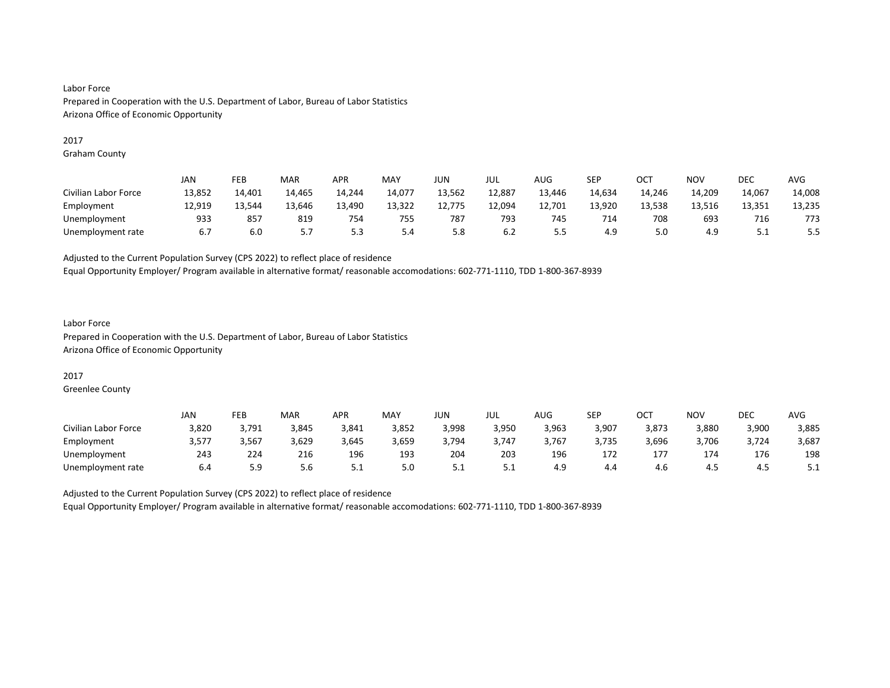Labor Force
Prepared in Cooperation with the U.S. Department of Labor, Bureau of Labor Statistics
Arizona Office of Economic Opportunity

2017
Graham County

| | JAN | FEB | MAR | APR | MAY | JUN | JUL | AUG | SEP | OCT | NOV | DEC | AVG |
|---|---|---|---|---|---|---|---|---|---|---|---|---|---|
| Civilian Labor Force | 13,852 | 14,401 | 14,465 | 14,244 | 14,077 | 13,562 | 12,887 | 13,446 | 14,634 | 14,246 | 14,209 | 14,067 | 14,008 |
| Employment | 12,919 | 13,544 | 13,646 | 13,490 | 13,322 | 12,775 | 12,094 | 12,701 | 13,920 | 13,538 | 13,516 | 13,351 | 13,235 |
| Unemployment | 933 | 857 | 819 | 754 | 755 | 787 | 793 | 745 | 714 | 708 | 693 | 716 | 773 |
| Unemployment rate | 6.7 | 6.0 | 5.7 | 5.3 | 5.4 | 5.8 | 6.2 | 5.5 | 4.9 | 5.0 | 4.9 | 5.1 | 5.5 |

Adjusted to the Current Population Survey (CPS 2022) to reflect place of residence
Equal Opportunity Employer/ Program available in alternative format/ reasonable accomodations: 602-771-1110, TDD 1-800-367-8939

Labor Force
Prepared in Cooperation with the U.S. Department of Labor, Bureau of Labor Statistics
Arizona Office of Economic Opportunity

2017
Greenlee County

| | JAN | FEB | MAR | APR | MAY | JUN | JUL | AUG | SEP | OCT | NOV | DEC | AVG |
|---|---|---|---|---|---|---|---|---|---|---|---|---|---|
| Civilian Labor Force | 3,820 | 3,791 | 3,845 | 3,841 | 3,852 | 3,998 | 3,950 | 3,963 | 3,907 | 3,873 | 3,880 | 3,900 | 3,885 |
| Employment | 3,577 | 3,567 | 3,629 | 3,645 | 3,659 | 3,794 | 3,747 | 3,767 | 3,735 | 3,696 | 3,706 | 3,724 | 3,687 |
| Unemployment | 243 | 224 | 216 | 196 | 193 | 204 | 203 | 196 | 172 | 177 | 174 | 176 | 198 |
| Unemployment rate | 6.4 | 5.9 | 5.6 | 5.1 | 5.0 | 5.1 | 5.1 | 4.9 | 4.4 | 4.6 | 4.5 | 4.5 | 5.1 |

Adjusted to the Current Population Survey (CPS 2022) to reflect place of residence
Equal Opportunity Employer/ Program available in alternative format/ reasonable accomodations: 602-771-1110, TDD 1-800-367-8939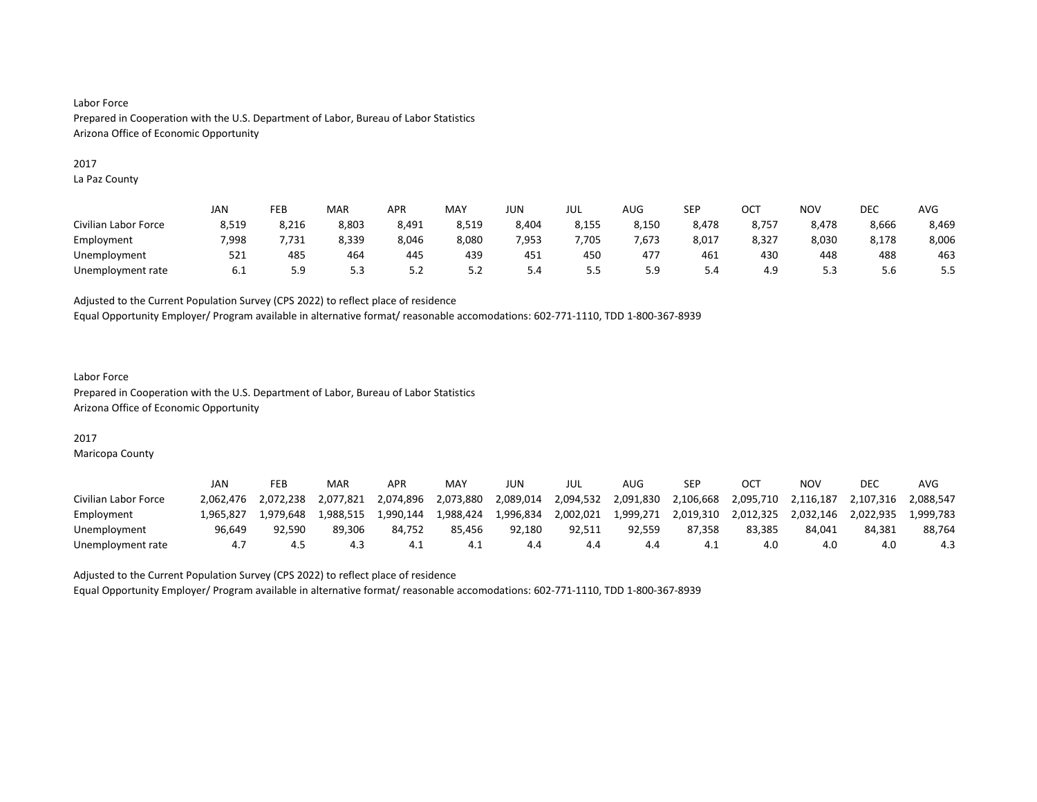Labor Force
Prepared in Cooperation with the U.S. Department of Labor, Bureau of Labor Statistics
Arizona Office of Economic Opportunity

2017
La Paz County

| | JAN | FEB | MAR | APR | MAY | JUN | JUL | AUG | SEP | OCT | NOV | DEC | AVG |
|---|---|---|---|---|---|---|---|---|---|---|---|---|---|
| Civilian Labor Force | 8,519 | 8,216 | 8,803 | 8,491 | 8,519 | 8,404 | 8,155 | 8,150 | 8,478 | 8,757 | 8,478 | 8,666 | 8,469 |
| Employment | 7,998 | 7,731 | 8,339 | 8,046 | 8,080 | 7,953 | 7,705 | 7,673 | 8,017 | 8,327 | 8,030 | 8,178 | 8,006 |
| Unemployment | 521 | 485 | 464 | 445 | 439 | 451 | 450 | 477 | 461 | 430 | 448 | 488 | 463 |
| Unemployment rate | 6.1 | 5.9 | 5.3 | 5.2 | 5.2 | 5.4 | 5.5 | 5.9 | 5.4 | 4.9 | 5.3 | 5.6 | 5.5 |

Adjusted to the Current Population Survey (CPS 2022) to reflect place of residence
Equal Opportunity Employer/ Program available in alternative format/ reasonable accomodations: 602-771-1110, TDD 1-800-367-8939

Labor Force
Prepared in Cooperation with the U.S. Department of Labor, Bureau of Labor Statistics
Arizona Office of Economic Opportunity

2017
Maricopa County

| | JAN | FEB | MAR | APR | MAY | JUN | JUL | AUG | SEP | OCT | NOV | DEC | AVG |
|---|---|---|---|---|---|---|---|---|---|---|---|---|---|
| Civilian Labor Force | 2,062,476 | 2,072,238 | 2,077,821 | 2,074,896 | 2,073,880 | 2,089,014 | 2,094,532 | 2,091,830 | 2,106,668 | 2,095,710 | 2,116,187 | 2,107,316 | 2,088,547 |
| Employment | 1,965,827 | 1,979,648 | 1,988,515 | 1,990,144 | 1,988,424 | 1,996,834 | 2,002,021 | 1,999,271 | 2,019,310 | 2,012,325 | 2,032,146 | 2,022,935 | 1,999,783 |
| Unemployment | 96,649 | 92,590 | 89,306 | 84,752 | 85,456 | 92,180 | 92,511 | 92,559 | 87,358 | 83,385 | 84,041 | 84,381 | 88,764 |
| Unemployment rate | 4.7 | 4.5 | 4.3 | 4.1 | 4.1 | 4.4 | 4.4 | 4.4 | 4.1 | 4.0 | 4.0 | 4.0 | 4.3 |

Adjusted to the Current Population Survey (CPS 2022) to reflect place of residence
Equal Opportunity Employer/ Program available in alternative format/ reasonable accomodations: 602-771-1110, TDD 1-800-367-8939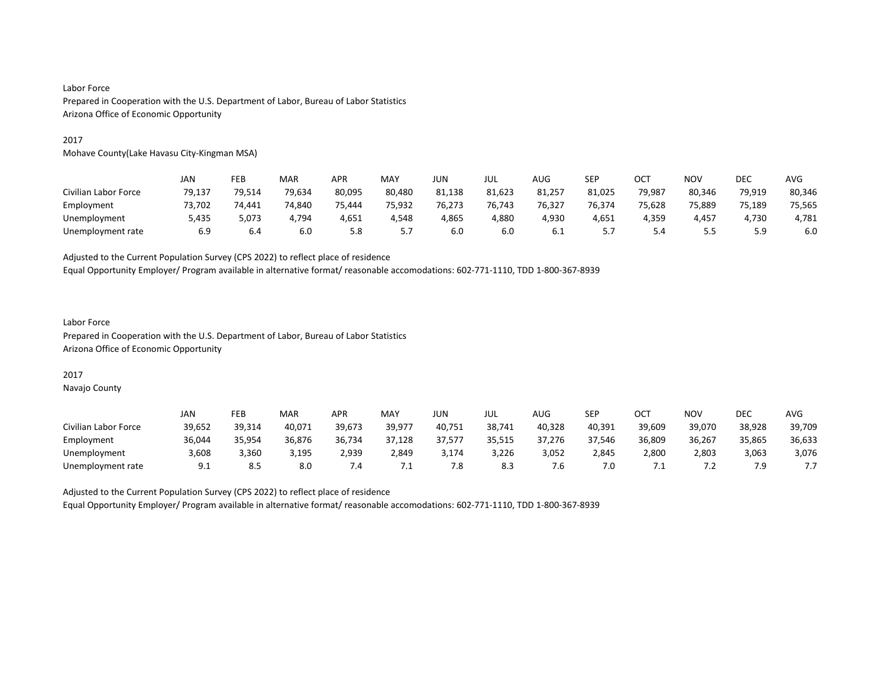Labor Force
Prepared in Cooperation with the U.S. Department of Labor, Bureau of Labor Statistics
Arizona Office of Economic Opportunity

2017
Mohave County(Lake Havasu City-Kingman MSA)

| | JAN | FEB | MAR | APR | MAY | JUN | JUL | AUG | SEP | OCT | NOV | DEC | AVG |
|---|---|---|---|---|---|---|---|---|---|---|---|---|---|
| Civilian Labor Force | 79,137 | 79,514 | 79,634 | 80,095 | 80,480 | 81,138 | 81,623 | 81,257 | 81,025 | 79,987 | 80,346 | 79,919 | 80,346 |
| Employment | 73,702 | 74,441 | 74,840 | 75,444 | 75,932 | 76,273 | 76,743 | 76,327 | 76,374 | 75,628 | 75,889 | 75,189 | 75,565 |
| Unemployment | 5,435 | 5,073 | 4,794 | 4,651 | 4,548 | 4,865 | 4,880 | 4,930 | 4,651 | 4,359 | 4,457 | 4,730 | 4,781 |
| Unemployment rate | 6.9 | 6.4 | 6.0 | 5.8 | 5.7 | 6.0 | 6.0 | 6.1 | 5.7 | 5.4 | 5.5 | 5.9 | 6.0 |

Adjusted to the Current Population Survey (CPS 2022) to reflect place of residence
Equal Opportunity Employer/ Program available in alternative format/ reasonable accomodations: 602-771-1110, TDD 1-800-367-8939

Labor Force
Prepared in Cooperation with the U.S. Department of Labor, Bureau of Labor Statistics
Arizona Office of Economic Opportunity

2017
Navajo County

| | JAN | FEB | MAR | APR | MAY | JUN | JUL | AUG | SEP | OCT | NOV | DEC | AVG |
|---|---|---|---|---|---|---|---|---|---|---|---|---|---|
| Civilian Labor Force | 39,652 | 39,314 | 40,071 | 39,673 | 39,977 | 40,751 | 38,741 | 40,328 | 40,391 | 39,609 | 39,070 | 38,928 | 39,709 |
| Employment | 36,044 | 35,954 | 36,876 | 36,734 | 37,128 | 37,577 | 35,515 | 37,276 | 37,546 | 36,809 | 36,267 | 35,865 | 36,633 |
| Unemployment | 3,608 | 3,360 | 3,195 | 2,939 | 2,849 | 3,174 | 3,226 | 3,052 | 2,845 | 2,800 | 2,803 | 3,063 | 3,076 |
| Unemployment rate | 9.1 | 8.5 | 8.0 | 7.4 | 7.1 | 7.8 | 8.3 | 7.6 | 7.0 | 7.1 | 7.2 | 7.9 | 7.7 |

Adjusted to the Current Population Survey (CPS 2022) to reflect place of residence
Equal Opportunity Employer/ Program available in alternative format/ reasonable accomodations: 602-771-1110, TDD 1-800-367-8939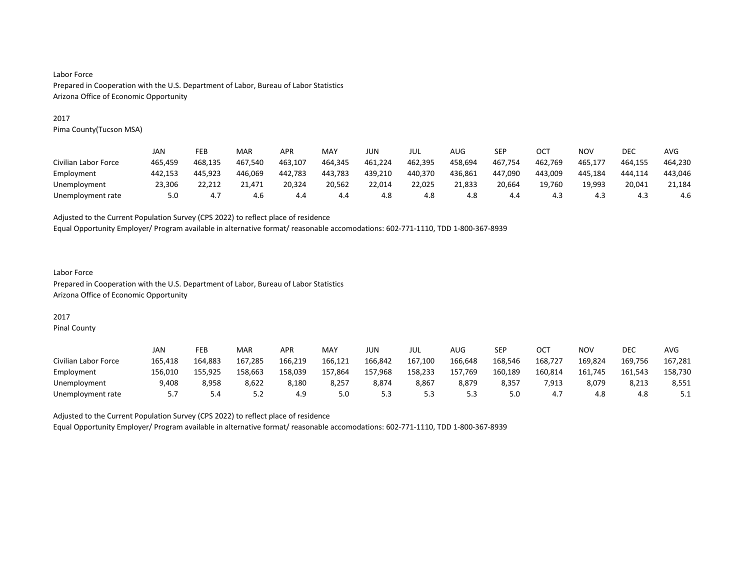Labor Force
Prepared in Cooperation with the U.S. Department of Labor, Bureau of Labor Statistics
Arizona Office of Economic Opportunity

2017
Pima County(Tucson MSA)

| | JAN | FEB | MAR | APR | MAY | JUN | JUL | AUG | SEP | OCT | NOV | DEC | AVG |
|---|---|---|---|---|---|---|---|---|---|---|---|---|---|
| Civilian Labor Force | 465,459 | 468,135 | 467,540 | 463,107 | 464,345 | 461,224 | 462,395 | 458,694 | 467,754 | 462,769 | 465,177 | 464,155 | 464,230 |
| Employment | 442,153 | 445,923 | 446,069 | 442,783 | 443,783 | 439,210 | 440,370 | 436,861 | 447,090 | 443,009 | 445,184 | 444,114 | 443,046 |
| Unemployment | 23,306 | 22,212 | 21,471 | 20,324 | 20,562 | 22,014 | 22,025 | 21,833 | 20,664 | 19,760 | 19,993 | 20,041 | 21,184 |
| Unemployment rate | 5.0 | 4.7 | 4.6 | 4.4 | 4.4 | 4.8 | 4.8 | 4.8 | 4.4 | 4.3 | 4.3 | 4.3 | 4.6 |

Adjusted to the Current Population Survey (CPS 2022) to reflect place of residence
Equal Opportunity Employer/ Program available in alternative format/ reasonable accomodations: 602-771-1110, TDD 1-800-367-8939

Labor Force
Prepared in Cooperation with the U.S. Department of Labor, Bureau of Labor Statistics
Arizona Office of Economic Opportunity

2017
Pinal County

| | JAN | FEB | MAR | APR | MAY | JUN | JUL | AUG | SEP | OCT | NOV | DEC | AVG |
|---|---|---|---|---|---|---|---|---|---|---|---|---|---|
| Civilian Labor Force | 165,418 | 164,883 | 167,285 | 166,219 | 166,121 | 166,842 | 167,100 | 166,648 | 168,546 | 168,727 | 169,824 | 169,756 | 167,281 |
| Employment | 156,010 | 155,925 | 158,663 | 158,039 | 157,864 | 157,968 | 158,233 | 157,769 | 160,189 | 160,814 | 161,745 | 161,543 | 158,730 |
| Unemployment | 9,408 | 8,958 | 8,622 | 8,180 | 8,257 | 8,874 | 8,867 | 8,879 | 8,357 | 7,913 | 8,079 | 8,213 | 8,551 |
| Unemployment rate | 5.7 | 5.4 | 5.2 | 4.9 | 5.0 | 5.3 | 5.3 | 5.3 | 5.0 | 4.7 | 4.8 | 4.8 | 5.1 |

Adjusted to the Current Population Survey (CPS 2022) to reflect place of residence
Equal Opportunity Employer/ Program available in alternative format/ reasonable accomodations: 602-771-1110, TDD 1-800-367-8939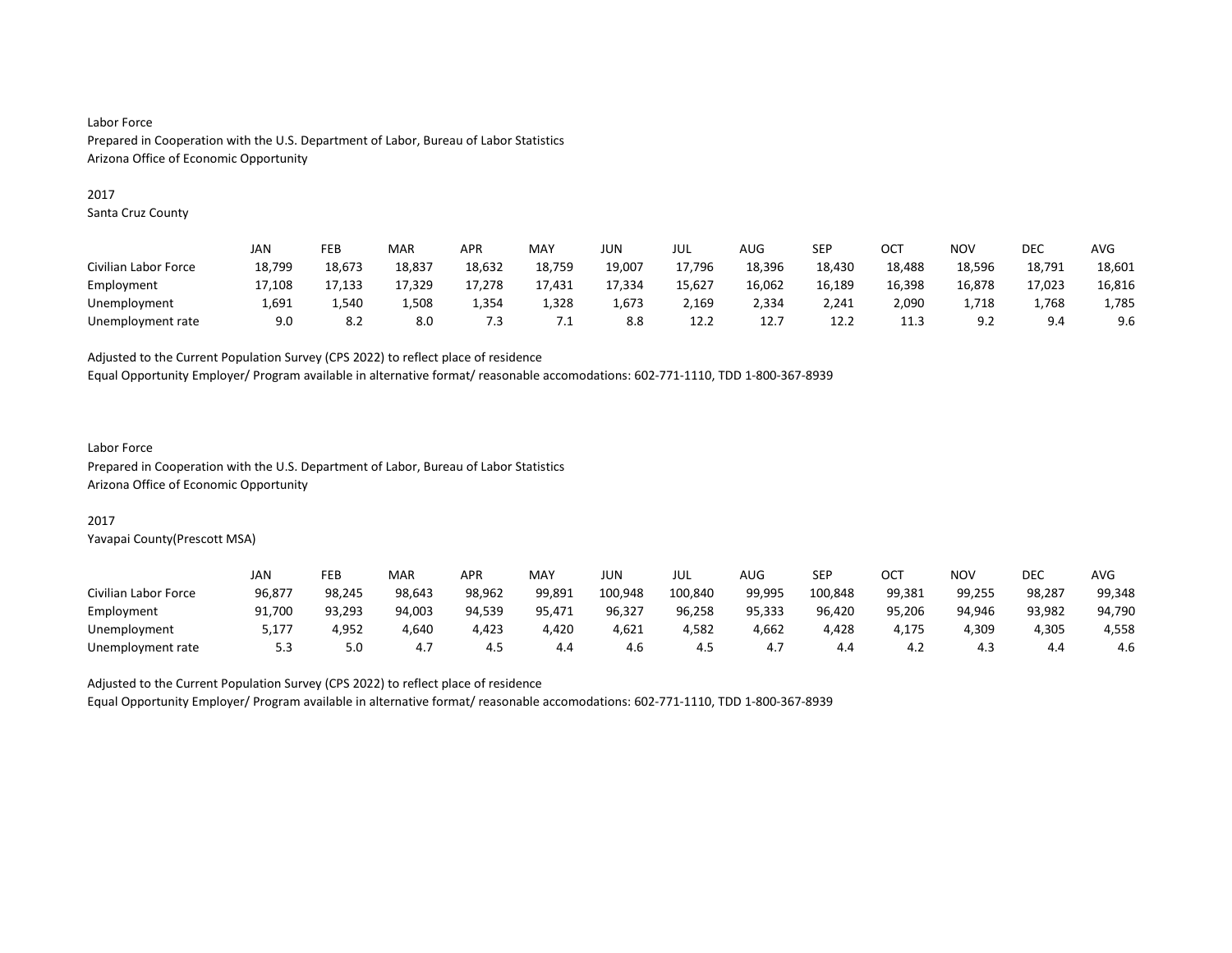Labor Force
Prepared in Cooperation with the U.S. Department of Labor, Bureau of Labor Statistics
Arizona Office of Economic Opportunity

2017
Santa Cruz County

| | JAN | FEB | MAR | APR | MAY | JUN | JUL | AUG | SEP | OCT | NOV | DEC | AVG |
|---|---|---|---|---|---|---|---|---|---|---|---|---|---|
| Civilian Labor Force | 18,799 | 18,673 | 18,837 | 18,632 | 18,759 | 19,007 | 17,796 | 18,396 | 18,430 | 18,488 | 18,596 | 18,791 | 18,601 |
| Employment | 17,108 | 17,133 | 17,329 | 17,278 | 17,431 | 17,334 | 15,627 | 16,062 | 16,189 | 16,398 | 16,878 | 17,023 | 16,816 |
| Unemployment | 1,691 | 1,540 | 1,508 | 1,354 | 1,328 | 1,673 | 2,169 | 2,334 | 2,241 | 2,090 | 1,718 | 1,768 | 1,785 |
| Unemployment rate | 9.0 | 8.2 | 8.0 | 7.3 | 7.1 | 8.8 | 12.2 | 12.7 | 12.2 | 11.3 | 9.2 | 9.4 | 9.6 |

Adjusted to the Current Population Survey (CPS 2022) to reflect place of residence
Equal Opportunity Employer/ Program available in alternative format/ reasonable accomodations: 602-771-1110, TDD 1-800-367-8939

Labor Force
Prepared in Cooperation with the U.S. Department of Labor, Bureau of Labor Statistics
Arizona Office of Economic Opportunity

2017
Yavapai County(Prescott MSA)

| | JAN | FEB | MAR | APR | MAY | JUN | JUL | AUG | SEP | OCT | NOV | DEC | AVG |
|---|---|---|---|---|---|---|---|---|---|---|---|---|---|
| Civilian Labor Force | 96,877 | 98,245 | 98,643 | 98,962 | 99,891 | 100,948 | 100,840 | 99,995 | 100,848 | 99,381 | 99,255 | 98,287 | 99,348 |
| Employment | 91,700 | 93,293 | 94,003 | 94,539 | 95,471 | 96,327 | 96,258 | 95,333 | 96,420 | 95,206 | 94,946 | 93,982 | 94,790 |
| Unemployment | 5,177 | 4,952 | 4,640 | 4,423 | 4,420 | 4,621 | 4,582 | 4,662 | 4,428 | 4,175 | 4,309 | 4,305 | 4,558 |
| Unemployment rate | 5.3 | 5.0 | 4.7 | 4.5 | 4.4 | 4.6 | 4.5 | 4.7 | 4.4 | 4.2 | 4.3 | 4.4 | 4.6 |

Adjusted to the Current Population Survey (CPS 2022) to reflect place of residence
Equal Opportunity Employer/ Program available in alternative format/ reasonable accomodations: 602-771-1110, TDD 1-800-367-8939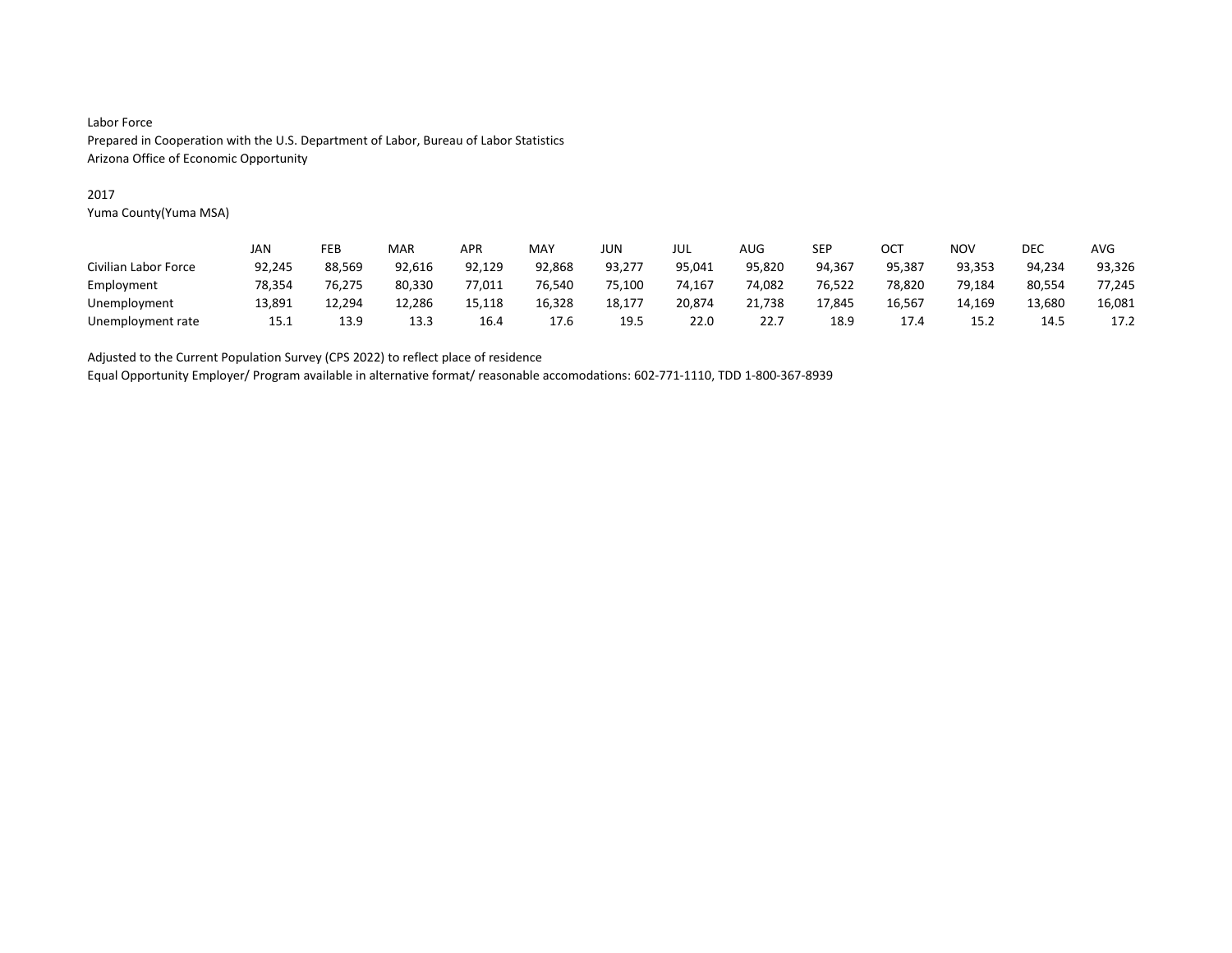Labor Force
Prepared in Cooperation with the U.S. Department of Labor, Bureau of Labor Statistics
Arizona Office of Economic Opportunity

2017
Yuma County(Yuma MSA)

| | JAN | FEB | MAR | APR | MAY | JUN | JUL | AUG | SEP | OCT | NOV | DEC | AVG |
|---|---|---|---|---|---|---|---|---|---|---|---|---|---|
| Civilian Labor Force | 92,245 | 88,569 | 92,616 | 92,129 | 92,868 | 93,277 | 95,041 | 95,820 | 94,367 | 95,387 | 93,353 | 94,234 | 93,326 |
| Employment | 78,354 | 76,275 | 80,330 | 77,011 | 76,540 | 75,100 | 74,167 | 74,082 | 76,522 | 78,820 | 79,184 | 80,554 | 77,245 |
| Unemployment | 13,891 | 12,294 | 12,286 | 15,118 | 16,328 | 18,177 | 20,874 | 21,738 | 17,845 | 16,567 | 14,169 | 13,680 | 16,081 |
| Unemployment rate | 15.1 | 13.9 | 13.3 | 16.4 | 17.6 | 19.5 | 22.0 | 22.7 | 18.9 | 17.4 | 15.2 | 14.5 | 17.2 |

Adjusted to the Current Population Survey (CPS 2022) to reflect place of residence
Equal Opportunity Employer/ Program available in alternative format/ reasonable accomodations: 602-771-1110, TDD 1-800-367-8939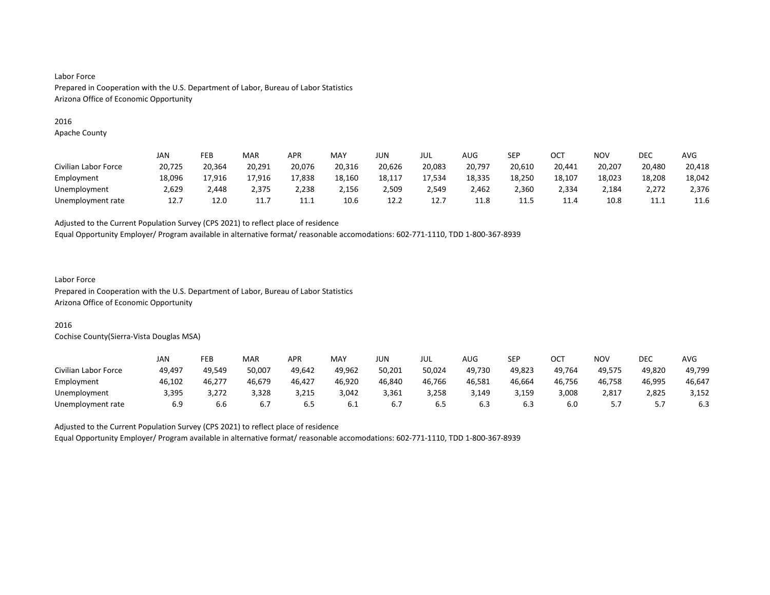Labor Force
Prepared in Cooperation with the U.S. Department of Labor, Bureau of Labor Statistics
Arizona Office of Economic Opportunity

2016
Apache County

| | JAN | FEB | MAR | APR | MAY | JUN | JUL | AUG | SEP | OCT | NOV | DEC | AVG |
|---|---|---|---|---|---|---|---|---|---|---|---|---|---|
| Civilian Labor Force | 20,725 | 20,364 | 20,291 | 20,076 | 20,316 | 20,626 | 20,083 | 20,797 | 20,610 | 20,441 | 20,207 | 20,480 | 20,418 |
| Employment | 18,096 | 17,916 | 17,916 | 17,838 | 18,160 | 18,117 | 17,534 | 18,335 | 18,250 | 18,107 | 18,023 | 18,208 | 18,042 |
| Unemployment | 2,629 | 2,448 | 2,375 | 2,238 | 2,156 | 2,509 | 2,549 | 2,462 | 2,360 | 2,334 | 2,184 | 2,272 | 2,376 |
| Unemployment rate | 12.7 | 12.0 | 11.7 | 11.1 | 10.6 | 12.2 | 12.7 | 11.8 | 11.5 | 11.4 | 10.8 | 11.1 | 11.6 |

Adjusted to the Current Population Survey (CPS 2021) to reflect place of residence
Equal Opportunity Employer/ Program available in alternative format/ reasonable accomodations: 602-771-1110, TDD 1-800-367-8939

Labor Force
Prepared in Cooperation with the U.S. Department of Labor, Bureau of Labor Statistics
Arizona Office of Economic Opportunity

2016
Cochise County(Sierra-Vista Douglas MSA)

| | JAN | FEB | MAR | APR | MAY | JUN | JUL | AUG | SEP | OCT | NOV | DEC | AVG |
|---|---|---|---|---|---|---|---|---|---|---|---|---|---|
| Civilian Labor Force | 49,497 | 49,549 | 50,007 | 49,642 | 49,962 | 50,201 | 50,024 | 49,730 | 49,823 | 49,764 | 49,575 | 49,820 | 49,799 |
| Employment | 46,102 | 46,277 | 46,679 | 46,427 | 46,920 | 46,840 | 46,766 | 46,581 | 46,664 | 46,756 | 46,758 | 46,995 | 46,647 |
| Unemployment | 3,395 | 3,272 | 3,328 | 3,215 | 3,042 | 3,361 | 3,258 | 3,149 | 3,159 | 3,008 | 2,817 | 2,825 | 3,152 |
| Unemployment rate | 6.9 | 6.6 | 6.7 | 6.5 | 6.1 | 6.7 | 6.5 | 6.3 | 6.3 | 6.0 | 5.7 | 5.7 | 6.3 |

Adjusted to the Current Population Survey (CPS 2021) to reflect place of residence
Equal Opportunity Employer/ Program available in alternative format/ reasonable accomodations: 602-771-1110, TDD 1-800-367-8939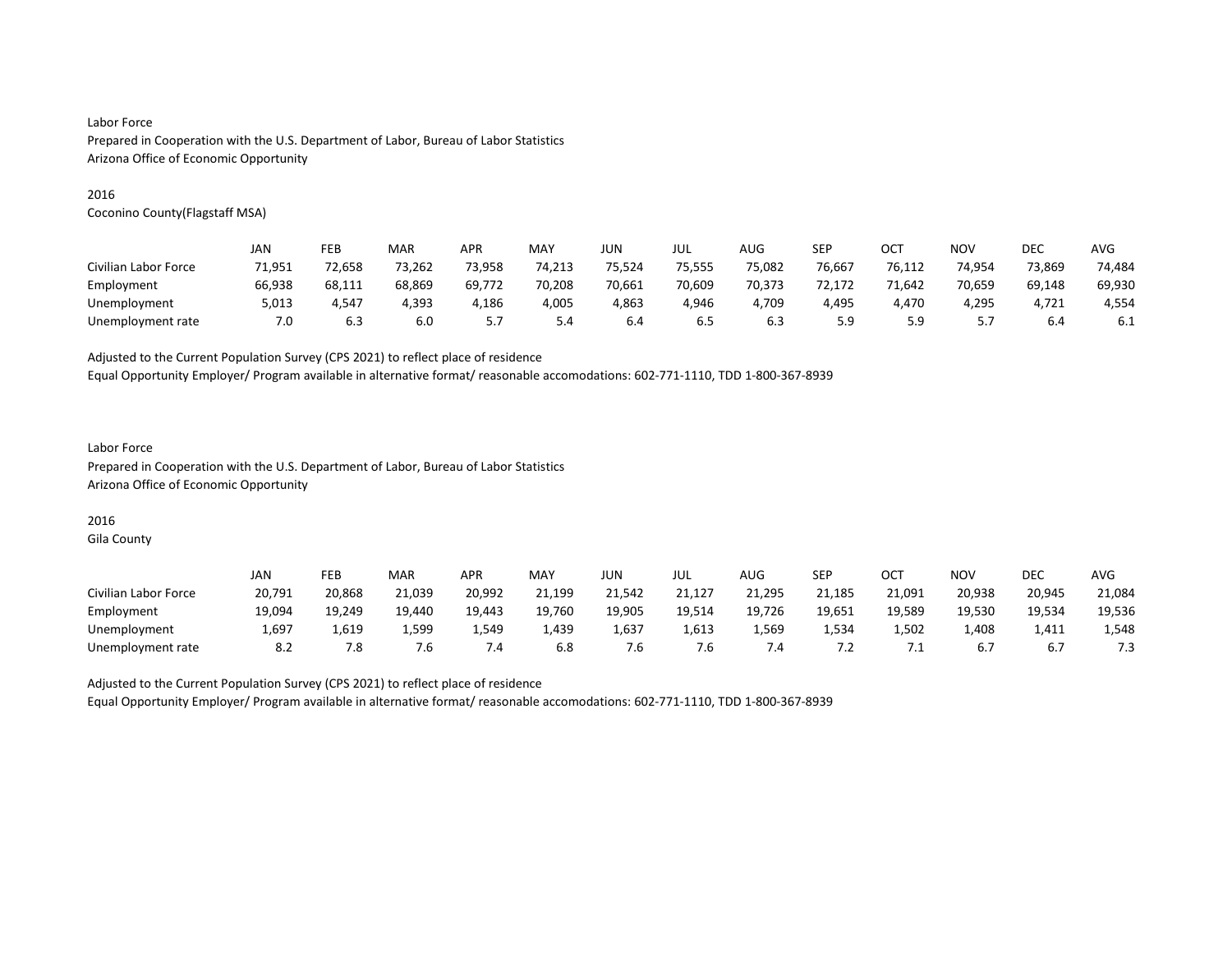Labor Force
Prepared in Cooperation with the U.S. Department of Labor, Bureau of Labor Statistics
Arizona Office of Economic Opportunity

2016
Coconino County(Flagstaff MSA)

| | JAN | FEB | MAR | APR | MAY | JUN | JUL | AUG | SEP | OCT | NOV | DEC | AVG |
|---|---|---|---|---|---|---|---|---|---|---|---|---|---|
| Civilian Labor Force | 71,951 | 72,658 | 73,262 | 73,958 | 74,213 | 75,524 | 75,555 | 75,082 | 76,667 | 76,112 | 74,954 | 73,869 | 74,484 |
| Employment | 66,938 | 68,111 | 68,869 | 69,772 | 70,208 | 70,661 | 70,609 | 70,373 | 72,172 | 71,642 | 70,659 | 69,148 | 69,930 |
| Unemployment | 5,013 | 4,547 | 4,393 | 4,186 | 4,005 | 4,863 | 4,946 | 4,709 | 4,495 | 4,470 | 4,295 | 4,721 | 4,554 |
| Unemployment rate | 7.0 | 6.3 | 6.0 | 5.7 | 5.4 | 6.4 | 6.5 | 6.3 | 5.9 | 5.9 | 5.7 | 6.4 | 6.1 |

Adjusted to the Current Population Survey (CPS 2021) to reflect place of residence
Equal Opportunity Employer/ Program available in alternative format/ reasonable accomodations: 602-771-1110, TDD 1-800-367-8939

Labor Force
Prepared in Cooperation with the U.S. Department of Labor, Bureau of Labor Statistics
Arizona Office of Economic Opportunity

2016
Gila County

| | JAN | FEB | MAR | APR | MAY | JUN | JUL | AUG | SEP | OCT | NOV | DEC | AVG |
|---|---|---|---|---|---|---|---|---|---|---|---|---|---|
| Civilian Labor Force | 20,791 | 20,868 | 21,039 | 20,992 | 21,199 | 21,542 | 21,127 | 21,295 | 21,185 | 21,091 | 20,938 | 20,945 | 21,084 |
| Employment | 19,094 | 19,249 | 19,440 | 19,443 | 19,760 | 19,905 | 19,514 | 19,726 | 19,651 | 19,589 | 19,530 | 19,534 | 19,536 |
| Unemployment | 1,697 | 1,619 | 1,599 | 1,549 | 1,439 | 1,637 | 1,613 | 1,569 | 1,534 | 1,502 | 1,408 | 1,411 | 1,548 |
| Unemployment rate | 8.2 | 7.8 | 7.6 | 7.4 | 6.8 | 7.6 | 7.6 | 7.4 | 7.2 | 7.1 | 6.7 | 6.7 | 7.3 |

Adjusted to the Current Population Survey (CPS 2021) to reflect place of residence
Equal Opportunity Employer/ Program available in alternative format/ reasonable accomodations: 602-771-1110, TDD 1-800-367-8939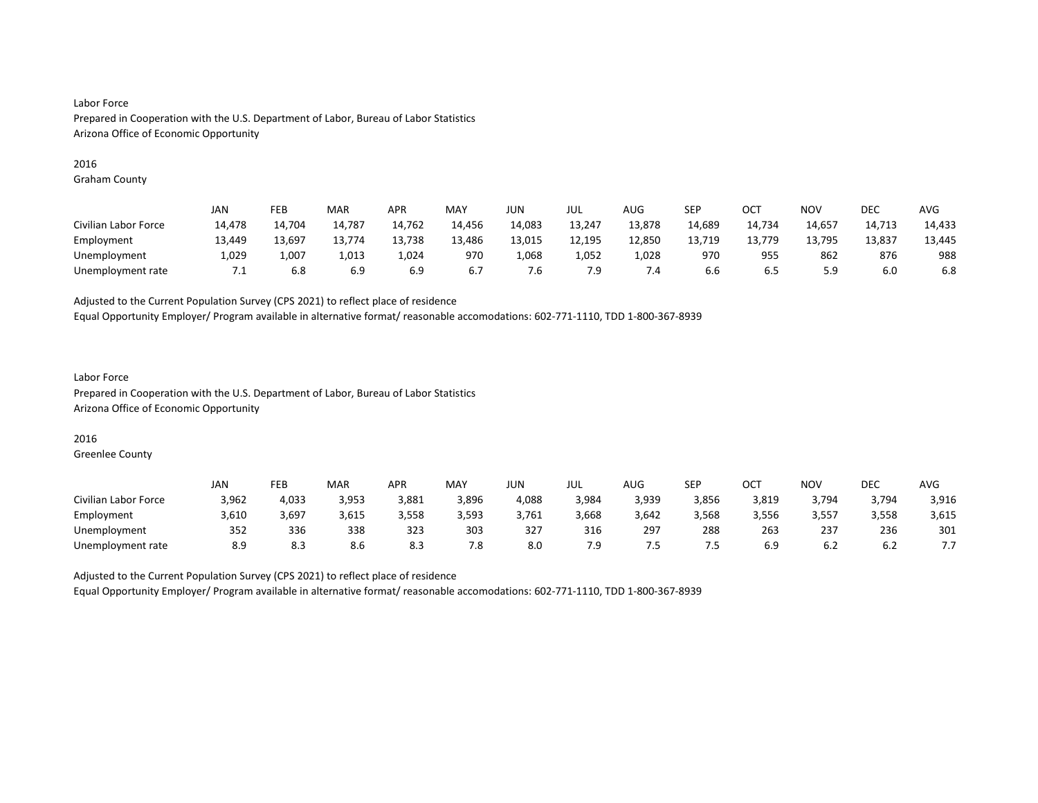Labor Force
Prepared in Cooperation with the U.S. Department of Labor, Bureau of Labor Statistics
Arizona Office of Economic Opportunity

2016
Graham County

| | JAN | FEB | MAR | APR | MAY | JUN | JUL | AUG | SEP | OCT | NOV | DEC | AVG |
|---|---|---|---|---|---|---|---|---|---|---|---|---|---|
| Civilian Labor Force | 14,478 | 14,704 | 14,787 | 14,762 | 14,456 | 14,083 | 13,247 | 13,878 | 14,689 | 14,734 | 14,657 | 14,713 | 14,433 |
| Employment | 13,449 | 13,697 | 13,774 | 13,738 | 13,486 | 13,015 | 12,195 | 12,850 | 13,719 | 13,779 | 13,795 | 13,837 | 13,445 |
| Unemployment | 1,029 | 1,007 | 1,013 | 1,024 | 970 | 1,068 | 1,052 | 1,028 | 970 | 955 | 862 | 876 | 988 |
| Unemployment rate | 7.1 | 6.8 | 6.9 | 6.9 | 6.7 | 7.6 | 7.9 | 7.4 | 6.6 | 6.5 | 5.9 | 6.0 | 6.8 |

Adjusted to the Current Population Survey (CPS 2021) to reflect place of residence
Equal Opportunity Employer/ Program available in alternative format/ reasonable accomodations: 602-771-1110, TDD 1-800-367-8939

Labor Force
Prepared in Cooperation with the U.S. Department of Labor, Bureau of Labor Statistics
Arizona Office of Economic Opportunity

2016
Greenlee County

| | JAN | FEB | MAR | APR | MAY | JUN | JUL | AUG | SEP | OCT | NOV | DEC | AVG |
|---|---|---|---|---|---|---|---|---|---|---|---|---|---|
| Civilian Labor Force | 3,962 | 4,033 | 3,953 | 3,881 | 3,896 | 4,088 | 3,984 | 3,939 | 3,856 | 3,819 | 3,794 | 3,794 | 3,916 |
| Employment | 3,610 | 3,697 | 3,615 | 3,558 | 3,593 | 3,761 | 3,668 | 3,642 | 3,568 | 3,556 | 3,557 | 3,558 | 3,615 |
| Unemployment | 352 | 336 | 338 | 323 | 303 | 327 | 316 | 297 | 288 | 263 | 237 | 236 | 301 |
| Unemployment rate | 8.9 | 8.3 | 8.6 | 8.3 | 7.8 | 8.0 | 7.9 | 7.5 | 7.5 | 6.9 | 6.2 | 6.2 | 7.7 |

Adjusted to the Current Population Survey (CPS 2021) to reflect place of residence
Equal Opportunity Employer/ Program available in alternative format/ reasonable accomodations: 602-771-1110, TDD 1-800-367-8939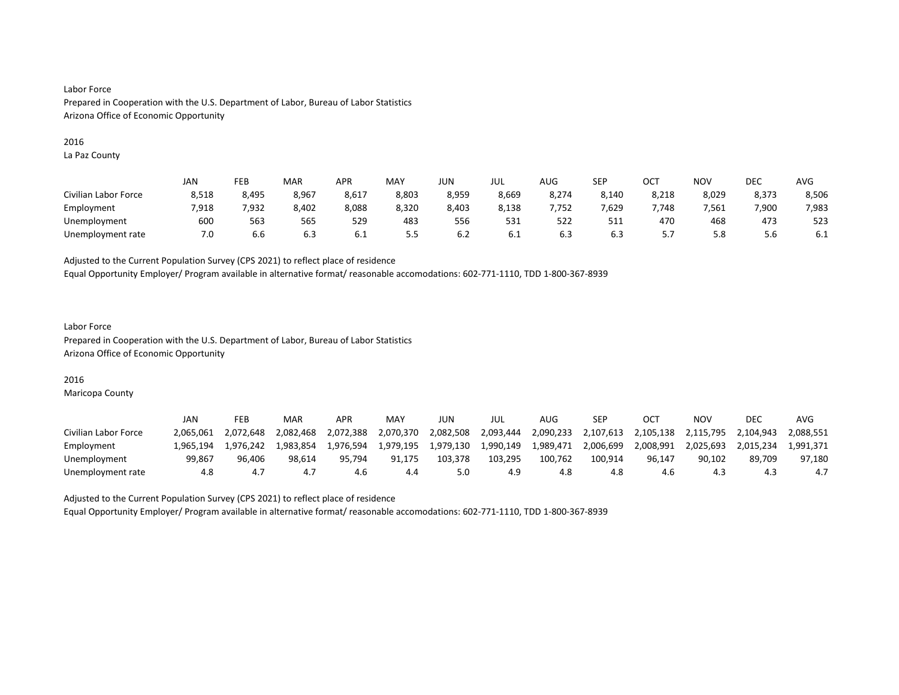Labor Force
Prepared in Cooperation with the U.S. Department of Labor, Bureau of Labor Statistics
Arizona Office of Economic Opportunity

2016
La Paz County

| | JAN | FEB | MAR | APR | MAY | JUN | JUL | AUG | SEP | OCT | NOV | DEC | AVG |
|---|---|---|---|---|---|---|---|---|---|---|---|---|---|
| Civilian Labor Force | 8,518 | 8,495 | 8,967 | 8,617 | 8,803 | 8,959 | 8,669 | 8,274 | 8,140 | 8,218 | 8,029 | 8,373 | 8,506 |
| Employment | 7,918 | 7,932 | 8,402 | 8,088 | 8,320 | 8,403 | 8,138 | 7,752 | 7,629 | 7,748 | 7,561 | 7,900 | 7,983 |
| Unemployment | 600 | 563 | 565 | 529 | 483 | 556 | 531 | 522 | 511 | 470 | 468 | 473 | 523 |
| Unemployment rate | 7.0 | 6.6 | 6.3 | 6.1 | 5.5 | 6.2 | 6.1 | 6.3 | 6.3 | 5.7 | 5.8 | 5.6 | 6.1 |

Adjusted to the Current Population Survey (CPS 2021) to reflect place of residence
Equal Opportunity Employer/ Program available in alternative format/ reasonable accomodations: 602-771-1110, TDD 1-800-367-8939

Labor Force
Prepared in Cooperation with the U.S. Department of Labor, Bureau of Labor Statistics
Arizona Office of Economic Opportunity

2016
Maricopa County

| | JAN | FEB | MAR | APR | MAY | JUN | JUL | AUG | SEP | OCT | NOV | DEC | AVG |
|---|---|---|---|---|---|---|---|---|---|---|---|---|---|
| Civilian Labor Force | 2,065,061 | 2,072,648 | 2,082,468 | 2,072,388 | 2,070,370 | 2,082,508 | 2,093,444 | 2,090,233 | 2,107,613 | 2,105,138 | 2,115,795 | 2,104,943 | 2,088,551 |
| Employment | 1,965,194 | 1,976,242 | 1,983,854 | 1,976,594 | 1,979,195 | 1,979,130 | 1,990,149 | 1,989,471 | 2,006,699 | 2,008,991 | 2,025,693 | 2,015,234 | 1,991,371 |
| Unemployment | 99,867 | 96,406 | 98,614 | 95,794 | 91,175 | 103,378 | 103,295 | 100,762 | 100,914 | 96,147 | 90,102 | 89,709 | 97,180 |
| Unemployment rate | 4.8 | 4.7 | 4.7 | 4.6 | 4.4 | 5.0 | 4.9 | 4.8 | 4.8 | 4.6 | 4.3 | 4.3 | 4.7 |

Adjusted to the Current Population Survey (CPS 2021) to reflect place of residence
Equal Opportunity Employer/ Program available in alternative format/ reasonable accomodations: 602-771-1110, TDD 1-800-367-8939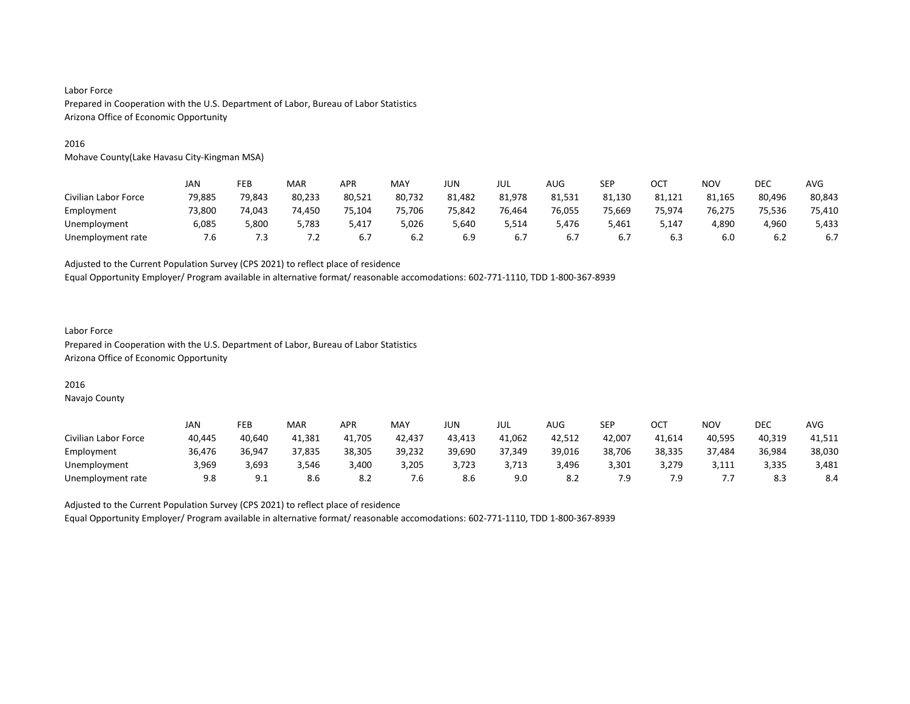Labor Force
Prepared in Cooperation with the U.S. Department of Labor, Bureau of Labor Statistics
Arizona Office of Economic Opportunity

2016
Mohave County(Lake Havasu City-Kingman MSA)

| | JAN | FEB | MAR | APR | MAY | JUN | JUL | AUG | SEP | OCT | NOV | DEC | AVG |
|---|---|---|---|---|---|---|---|---|---|---|---|---|---|
| Civilian Labor Force | 79,885 | 79,843 | 80,233 | 80,521 | 80,732 | 81,482 | 81,978 | 81,531 | 81,130 | 81,121 | 81,165 | 80,496 | 80,843 |
| Employment | 73,800 | 74,043 | 74,450 | 75,104 | 75,706 | 75,842 | 76,464 | 76,055 | 75,669 | 75,974 | 76,275 | 75,536 | 75,410 |
| Unemployment | 6,085 | 5,800 | 5,783 | 5,417 | 5,026 | 5,640 | 5,514 | 5,476 | 5,461 | 5,147 | 4,890 | 4,960 | 5,433 |
| Unemployment rate | 7.6 | 7.3 | 7.2 | 6.7 | 6.2 | 6.9 | 6.7 | 6.7 | 6.7 | 6.3 | 6.0 | 6.2 | 6.7 |

Adjusted to the Current Population Survey (CPS 2021) to reflect place of residence
Equal Opportunity Employer/ Program available in alternative format/ reasonable accomodations: 602-771-1110, TDD 1-800-367-8939

Labor Force
Prepared in Cooperation with the U.S. Department of Labor, Bureau of Labor Statistics
Arizona Office of Economic Opportunity

2016
Navajo County

| | JAN | FEB | MAR | APR | MAY | JUN | JUL | AUG | SEP | OCT | NOV | DEC | AVG |
|---|---|---|---|---|---|---|---|---|---|---|---|---|---|
| Civilian Labor Force | 40,445 | 40,640 | 41,381 | 41,705 | 42,437 | 43,413 | 41,062 | 42,512 | 42,007 | 41,614 | 40,595 | 40,319 | 41,511 |
| Employment | 36,476 | 36,947 | 37,835 | 38,305 | 39,232 | 39,690 | 37,349 | 39,016 | 38,706 | 38,335 | 37,484 | 36,984 | 38,030 |
| Unemployment | 3,969 | 3,693 | 3,546 | 3,400 | 3,205 | 3,723 | 3,713 | 3,496 | 3,301 | 3,279 | 3,111 | 3,335 | 3,481 |
| Unemployment rate | 9.8 | 9.1 | 8.6 | 8.2 | 7.6 | 8.6 | 9.0 | 8.2 | 7.9 | 7.9 | 7.7 | 8.3 | 8.4 |

Adjusted to the Current Population Survey (CPS 2021) to reflect place of residence
Equal Opportunity Employer/ Program available in alternative format/ reasonable accomodations: 602-771-1110, TDD 1-800-367-8939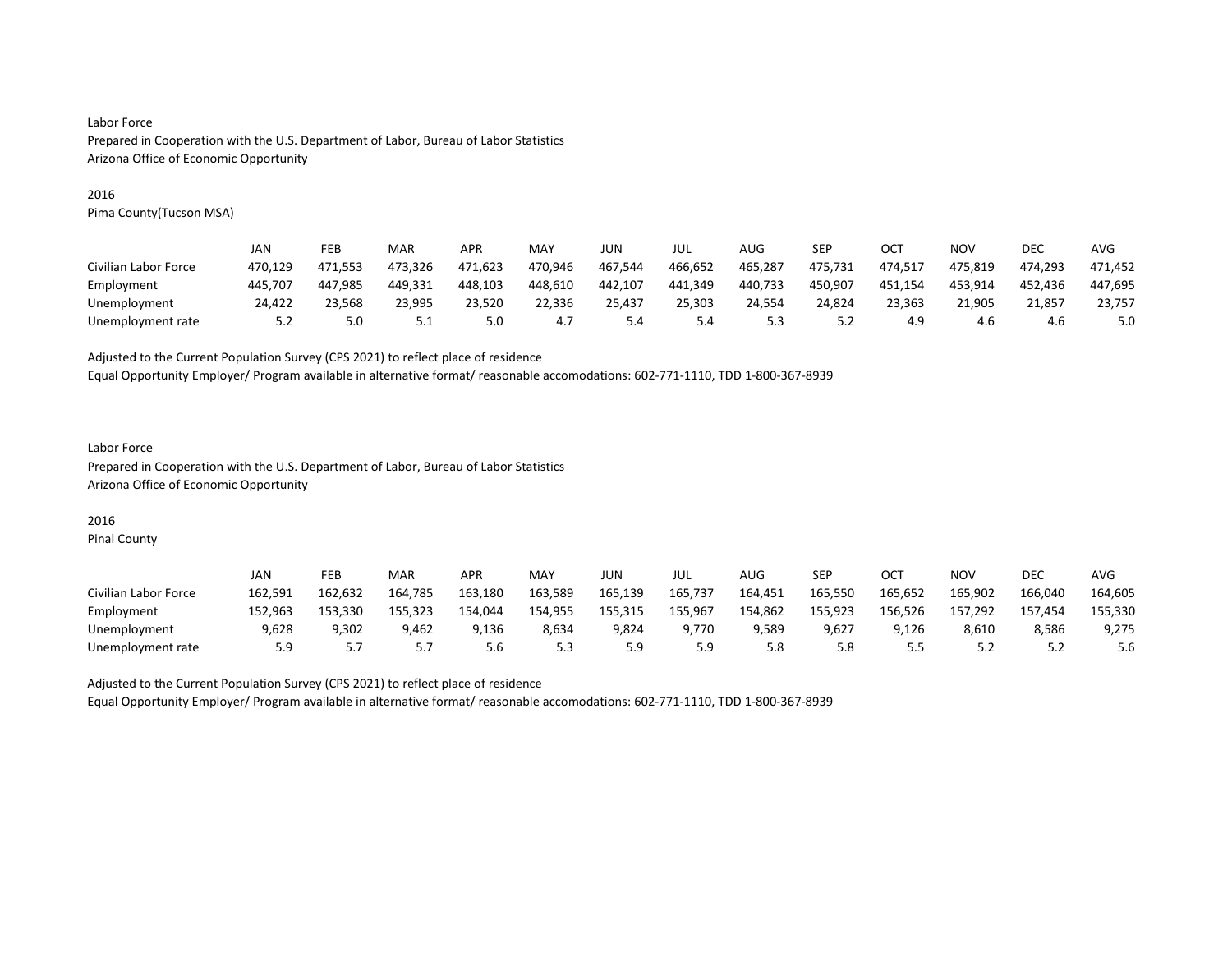Labor Force
Prepared in Cooperation with the U.S. Department of Labor, Bureau of Labor Statistics
Arizona Office of Economic Opportunity

2016
Pima County(Tucson MSA)

| | JAN | FEB | MAR | APR | MAY | JUN | JUL | AUG | SEP | OCT | NOV | DEC | AVG |
|---|---|---|---|---|---|---|---|---|---|---|---|---|---|
| Civilian Labor Force | 470,129 | 471,553 | 473,326 | 471,623 | 470,946 | 467,544 | 466,652 | 465,287 | 475,731 | 474,517 | 475,819 | 474,293 | 471,452 |
| Employment | 445,707 | 447,985 | 449,331 | 448,103 | 448,610 | 442,107 | 441,349 | 440,733 | 450,907 | 451,154 | 453,914 | 452,436 | 447,695 |
| Unemployment | 24,422 | 23,568 | 23,995 | 23,520 | 22,336 | 25,437 | 25,303 | 24,554 | 24,824 | 23,363 | 21,905 | 21,857 | 23,757 |
| Unemployment rate | 5.2 | 5.0 | 5.1 | 5.0 | 4.7 | 5.4 | 5.4 | 5.3 | 5.2 | 4.9 | 4.6 | 4.6 | 5.0 |

Adjusted to the Current Population Survey (CPS 2021) to reflect place of residence
Equal Opportunity Employer/ Program available in alternative format/ reasonable accomodations: 602-771-1110, TDD 1-800-367-8939

Labor Force
Prepared in Cooperation with the U.S. Department of Labor, Bureau of Labor Statistics
Arizona Office of Economic Opportunity

2016
Pinal County

| | JAN | FEB | MAR | APR | MAY | JUN | JUL | AUG | SEP | OCT | NOV | DEC | AVG |
|---|---|---|---|---|---|---|---|---|---|---|---|---|---|
| Civilian Labor Force | 162,591 | 162,632 | 164,785 | 163,180 | 163,589 | 165,139 | 165,737 | 164,451 | 165,550 | 165,652 | 165,902 | 166,040 | 164,605 |
| Employment | 152,963 | 153,330 | 155,323 | 154,044 | 154,955 | 155,315 | 155,967 | 154,862 | 155,923 | 156,526 | 157,292 | 157,454 | 155,330 |
| Unemployment | 9,628 | 9,302 | 9,462 | 9,136 | 8,634 | 9,824 | 9,770 | 9,589 | 9,627 | 9,126 | 8,610 | 8,586 | 9,275 |
| Unemployment rate | 5.9 | 5.7 | 5.7 | 5.6 | 5.3 | 5.9 | 5.9 | 5.8 | 5.8 | 5.5 | 5.2 | 5.2 | 5.6 |

Adjusted to the Current Population Survey (CPS 2021) to reflect place of residence
Equal Opportunity Employer/ Program available in alternative format/ reasonable accomodations: 602-771-1110, TDD 1-800-367-8939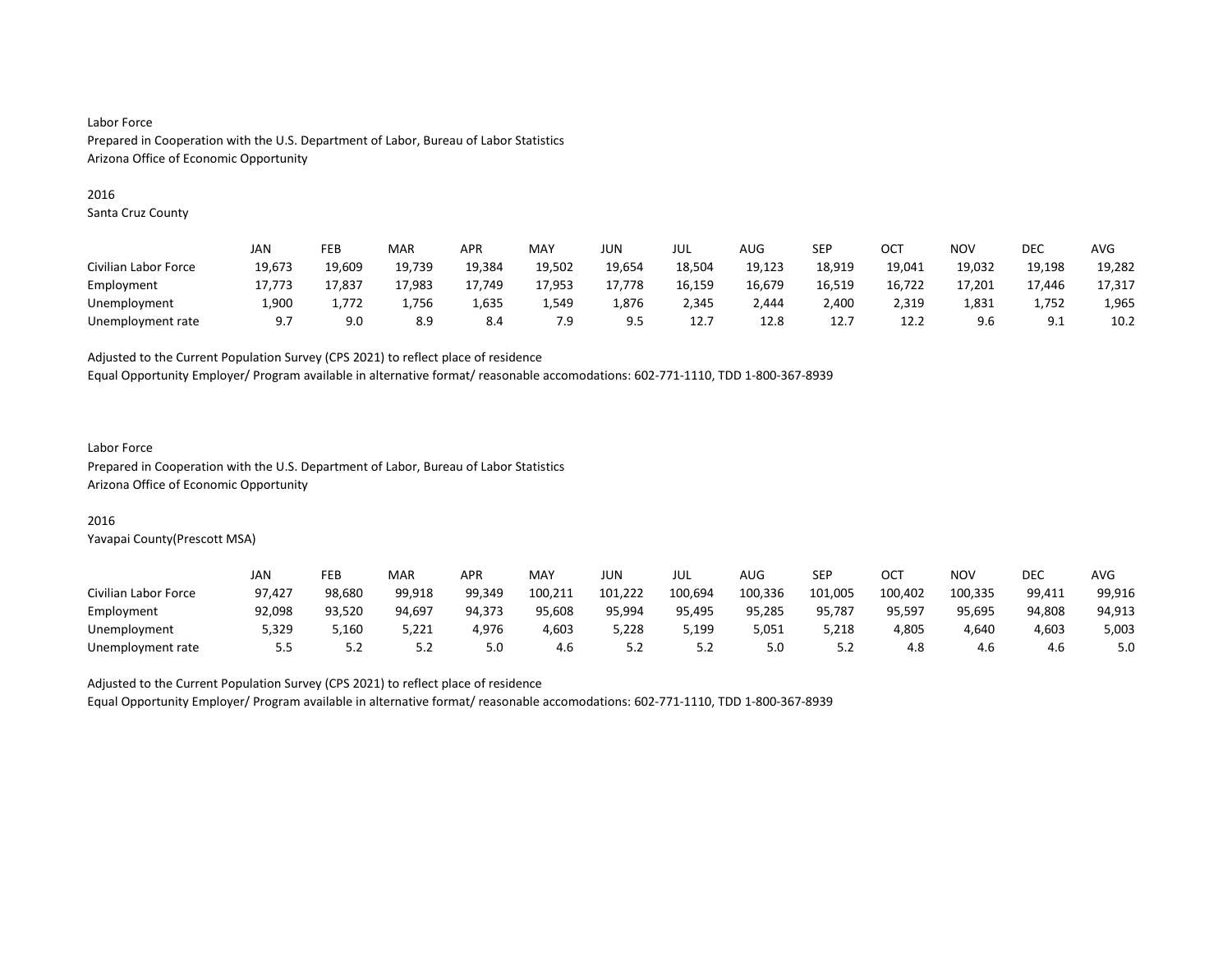Labor Force
Prepared in Cooperation with the U.S. Department of Labor, Bureau of Labor Statistics
Arizona Office of Economic Opportunity

2016
Santa Cruz County

| | JAN | FEB | MAR | APR | MAY | JUN | JUL | AUG | SEP | OCT | NOV | DEC | AVG |
|---|---|---|---|---|---|---|---|---|---|---|---|---|---|
| Civilian Labor Force | 19,673 | 19,609 | 19,739 | 19,384 | 19,502 | 19,654 | 18,504 | 19,123 | 18,919 | 19,041 | 19,032 | 19,198 | 19,282 |
| Employment | 17,773 | 17,837 | 17,983 | 17,749 | 17,953 | 17,778 | 16,159 | 16,679 | 16,519 | 16,722 | 17,201 | 17,446 | 17,317 |
| Unemployment | 1,900 | 1,772 | 1,756 | 1,635 | 1,549 | 1,876 | 2,345 | 2,444 | 2,400 | 2,319 | 1,831 | 1,752 | 1,965 |
| Unemployment rate | 9.7 | 9.0 | 8.9 | 8.4 | 7.9 | 9.5 | 12.7 | 12.8 | 12.7 | 12.2 | 9.6 | 9.1 | 10.2 |

Adjusted to the Current Population Survey (CPS 2021) to reflect place of residence
Equal Opportunity Employer/ Program available in alternative format/ reasonable accomodations: 602-771-1110, TDD 1-800-367-8939

Labor Force
Prepared in Cooperation with the U.S. Department of Labor, Bureau of Labor Statistics
Arizona Office of Economic Opportunity

2016
Yavapai County(Prescott MSA)

| | JAN | FEB | MAR | APR | MAY | JUN | JUL | AUG | SEP | OCT | NOV | DEC | AVG |
|---|---|---|---|---|---|---|---|---|---|---|---|---|---|
| Civilian Labor Force | 97,427 | 98,680 | 99,918 | 99,349 | 100,211 | 101,222 | 100,694 | 100,336 | 101,005 | 100,402 | 100,335 | 99,411 | 99,916 |
| Employment | 92,098 | 93,520 | 94,697 | 94,373 | 95,608 | 95,994 | 95,495 | 95,285 | 95,787 | 95,597 | 95,695 | 94,808 | 94,913 |
| Unemployment | 5,329 | 5,160 | 5,221 | 4,976 | 4,603 | 5,228 | 5,199 | 5,051 | 5,218 | 4,805 | 4,640 | 4,603 | 5,003 |
| Unemployment rate | 5.5 | 5.2 | 5.2 | 5.0 | 4.6 | 5.2 | 5.2 | 5.0 | 5.2 | 4.8 | 4.6 | 4.6 | 5.0 |

Adjusted to the Current Population Survey (CPS 2021) to reflect place of residence
Equal Opportunity Employer/ Program available in alternative format/ reasonable accomodations: 602-771-1110, TDD 1-800-367-8939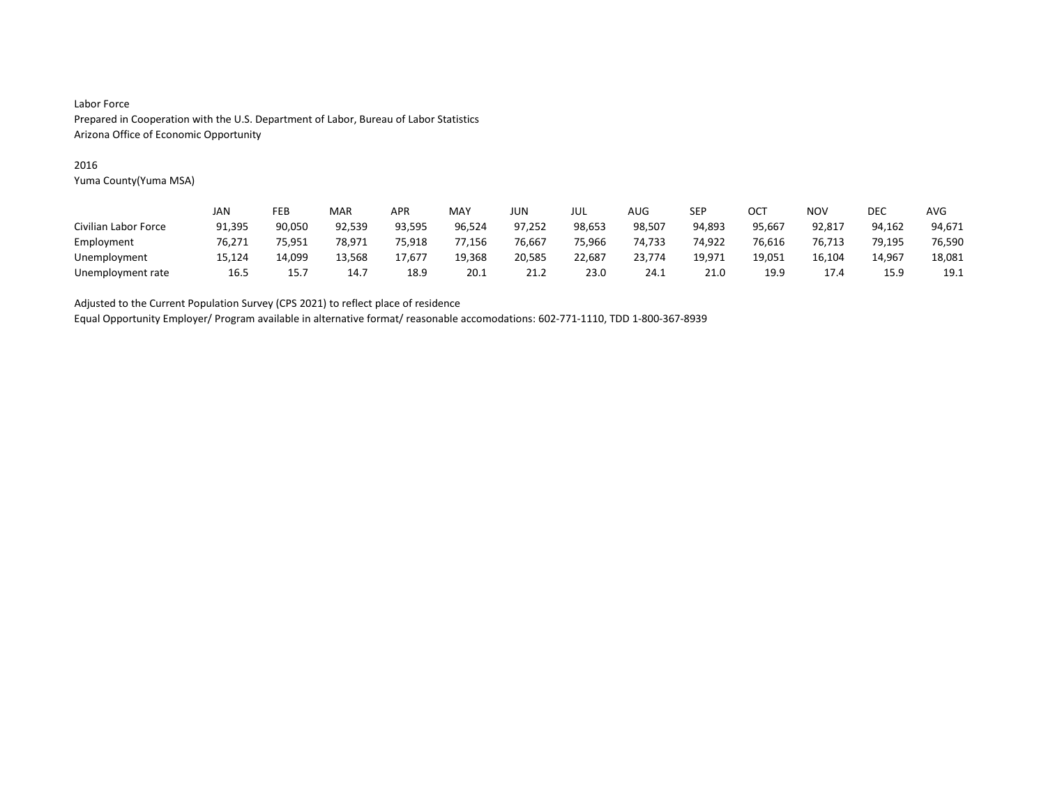Labor Force
Prepared in Cooperation with the U.S. Department of Labor, Bureau of Labor Statistics
Arizona Office of Economic Opportunity

2016
Yuma County(Yuma MSA)

| | JAN | FEB | MAR | APR | MAY | JUN | JUL | AUG | SEP | OCT | NOV | DEC | AVG |
|---|---|---|---|---|---|---|---|---|---|---|---|---|---|
| Civilian Labor Force | 91,395 | 90,050 | 92,539 | 93,595 | 96,524 | 97,252 | 98,653 | 98,507 | 94,893 | 95,667 | 92,817 | 94,162 | 94,671 |
| Employment | 76,271 | 75,951 | 78,971 | 75,918 | 77,156 | 76,667 | 75,966 | 74,733 | 74,922 | 76,616 | 76,713 | 79,195 | 76,590 |
| Unemployment | 15,124 | 14,099 | 13,568 | 17,677 | 19,368 | 20,585 | 22,687 | 23,774 | 19,971 | 19,051 | 16,104 | 14,967 | 18,081 |
| Unemployment rate | 16.5 | 15.7 | 14.7 | 18.9 | 20.1 | 21.2 | 23.0 | 24.1 | 21.0 | 19.9 | 17.4 | 15.9 | 19.1 |

Adjusted to the Current Population Survey (CPS 2021) to reflect place of residence
Equal Opportunity Employer/ Program available in alternative format/ reasonable accomodations: 602-771-1110, TDD 1-800-367-8939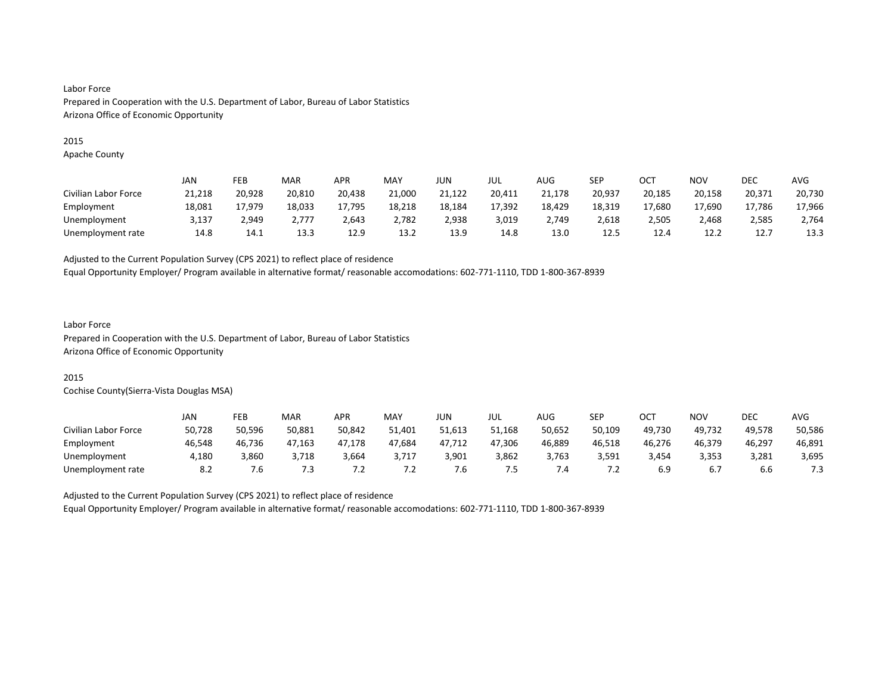Labor Force
Prepared in Cooperation with the U.S. Department of Labor, Bureau of Labor Statistics
Arizona Office of Economic Opportunity

2015
Apache County

| | JAN | FEB | MAR | APR | MAY | JUN | JUL | AUG | SEP | OCT | NOV | DEC | AVG |
|---|---|---|---|---|---|---|---|---|---|---|---|---|---|
| Civilian Labor Force | 21,218 | 20,928 | 20,810 | 20,438 | 21,000 | 21,122 | 20,411 | 21,178 | 20,937 | 20,185 | 20,158 | 20,371 | 20,730 |
| Employment | 18,081 | 17,979 | 18,033 | 17,795 | 18,218 | 18,184 | 17,392 | 18,429 | 18,319 | 17,680 | 17,690 | 17,786 | 17,966 |
| Unemployment | 3,137 | 2,949 | 2,777 | 2,643 | 2,782 | 2,938 | 3,019 | 2,749 | 2,618 | 2,505 | 2,468 | 2,585 | 2,764 |
| Unemployment rate | 14.8 | 14.1 | 13.3 | 12.9 | 13.2 | 13.9 | 14.8 | 13.0 | 12.5 | 12.4 | 12.2 | 12.7 | 13.3 |

Adjusted to the Current Population Survey (CPS 2021) to reflect place of residence
Equal Opportunity Employer/ Program available in alternative format/ reasonable accomodations: 602-771-1110, TDD 1-800-367-8939

Labor Force
Prepared in Cooperation with the U.S. Department of Labor, Bureau of Labor Statistics
Arizona Office of Economic Opportunity

2015
Cochise County(Sierra-Vista Douglas MSA)

| | JAN | FEB | MAR | APR | MAY | JUN | JUL | AUG | SEP | OCT | NOV | DEC | AVG |
|---|---|---|---|---|---|---|---|---|---|---|---|---|---|
| Civilian Labor Force | 50,728 | 50,596 | 50,881 | 50,842 | 51,401 | 51,613 | 51,168 | 50,652 | 50,109 | 49,730 | 49,732 | 49,578 | 50,586 |
| Employment | 46,548 | 46,736 | 47,163 | 47,178 | 47,684 | 47,712 | 47,306 | 46,889 | 46,518 | 46,276 | 46,379 | 46,297 | 46,891 |
| Unemployment | 4,180 | 3,860 | 3,718 | 3,664 | 3,717 | 3,901 | 3,862 | 3,763 | 3,591 | 3,454 | 3,353 | 3,281 | 3,695 |
| Unemployment rate | 8.2 | 7.6 | 7.3 | 7.2 | 7.2 | 7.6 | 7.5 | 7.4 | 7.2 | 6.9 | 6.7 | 6.6 | 7.3 |

Adjusted to the Current Population Survey (CPS 2021) to reflect place of residence
Equal Opportunity Employer/ Program available in alternative format/ reasonable accomodations: 602-771-1110, TDD 1-800-367-8939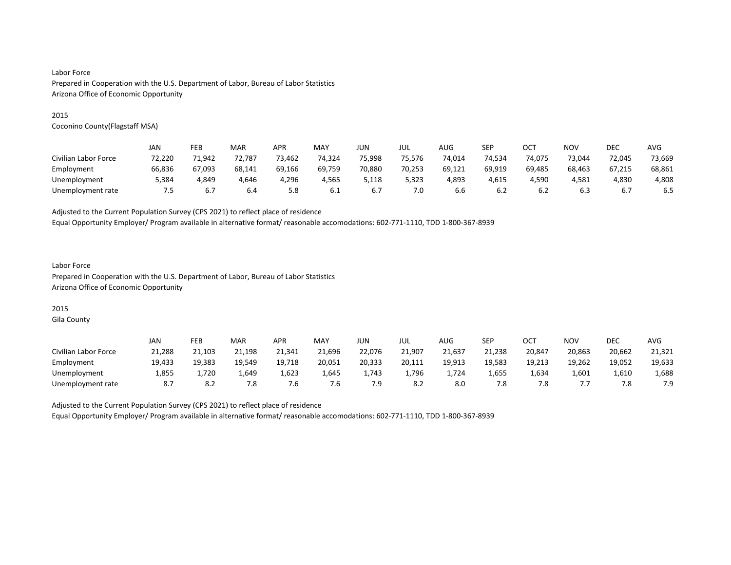Labor Force
Prepared in Cooperation with the U.S. Department of Labor, Bureau of Labor Statistics
Arizona Office of Economic Opportunity

2015
Coconino County(Flagstaff MSA)

| | JAN | FEB | MAR | APR | MAY | JUN | JUL | AUG | SEP | OCT | NOV | DEC | AVG |
|---|---|---|---|---|---|---|---|---|---|---|---|---|---|
| Civilian Labor Force | 72,220 | 71,942 | 72,787 | 73,462 | 74,324 | 75,998 | 75,576 | 74,014 | 74,534 | 74,075 | 73,044 | 72,045 | 73,669 |
| Employment | 66,836 | 67,093 | 68,141 | 69,166 | 69,759 | 70,880 | 70,253 | 69,121 | 69,919 | 69,485 | 68,463 | 67,215 | 68,861 |
| Unemployment | 5,384 | 4,849 | 4,646 | 4,296 | 4,565 | 5,118 | 5,323 | 4,893 | 4,615 | 4,590 | 4,581 | 4,830 | 4,808 |
| Unemployment rate | 7.5 | 6.7 | 6.4 | 5.8 | 6.1 | 6.7 | 7.0 | 6.6 | 6.2 | 6.2 | 6.3 | 6.7 | 6.5 |

Adjusted to the Current Population Survey (CPS 2021) to reflect place of residence
Equal Opportunity Employer/ Program available in alternative format/ reasonable accomodations: 602-771-1110, TDD 1-800-367-8939

Labor Force
Prepared in Cooperation with the U.S. Department of Labor, Bureau of Labor Statistics
Arizona Office of Economic Opportunity

2015
Gila County

| | JAN | FEB | MAR | APR | MAY | JUN | JUL | AUG | SEP | OCT | NOV | DEC | AVG |
|---|---|---|---|---|---|---|---|---|---|---|---|---|---|
| Civilian Labor Force | 21,288 | 21,103 | 21,198 | 21,341 | 21,696 | 22,076 | 21,907 | 21,637 | 21,238 | 20,847 | 20,863 | 20,662 | 21,321 |
| Employment | 19,433 | 19,383 | 19,549 | 19,718 | 20,051 | 20,333 | 20,111 | 19,913 | 19,583 | 19,213 | 19,262 | 19,052 | 19,633 |
| Unemployment | 1,855 | 1,720 | 1,649 | 1,623 | 1,645 | 1,743 | 1,796 | 1,724 | 1,655 | 1,634 | 1,601 | 1,610 | 1,688 |
| Unemployment rate | 8.7 | 8.2 | 7.8 | 7.6 | 7.6 | 7.9 | 8.2 | 8.0 | 7.8 | 7.8 | 7.7 | 7.8 | 7.9 |

Adjusted to the Current Population Survey (CPS 2021) to reflect place of residence
Equal Opportunity Employer/ Program available in alternative format/ reasonable accomodations: 602-771-1110, TDD 1-800-367-8939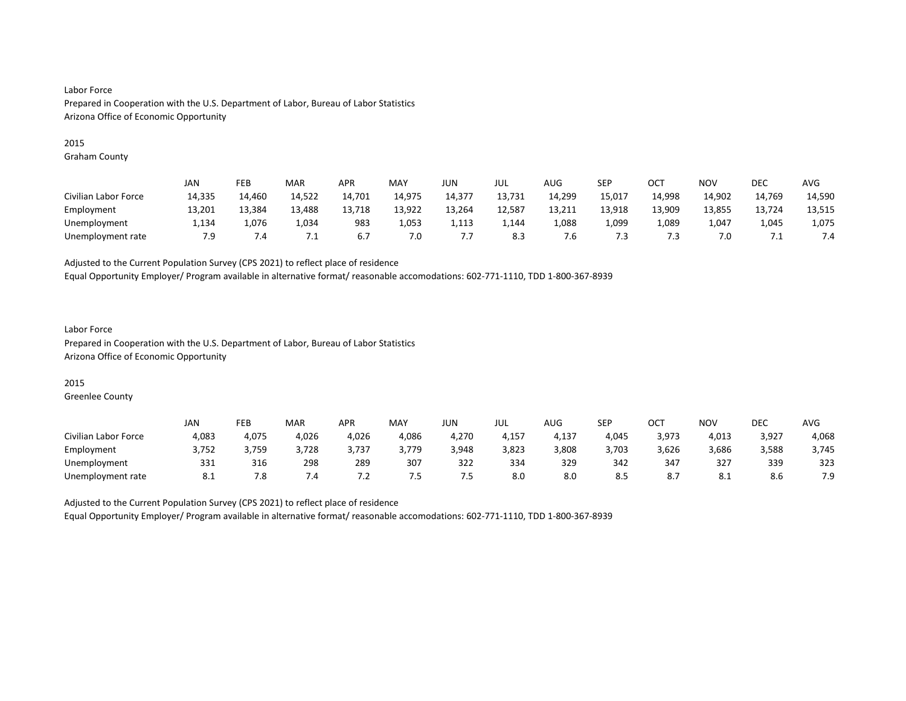Labor Force
Prepared in Cooperation with the U.S. Department of Labor, Bureau of Labor Statistics
Arizona Office of Economic Opportunity

2015
Graham County

| | JAN | FEB | MAR | APR | MAY | JUN | JUL | AUG | SEP | OCT | NOV | DEC | AVG |
|---|---|---|---|---|---|---|---|---|---|---|---|---|---|
| Civilian Labor Force | 14,335 | 14,460 | 14,522 | 14,701 | 14,975 | 14,377 | 13,731 | 14,299 | 15,017 | 14,998 | 14,902 | 14,769 | 14,590 |
| Employment | 13,201 | 13,384 | 13,488 | 13,718 | 13,922 | 13,264 | 12,587 | 13,211 | 13,918 | 13,909 | 13,855 | 13,724 | 13,515 |
| Unemployment | 1,134 | 1,076 | 1,034 | 983 | 1,053 | 1,113 | 1,144 | 1,088 | 1,099 | 1,089 | 1,047 | 1,045 | 1,075 |
| Unemployment rate | 7.9 | 7.4 | 7.1 | 6.7 | 7.0 | 7.7 | 8.3 | 7.6 | 7.3 | 7.3 | 7.0 | 7.1 | 7.4 |

Adjusted to the Current Population Survey (CPS 2021) to reflect place of residence
Equal Opportunity Employer/ Program available in alternative format/ reasonable accomodations: 602-771-1110, TDD 1-800-367-8939

Labor Force
Prepared in Cooperation with the U.S. Department of Labor, Bureau of Labor Statistics
Arizona Office of Economic Opportunity

2015
Greenlee County

| | JAN | FEB | MAR | APR | MAY | JUN | JUL | AUG | SEP | OCT | NOV | DEC | AVG |
|---|---|---|---|---|---|---|---|---|---|---|---|---|---|
| Civilian Labor Force | 4,083 | 4,075 | 4,026 | 4,026 | 4,086 | 4,270 | 4,157 | 4,137 | 4,045 | 3,973 | 4,013 | 3,927 | 4,068 |
| Employment | 3,752 | 3,759 | 3,728 | 3,737 | 3,779 | 3,948 | 3,823 | 3,808 | 3,703 | 3,626 | 3,686 | 3,588 | 3,745 |
| Unemployment | 331 | 316 | 298 | 289 | 307 | 322 | 334 | 329 | 342 | 347 | 327 | 339 | 323 |
| Unemployment rate | 8.1 | 7.8 | 7.4 | 7.2 | 7.5 | 7.5 | 8.0 | 8.0 | 8.5 | 8.7 | 8.1 | 8.6 | 7.9 |

Adjusted to the Current Population Survey (CPS 2021) to reflect place of residence
Equal Opportunity Employer/ Program available in alternative format/ reasonable accomodations: 602-771-1110, TDD 1-800-367-8939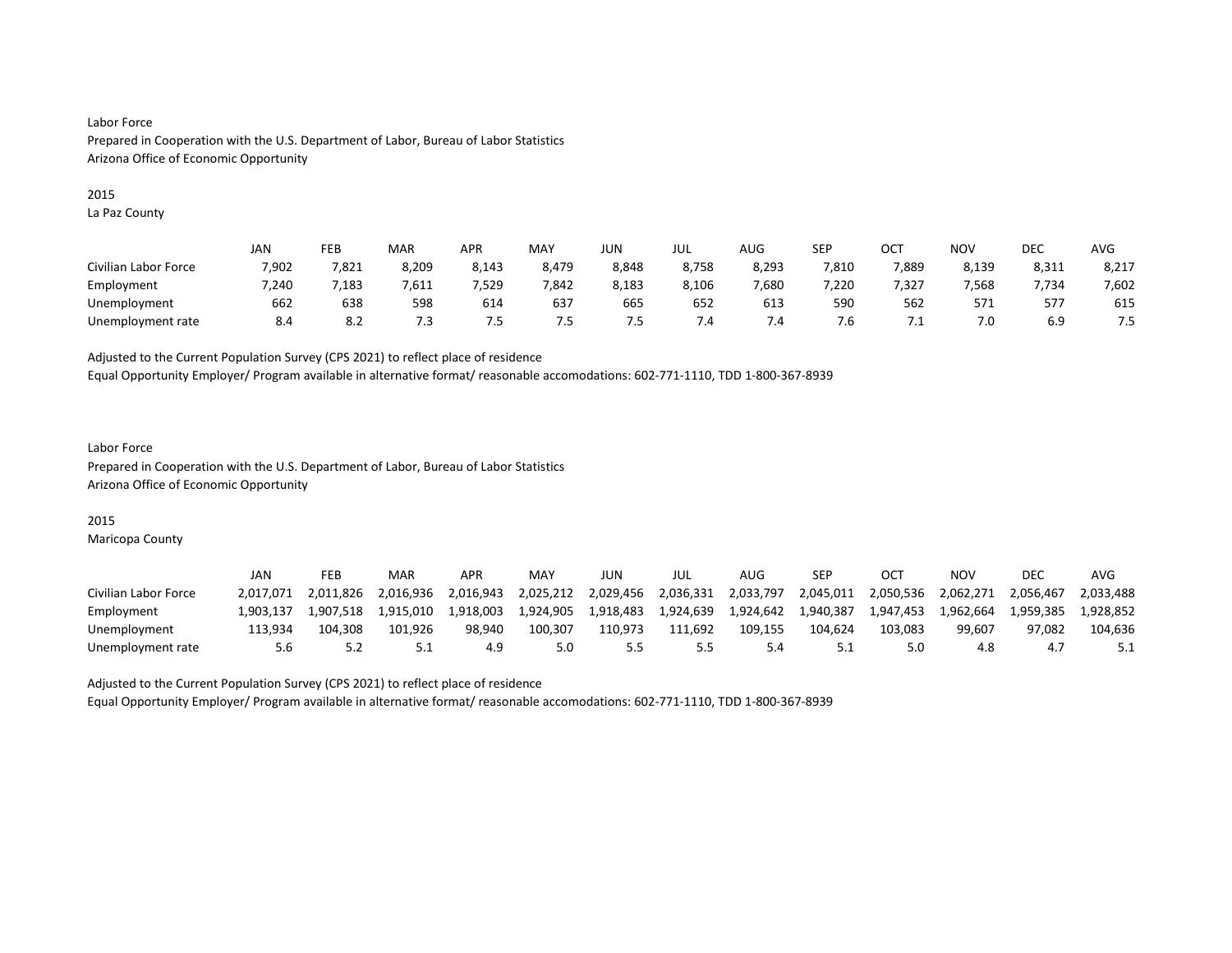Labor Force
Prepared in Cooperation with the U.S. Department of Labor, Bureau of Labor Statistics
Arizona Office of Economic Opportunity

2015
La Paz County

| | JAN | FEB | MAR | APR | MAY | JUN | JUL | AUG | SEP | OCT | NOV | DEC | AVG |
|---|---|---|---|---|---|---|---|---|---|---|---|---|---|
| Civilian Labor Force | 7,902 | 7,821 | 8,209 | 8,143 | 8,479 | 8,848 | 8,758 | 8,293 | 7,810 | 7,889 | 8,139 | 8,311 | 8,217 |
| Employment | 7,240 | 7,183 | 7,611 | 7,529 | 7,842 | 8,183 | 8,106 | 7,680 | 7,220 | 7,327 | 7,568 | 7,734 | 7,602 |
| Unemployment | 662 | 638 | 598 | 614 | 637 | 665 | 652 | 613 | 590 | 562 | 571 | 577 | 615 |
| Unemployment rate | 8.4 | 8.2 | 7.3 | 7.5 | 7.5 | 7.5 | 7.4 | 7.4 | 7.6 | 7.1 | 7.0 | 6.9 | 7.5 |

Adjusted to the Current Population Survey (CPS 2021) to reflect place of residence
Equal Opportunity Employer/ Program available in alternative format/ reasonable accomodations: 602-771-1110, TDD 1-800-367-8939

Labor Force
Prepared in Cooperation with the U.S. Department of Labor, Bureau of Labor Statistics
Arizona Office of Economic Opportunity

2015
Maricopa County

| | JAN | FEB | MAR | APR | MAY | JUN | JUL | AUG | SEP | OCT | NOV | DEC | AVG |
|---|---|---|---|---|---|---|---|---|---|---|---|---|---|
| Civilian Labor Force | 2,017,071 | 2,011,826 | 2,016,936 | 2,016,943 | 2,025,212 | 2,029,456 | 2,036,331 | 2,033,797 | 2,045,011 | 2,050,536 | 2,062,271 | 2,056,467 | 2,033,488 |
| Employment | 1,903,137 | 1,907,518 | 1,915,010 | 1,918,003 | 1,924,905 | 1,918,483 | 1,924,639 | 1,924,642 | 1,940,387 | 1,947,453 | 1,962,664 | 1,959,385 | 1,928,852 |
| Unemployment | 113,934 | 104,308 | 101,926 | 98,940 | 100,307 | 110,973 | 111,692 | 109,155 | 104,624 | 103,083 | 99,607 | 97,082 | 104,636 |
| Unemployment rate | 5.6 | 5.2 | 5.1 | 4.9 | 5.0 | 5.5 | 5.5 | 5.4 | 5.1 | 5.0 | 4.8 | 4.7 | 5.1 |

Adjusted to the Current Population Survey (CPS 2021) to reflect place of residence
Equal Opportunity Employer/ Program available in alternative format/ reasonable accomodations: 602-771-1110, TDD 1-800-367-8939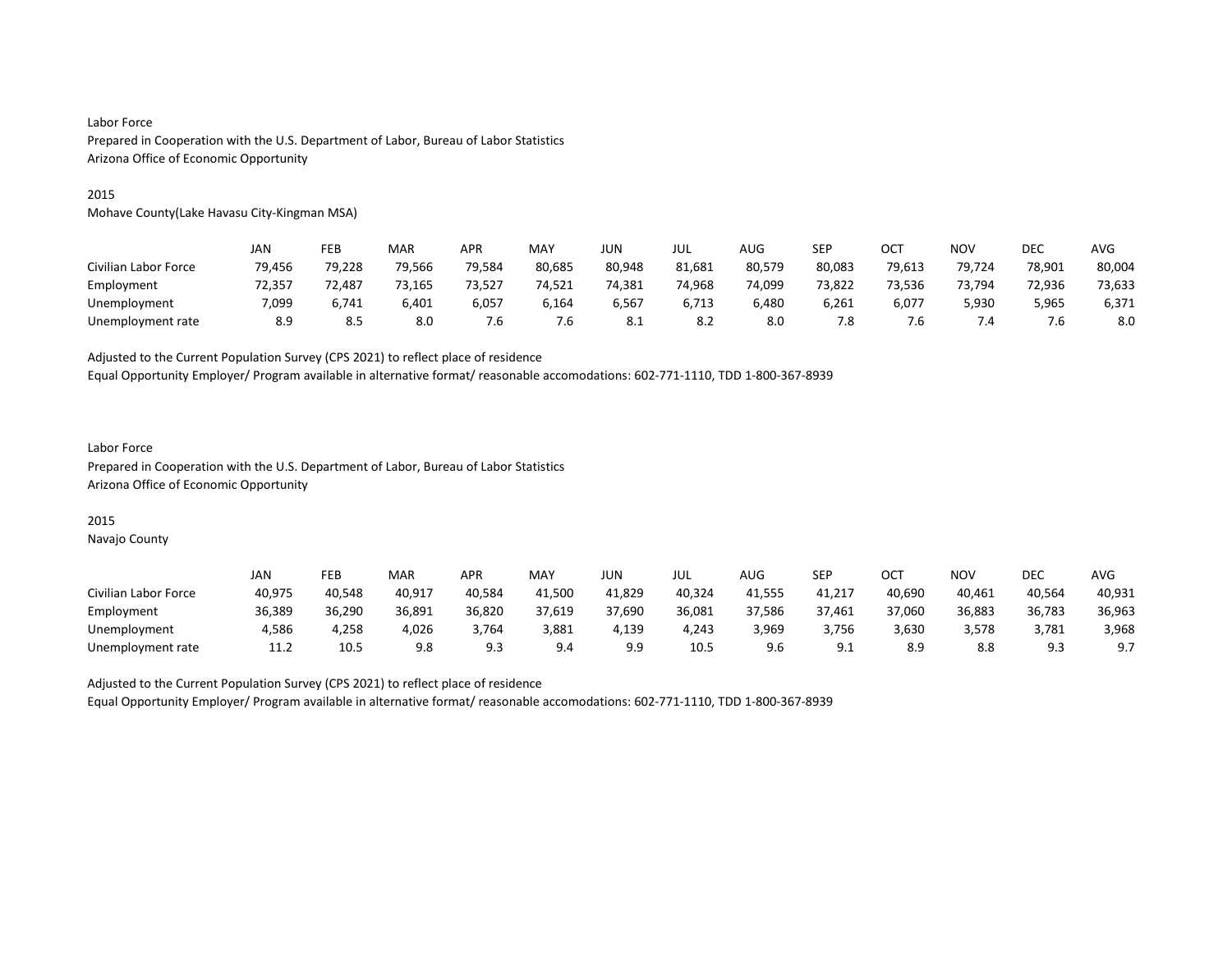Labor Force
Prepared in Cooperation with the U.S. Department of Labor, Bureau of Labor Statistics
Arizona Office of Economic Opportunity

2015
Mohave County(Lake Havasu City-Kingman MSA)

| | JAN | FEB | MAR | APR | MAY | JUN | JUL | AUG | SEP | OCT | NOV | DEC | AVG |
|---|---|---|---|---|---|---|---|---|---|---|---|---|---|
| Civilian Labor Force | 79,456 | 79,228 | 79,566 | 79,584 | 80,685 | 80,948 | 81,681 | 80,579 | 80,083 | 79,613 | 79,724 | 78,901 | 80,004 |
| Employment | 72,357 | 72,487 | 73,165 | 73,527 | 74,521 | 74,381 | 74,968 | 74,099 | 73,822 | 73,536 | 73,794 | 72,936 | 73,633 |
| Unemployment | 7,099 | 6,741 | 6,401 | 6,057 | 6,164 | 6,567 | 6,713 | 6,480 | 6,261 | 6,077 | 5,930 | 5,965 | 6,371 |
| Unemployment rate | 8.9 | 8.5 | 8.0 | 7.6 | 7.6 | 8.1 | 8.2 | 8.0 | 7.8 | 7.6 | 7.4 | 7.6 | 8.0 |

Adjusted to the Current Population Survey (CPS 2021) to reflect place of residence
Equal Opportunity Employer/ Program available in alternative format/ reasonable accomodations: 602-771-1110, TDD 1-800-367-8939

Labor Force
Prepared in Cooperation with the U.S. Department of Labor, Bureau of Labor Statistics
Arizona Office of Economic Opportunity

2015
Navajo County

| | JAN | FEB | MAR | APR | MAY | JUN | JUL | AUG | SEP | OCT | NOV | DEC | AVG |
|---|---|---|---|---|---|---|---|---|---|---|---|---|---|
| Civilian Labor Force | 40,975 | 40,548 | 40,917 | 40,584 | 41,500 | 41,829 | 40,324 | 41,555 | 41,217 | 40,690 | 40,461 | 40,564 | 40,931 |
| Employment | 36,389 | 36,290 | 36,891 | 36,820 | 37,619 | 37,690 | 36,081 | 37,586 | 37,461 | 37,060 | 36,883 | 36,783 | 36,963 |
| Unemployment | 4,586 | 4,258 | 4,026 | 3,764 | 3,881 | 4,139 | 4,243 | 3,969 | 3,756 | 3,630 | 3,578 | 3,781 | 3,968 |
| Unemployment rate | 11.2 | 10.5 | 9.8 | 9.3 | 9.4 | 9.9 | 10.5 | 9.6 | 9.1 | 8.9 | 8.8 | 9.3 | 9.7 |

Adjusted to the Current Population Survey (CPS 2021) to reflect place of residence
Equal Opportunity Employer/ Program available in alternative format/ reasonable accomodations: 602-771-1110, TDD 1-800-367-8939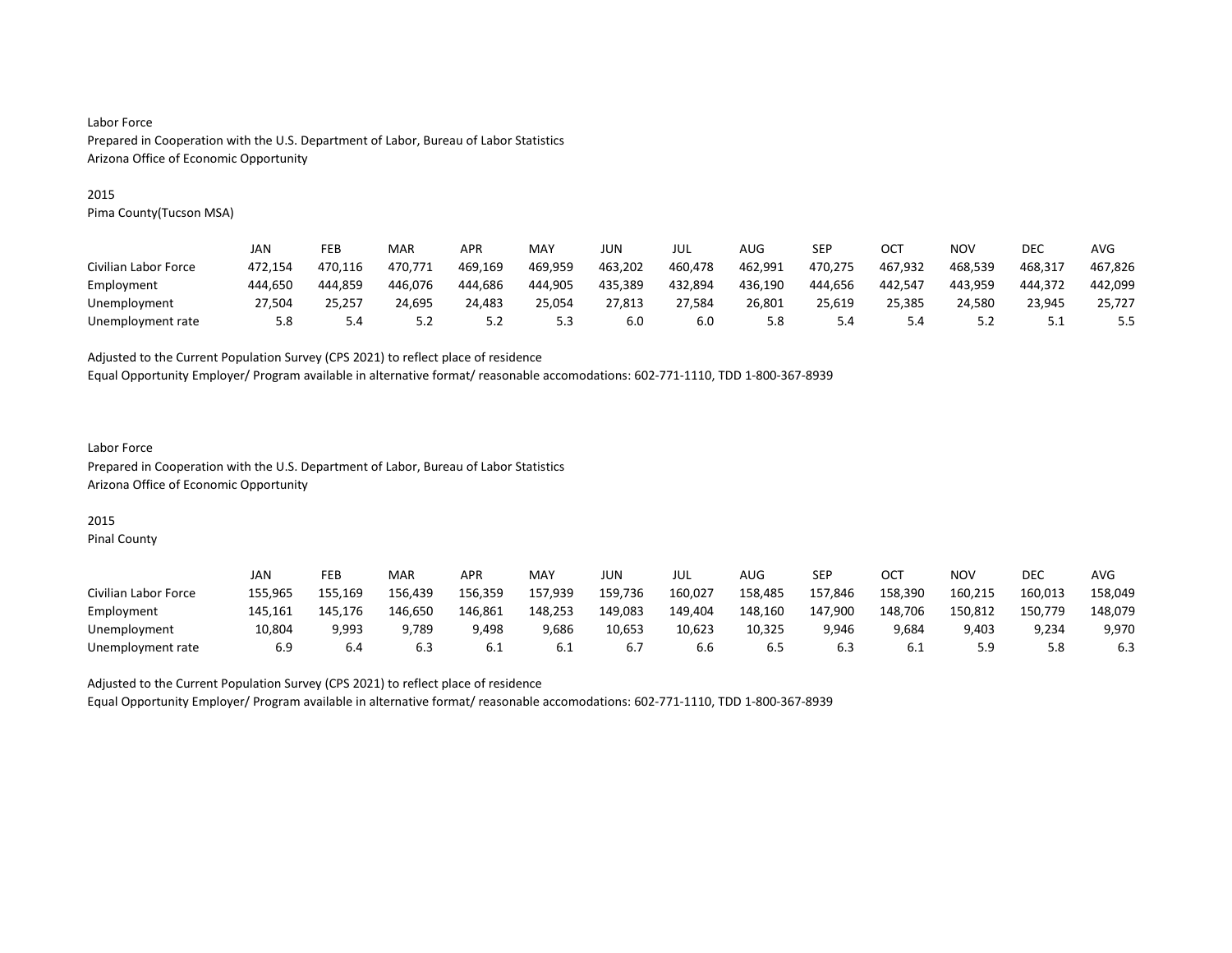Labor Force
Prepared in Cooperation with the U.S. Department of Labor, Bureau of Labor Statistics
Arizona Office of Economic Opportunity

2015
Pima County(Tucson MSA)

| | JAN | FEB | MAR | APR | MAY | JUN | JUL | AUG | SEP | OCT | NOV | DEC | AVG |
|---|---|---|---|---|---|---|---|---|---|---|---|---|---|
| Civilian Labor Force | 472,154 | 470,116 | 470,771 | 469,169 | 469,959 | 463,202 | 460,478 | 462,991 | 470,275 | 467,932 | 468,539 | 468,317 | 467,826 |
| Employment | 444,650 | 444,859 | 446,076 | 444,686 | 444,905 | 435,389 | 432,894 | 436,190 | 444,656 | 442,547 | 443,959 | 444,372 | 442,099 |
| Unemployment | 27,504 | 25,257 | 24,695 | 24,483 | 25,054 | 27,813 | 27,584 | 26,801 | 25,619 | 25,385 | 24,580 | 23,945 | 25,727 |
| Unemployment rate | 5.8 | 5.4 | 5.2 | 5.2 | 5.3 | 6.0 | 6.0 | 5.8 | 5.4 | 5.4 | 5.2 | 5.1 | 5.5 |

Adjusted to the Current Population Survey (CPS 2021) to reflect place of residence
Equal Opportunity Employer/ Program available in alternative format/ reasonable accomodations: 602-771-1110, TDD 1-800-367-8939

Labor Force
Prepared in Cooperation with the U.S. Department of Labor, Bureau of Labor Statistics
Arizona Office of Economic Opportunity

2015
Pinal County

| | JAN | FEB | MAR | APR | MAY | JUN | JUL | AUG | SEP | OCT | NOV | DEC | AVG |
|---|---|---|---|---|---|---|---|---|---|---|---|---|---|
| Civilian Labor Force | 155,965 | 155,169 | 156,439 | 156,359 | 157,939 | 159,736 | 160,027 | 158,485 | 157,846 | 158,390 | 160,215 | 160,013 | 158,049 |
| Employment | 145,161 | 145,176 | 146,650 | 146,861 | 148,253 | 149,083 | 149,404 | 148,160 | 147,900 | 148,706 | 150,812 | 150,779 | 148,079 |
| Unemployment | 10,804 | 9,993 | 9,789 | 9,498 | 9,686 | 10,653 | 10,623 | 10,325 | 9,946 | 9,684 | 9,403 | 9,234 | 9,970 |
| Unemployment rate | 6.9 | 6.4 | 6.3 | 6.1 | 6.1 | 6.7 | 6.6 | 6.5 | 6.3 | 6.1 | 5.9 | 5.8 | 6.3 |

Adjusted to the Current Population Survey (CPS 2021) to reflect place of residence
Equal Opportunity Employer/ Program available in alternative format/ reasonable accomodations: 602-771-1110, TDD 1-800-367-8939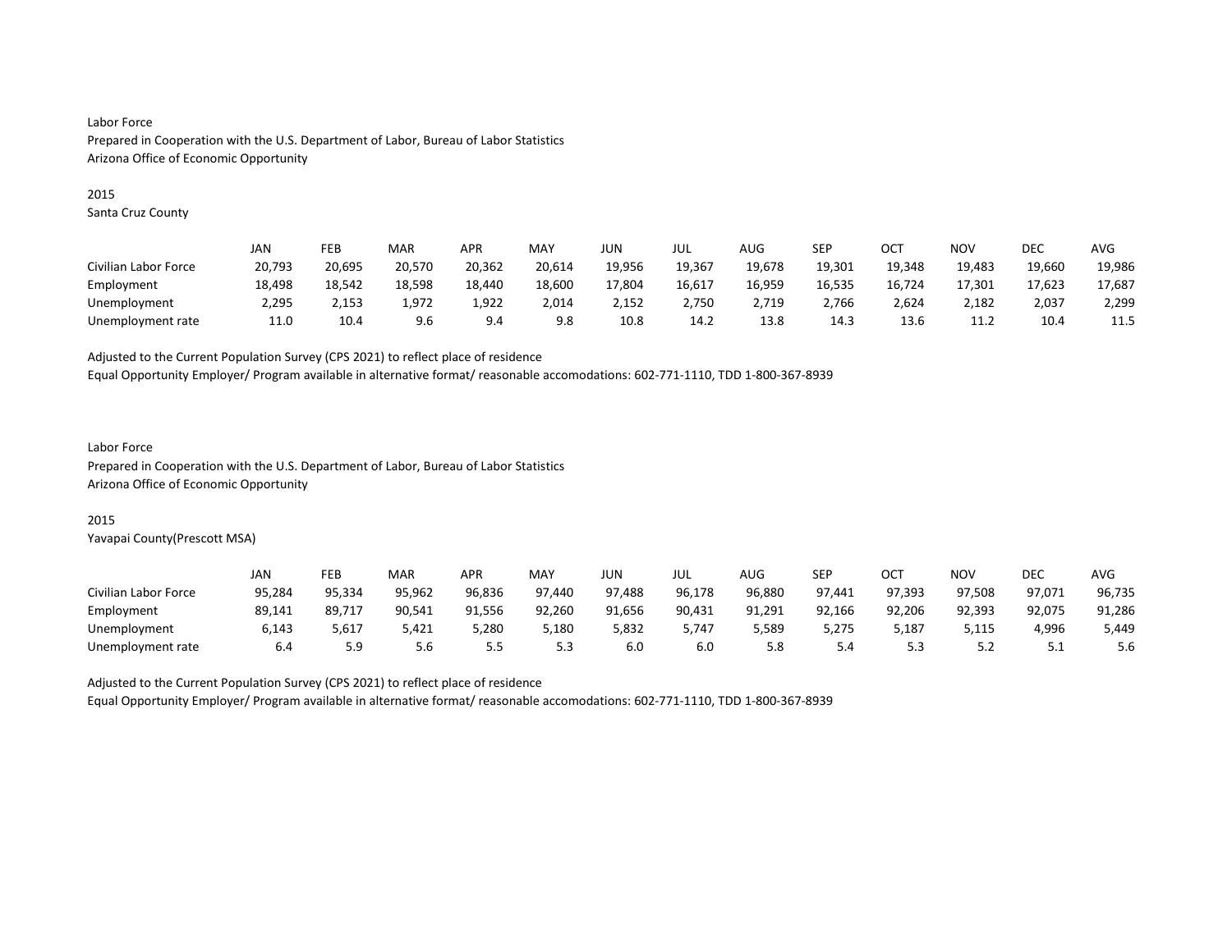Labor Force
Prepared in Cooperation with the U.S. Department of Labor, Bureau of Labor Statistics
Arizona Office of Economic Opportunity

2015
Santa Cruz County

| | JAN | FEB | MAR | APR | MAY | JUN | JUL | AUG | SEP | OCT | NOV | DEC | AVG |
|---|---|---|---|---|---|---|---|---|---|---|---|---|---|
| Civilian Labor Force | 20,793 | 20,695 | 20,570 | 20,362 | 20,614 | 19,956 | 19,367 | 19,678 | 19,301 | 19,348 | 19,483 | 19,660 | 19,986 |
| Employment | 18,498 | 18,542 | 18,598 | 18,440 | 18,600 | 17,804 | 16,617 | 16,959 | 16,535 | 16,724 | 17,301 | 17,623 | 17,687 |
| Unemployment | 2,295 | 2,153 | 1,972 | 1,922 | 2,014 | 2,152 | 2,750 | 2,719 | 2,766 | 2,624 | 2,182 | 2,037 | 2,299 |
| Unemployment rate | 11.0 | 10.4 | 9.6 | 9.4 | 9.8 | 10.8 | 14.2 | 13.8 | 14.3 | 13.6 | 11.2 | 10.4 | 11.5 |

Adjusted to the Current Population Survey (CPS 2021) to reflect place of residence
Equal Opportunity Employer/ Program available in alternative format/ reasonable accomodations: 602-771-1110, TDD 1-800-367-8939

Labor Force
Prepared in Cooperation with the U.S. Department of Labor, Bureau of Labor Statistics
Arizona Office of Economic Opportunity

2015
Yavapai County(Prescott MSA)

| | JAN | FEB | MAR | APR | MAY | JUN | JUL | AUG | SEP | OCT | NOV | DEC | AVG |
|---|---|---|---|---|---|---|---|---|---|---|---|---|---|
| Civilian Labor Force | 95,284 | 95,334 | 95,962 | 96,836 | 97,440 | 97,488 | 96,178 | 96,880 | 97,441 | 97,393 | 97,508 | 97,071 | 96,735 |
| Employment | 89,141 | 89,717 | 90,541 | 91,556 | 92,260 | 91,656 | 90,431 | 91,291 | 92,166 | 92,206 | 92,393 | 92,075 | 91,286 |
| Unemployment | 6,143 | 5,617 | 5,421 | 5,280 | 5,180 | 5,832 | 5,747 | 5,589 | 5,275 | 5,187 | 5,115 | 4,996 | 5,449 |
| Unemployment rate | 6.4 | 5.9 | 5.6 | 5.5 | 5.3 | 6.0 | 6.0 | 5.8 | 5.4 | 5.3 | 5.2 | 5.1 | 5.6 |

Adjusted to the Current Population Survey (CPS 2021) to reflect place of residence
Equal Opportunity Employer/ Program available in alternative format/ reasonable accomodations: 602-771-1110, TDD 1-800-367-8939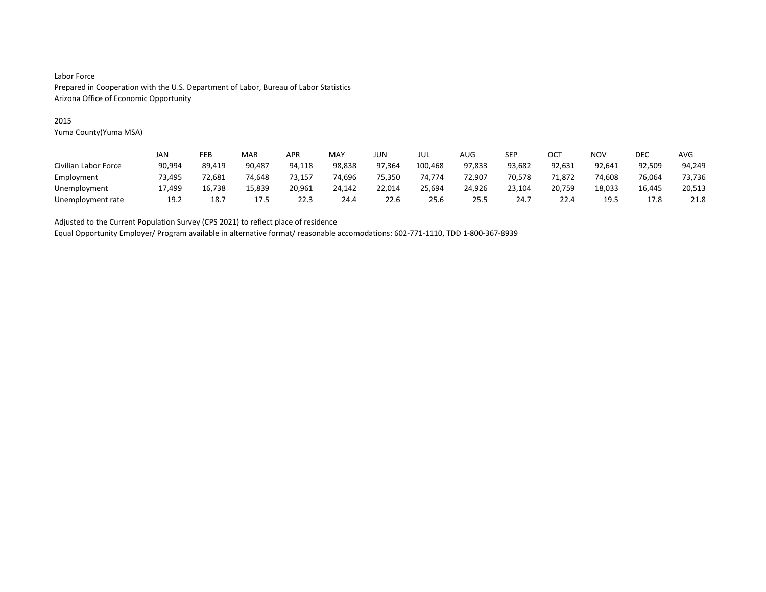Labor Force
Prepared in Cooperation with the U.S. Department of Labor, Bureau of Labor Statistics
Arizona Office of Economic Opportunity

2015
Yuma County(Yuma MSA)

| | JAN | FEB | MAR | APR | MAY | JUN | JUL | AUG | SEP | OCT | NOV | DEC | AVG |
|---|---|---|---|---|---|---|---|---|---|---|---|---|---|
| Civilian Labor Force | 90,994 | 89,419 | 90,487 | 94,118 | 98,838 | 97,364 | 100,468 | 97,833 | 93,682 | 92,631 | 92,641 | 92,509 | 94,249 |
| Employment | 73,495 | 72,681 | 74,648 | 73,157 | 74,696 | 75,350 | 74,774 | 72,907 | 70,578 | 71,872 | 74,608 | 76,064 | 73,736 |
| Unemployment | 17,499 | 16,738 | 15,839 | 20,961 | 24,142 | 22,014 | 25,694 | 24,926 | 23,104 | 20,759 | 18,033 | 16,445 | 20,513 |
| Unemployment rate | 19.2 | 18.7 | 17.5 | 22.3 | 24.4 | 22.6 | 25.6 | 25.5 | 24.7 | 22.4 | 19.5 | 17.8 | 21.8 |

Adjusted to the Current Population Survey (CPS 2021) to reflect place of residence
Equal Opportunity Employer/ Program available in alternative format/ reasonable accomodations: 602-771-1110, TDD 1-800-367-8939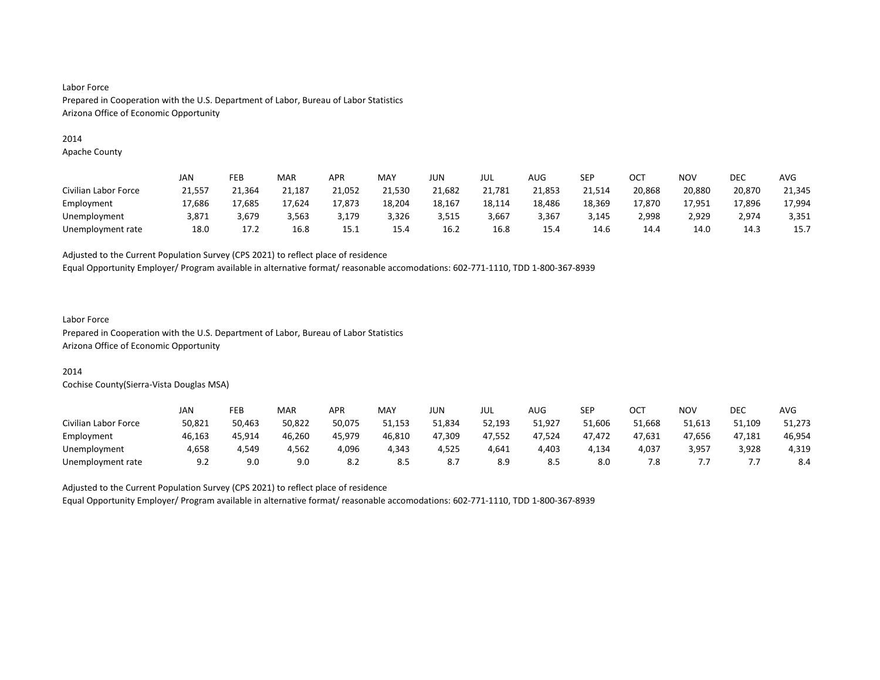Labor Force
Prepared in Cooperation with the U.S. Department of Labor, Bureau of Labor Statistics
Arizona Office of Economic Opportunity

2014
Apache County

| | JAN | FEB | MAR | APR | MAY | JUN | JUL | AUG | SEP | OCT | NOV | DEC | AVG |
|---|---|---|---|---|---|---|---|---|---|---|---|---|---|
| Civilian Labor Force | 21,557 | 21,364 | 21,187 | 21,052 | 21,530 | 21,682 | 21,781 | 21,853 | 21,514 | 20,868 | 20,880 | 20,870 | 21,345 |
| Employment | 17,686 | 17,685 | 17,624 | 17,873 | 18,204 | 18,167 | 18,114 | 18,486 | 18,369 | 17,870 | 17,951 | 17,896 | 17,994 |
| Unemployment | 3,871 | 3,679 | 3,563 | 3,179 | 3,326 | 3,515 | 3,667 | 3,367 | 3,145 | 2,998 | 2,929 | 2,974 | 3,351 |
| Unemployment rate | 18.0 | 17.2 | 16.8 | 15.1 | 15.4 | 16.2 | 16.8 | 15.4 | 14.6 | 14.4 | 14.0 | 14.3 | 15.7 |

Adjusted to the Current Population Survey (CPS 2021) to reflect place of residence
Equal Opportunity Employer/ Program available in alternative format/ reasonable accomodations: 602-771-1110, TDD 1-800-367-8939

Labor Force
Prepared in Cooperation with the U.S. Department of Labor, Bureau of Labor Statistics
Arizona Office of Economic Opportunity

2014
Cochise County(Sierra-Vista Douglas MSA)

| | JAN | FEB | MAR | APR | MAY | JUN | JUL | AUG | SEP | OCT | NOV | DEC | AVG |
|---|---|---|---|---|---|---|---|---|---|---|---|---|---|
| Civilian Labor Force | 50,821 | 50,463 | 50,822 | 50,075 | 51,153 | 51,834 | 52,193 | 51,927 | 51,606 | 51,668 | 51,613 | 51,109 | 51,273 |
| Employment | 46,163 | 45,914 | 46,260 | 45,979 | 46,810 | 47,309 | 47,552 | 47,524 | 47,472 | 47,631 | 47,656 | 47,181 | 46,954 |
| Unemployment | 4,658 | 4,549 | 4,562 | 4,096 | 4,343 | 4,525 | 4,641 | 4,403 | 4,134 | 4,037 | 3,957 | 3,928 | 4,319 |
| Unemployment rate | 9.2 | 9.0 | 9.0 | 8.2 | 8.5 | 8.7 | 8.9 | 8.5 | 8.0 | 7.8 | 7.7 | 7.7 | 8.4 |

Adjusted to the Current Population Survey (CPS 2021) to reflect place of residence
Equal Opportunity Employer/ Program available in alternative format/ reasonable accomodations: 602-771-1110, TDD 1-800-367-8939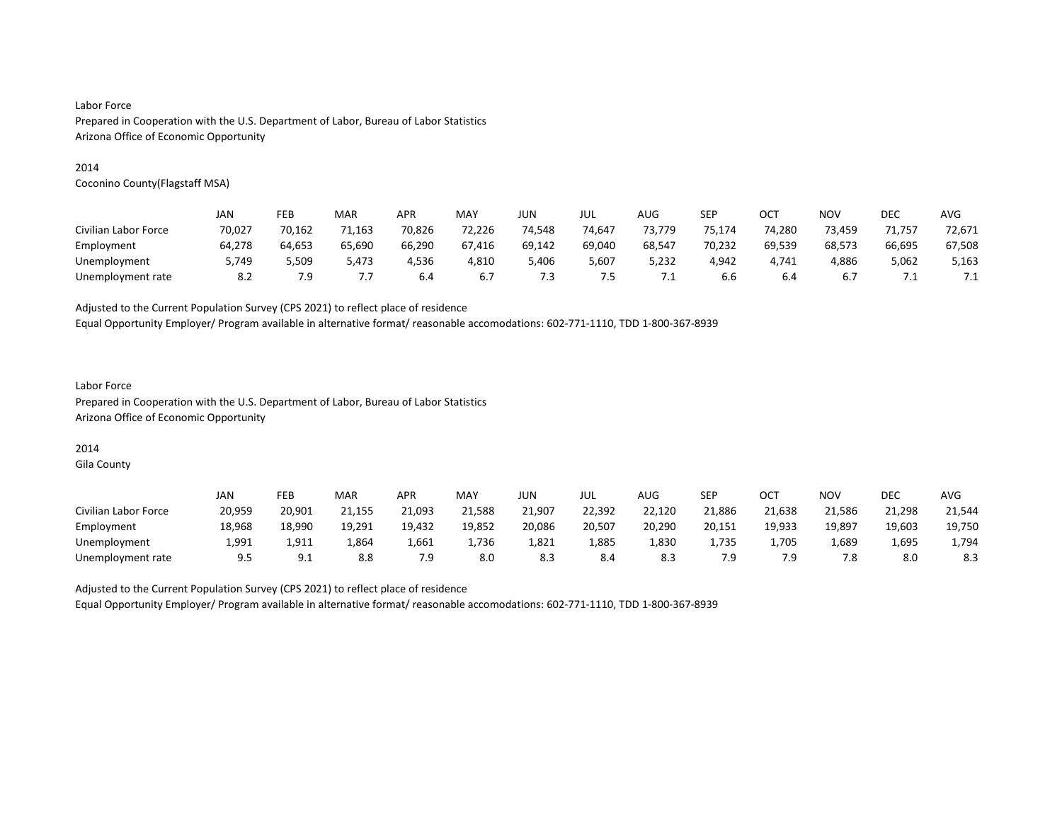Labor Force
Prepared in Cooperation with the U.S. Department of Labor, Bureau of Labor Statistics
Arizona Office of Economic Opportunity

2014
Coconino County(Flagstaff MSA)

| | JAN | FEB | MAR | APR | MAY | JUN | JUL | AUG | SEP | OCT | NOV | DEC | AVG |
|---|---|---|---|---|---|---|---|---|---|---|---|---|---|
| Civilian Labor Force | 70,027 | 70,162 | 71,163 | 70,826 | 72,226 | 74,548 | 74,647 | 73,779 | 75,174 | 74,280 | 73,459 | 71,757 | 72,671 |
| Employment | 64,278 | 64,653 | 65,690 | 66,290 | 67,416 | 69,142 | 69,040 | 68,547 | 70,232 | 69,539 | 68,573 | 66,695 | 67,508 |
| Unemployment | 5,749 | 5,509 | 5,473 | 4,536 | 4,810 | 5,406 | 5,607 | 5,232 | 4,942 | 4,741 | 4,886 | 5,062 | 5,163 |
| Unemployment rate | 8.2 | 7.9 | 7.7 | 6.4 | 6.7 | 7.3 | 7.5 | 7.1 | 6.6 | 6.4 | 6.7 | 7.1 | 7.1 |

Adjusted to the Current Population Survey (CPS 2021) to reflect place of residence
Equal Opportunity Employer/ Program available in alternative format/ reasonable accomodations: 602-771-1110, TDD 1-800-367-8939

Labor Force
Prepared in Cooperation with the U.S. Department of Labor, Bureau of Labor Statistics
Arizona Office of Economic Opportunity

2014
Gila County

| | JAN | FEB | MAR | APR | MAY | JUN | JUL | AUG | SEP | OCT | NOV | DEC | AVG |
|---|---|---|---|---|---|---|---|---|---|---|---|---|---|
| Civilian Labor Force | 20,959 | 20,901 | 21,155 | 21,093 | 21,588 | 21,907 | 22,392 | 22,120 | 21,886 | 21,638 | 21,586 | 21,298 | 21,544 |
| Employment | 18,968 | 18,990 | 19,291 | 19,432 | 19,852 | 20,086 | 20,507 | 20,290 | 20,151 | 19,933 | 19,897 | 19,603 | 19,750 |
| Unemployment | 1,991 | 1,911 | 1,864 | 1,661 | 1,736 | 1,821 | 1,885 | 1,830 | 1,735 | 1,705 | 1,689 | 1,695 | 1,794 |
| Unemployment rate | 9.5 | 9.1 | 8.8 | 7.9 | 8.0 | 8.3 | 8.4 | 8.3 | 7.9 | 7.9 | 7.8 | 8.0 | 8.3 |

Adjusted to the Current Population Survey (CPS 2021) to reflect place of residence
Equal Opportunity Employer/ Program available in alternative format/ reasonable accomodations: 602-771-1110, TDD 1-800-367-8939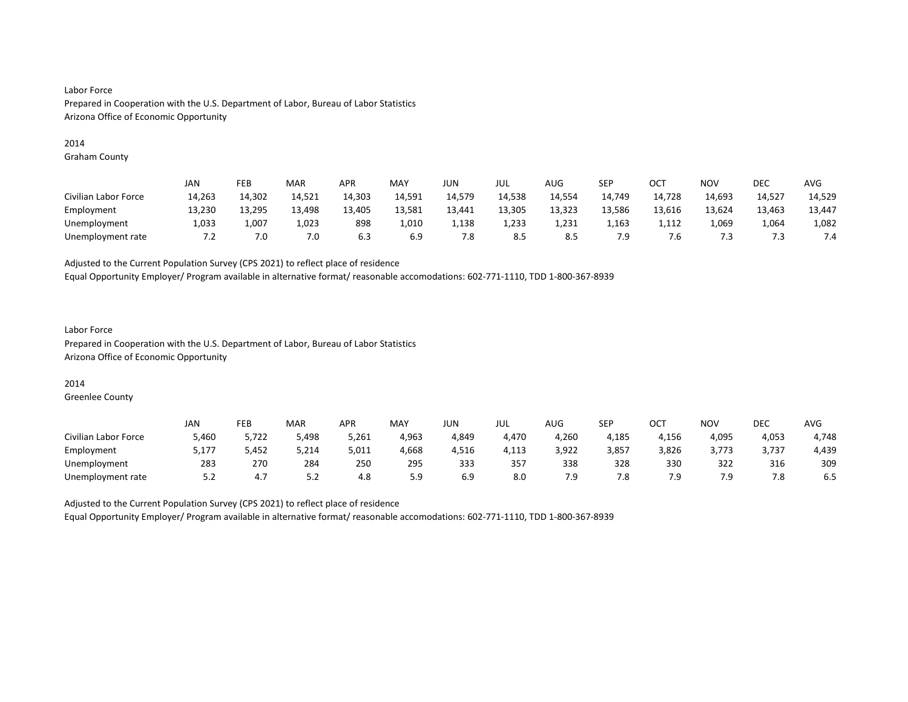Labor Force
Prepared in Cooperation with the U.S. Department of Labor, Bureau of Labor Statistics
Arizona Office of Economic Opportunity

2014
Graham County

| | JAN | FEB | MAR | APR | MAY | JUN | JUL | AUG | SEP | OCT | NOV | DEC | AVG |
|---|---|---|---|---|---|---|---|---|---|---|---|---|---|
| Civilian Labor Force | 14,263 | 14,302 | 14,521 | 14,303 | 14,591 | 14,579 | 14,538 | 14,554 | 14,749 | 14,728 | 14,693 | 14,527 | 14,529 |
| Employment | 13,230 | 13,295 | 13,498 | 13,405 | 13,581 | 13,441 | 13,305 | 13,323 | 13,586 | 13,616 | 13,624 | 13,463 | 13,447 |
| Unemployment | 1,033 | 1,007 | 1,023 | 898 | 1,010 | 1,138 | 1,233 | 1,231 | 1,163 | 1,112 | 1,069 | 1,064 | 1,082 |
| Unemployment rate | 7.2 | 7.0 | 7.0 | 6.3 | 6.9 | 7.8 | 8.5 | 8.5 | 7.9 | 7.6 | 7.3 | 7.3 | 7.4 |

Adjusted to the Current Population Survey (CPS 2021) to reflect place of residence
Equal Opportunity Employer/ Program available in alternative format/ reasonable accomodations: 602-771-1110, TDD 1-800-367-8939

Labor Force
Prepared in Cooperation with the U.S. Department of Labor, Bureau of Labor Statistics
Arizona Office of Economic Opportunity

2014
Greenlee County

| | JAN | FEB | MAR | APR | MAY | JUN | JUL | AUG | SEP | OCT | NOV | DEC | AVG |
|---|---|---|---|---|---|---|---|---|---|---|---|---|---|
| Civilian Labor Force | 5,460 | 5,722 | 5,498 | 5,261 | 4,963 | 4,849 | 4,470 | 4,260 | 4,185 | 4,156 | 4,095 | 4,053 | 4,748 |
| Employment | 5,177 | 5,452 | 5,214 | 5,011 | 4,668 | 4,516 | 4,113 | 3,922 | 3,857 | 3,826 | 3,773 | 3,737 | 4,439 |
| Unemployment | 283 | 270 | 284 | 250 | 295 | 333 | 357 | 338 | 328 | 330 | 322 | 316 | 309 |
| Unemployment rate | 5.2 | 4.7 | 5.2 | 4.8 | 5.9 | 6.9 | 8.0 | 7.9 | 7.8 | 7.9 | 7.9 | 7.8 | 6.5 |

Adjusted to the Current Population Survey (CPS 2021) to reflect place of residence
Equal Opportunity Employer/ Program available in alternative format/ reasonable accomodations: 602-771-1110, TDD 1-800-367-8939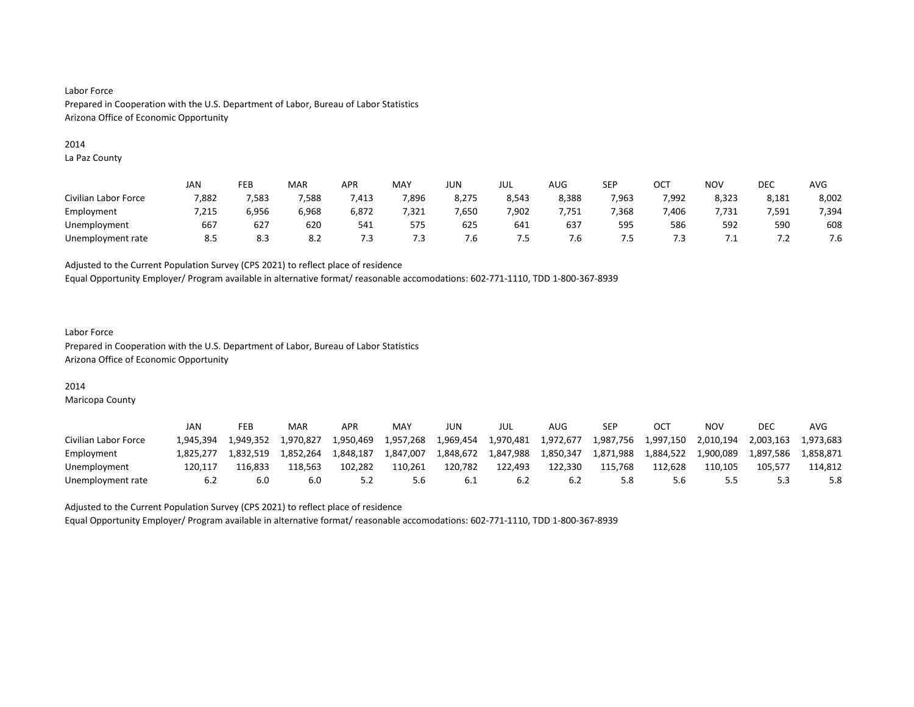Labor Force
Prepared in Cooperation with the U.S. Department of Labor, Bureau of Labor Statistics
Arizona Office of Economic Opportunity

2014
La Paz County

| | JAN | FEB | MAR | APR | MAY | JUN | JUL | AUG | SEP | OCT | NOV | DEC | AVG |
|---|---|---|---|---|---|---|---|---|---|---|---|---|---|
| Civilian Labor Force | 7,882 | 7,583 | 7,588 | 7,413 | 7,896 | 8,275 | 8,543 | 8,388 | 7,963 | 7,992 | 8,323 | 8,181 | 8,002 |
| Employment | 7,215 | 6,956 | 6,968 | 6,872 | 7,321 | 7,650 | 7,902 | 7,751 | 7,368 | 7,406 | 7,731 | 7,591 | 7,394 |
| Unemployment | 667 | 627 | 620 | 541 | 575 | 625 | 641 | 637 | 595 | 586 | 592 | 590 | 608 |
| Unemployment rate | 8.5 | 8.3 | 8.2 | 7.3 | 7.3 | 7.6 | 7.5 | 7.6 | 7.5 | 7.3 | 7.1 | 7.2 | 7.6 |

Adjusted to the Current Population Survey (CPS 2021) to reflect place of residence
Equal Opportunity Employer/ Program available in alternative format/ reasonable accomodations: 602-771-1110, TDD 1-800-367-8939

Labor Force
Prepared in Cooperation with the U.S. Department of Labor, Bureau of Labor Statistics
Arizona Office of Economic Opportunity

2014
Maricopa County

| | JAN | FEB | MAR | APR | MAY | JUN | JUL | AUG | SEP | OCT | NOV | DEC | AVG |
|---|---|---|---|---|---|---|---|---|---|---|---|---|---|
| Civilian Labor Force | 1,945,394 | 1,949,352 | 1,970,827 | 1,950,469 | 1,957,268 | 1,969,454 | 1,970,481 | 1,972,677 | 1,987,756 | 1,997,150 | 2,010,194 | 2,003,163 | 1,973,683 |
| Employment | 1,825,277 | 1,832,519 | 1,852,264 | 1,848,187 | 1,847,007 | 1,848,672 | 1,847,988 | 1,850,347 | 1,871,988 | 1,884,522 | 1,900,089 | 1,897,586 | 1,858,871 |
| Unemployment | 120,117 | 116,833 | 118,563 | 102,282 | 110,261 | 120,782 | 122,493 | 122,330 | 115,768 | 112,628 | 110,105 | 105,577 | 114,812 |
| Unemployment rate | 6.2 | 6.0 | 6.0 | 5.2 | 5.6 | 6.1 | 6.2 | 6.2 | 5.8 | 5.6 | 5.5 | 5.3 | 5.8 |

Adjusted to the Current Population Survey (CPS 2021) to reflect place of residence
Equal Opportunity Employer/ Program available in alternative format/ reasonable accomodations: 602-771-1110, TDD 1-800-367-8939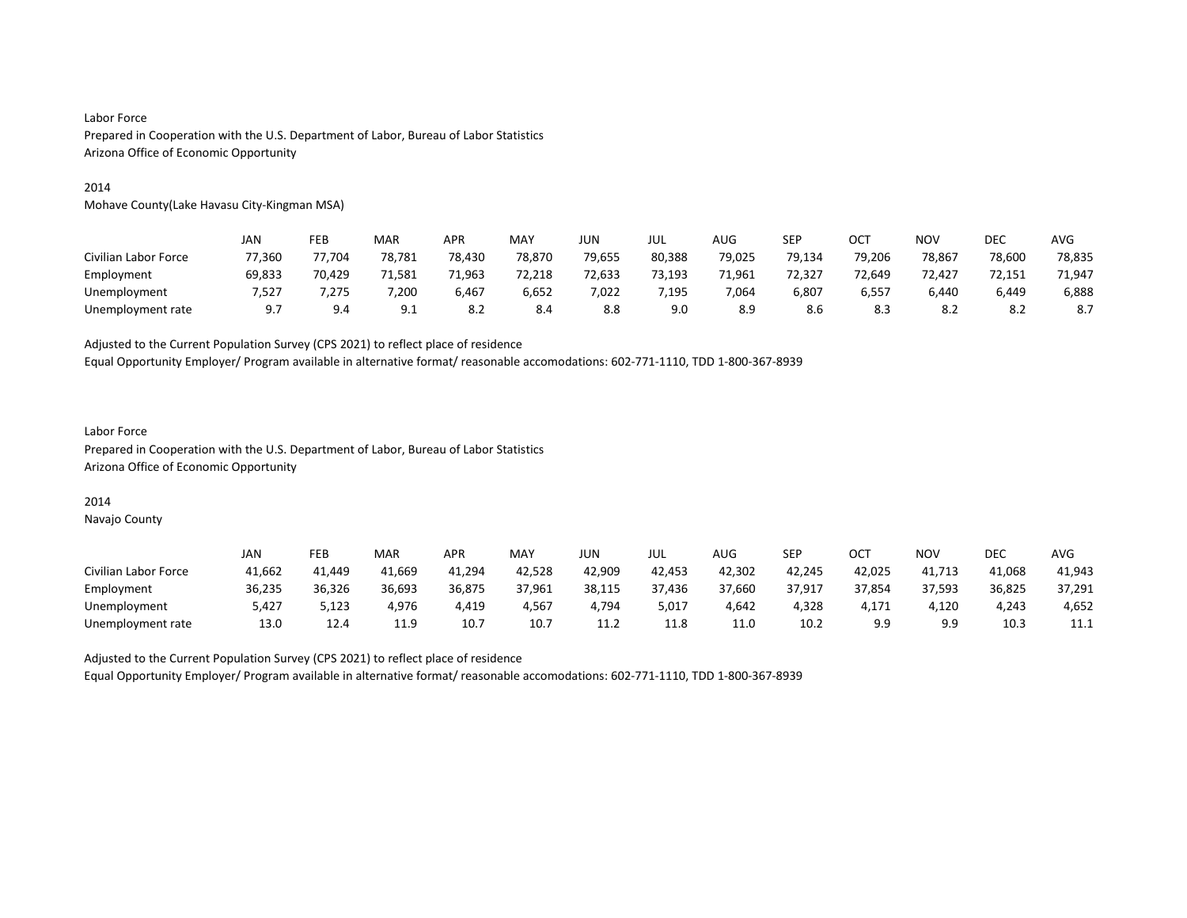Labor Force
Prepared in Cooperation with the U.S. Department of Labor, Bureau of Labor Statistics
Arizona Office of Economic Opportunity

2014
Mohave County(Lake Havasu City-Kingman MSA)

| | JAN | FEB | MAR | APR | MAY | JUN | JUL | AUG | SEP | OCT | NOV | DEC | AVG |
|---|---|---|---|---|---|---|---|---|---|---|---|---|---|
| Civilian Labor Force | 77,360 | 77,704 | 78,781 | 78,430 | 78,870 | 79,655 | 80,388 | 79,025 | 79,134 | 79,206 | 78,867 | 78,600 | 78,835 |
| Employment | 69,833 | 70,429 | 71,581 | 71,963 | 72,218 | 72,633 | 73,193 | 71,961 | 72,327 | 72,649 | 72,427 | 72,151 | 71,947 |
| Unemployment | 7,527 | 7,275 | 7,200 | 6,467 | 6,652 | 7,022 | 7,195 | 7,064 | 6,807 | 6,557 | 6,440 | 6,449 | 6,888 |
| Unemployment rate | 9.7 | 9.4 | 9.1 | 8.2 | 8.4 | 8.8 | 9.0 | 8.9 | 8.6 | 8.3 | 8.2 | 8.2 | 8.7 |

Adjusted to the Current Population Survey (CPS 2021) to reflect place of residence
Equal Opportunity Employer/ Program available in alternative format/ reasonable accomodations: 602-771-1110, TDD 1-800-367-8939

Labor Force
Prepared in Cooperation with the U.S. Department of Labor, Bureau of Labor Statistics
Arizona Office of Economic Opportunity

2014
Navajo County

| | JAN | FEB | MAR | APR | MAY | JUN | JUL | AUG | SEP | OCT | NOV | DEC | AVG |
|---|---|---|---|---|---|---|---|---|---|---|---|---|---|
| Civilian Labor Force | 41,662 | 41,449 | 41,669 | 41,294 | 42,528 | 42,909 | 42,453 | 42,302 | 42,245 | 42,025 | 41,713 | 41,068 | 41,943 |
| Employment | 36,235 | 36,326 | 36,693 | 36,875 | 37,961 | 38,115 | 37,436 | 37,660 | 37,917 | 37,854 | 37,593 | 36,825 | 37,291 |
| Unemployment | 5,427 | 5,123 | 4,976 | 4,419 | 4,567 | 4,794 | 5,017 | 4,642 | 4,328 | 4,171 | 4,120 | 4,243 | 4,652 |
| Unemployment rate | 13.0 | 12.4 | 11.9 | 10.7 | 10.7 | 11.2 | 11.8 | 11.0 | 10.2 | 9.9 | 9.9 | 10.3 | 11.1 |

Adjusted to the Current Population Survey (CPS 2021) to reflect place of residence
Equal Opportunity Employer/ Program available in alternative format/ reasonable accomodations: 602-771-1110, TDD 1-800-367-8939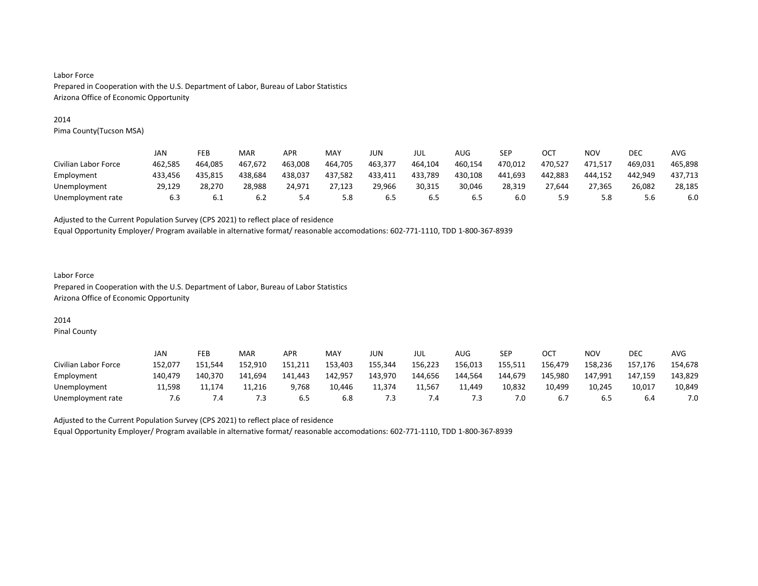Labor Force
Prepared in Cooperation with the U.S. Department of Labor, Bureau of Labor Statistics
Arizona Office of Economic Opportunity

2014
Pima County(Tucson MSA)

| | JAN | FEB | MAR | APR | MAY | JUN | JUL | AUG | SEP | OCT | NOV | DEC | AVG |
|---|---|---|---|---|---|---|---|---|---|---|---|---|---|
| Civilian Labor Force | 462,585 | 464,085 | 467,672 | 463,008 | 464,705 | 463,377 | 464,104 | 460,154 | 470,012 | 470,527 | 471,517 | 469,031 | 465,898 |
| Employment | 433,456 | 435,815 | 438,684 | 438,037 | 437,582 | 433,411 | 433,789 | 430,108 | 441,693 | 442,883 | 444,152 | 442,949 | 437,713 |
| Unemployment | 29,129 | 28,270 | 28,988 | 24,971 | 27,123 | 29,966 | 30,315 | 30,046 | 28,319 | 27,644 | 27,365 | 26,082 | 28,185 |
| Unemployment rate | 6.3 | 6.1 | 6.2 | 5.4 | 5.8 | 6.5 | 6.5 | 6.5 | 6.0 | 5.9 | 5.8 | 5.6 | 6.0 |

Adjusted to the Current Population Survey (CPS 2021) to reflect place of residence
Equal Opportunity Employer/ Program available in alternative format/ reasonable accomodations: 602-771-1110, TDD 1-800-367-8939

Labor Force
Prepared in Cooperation with the U.S. Department of Labor, Bureau of Labor Statistics
Arizona Office of Economic Opportunity

2014
Pinal County

| | JAN | FEB | MAR | APR | MAY | JUN | JUL | AUG | SEP | OCT | NOV | DEC | AVG |
|---|---|---|---|---|---|---|---|---|---|---|---|---|---|
| Civilian Labor Force | 152,077 | 151,544 | 152,910 | 151,211 | 153,403 | 155,344 | 156,223 | 156,013 | 155,511 | 156,479 | 158,236 | 157,176 | 154,678 |
| Employment | 140,479 | 140,370 | 141,694 | 141,443 | 142,957 | 143,970 | 144,656 | 144,564 | 144,679 | 145,980 | 147,991 | 147,159 | 143,829 |
| Unemployment | 11,598 | 11,174 | 11,216 | 9,768 | 10,446 | 11,374 | 11,567 | 11,449 | 10,832 | 10,499 | 10,245 | 10,017 | 10,849 |
| Unemployment rate | 7.6 | 7.4 | 7.3 | 6.5 | 6.8 | 7.3 | 7.4 | 7.3 | 7.0 | 6.7 | 6.5 | 6.4 | 7.0 |

Adjusted to the Current Population Survey (CPS 2021) to reflect place of residence
Equal Opportunity Employer/ Program available in alternative format/ reasonable accomodations: 602-771-1110, TDD 1-800-367-8939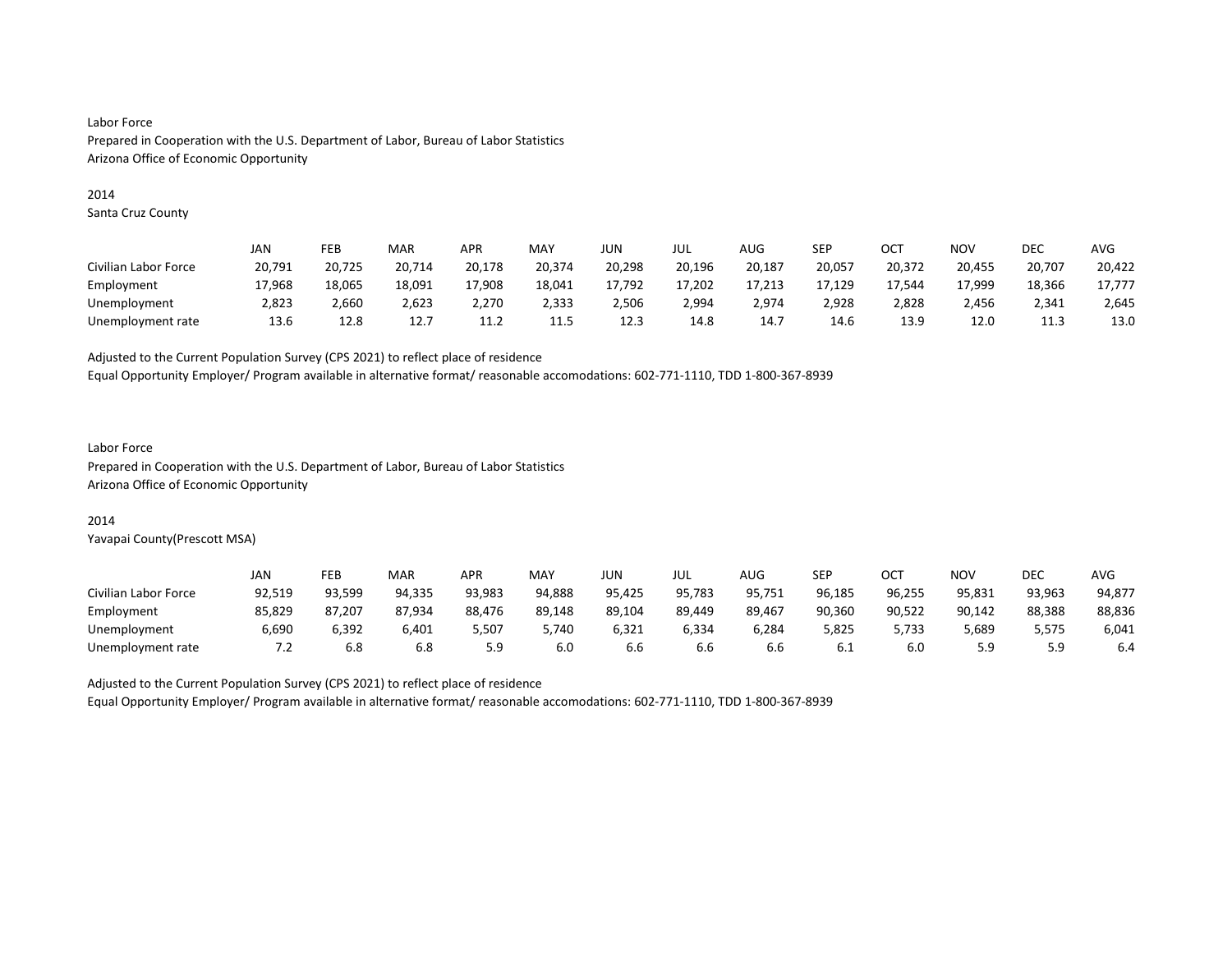Labor Force
Prepared in Cooperation with the U.S. Department of Labor, Bureau of Labor Statistics
Arizona Office of Economic Opportunity

2014
Santa Cruz County

| | JAN | FEB | MAR | APR | MAY | JUN | JUL | AUG | SEP | OCT | NOV | DEC | AVG |
|---|---|---|---|---|---|---|---|---|---|---|---|---|---|
| Civilian Labor Force | 20,791 | 20,725 | 20,714 | 20,178 | 20,374 | 20,298 | 20,196 | 20,187 | 20,057 | 20,372 | 20,455 | 20,707 | 20,422 |
| Employment | 17,968 | 18,065 | 18,091 | 17,908 | 18,041 | 17,792 | 17,202 | 17,213 | 17,129 | 17,544 | 17,999 | 18,366 | 17,777 |
| Unemployment | 2,823 | 2,660 | 2,623 | 2,270 | 2,333 | 2,506 | 2,994 | 2,974 | 2,928 | 2,828 | 2,456 | 2,341 | 2,645 |
| Unemployment rate | 13.6 | 12.8 | 12.7 | 11.2 | 11.5 | 12.3 | 14.8 | 14.7 | 14.6 | 13.9 | 12.0 | 11.3 | 13.0 |

Adjusted to the Current Population Survey (CPS 2021) to reflect place of residence
Equal Opportunity Employer/ Program available in alternative format/ reasonable accomodations: 602-771-1110, TDD 1-800-367-8939

Labor Force
Prepared in Cooperation with the U.S. Department of Labor, Bureau of Labor Statistics
Arizona Office of Economic Opportunity

2014
Yavapai County(Prescott MSA)

| | JAN | FEB | MAR | APR | MAY | JUN | JUL | AUG | SEP | OCT | NOV | DEC | AVG |
|---|---|---|---|---|---|---|---|---|---|---|---|---|---|
| Civilian Labor Force | 92,519 | 93,599 | 94,335 | 93,983 | 94,888 | 95,425 | 95,783 | 95,751 | 96,185 | 96,255 | 95,831 | 93,963 | 94,877 |
| Employment | 85,829 | 87,207 | 87,934 | 88,476 | 89,148 | 89,104 | 89,449 | 89,467 | 90,360 | 90,522 | 90,142 | 88,388 | 88,836 |
| Unemployment | 6,690 | 6,392 | 6,401 | 5,507 | 5,740 | 6,321 | 6,334 | 6,284 | 5,825 | 5,733 | 5,689 | 5,575 | 6,041 |
| Unemployment rate | 7.2 | 6.8 | 6.8 | 5.9 | 6.0 | 6.6 | 6.6 | 6.6 | 6.1 | 6.0 | 5.9 | 5.9 | 6.4 |

Adjusted to the Current Population Survey (CPS 2021) to reflect place of residence
Equal Opportunity Employer/ Program available in alternative format/ reasonable accomodations: 602-771-1110, TDD 1-800-367-8939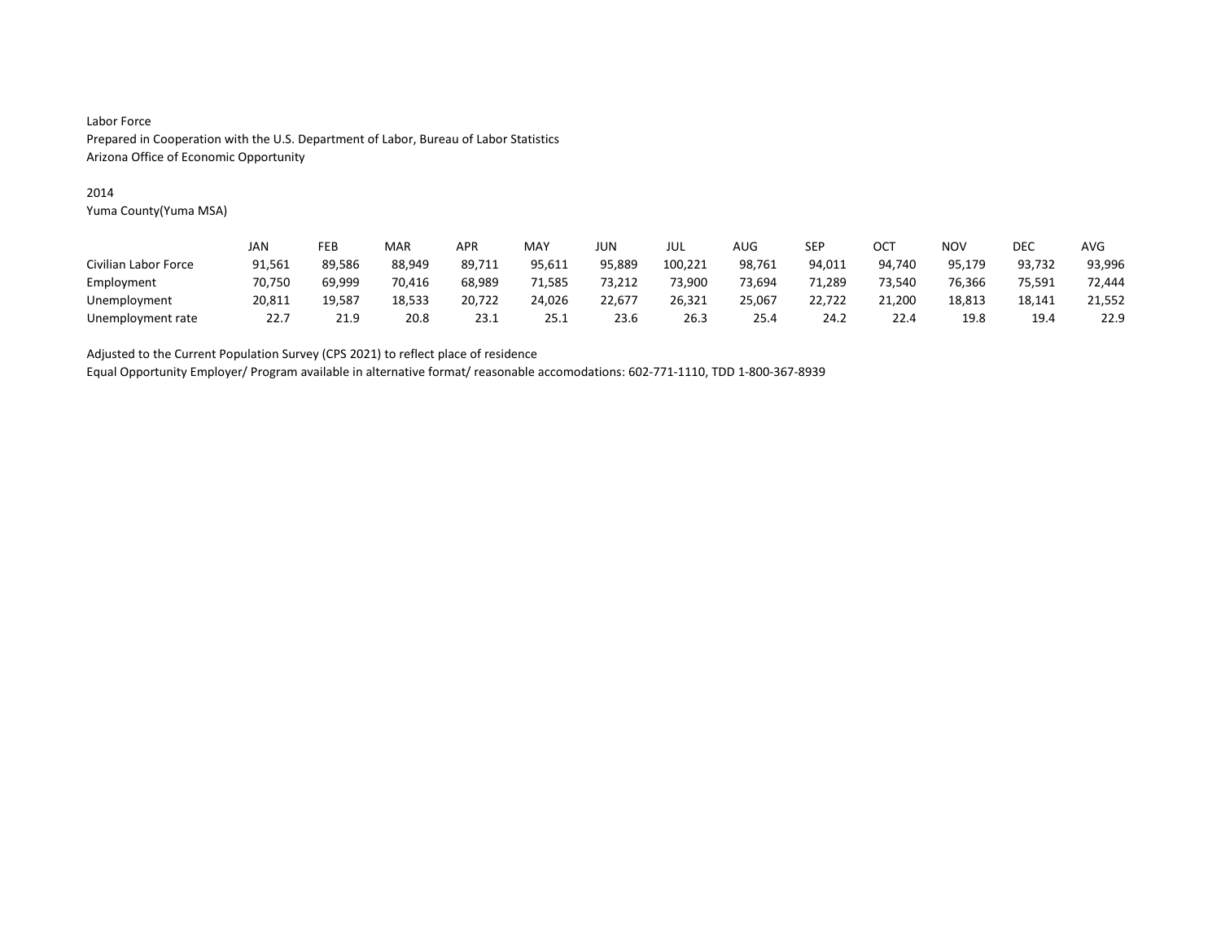Labor Force
Prepared in Cooperation with the U.S. Department of Labor, Bureau of Labor Statistics
Arizona Office of Economic Opportunity

2014
Yuma County(Yuma MSA)

| | JAN | FEB | MAR | APR | MAY | JUN | JUL | AUG | SEP | OCT | NOV | DEC | AVG |
|---|---|---|---|---|---|---|---|---|---|---|---|---|---|
| Civilian Labor Force | 91,561 | 89,586 | 88,949 | 89,711 | 95,611 | 95,889 | 100,221 | 98,761 | 94,011 | 94,740 | 95,179 | 93,732 | 93,996 |
| Employment | 70,750 | 69,999 | 70,416 | 68,989 | 71,585 | 73,212 | 73,900 | 73,694 | 71,289 | 73,540 | 76,366 | 75,591 | 72,444 |
| Unemployment | 20,811 | 19,587 | 18,533 | 20,722 | 24,026 | 22,677 | 26,321 | 25,067 | 22,722 | 21,200 | 18,813 | 18,141 | 21,552 |
| Unemployment rate | 22.7 | 21.9 | 20.8 | 23.1 | 25.1 | 23.6 | 26.3 | 25.4 | 24.2 | 22.4 | 19.8 | 19.4 | 22.9 |

Adjusted to the Current Population Survey (CPS 2021) to reflect place of residence
Equal Opportunity Employer/ Program available in alternative format/ reasonable accomodations: 602-771-1110, TDD 1-800-367-8939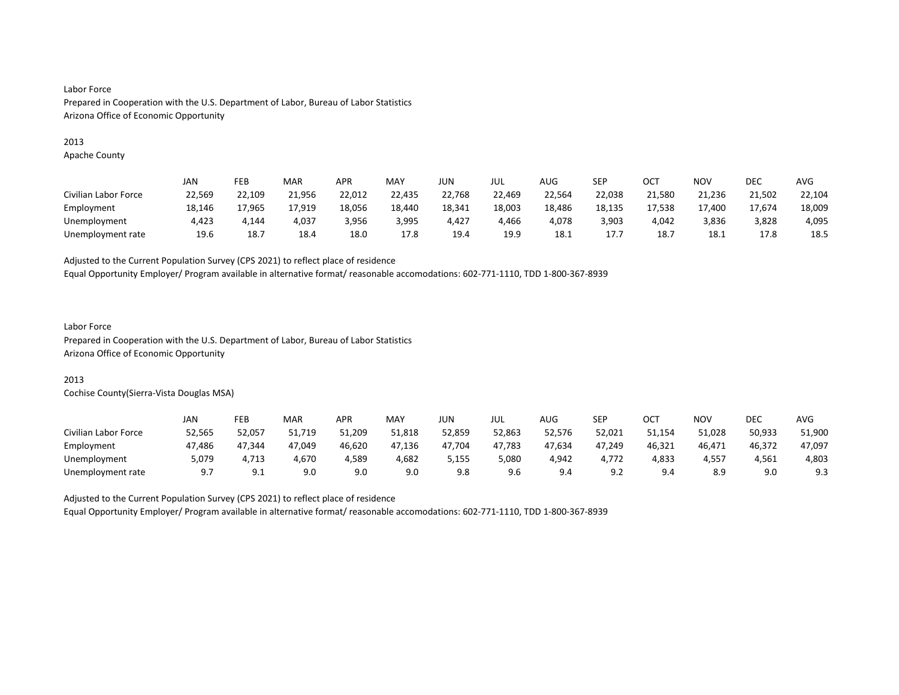Labor Force
Prepared in Cooperation with the U.S. Department of Labor, Bureau of Labor Statistics
Arizona Office of Economic Opportunity

2013
Apache County

| | JAN | FEB | MAR | APR | MAY | JUN | JUL | AUG | SEP | OCT | NOV | DEC | AVG |
|---|---|---|---|---|---|---|---|---|---|---|---|---|---|
| Civilian Labor Force | 22,569 | 22,109 | 21,956 | 22,012 | 22,435 | 22,768 | 22,469 | 22,564 | 22,038 | 21,580 | 21,236 | 21,502 | 22,104 |
| Employment | 18,146 | 17,965 | 17,919 | 18,056 | 18,440 | 18,341 | 18,003 | 18,486 | 18,135 | 17,538 | 17,400 | 17,674 | 18,009 |
| Unemployment | 4,423 | 4,144 | 4,037 | 3,956 | 3,995 | 4,427 | 4,466 | 4,078 | 3,903 | 4,042 | 3,836 | 3,828 | 4,095 |
| Unemployment rate | 19.6 | 18.7 | 18.4 | 18.0 | 17.8 | 19.4 | 19.9 | 18.1 | 17.7 | 18.7 | 18.1 | 17.8 | 18.5 |

Adjusted to the Current Population Survey (CPS 2021) to reflect place of residence
Equal Opportunity Employer/ Program available in alternative format/ reasonable accomodations: 602-771-1110, TDD 1-800-367-8939

Labor Force
Prepared in Cooperation with the U.S. Department of Labor, Bureau of Labor Statistics
Arizona Office of Economic Opportunity

2013
Cochise County(Sierra-Vista Douglas MSA)

| | JAN | FEB | MAR | APR | MAY | JUN | JUL | AUG | SEP | OCT | NOV | DEC | AVG |
|---|---|---|---|---|---|---|---|---|---|---|---|---|---|
| Civilian Labor Force | 52,565 | 52,057 | 51,719 | 51,209 | 51,818 | 52,859 | 52,863 | 52,576 | 52,021 | 51,154 | 51,028 | 50,933 | 51,900 |
| Employment | 47,486 | 47,344 | 47,049 | 46,620 | 47,136 | 47,704 | 47,783 | 47,634 | 47,249 | 46,321 | 46,471 | 46,372 | 47,097 |
| Unemployment | 5,079 | 4,713 | 4,670 | 4,589 | 4,682 | 5,155 | 5,080 | 4,942 | 4,772 | 4,833 | 4,557 | 4,561 | 4,803 |
| Unemployment rate | 9.7 | 9.1 | 9.0 | 9.0 | 9.0 | 9.8 | 9.6 | 9.4 | 9.2 | 9.4 | 8.9 | 9.0 | 9.3 |

Adjusted to the Current Population Survey (CPS 2021) to reflect place of residence
Equal Opportunity Employer/ Program available in alternative format/ reasonable accomodations: 602-771-1110, TDD 1-800-367-8939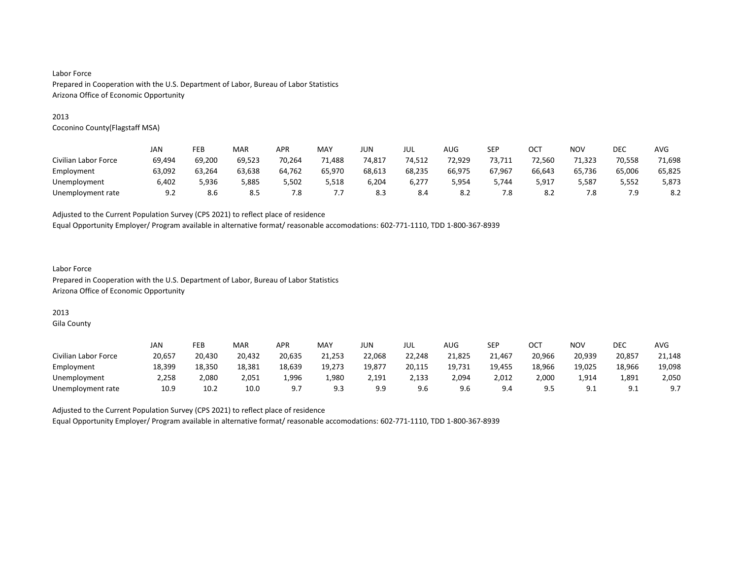Labor Force
Prepared in Cooperation with the U.S. Department of Labor, Bureau of Labor Statistics
Arizona Office of Economic Opportunity

2013
Coconino County(Flagstaff MSA)

| | JAN | FEB | MAR | APR | MAY | JUN | JUL | AUG | SEP | OCT | NOV | DEC | AVG |
|---|---|---|---|---|---|---|---|---|---|---|---|---|---|
| Civilian Labor Force | 69,494 | 69,200 | 69,523 | 70,264 | 71,488 | 74,817 | 74,512 | 72,929 | 73,711 | 72,560 | 71,323 | 70,558 | 71,698 |
| Employment | 63,092 | 63,264 | 63,638 | 64,762 | 65,970 | 68,613 | 68,235 | 66,975 | 67,967 | 66,643 | 65,736 | 65,006 | 65,825 |
| Unemployment | 6,402 | 5,936 | 5,885 | 5,502 | 5,518 | 6,204 | 6,277 | 5,954 | 5,744 | 5,917 | 5,587 | 5,552 | 5,873 |
| Unemployment rate | 9.2 | 8.6 | 8.5 | 7.8 | 7.7 | 8.3 | 8.4 | 8.2 | 7.8 | 8.2 | 7.8 | 7.9 | 8.2 |

Adjusted to the Current Population Survey (CPS 2021) to reflect place of residence
Equal Opportunity Employer/ Program available in alternative format/ reasonable accomodations: 602-771-1110, TDD 1-800-367-8939

Labor Force
Prepared in Cooperation with the U.S. Department of Labor, Bureau of Labor Statistics
Arizona Office of Economic Opportunity

2013
Gila County

| | JAN | FEB | MAR | APR | MAY | JUN | JUL | AUG | SEP | OCT | NOV | DEC | AVG |
|---|---|---|---|---|---|---|---|---|---|---|---|---|---|
| Civilian Labor Force | 20,657 | 20,430 | 20,432 | 20,635 | 21,253 | 22,068 | 22,248 | 21,825 | 21,467 | 20,966 | 20,939 | 20,857 | 21,148 |
| Employment | 18,399 | 18,350 | 18,381 | 18,639 | 19,273 | 19,877 | 20,115 | 19,731 | 19,455 | 18,966 | 19,025 | 18,966 | 19,098 |
| Unemployment | 2,258 | 2,080 | 2,051 | 1,996 | 1,980 | 2,191 | 2,133 | 2,094 | 2,012 | 2,000 | 1,914 | 1,891 | 2,050 |
| Unemployment rate | 10.9 | 10.2 | 10.0 | 9.7 | 9.3 | 9.9 | 9.6 | 9.6 | 9.4 | 9.5 | 9.1 | 9.1 | 9.7 |

Adjusted to the Current Population Survey (CPS 2021) to reflect place of residence
Equal Opportunity Employer/ Program available in alternative format/ reasonable accomodations: 602-771-1110, TDD 1-800-367-8939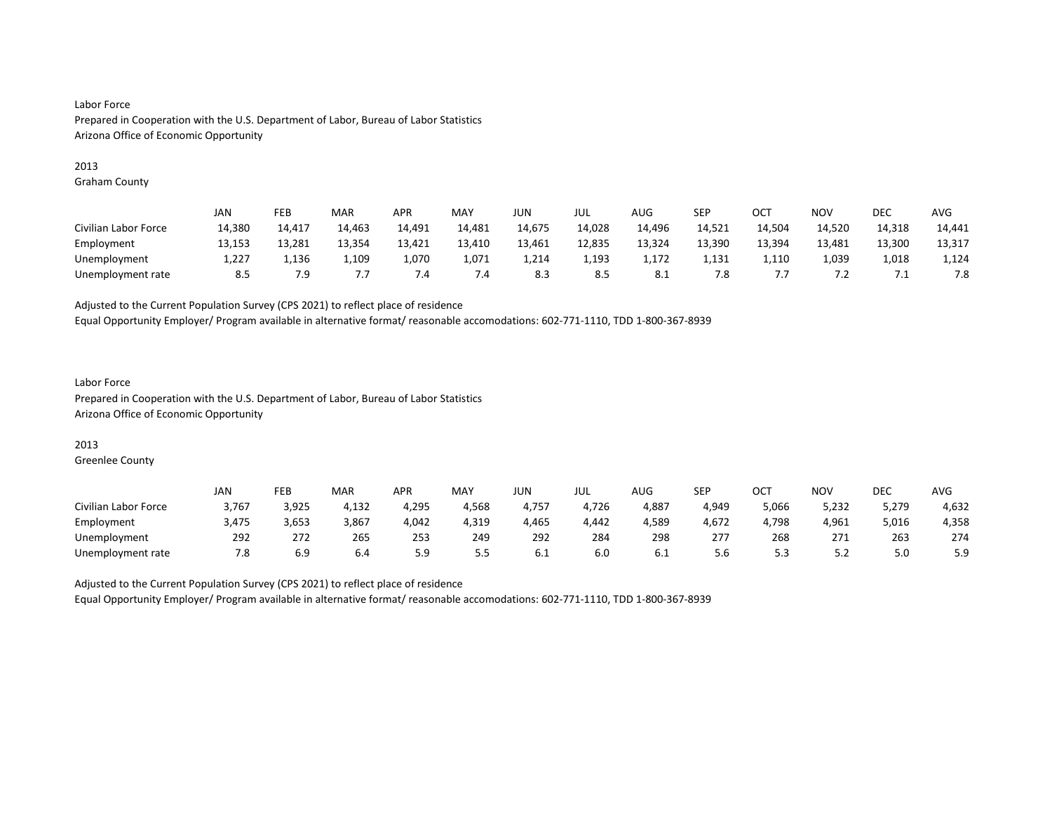Labor Force
Prepared in Cooperation with the U.S. Department of Labor, Bureau of Labor Statistics
Arizona Office of Economic Opportunity

2013
Graham County

| | JAN | FEB | MAR | APR | MAY | JUN | JUL | AUG | SEP | OCT | NOV | DEC | AVG |
|---|---|---|---|---|---|---|---|---|---|---|---|---|---|
| Civilian Labor Force | 14,380 | 14,417 | 14,463 | 14,491 | 14,481 | 14,675 | 14,028 | 14,496 | 14,521 | 14,504 | 14,520 | 14,318 | 14,441 |
| Employment | 13,153 | 13,281 | 13,354 | 13,421 | 13,410 | 13,461 | 12,835 | 13,324 | 13,390 | 13,394 | 13,481 | 13,300 | 13,317 |
| Unemployment | 1,227 | 1,136 | 1,109 | 1,070 | 1,071 | 1,214 | 1,193 | 1,172 | 1,131 | 1,110 | 1,039 | 1,018 | 1,124 |
| Unemployment rate | 8.5 | 7.9 | 7.7 | 7.4 | 7.4 | 8.3 | 8.5 | 8.1 | 7.8 | 7.7 | 7.2 | 7.1 | 7.8 |

Adjusted to the Current Population Survey (CPS 2021) to reflect place of residence
Equal Opportunity Employer/ Program available in alternative format/ reasonable accomodations: 602-771-1110, TDD 1-800-367-8939

Labor Force
Prepared in Cooperation with the U.S. Department of Labor, Bureau of Labor Statistics
Arizona Office of Economic Opportunity

2013
Greenlee County

| | JAN | FEB | MAR | APR | MAY | JUN | JUL | AUG | SEP | OCT | NOV | DEC | AVG |
|---|---|---|---|---|---|---|---|---|---|---|---|---|---|
| Civilian Labor Force | 3,767 | 3,925 | 4,132 | 4,295 | 4,568 | 4,757 | 4,726 | 4,887 | 4,949 | 5,066 | 5,232 | 5,279 | 4,632 |
| Employment | 3,475 | 3,653 | 3,867 | 4,042 | 4,319 | 4,465 | 4,442 | 4,589 | 4,672 | 4,798 | 4,961 | 5,016 | 4,358 |
| Unemployment | 292 | 272 | 265 | 253 | 249 | 292 | 284 | 298 | 277 | 268 | 271 | 263 | 274 |
| Unemployment rate | 7.8 | 6.9 | 6.4 | 5.9 | 5.5 | 6.1 | 6.0 | 6.1 | 5.6 | 5.3 | 5.2 | 5.0 | 5.9 |

Adjusted to the Current Population Survey (CPS 2021) to reflect place of residence
Equal Opportunity Employer/ Program available in alternative format/ reasonable accomodations: 602-771-1110, TDD 1-800-367-8939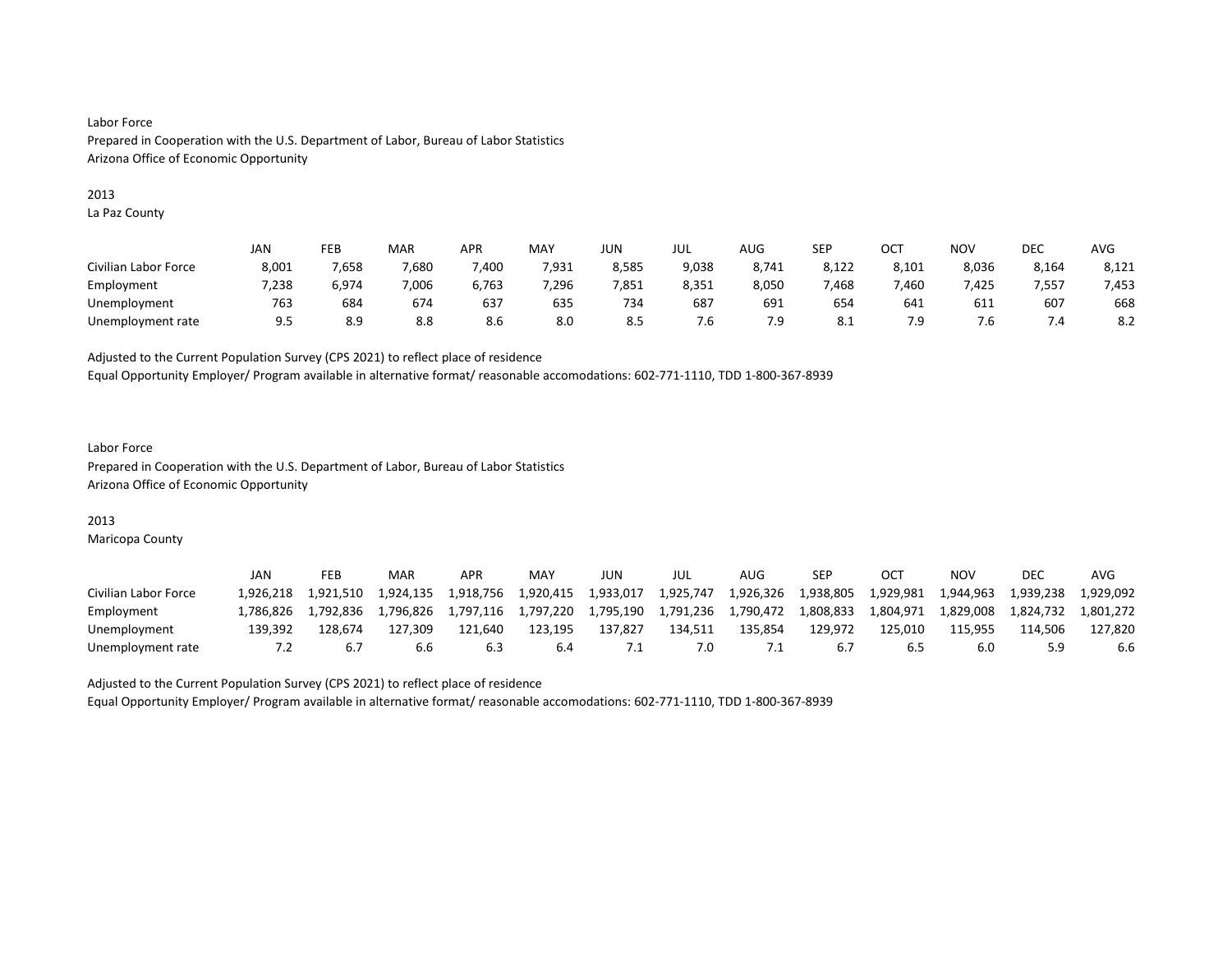Labor Force
Prepared in Cooperation with the U.S. Department of Labor, Bureau of Labor Statistics
Arizona Office of Economic Opportunity

2013
La Paz County

| | JAN | FEB | MAR | APR | MAY | JUN | JUL | AUG | SEP | OCT | NOV | DEC | AVG |
|---|---|---|---|---|---|---|---|---|---|---|---|---|---|
| Civilian Labor Force | 8,001 | 7,658 | 7,680 | 7,400 | 7,931 | 8,585 | 9,038 | 8,741 | 8,122 | 8,101 | 8,036 | 8,164 | 8,121 |
| Employment | 7,238 | 6,974 | 7,006 | 6,763 | 7,296 | 7,851 | 8,351 | 8,050 | 7,468 | 7,460 | 7,425 | 7,557 | 7,453 |
| Unemployment | 763 | 684 | 674 | 637 | 635 | 734 | 687 | 691 | 654 | 641 | 611 | 607 | 668 |
| Unemployment rate | 9.5 | 8.9 | 8.8 | 8.6 | 8.0 | 8.5 | 7.6 | 7.9 | 8.1 | 7.9 | 7.6 | 7.4 | 8.2 |

Adjusted to the Current Population Survey (CPS 2021) to reflect place of residence
Equal Opportunity Employer/ Program available in alternative format/ reasonable accomodations: 602-771-1110, TDD 1-800-367-8939

Labor Force
Prepared in Cooperation with the U.S. Department of Labor, Bureau of Labor Statistics
Arizona Office of Economic Opportunity

2013
Maricopa County

| | JAN | FEB | MAR | APR | MAY | JUN | JUL | AUG | SEP | OCT | NOV | DEC | AVG |
|---|---|---|---|---|---|---|---|---|---|---|---|---|---|
| Civilian Labor Force | 1,926,218 | 1,921,510 | 1,924,135 | 1,918,756 | 1,920,415 | 1,933,017 | 1,925,747 | 1,926,326 | 1,938,805 | 1,929,981 | 1,944,963 | 1,939,238 | 1,929,092 |
| Employment | 1,786,826 | 1,792,836 | 1,796,826 | 1,797,116 | 1,797,220 | 1,795,190 | 1,791,236 | 1,790,472 | 1,808,833 | 1,804,971 | 1,829,008 | 1,824,732 | 1,801,272 |
| Unemployment | 139,392 | 128,674 | 127,309 | 121,640 | 123,195 | 137,827 | 134,511 | 135,854 | 129,972 | 125,010 | 115,955 | 114,506 | 127,820 |
| Unemployment rate | 7.2 | 6.7 | 6.6 | 6.3 | 6.4 | 7.1 | 7.0 | 7.1 | 6.7 | 6.5 | 6.0 | 5.9 | 6.6 |

Adjusted to the Current Population Survey (CPS 2021) to reflect place of residence
Equal Opportunity Employer/ Program available in alternative format/ reasonable accomodations: 602-771-1110, TDD 1-800-367-8939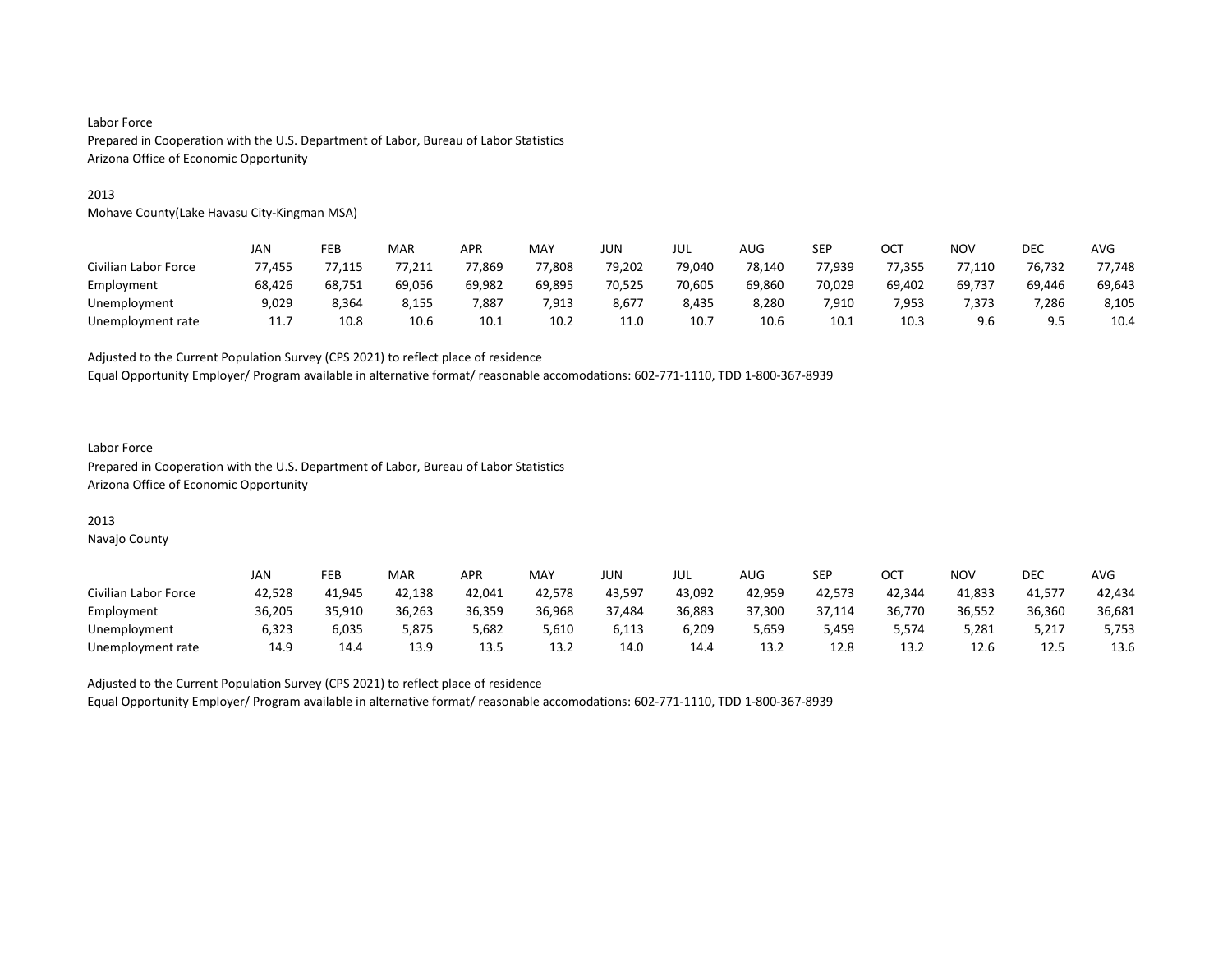Labor Force
Prepared in Cooperation with the U.S. Department of Labor, Bureau of Labor Statistics
Arizona Office of Economic Opportunity

2013
Mohave County(Lake Havasu City-Kingman MSA)

| | JAN | FEB | MAR | APR | MAY | JUN | JUL | AUG | SEP | OCT | NOV | DEC | AVG |
|---|---|---|---|---|---|---|---|---|---|---|---|---|---|
| Civilian Labor Force | 77,455 | 77,115 | 77,211 | 77,869 | 77,808 | 79,202 | 79,040 | 78,140 | 77,939 | 77,355 | 77,110 | 76,732 | 77,748 |
| Employment | 68,426 | 68,751 | 69,056 | 69,982 | 69,895 | 70,525 | 70,605 | 69,860 | 70,029 | 69,402 | 69,737 | 69,446 | 69,643 |
| Unemployment | 9,029 | 8,364 | 8,155 | 7,887 | 7,913 | 8,677 | 8,435 | 8,280 | 7,910 | 7,953 | 7,373 | 7,286 | 8,105 |
| Unemployment rate | 11.7 | 10.8 | 10.6 | 10.1 | 10.2 | 11.0 | 10.7 | 10.6 | 10.1 | 10.3 | 9.6 | 9.5 | 10.4 |

Adjusted to the Current Population Survey (CPS 2021) to reflect place of residence
Equal Opportunity Employer/ Program available in alternative format/ reasonable accomodations: 602-771-1110, TDD 1-800-367-8939

Labor Force
Prepared in Cooperation with the U.S. Department of Labor, Bureau of Labor Statistics
Arizona Office of Economic Opportunity

2013
Navajo County

| | JAN | FEB | MAR | APR | MAY | JUN | JUL | AUG | SEP | OCT | NOV | DEC | AVG |
|---|---|---|---|---|---|---|---|---|---|---|---|---|---|
| Civilian Labor Force | 42,528 | 41,945 | 42,138 | 42,041 | 42,578 | 43,597 | 43,092 | 42,959 | 42,573 | 42,344 | 41,833 | 41,577 | 42,434 |
| Employment | 36,205 | 35,910 | 36,263 | 36,359 | 36,968 | 37,484 | 36,883 | 37,300 | 37,114 | 36,770 | 36,552 | 36,360 | 36,681 |
| Unemployment | 6,323 | 6,035 | 5,875 | 5,682 | 5,610 | 6,113 | 6,209 | 5,659 | 5,459 | 5,574 | 5,281 | 5,217 | 5,753 |
| Unemployment rate | 14.9 | 14.4 | 13.9 | 13.5 | 13.2 | 14.0 | 14.4 | 13.2 | 12.8 | 13.2 | 12.6 | 12.5 | 13.6 |

Adjusted to the Current Population Survey (CPS 2021) to reflect place of residence
Equal Opportunity Employer/ Program available in alternative format/ reasonable accomodations: 602-771-1110, TDD 1-800-367-8939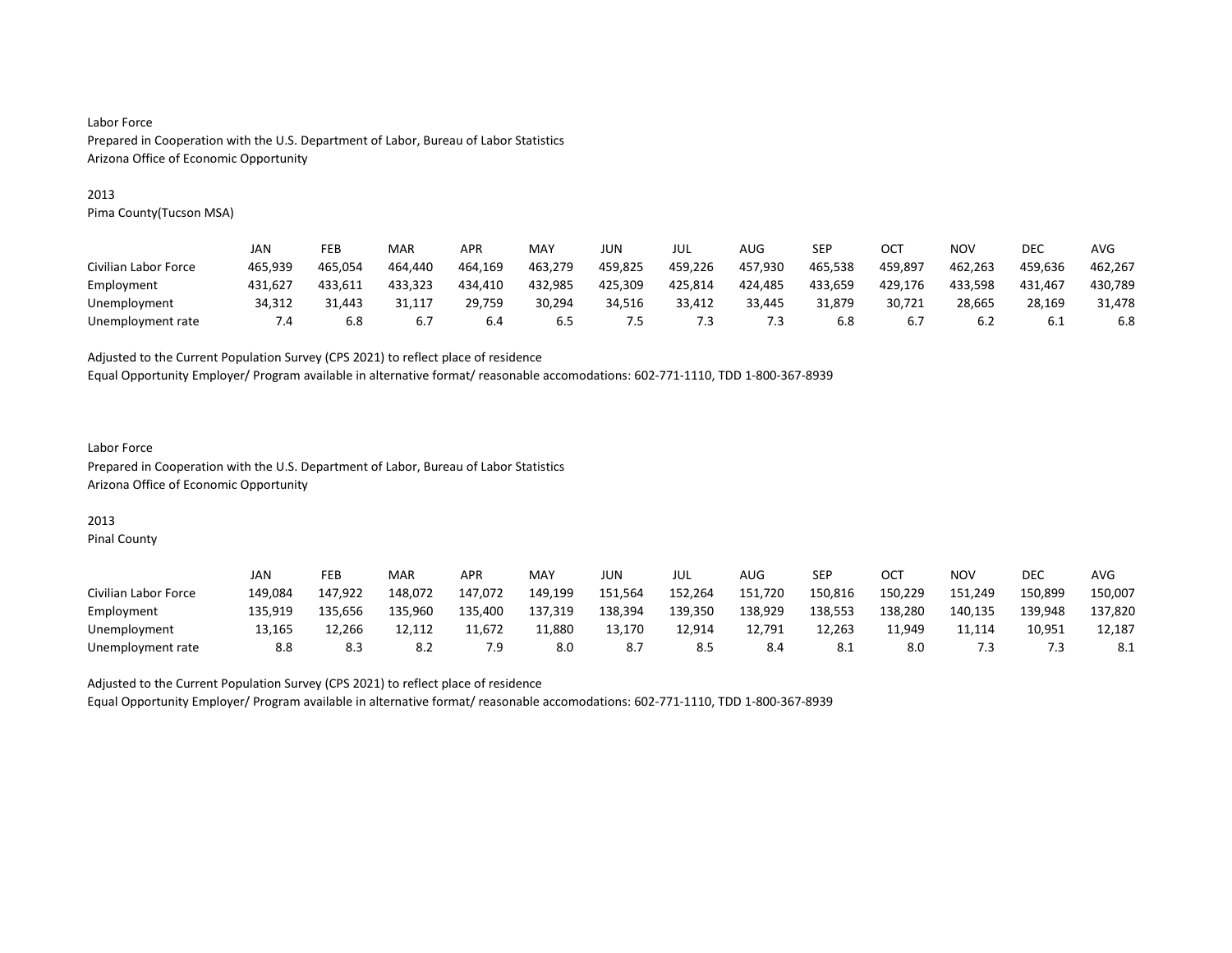Labor Force
Prepared in Cooperation with the U.S. Department of Labor, Bureau of Labor Statistics
Arizona Office of Economic Opportunity

2013
Pima County(Tucson MSA)

| | JAN | FEB | MAR | APR | MAY | JUN | JUL | AUG | SEP | OCT | NOV | DEC | AVG |
|---|---|---|---|---|---|---|---|---|---|---|---|---|---|
| Civilian Labor Force | 465,939 | 465,054 | 464,440 | 464,169 | 463,279 | 459,825 | 459,226 | 457,930 | 465,538 | 459,897 | 462,263 | 459,636 | 462,267 |
| Employment | 431,627 | 433,611 | 433,323 | 434,410 | 432,985 | 425,309 | 425,814 | 424,485 | 433,659 | 429,176 | 433,598 | 431,467 | 430,789 |
| Unemployment | 34,312 | 31,443 | 31,117 | 29,759 | 30,294 | 34,516 | 33,412 | 33,445 | 31,879 | 30,721 | 28,665 | 28,169 | 31,478 |
| Unemployment rate | 7.4 | 6.8 | 6.7 | 6.4 | 6.5 | 7.5 | 7.3 | 7.3 | 6.8 | 6.7 | 6.2 | 6.1 | 6.8 |

Adjusted to the Current Population Survey (CPS 2021) to reflect place of residence
Equal Opportunity Employer/ Program available in alternative format/ reasonable accomodations: 602-771-1110, TDD 1-800-367-8939

Labor Force
Prepared in Cooperation with the U.S. Department of Labor, Bureau of Labor Statistics
Arizona Office of Economic Opportunity

2013
Pinal County

| | JAN | FEB | MAR | APR | MAY | JUN | JUL | AUG | SEP | OCT | NOV | DEC | AVG |
|---|---|---|---|---|---|---|---|---|---|---|---|---|---|
| Civilian Labor Force | 149,084 | 147,922 | 148,072 | 147,072 | 149,199 | 151,564 | 152,264 | 151,720 | 150,816 | 150,229 | 151,249 | 150,899 | 150,007 |
| Employment | 135,919 | 135,656 | 135,960 | 135,400 | 137,319 | 138,394 | 139,350 | 138,929 | 138,553 | 138,280 | 140,135 | 139,948 | 137,820 |
| Unemployment | 13,165 | 12,266 | 12,112 | 11,672 | 11,880 | 13,170 | 12,914 | 12,791 | 12,263 | 11,949 | 11,114 | 10,951 | 12,187 |
| Unemployment rate | 8.8 | 8.3 | 8.2 | 7.9 | 8.0 | 8.7 | 8.5 | 8.4 | 8.1 | 8.0 | 7.3 | 7.3 | 8.1 |

Adjusted to the Current Population Survey (CPS 2021) to reflect place of residence
Equal Opportunity Employer/ Program available in alternative format/ reasonable accomodations: 602-771-1110, TDD 1-800-367-8939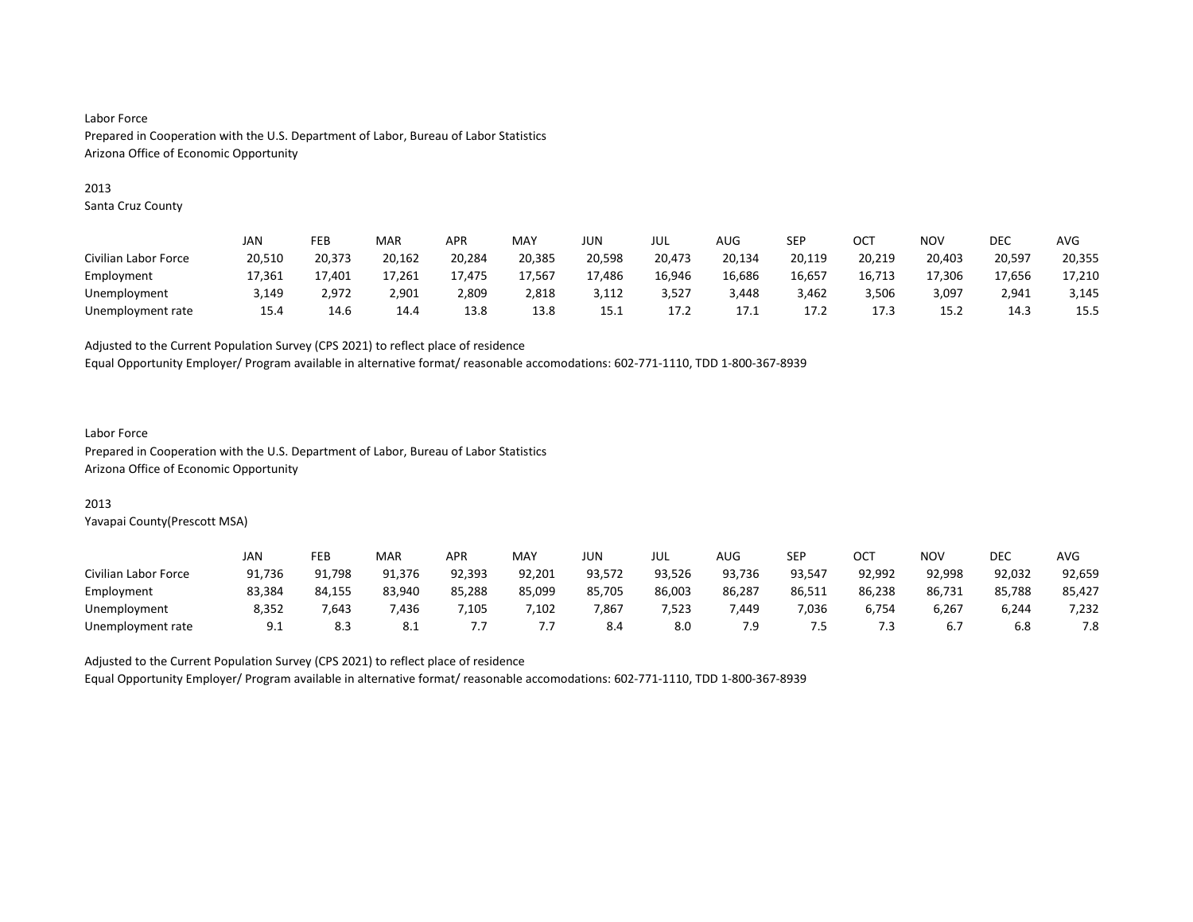Labor Force
Prepared in Cooperation with the U.S. Department of Labor, Bureau of Labor Statistics
Arizona Office of Economic Opportunity

2013
Santa Cruz County

| | JAN | FEB | MAR | APR | MAY | JUN | JUL | AUG | SEP | OCT | NOV | DEC | AVG |
|---|---|---|---|---|---|---|---|---|---|---|---|---|---|
| Civilian Labor Force | 20,510 | 20,373 | 20,162 | 20,284 | 20,385 | 20,598 | 20,473 | 20,134 | 20,119 | 20,219 | 20,403 | 20,597 | 20,355 |
| Employment | 17,361 | 17,401 | 17,261 | 17,475 | 17,567 | 17,486 | 16,946 | 16,686 | 16,657 | 16,713 | 17,306 | 17,656 | 17,210 |
| Unemployment | 3,149 | 2,972 | 2,901 | 2,809 | 2,818 | 3,112 | 3,527 | 3,448 | 3,462 | 3,506 | 3,097 | 2,941 | 3,145 |
| Unemployment rate | 15.4 | 14.6 | 14.4 | 13.8 | 13.8 | 15.1 | 17.2 | 17.1 | 17.2 | 17.3 | 15.2 | 14.3 | 15.5 |

Adjusted to the Current Population Survey (CPS 2021) to reflect place of residence
Equal Opportunity Employer/ Program available in alternative format/ reasonable accomodations: 602-771-1110, TDD 1-800-367-8939

Labor Force
Prepared in Cooperation with the U.S. Department of Labor, Bureau of Labor Statistics
Arizona Office of Economic Opportunity

2013
Yavapai County(Prescott MSA)

| | JAN | FEB | MAR | APR | MAY | JUN | JUL | AUG | SEP | OCT | NOV | DEC | AVG |
|---|---|---|---|---|---|---|---|---|---|---|---|---|---|
| Civilian Labor Force | 91,736 | 91,798 | 91,376 | 92,393 | 92,201 | 93,572 | 93,526 | 93,736 | 93,547 | 92,992 | 92,998 | 92,032 | 92,659 |
| Employment | 83,384 | 84,155 | 83,940 | 85,288 | 85,099 | 85,705 | 86,003 | 86,287 | 86,511 | 86,238 | 86,731 | 85,788 | 85,427 |
| Unemployment | 8,352 | 7,643 | 7,436 | 7,105 | 7,102 | 7,867 | 7,523 | 7,449 | 7,036 | 6,754 | 6,267 | 6,244 | 7,232 |
| Unemployment rate | 9.1 | 8.3 | 8.1 | 7.7 | 7.7 | 8.4 | 8.0 | 7.9 | 7.5 | 7.3 | 6.7 | 6.8 | 7.8 |

Adjusted to the Current Population Survey (CPS 2021) to reflect place of residence
Equal Opportunity Employer/ Program available in alternative format/ reasonable accomodations: 602-771-1110, TDD 1-800-367-8939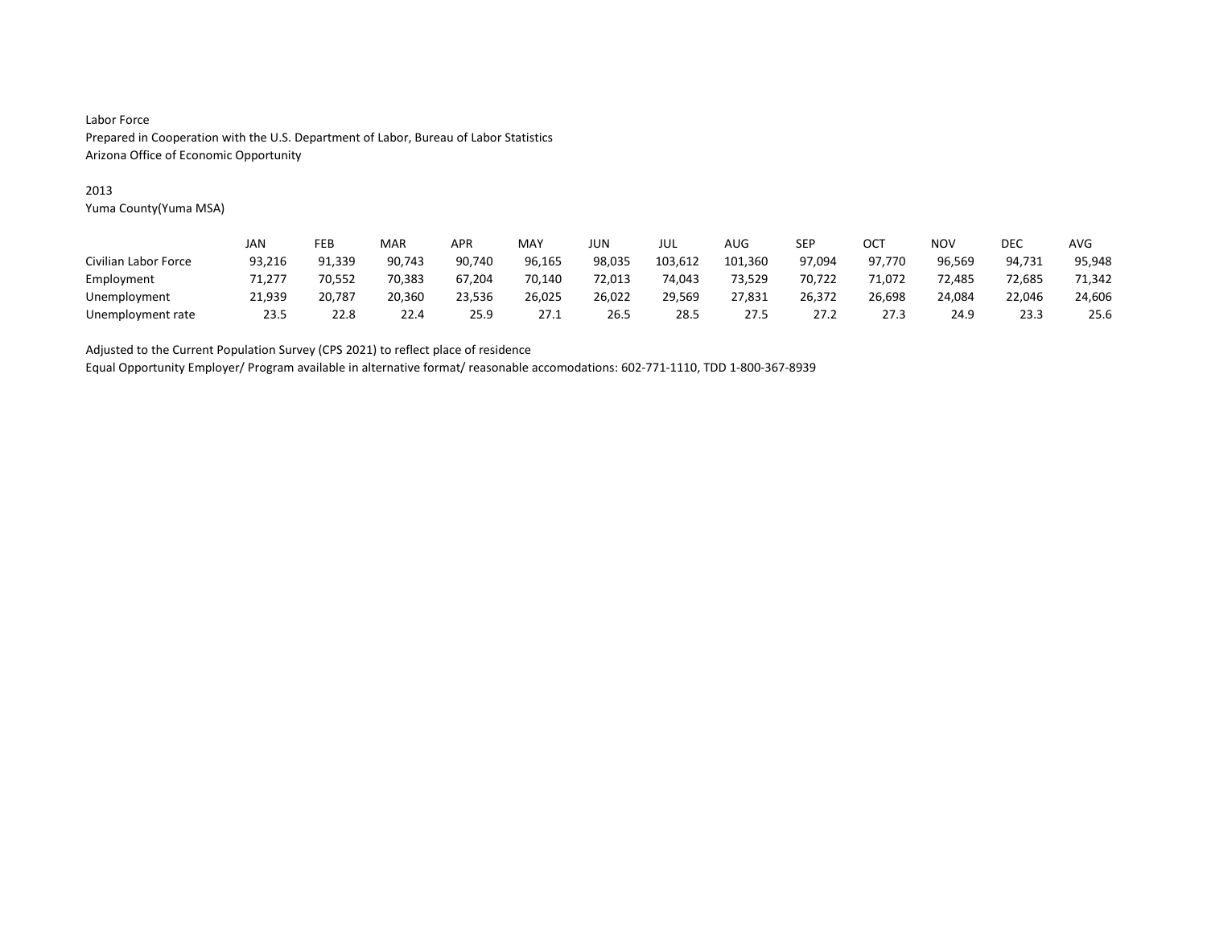Labor Force
Prepared in Cooperation with the U.S. Department of Labor, Bureau of Labor Statistics
Arizona Office of Economic Opportunity

2013
Yuma County(Yuma MSA)

| | JAN | FEB | MAR | APR | MAY | JUN | JUL | AUG | SEP | OCT | NOV | DEC | AVG |
|---|---|---|---|---|---|---|---|---|---|---|---|---|---|
| Civilian Labor Force | 93,216 | 91,339 | 90,743 | 90,740 | 96,165 | 98,035 | 103,612 | 101,360 | 97,094 | 97,770 | 96,569 | 94,731 | 95,948 |
| Employment | 71,277 | 70,552 | 70,383 | 67,204 | 70,140 | 72,013 | 74,043 | 73,529 | 70,722 | 71,072 | 72,485 | 72,685 | 71,342 |
| Unemployment | 21,939 | 20,787 | 20,360 | 23,536 | 26,025 | 26,022 | 29,569 | 27,831 | 26,372 | 26,698 | 24,084 | 22,046 | 24,606 |
| Unemployment rate | 23.5 | 22.8 | 22.4 | 25.9 | 27.1 | 26.5 | 28.5 | 27.5 | 27.2 | 27.3 | 24.9 | 23.3 | 25.6 |

Adjusted to the Current Population Survey (CPS 2021) to reflect place of residence
Equal Opportunity Employer/ Program available in alternative format/ reasonable accomodations: 602-771-1110, TDD 1-800-367-8939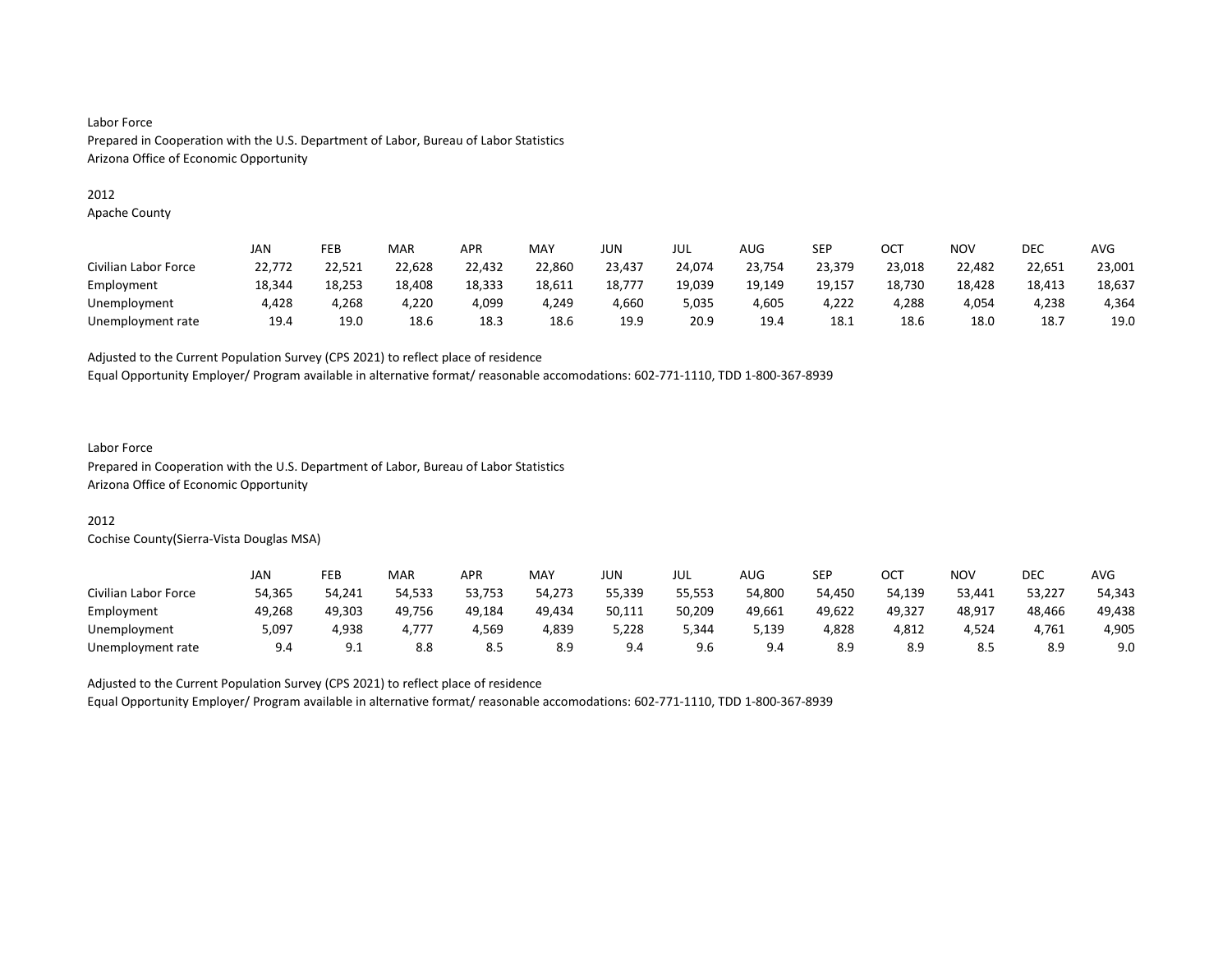Labor Force
Prepared in Cooperation with the U.S. Department of Labor, Bureau of Labor Statistics
Arizona Office of Economic Opportunity

2012
Apache County

| | JAN | FEB | MAR | APR | MAY | JUN | JUL | AUG | SEP | OCT | NOV | DEC | AVG |
|---|---|---|---|---|---|---|---|---|---|---|---|---|---|
| Civilian Labor Force | 22,772 | 22,521 | 22,628 | 22,432 | 22,860 | 23,437 | 24,074 | 23,754 | 23,379 | 23,018 | 22,482 | 22,651 | 23,001 |
| Employment | 18,344 | 18,253 | 18,408 | 18,333 | 18,611 | 18,777 | 19,039 | 19,149 | 19,157 | 18,730 | 18,428 | 18,413 | 18,637 |
| Unemployment | 4,428 | 4,268 | 4,220 | 4,099 | 4,249 | 4,660 | 5,035 | 4,605 | 4,222 | 4,288 | 4,054 | 4,238 | 4,364 |
| Unemployment rate | 19.4 | 19.0 | 18.6 | 18.3 | 18.6 | 19.9 | 20.9 | 19.4 | 18.1 | 18.6 | 18.0 | 18.7 | 19.0 |

Adjusted to the Current Population Survey (CPS 2021) to reflect place of residence
Equal Opportunity Employer/ Program available in alternative format/ reasonable accomodations: 602-771-1110, TDD 1-800-367-8939

Labor Force
Prepared in Cooperation with the U.S. Department of Labor, Bureau of Labor Statistics
Arizona Office of Economic Opportunity

2012
Cochise County(Sierra-Vista Douglas MSA)

| | JAN | FEB | MAR | APR | MAY | JUN | JUL | AUG | SEP | OCT | NOV | DEC | AVG |
|---|---|---|---|---|---|---|---|---|---|---|---|---|---|
| Civilian Labor Force | 54,365 | 54,241 | 54,533 | 53,753 | 54,273 | 55,339 | 55,553 | 54,800 | 54,450 | 54,139 | 53,441 | 53,227 | 54,343 |
| Employment | 49,268 | 49,303 | 49,756 | 49,184 | 49,434 | 50,111 | 50,209 | 49,661 | 49,622 | 49,327 | 48,917 | 48,466 | 49,438 |
| Unemployment | 5,097 | 4,938 | 4,777 | 4,569 | 4,839 | 5,228 | 5,344 | 5,139 | 4,828 | 4,812 | 4,524 | 4,761 | 4,905 |
| Unemployment rate | 9.4 | 9.1 | 8.8 | 8.5 | 8.9 | 9.4 | 9.6 | 9.4 | 8.9 | 8.9 | 8.5 | 8.9 | 9.0 |

Adjusted to the Current Population Survey (CPS 2021) to reflect place of residence
Equal Opportunity Employer/ Program available in alternative format/ reasonable accomodations: 602-771-1110, TDD 1-800-367-8939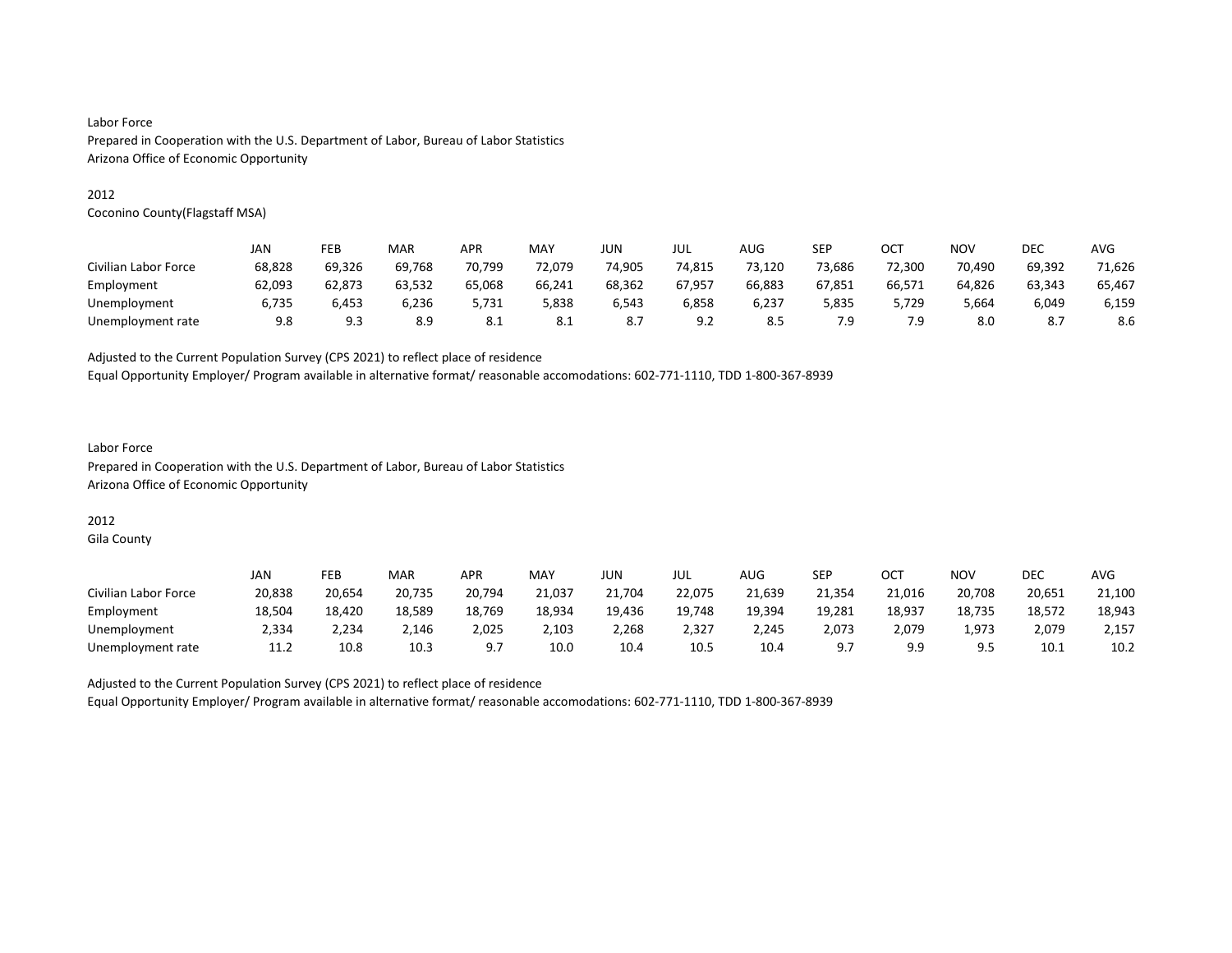Labor Force
Prepared in Cooperation with the U.S. Department of Labor, Bureau of Labor Statistics
Arizona Office of Economic Opportunity

2012
Coconino County(Flagstaff MSA)

| | JAN | FEB | MAR | APR | MAY | JUN | JUL | AUG | SEP | OCT | NOV | DEC | AVG |
|---|---|---|---|---|---|---|---|---|---|---|---|---|---|
| Civilian Labor Force | 68,828 | 69,326 | 69,768 | 70,799 | 72,079 | 74,905 | 74,815 | 73,120 | 73,686 | 72,300 | 70,490 | 69,392 | 71,626 |
| Employment | 62,093 | 62,873 | 63,532 | 65,068 | 66,241 | 68,362 | 67,957 | 66,883 | 67,851 | 66,571 | 64,826 | 63,343 | 65,467 |
| Unemployment | 6,735 | 6,453 | 6,236 | 5,731 | 5,838 | 6,543 | 6,858 | 6,237 | 5,835 | 5,729 | 5,664 | 6,049 | 6,159 |
| Unemployment rate | 9.8 | 9.3 | 8.9 | 8.1 | 8.1 | 8.7 | 9.2 | 8.5 | 7.9 | 7.9 | 8.0 | 8.7 | 8.6 |

Adjusted to the Current Population Survey (CPS 2021) to reflect place of residence
Equal Opportunity Employer/ Program available in alternative format/ reasonable accomodations: 602-771-1110, TDD 1-800-367-8939

Labor Force
Prepared in Cooperation with the U.S. Department of Labor, Bureau of Labor Statistics
Arizona Office of Economic Opportunity

2012
Gila County

| | JAN | FEB | MAR | APR | MAY | JUN | JUL | AUG | SEP | OCT | NOV | DEC | AVG |
|---|---|---|---|---|---|---|---|---|---|---|---|---|---|
| Civilian Labor Force | 20,838 | 20,654 | 20,735 | 20,794 | 21,037 | 21,704 | 22,075 | 21,639 | 21,354 | 21,016 | 20,708 | 20,651 | 21,100 |
| Employment | 18,504 | 18,420 | 18,589 | 18,769 | 18,934 | 19,436 | 19,748 | 19,394 | 19,281 | 18,937 | 18,735 | 18,572 | 18,943 |
| Unemployment | 2,334 | 2,234 | 2,146 | 2,025 | 2,103 | 2,268 | 2,327 | 2,245 | 2,073 | 2,079 | 1,973 | 2,079 | 2,157 |
| Unemployment rate | 11.2 | 10.8 | 10.3 | 9.7 | 10.0 | 10.4 | 10.5 | 10.4 | 9.7 | 9.9 | 9.5 | 10.1 | 10.2 |

Adjusted to the Current Population Survey (CPS 2021) to reflect place of residence
Equal Opportunity Employer/ Program available in alternative format/ reasonable accomodations: 602-771-1110, TDD 1-800-367-8939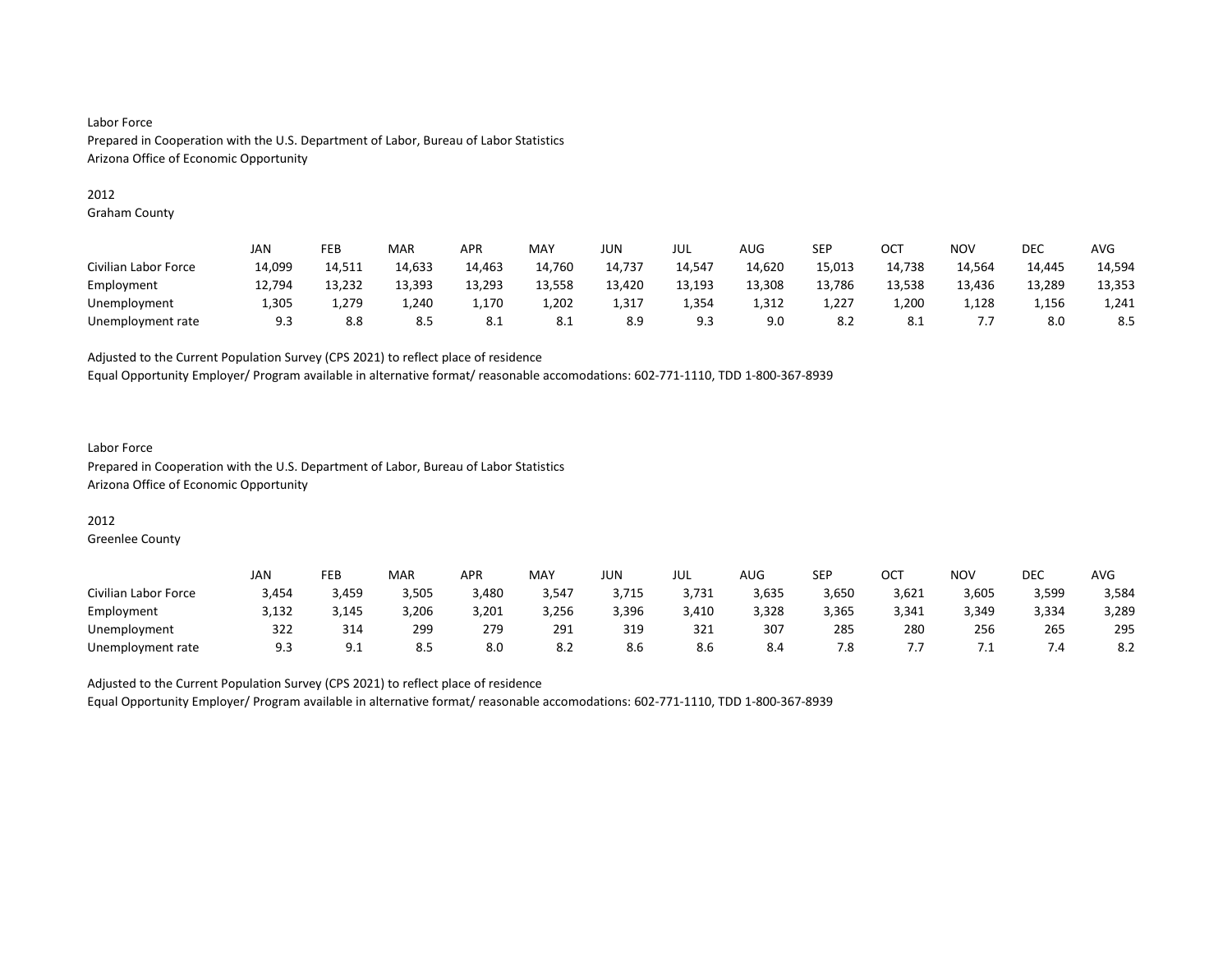Labor Force
Prepared in Cooperation with the U.S. Department of Labor, Bureau of Labor Statistics
Arizona Office of Economic Opportunity

2012
Graham County

| | JAN | FEB | MAR | APR | MAY | JUN | JUL | AUG | SEP | OCT | NOV | DEC | AVG |
|---|---|---|---|---|---|---|---|---|---|---|---|---|---|
| Civilian Labor Force | 14,099 | 14,511 | 14,633 | 14,463 | 14,760 | 14,737 | 14,547 | 14,620 | 15,013 | 14,738 | 14,564 | 14,445 | 14,594 |
| Employment | 12,794 | 13,232 | 13,393 | 13,293 | 13,558 | 13,420 | 13,193 | 13,308 | 13,786 | 13,538 | 13,436 | 13,289 | 13,353 |
| Unemployment | 1,305 | 1,279 | 1,240 | 1,170 | 1,202 | 1,317 | 1,354 | 1,312 | 1,227 | 1,200 | 1,128 | 1,156 | 1,241 |
| Unemployment rate | 9.3 | 8.8 | 8.5 | 8.1 | 8.1 | 8.9 | 9.3 | 9.0 | 8.2 | 8.1 | 7.7 | 8.0 | 8.5 |

Adjusted to the Current Population Survey (CPS 2021) to reflect place of residence
Equal Opportunity Employer/ Program available in alternative format/ reasonable accomodations: 602-771-1110, TDD 1-800-367-8939

Labor Force
Prepared in Cooperation with the U.S. Department of Labor, Bureau of Labor Statistics
Arizona Office of Economic Opportunity

2012
Greenlee County

| | JAN | FEB | MAR | APR | MAY | JUN | JUL | AUG | SEP | OCT | NOV | DEC | AVG |
|---|---|---|---|---|---|---|---|---|---|---|---|---|---|
| Civilian Labor Force | 3,454 | 3,459 | 3,505 | 3,480 | 3,547 | 3,715 | 3,731 | 3,635 | 3,650 | 3,621 | 3,605 | 3,599 | 3,584 |
| Employment | 3,132 | 3,145 | 3,206 | 3,201 | 3,256 | 3,396 | 3,410 | 3,328 | 3,365 | 3,341 | 3,349 | 3,334 | 3,289 |
| Unemployment | 322 | 314 | 299 | 279 | 291 | 319 | 321 | 307 | 285 | 280 | 256 | 265 | 295 |
| Unemployment rate | 9.3 | 9.1 | 8.5 | 8.0 | 8.2 | 8.6 | 8.6 | 8.4 | 7.8 | 7.7 | 7.1 | 7.4 | 8.2 |

Adjusted to the Current Population Survey (CPS 2021) to reflect place of residence
Equal Opportunity Employer/ Program available in alternative format/ reasonable accomodations: 602-771-1110, TDD 1-800-367-8939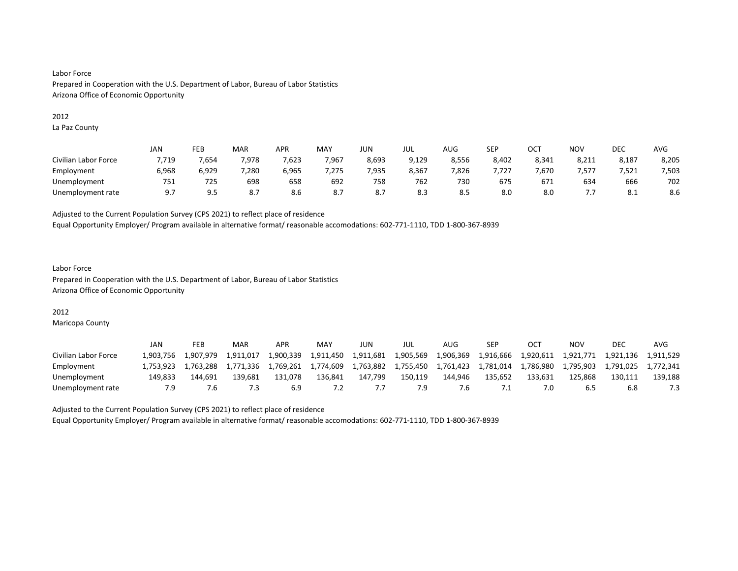Labor Force
Prepared in Cooperation with the U.S. Department of Labor, Bureau of Labor Statistics
Arizona Office of Economic Opportunity

2012
La Paz County

| | JAN | FEB | MAR | APR | MAY | JUN | JUL | AUG | SEP | OCT | NOV | DEC | AVG |
|---|---|---|---|---|---|---|---|---|---|---|---|---|---|
| Civilian Labor Force | 7,719 | 7,654 | 7,978 | 7,623 | 7,967 | 8,693 | 9,129 | 8,556 | 8,402 | 8,341 | 8,211 | 8,187 | 8,205 |
| Employment | 6,968 | 6,929 | 7,280 | 6,965 | 7,275 | 7,935 | 8,367 | 7,826 | 7,727 | 7,670 | 7,577 | 7,521 | 7,503 |
| Unemployment | 751 | 725 | 698 | 658 | 692 | 758 | 762 | 730 | 675 | 671 | 634 | 666 | 702 |
| Unemployment rate | 9.7 | 9.5 | 8.7 | 8.6 | 8.7 | 8.7 | 8.3 | 8.5 | 8.0 | 8.0 | 7.7 | 8.1 | 8.6 |

Adjusted to the Current Population Survey (CPS 2021) to reflect place of residence
Equal Opportunity Employer/ Program available in alternative format/ reasonable accomodations: 602-771-1110, TDD 1-800-367-8939

Labor Force
Prepared in Cooperation with the U.S. Department of Labor, Bureau of Labor Statistics
Arizona Office of Economic Opportunity

2012
Maricopa County

| | JAN | FEB | MAR | APR | MAY | JUN | JUL | AUG | SEP | OCT | NOV | DEC | AVG |
|---|---|---|---|---|---|---|---|---|---|---|---|---|---|
| Civilian Labor Force | 1,903,756 | 1,907,979 | 1,911,017 | 1,900,339 | 1,911,450 | 1,911,681 | 1,905,569 | 1,906,369 | 1,916,666 | 1,920,611 | 1,921,771 | 1,921,136 | 1,911,529 |
| Employment | 1,753,923 | 1,763,288 | 1,771,336 | 1,769,261 | 1,774,609 | 1,763,882 | 1,755,450 | 1,761,423 | 1,781,014 | 1,786,980 | 1,795,903 | 1,791,025 | 1,772,341 |
| Unemployment | 149,833 | 144,691 | 139,681 | 131,078 | 136,841 | 147,799 | 150,119 | 144,946 | 135,652 | 133,631 | 125,868 | 130,111 | 139,188 |
| Unemployment rate | 7.9 | 7.6 | 7.3 | 6.9 | 7.2 | 7.7 | 7.9 | 7.6 | 7.1 | 7.0 | 6.5 | 6.8 | 7.3 |

Adjusted to the Current Population Survey (CPS 2021) to reflect place of residence
Equal Opportunity Employer/ Program available in alternative format/ reasonable accomodations: 602-771-1110, TDD 1-800-367-8939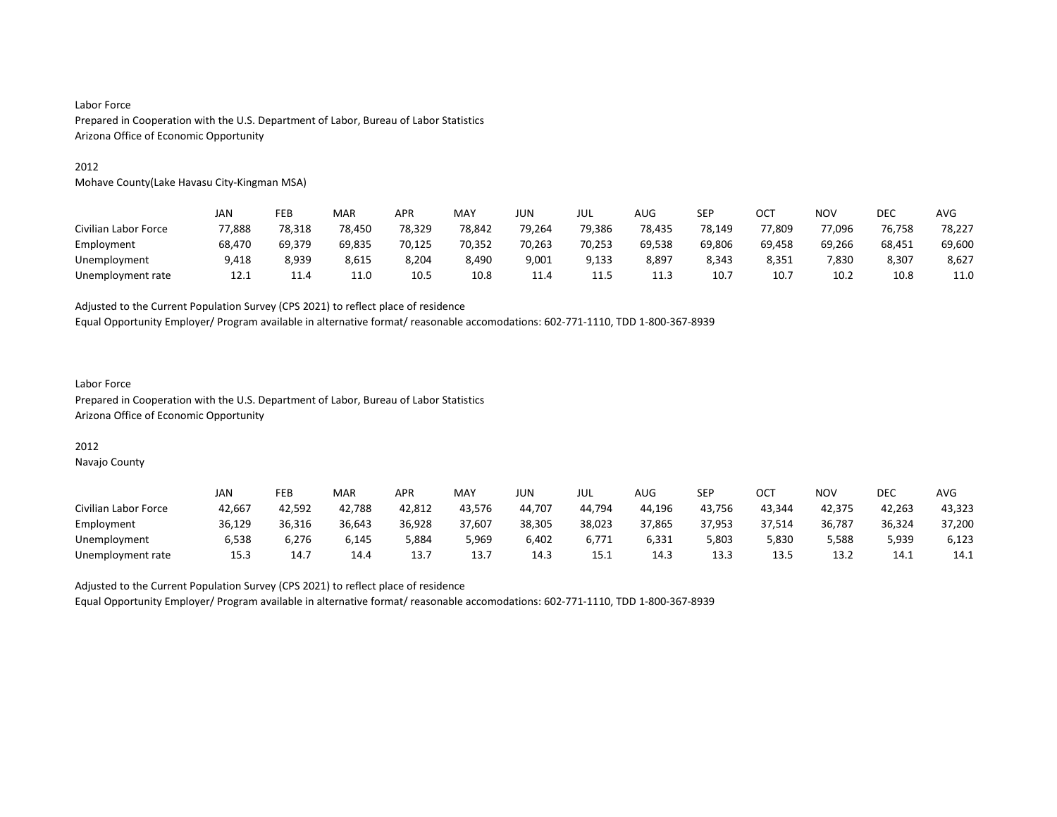Labor Force
Prepared in Cooperation with the U.S. Department of Labor, Bureau of Labor Statistics
Arizona Office of Economic Opportunity

2012
Mohave County(Lake Havasu City-Kingman MSA)

| | JAN | FEB | MAR | APR | MAY | JUN | JUL | AUG | SEP | OCT | NOV | DEC | AVG |
|---|---|---|---|---|---|---|---|---|---|---|---|---|---|
| Civilian Labor Force | 77,888 | 78,318 | 78,450 | 78,329 | 78,842 | 79,264 | 79,386 | 78,435 | 78,149 | 77,809 | 77,096 | 76,758 | 78,227 |
| Employment | 68,470 | 69,379 | 69,835 | 70,125 | 70,352 | 70,263 | 70,253 | 69,538 | 69,806 | 69,458 | 69,266 | 68,451 | 69,600 |
| Unemployment | 9,418 | 8,939 | 8,615 | 8,204 | 8,490 | 9,001 | 9,133 | 8,897 | 8,343 | 8,351 | 7,830 | 8,307 | 8,627 |
| Unemployment rate | 12.1 | 11.4 | 11.0 | 10.5 | 10.8 | 11.4 | 11.5 | 11.3 | 10.7 | 10.7 | 10.2 | 10.8 | 11.0 |

Adjusted to the Current Population Survey (CPS 2021) to reflect place of residence
Equal Opportunity Employer/ Program available in alternative format/ reasonable accomodations: 602-771-1110, TDD 1-800-367-8939

Labor Force
Prepared in Cooperation with the U.S. Department of Labor, Bureau of Labor Statistics
Arizona Office of Economic Opportunity

2012
Navajo County

| | JAN | FEB | MAR | APR | MAY | JUN | JUL | AUG | SEP | OCT | NOV | DEC | AVG |
|---|---|---|---|---|---|---|---|---|---|---|---|---|---|
| Civilian Labor Force | 42,667 | 42,592 | 42,788 | 42,812 | 43,576 | 44,707 | 44,794 | 44,196 | 43,756 | 43,344 | 42,375 | 42,263 | 43,323 |
| Employment | 36,129 | 36,316 | 36,643 | 36,928 | 37,607 | 38,305 | 38,023 | 37,865 | 37,953 | 37,514 | 36,787 | 36,324 | 37,200 |
| Unemployment | 6,538 | 6,276 | 6,145 | 5,884 | 5,969 | 6,402 | 6,771 | 6,331 | 5,803 | 5,830 | 5,588 | 5,939 | 6,123 |
| Unemployment rate | 15.3 | 14.7 | 14.4 | 13.7 | 13.7 | 14.3 | 15.1 | 14.3 | 13.3 | 13.5 | 13.2 | 14.1 | 14.1 |

Adjusted to the Current Population Survey (CPS 2021) to reflect place of residence
Equal Opportunity Employer/ Program available in alternative format/ reasonable accomodations: 602-771-1110, TDD 1-800-367-8939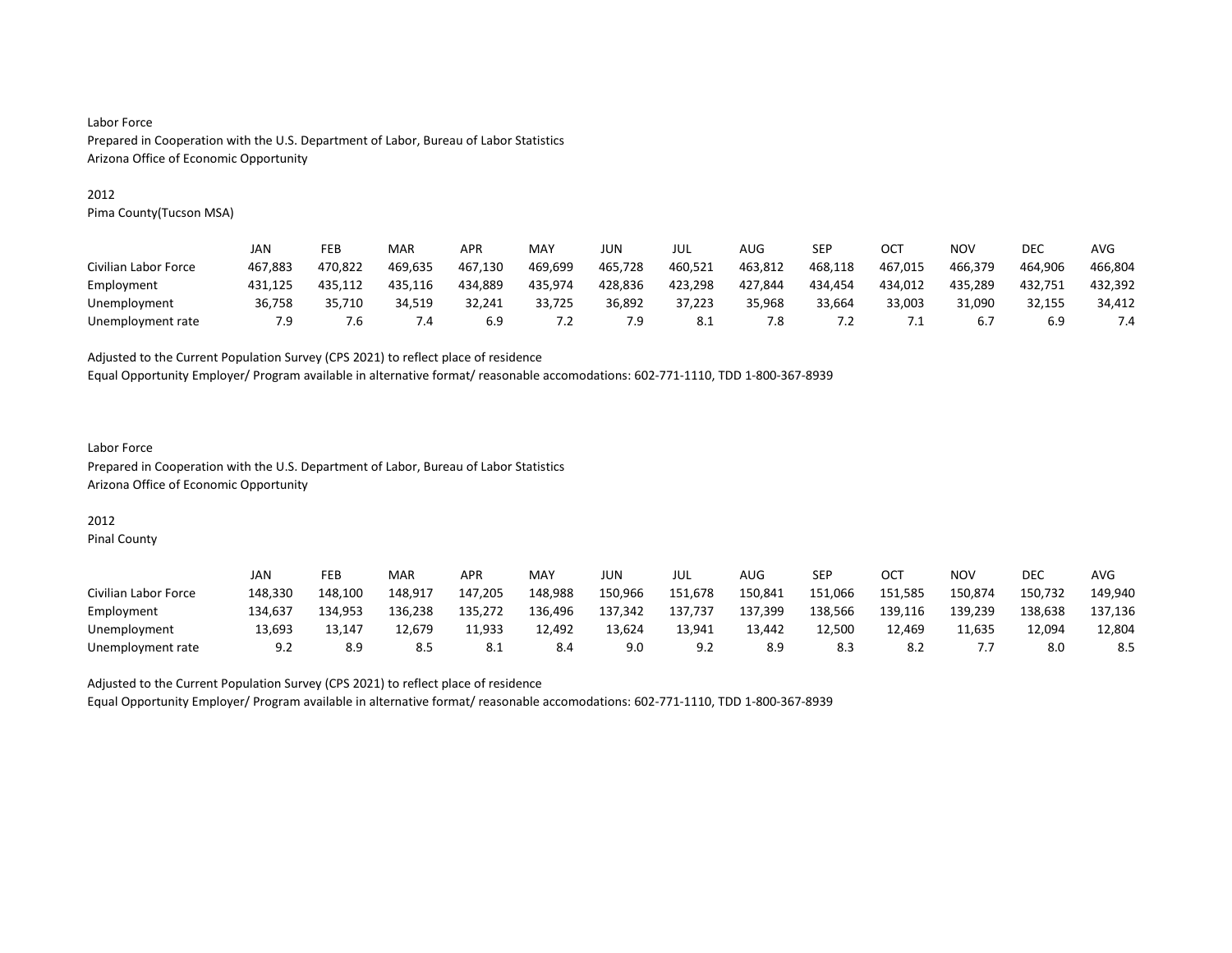Labor Force
Prepared in Cooperation with the U.S. Department of Labor, Bureau of Labor Statistics
Arizona Office of Economic Opportunity

2012
Pima County(Tucson MSA)

| | JAN | FEB | MAR | APR | MAY | JUN | JUL | AUG | SEP | OCT | NOV | DEC | AVG |
|---|---|---|---|---|---|---|---|---|---|---|---|---|---|
| Civilian Labor Force | 467,883 | 470,822 | 469,635 | 467,130 | 469,699 | 465,728 | 460,521 | 463,812 | 468,118 | 467,015 | 466,379 | 464,906 | 466,804 |
| Employment | 431,125 | 435,112 | 435,116 | 434,889 | 435,974 | 428,836 | 423,298 | 427,844 | 434,454 | 434,012 | 435,289 | 432,751 | 432,392 |
| Unemployment | 36,758 | 35,710 | 34,519 | 32,241 | 33,725 | 36,892 | 37,223 | 35,968 | 33,664 | 33,003 | 31,090 | 32,155 | 34,412 |
| Unemployment rate | 7.9 | 7.6 | 7.4 | 6.9 | 7.2 | 7.9 | 8.1 | 7.8 | 7.2 | 7.1 | 6.7 | 6.9 | 7.4 |

Adjusted to the Current Population Survey (CPS 2021) to reflect place of residence
Equal Opportunity Employer/ Program available in alternative format/ reasonable accomodations: 602-771-1110, TDD 1-800-367-8939

Labor Force
Prepared in Cooperation with the U.S. Department of Labor, Bureau of Labor Statistics
Arizona Office of Economic Opportunity

2012
Pinal County

| | JAN | FEB | MAR | APR | MAY | JUN | JUL | AUG | SEP | OCT | NOV | DEC | AVG |
|---|---|---|---|---|---|---|---|---|---|---|---|---|---|
| Civilian Labor Force | 148,330 | 148,100 | 148,917 | 147,205 | 148,988 | 150,966 | 151,678 | 150,841 | 151,066 | 151,585 | 150,874 | 150,732 | 149,940 |
| Employment | 134,637 | 134,953 | 136,238 | 135,272 | 136,496 | 137,342 | 137,737 | 137,399 | 138,566 | 139,116 | 139,239 | 138,638 | 137,136 |
| Unemployment | 13,693 | 13,147 | 12,679 | 11,933 | 12,492 | 13,624 | 13,941 | 13,442 | 12,500 | 12,469 | 11,635 | 12,094 | 12,804 |
| Unemployment rate | 9.2 | 8.9 | 8.5 | 8.1 | 8.4 | 9.0 | 9.2 | 8.9 | 8.3 | 8.2 | 7.7 | 8.0 | 8.5 |

Adjusted to the Current Population Survey (CPS 2021) to reflect place of residence
Equal Opportunity Employer/ Program available in alternative format/ reasonable accomodations: 602-771-1110, TDD 1-800-367-8939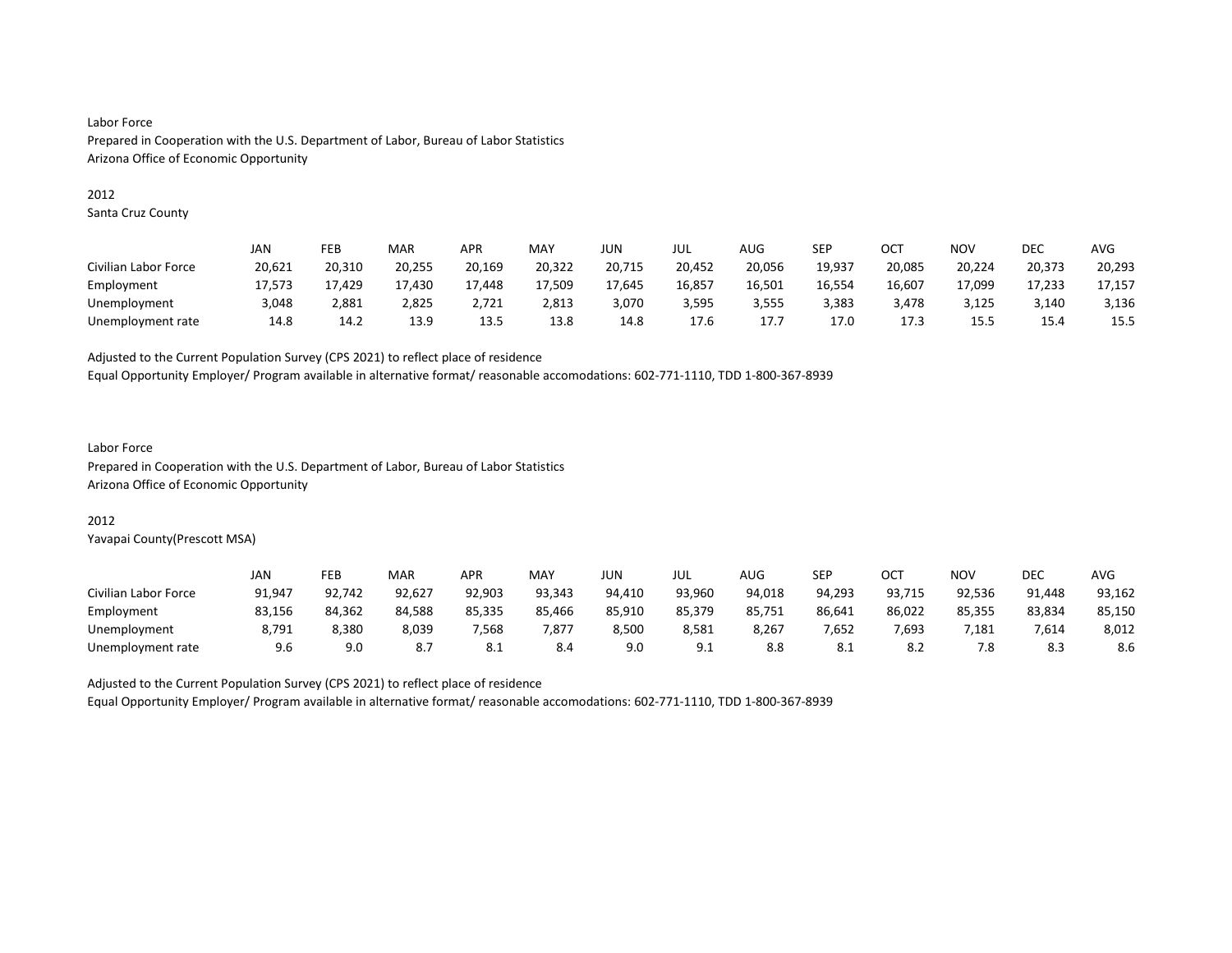Labor Force
Prepared in Cooperation with the U.S. Department of Labor, Bureau of Labor Statistics
Arizona Office of Economic Opportunity

2012
Santa Cruz County

| | JAN | FEB | MAR | APR | MAY | JUN | JUL | AUG | SEP | OCT | NOV | DEC | AVG |
|---|---|---|---|---|---|---|---|---|---|---|---|---|---|
| Civilian Labor Force | 20,621 | 20,310 | 20,255 | 20,169 | 20,322 | 20,715 | 20,452 | 20,056 | 19,937 | 20,085 | 20,224 | 20,373 | 20,293 |
| Employment | 17,573 | 17,429 | 17,430 | 17,448 | 17,509 | 17,645 | 16,857 | 16,501 | 16,554 | 16,607 | 17,099 | 17,233 | 17,157 |
| Unemployment | 3,048 | 2,881 | 2,825 | 2,721 | 2,813 | 3,070 | 3,595 | 3,555 | 3,383 | 3,478 | 3,125 | 3,140 | 3,136 |
| Unemployment rate | 14.8 | 14.2 | 13.9 | 13.5 | 13.8 | 14.8 | 17.6 | 17.7 | 17.0 | 17.3 | 15.5 | 15.4 | 15.5 |

Adjusted to the Current Population Survey (CPS 2021) to reflect place of residence
Equal Opportunity Employer/ Program available in alternative format/ reasonable accomodations: 602-771-1110, TDD 1-800-367-8939

Labor Force
Prepared in Cooperation with the U.S. Department of Labor, Bureau of Labor Statistics
Arizona Office of Economic Opportunity

2012
Yavapai County(Prescott MSA)

| | JAN | FEB | MAR | APR | MAY | JUN | JUL | AUG | SEP | OCT | NOV | DEC | AVG |
|---|---|---|---|---|---|---|---|---|---|---|---|---|---|
| Civilian Labor Force | 91,947 | 92,742 | 92,627 | 92,903 | 93,343 | 94,410 | 93,960 | 94,018 | 94,293 | 93,715 | 92,536 | 91,448 | 93,162 |
| Employment | 83,156 | 84,362 | 84,588 | 85,335 | 85,466 | 85,910 | 85,379 | 85,751 | 86,641 | 86,022 | 85,355 | 83,834 | 85,150 |
| Unemployment | 8,791 | 8,380 | 8,039 | 7,568 | 7,877 | 8,500 | 8,581 | 8,267 | 7,652 | 7,693 | 7,181 | 7,614 | 8,012 |
| Unemployment rate | 9.6 | 9.0 | 8.7 | 8.1 | 8.4 | 9.0 | 9.1 | 8.8 | 8.1 | 8.2 | 7.8 | 8.3 | 8.6 |

Adjusted to the Current Population Survey (CPS 2021) to reflect place of residence
Equal Opportunity Employer/ Program available in alternative format/ reasonable accomodations: 602-771-1110, TDD 1-800-367-8939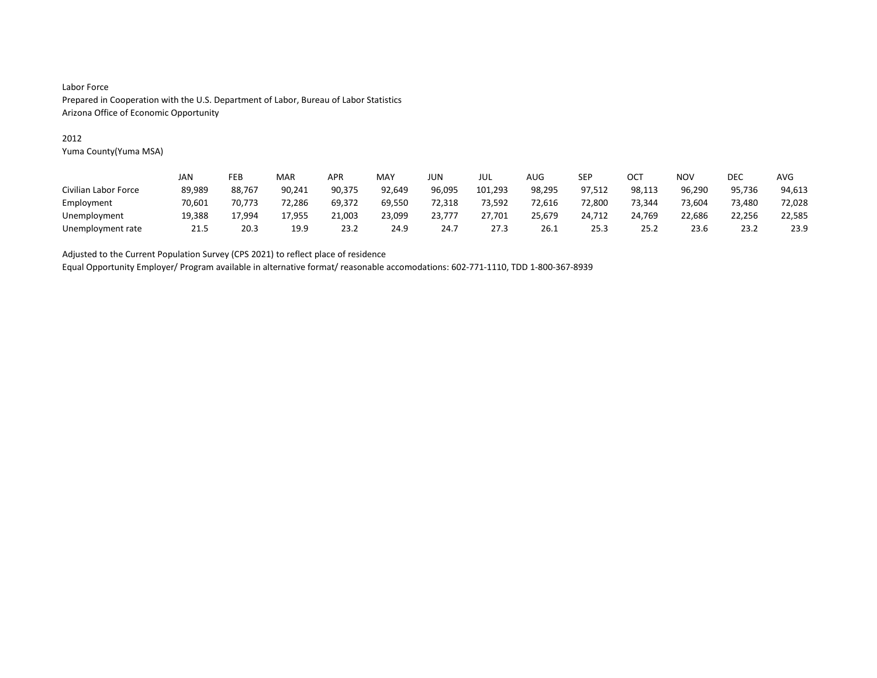Labor Force
Prepared in Cooperation with the U.S. Department of Labor, Bureau of Labor Statistics
Arizona Office of Economic Opportunity

2012
Yuma County(Yuma MSA)

| | JAN | FEB | MAR | APR | MAY | JUN | JUL | AUG | SEP | OCT | NOV | DEC | AVG |
|---|---|---|---|---|---|---|---|---|---|---|---|---|---|
| Civilian Labor Force | 89,989 | 88,767 | 90,241 | 90,375 | 92,649 | 96,095 | 101,293 | 98,295 | 97,512 | 98,113 | 96,290 | 95,736 | 94,613 |
| Employment | 70,601 | 70,773 | 72,286 | 69,372 | 69,550 | 72,318 | 73,592 | 72,616 | 72,800 | 73,344 | 73,604 | 73,480 | 72,028 |
| Unemployment | 19,388 | 17,994 | 17,955 | 21,003 | 23,099 | 23,777 | 27,701 | 25,679 | 24,712 | 24,769 | 22,686 | 22,256 | 22,585 |
| Unemployment rate | 21.5 | 20.3 | 19.9 | 23.2 | 24.9 | 24.7 | 27.3 | 26.1 | 25.3 | 25.2 | 23.6 | 23.2 | 23.9 |

Adjusted to the Current Population Survey (CPS 2021) to reflect place of residence
Equal Opportunity Employer/ Program available in alternative format/ reasonable accomodations: 602-771-1110, TDD 1-800-367-8939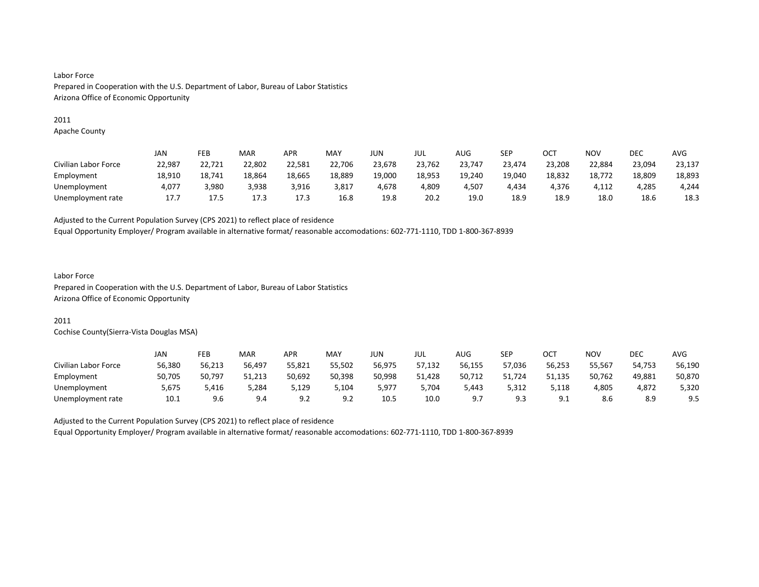Labor Force
Prepared in Cooperation with the U.S. Department of Labor, Bureau of Labor Statistics
Arizona Office of Economic Opportunity

2011
Apache County

| | JAN | FEB | MAR | APR | MAY | JUN | JUL | AUG | SEP | OCT | NOV | DEC | AVG |
|---|---|---|---|---|---|---|---|---|---|---|---|---|---|
| Civilian Labor Force | 22,987 | 22,721 | 22,802 | 22,581 | 22,706 | 23,678 | 23,762 | 23,747 | 23,474 | 23,208 | 22,884 | 23,094 | 23,137 |
| Employment | 18,910 | 18,741 | 18,864 | 18,665 | 18,889 | 19,000 | 18,953 | 19,240 | 19,040 | 18,832 | 18,772 | 18,809 | 18,893 |
| Unemployment | 4,077 | 3,980 | 3,938 | 3,916 | 3,817 | 4,678 | 4,809 | 4,507 | 4,434 | 4,376 | 4,112 | 4,285 | 4,244 |
| Unemployment rate | 17.7 | 17.5 | 17.3 | 17.3 | 16.8 | 19.8 | 20.2 | 19.0 | 18.9 | 18.9 | 18.0 | 18.6 | 18.3 |

Adjusted to the Current Population Survey (CPS 2021) to reflect place of residence
Equal Opportunity Employer/ Program available in alternative format/ reasonable accomodations: 602-771-1110, TDD 1-800-367-8939

Labor Force
Prepared in Cooperation with the U.S. Department of Labor, Bureau of Labor Statistics
Arizona Office of Economic Opportunity

2011
Cochise County(Sierra-Vista Douglas MSA)

| | JAN | FEB | MAR | APR | MAY | JUN | JUL | AUG | SEP | OCT | NOV | DEC | AVG |
|---|---|---|---|---|---|---|---|---|---|---|---|---|---|
| Civilian Labor Force | 56,380 | 56,213 | 56,497 | 55,821 | 55,502 | 56,975 | 57,132 | 56,155 | 57,036 | 56,253 | 55,567 | 54,753 | 56,190 |
| Employment | 50,705 | 50,797 | 51,213 | 50,692 | 50,398 | 50,998 | 51,428 | 50,712 | 51,724 | 51,135 | 50,762 | 49,881 | 50,870 |
| Unemployment | 5,675 | 5,416 | 5,284 | 5,129 | 5,104 | 5,977 | 5,704 | 5,443 | 5,312 | 5,118 | 4,805 | 4,872 | 5,320 |
| Unemployment rate | 10.1 | 9.6 | 9.4 | 9.2 | 9.2 | 10.5 | 10.0 | 9.7 | 9.3 | 9.1 | 8.6 | 8.9 | 9.5 |

Adjusted to the Current Population Survey (CPS 2021) to reflect place of residence
Equal Opportunity Employer/ Program available in alternative format/ reasonable accomodations: 602-771-1110, TDD 1-800-367-8939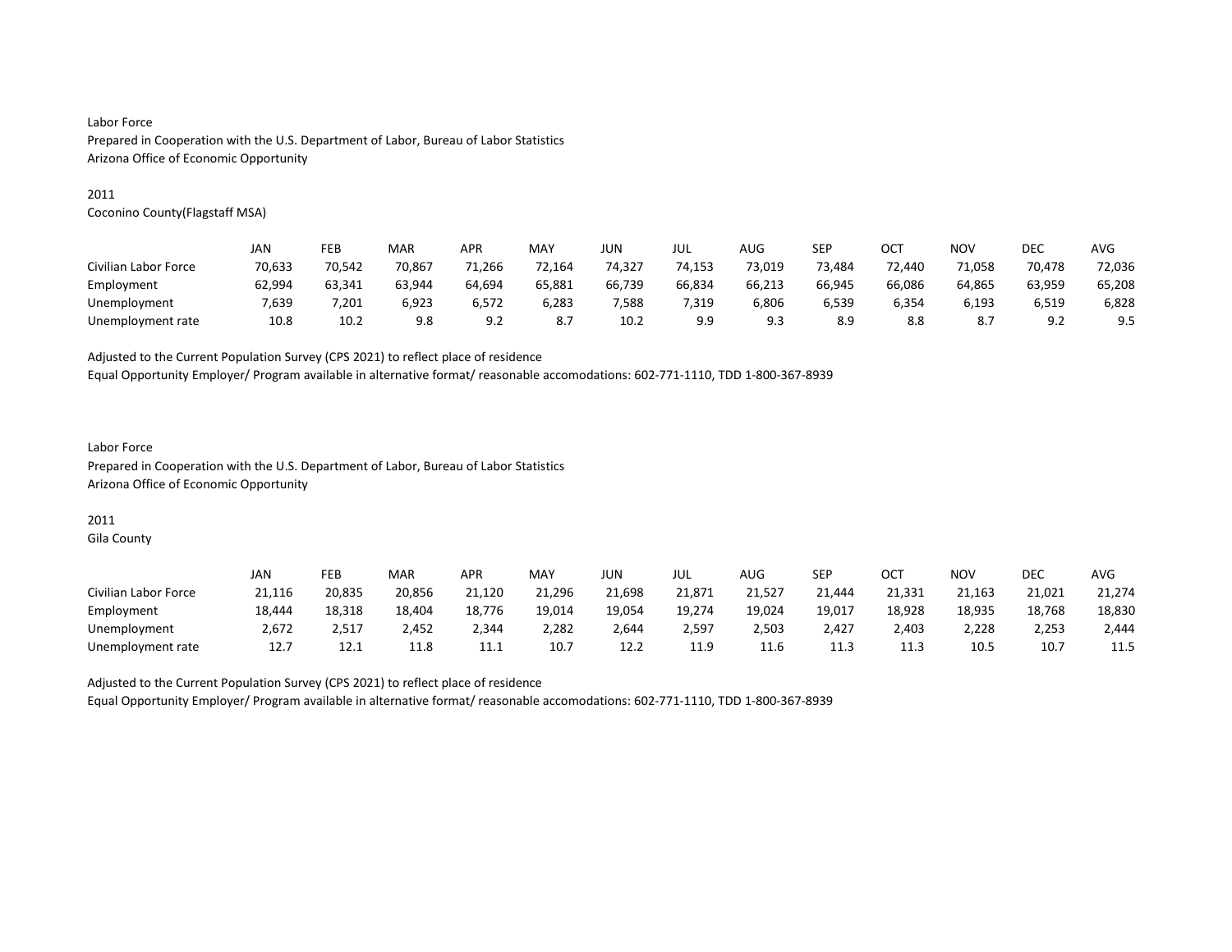Labor Force
Prepared in Cooperation with the U.S. Department of Labor, Bureau of Labor Statistics
Arizona Office of Economic Opportunity

2011
Coconino County(Flagstaff MSA)

| | JAN | FEB | MAR | APR | MAY | JUN | JUL | AUG | SEP | OCT | NOV | DEC | AVG |
|---|---|---|---|---|---|---|---|---|---|---|---|---|---|
| Civilian Labor Force | 70,633 | 70,542 | 70,867 | 71,266 | 72,164 | 74,327 | 74,153 | 73,019 | 73,484 | 72,440 | 71,058 | 70,478 | 72,036 |
| Employment | 62,994 | 63,341 | 63,944 | 64,694 | 65,881 | 66,739 | 66,834 | 66,213 | 66,945 | 66,086 | 64,865 | 63,959 | 65,208 |
| Unemployment | 7,639 | 7,201 | 6,923 | 6,572 | 6,283 | 7,588 | 7,319 | 6,806 | 6,539 | 6,354 | 6,193 | 6,519 | 6,828 |
| Unemployment rate | 10.8 | 10.2 | 9.8 | 9.2 | 8.7 | 10.2 | 9.9 | 9.3 | 8.9 | 8.8 | 8.7 | 9.2 | 9.5 |

Adjusted to the Current Population Survey (CPS 2021) to reflect place of residence
Equal Opportunity Employer/ Program available in alternative format/ reasonable accomodations: 602-771-1110, TDD 1-800-367-8939

Labor Force
Prepared in Cooperation with the U.S. Department of Labor, Bureau of Labor Statistics
Arizona Office of Economic Opportunity

2011
Gila County

| | JAN | FEB | MAR | APR | MAY | JUN | JUL | AUG | SEP | OCT | NOV | DEC | AVG |
|---|---|---|---|---|---|---|---|---|---|---|---|---|---|
| Civilian Labor Force | 21,116 | 20,835 | 20,856 | 21,120 | 21,296 | 21,698 | 21,871 | 21,527 | 21,444 | 21,331 | 21,163 | 21,021 | 21,274 |
| Employment | 18,444 | 18,318 | 18,404 | 18,776 | 19,014 | 19,054 | 19,274 | 19,024 | 19,017 | 18,928 | 18,935 | 18,768 | 18,830 |
| Unemployment | 2,672 | 2,517 | 2,452 | 2,344 | 2,282 | 2,644 | 2,597 | 2,503 | 2,427 | 2,403 | 2,228 | 2,253 | 2,444 |
| Unemployment rate | 12.7 | 12.1 | 11.8 | 11.1 | 10.7 | 12.2 | 11.9 | 11.6 | 11.3 | 11.3 | 10.5 | 10.7 | 11.5 |

Adjusted to the Current Population Survey (CPS 2021) to reflect place of residence
Equal Opportunity Employer/ Program available in alternative format/ reasonable accomodations: 602-771-1110, TDD 1-800-367-8939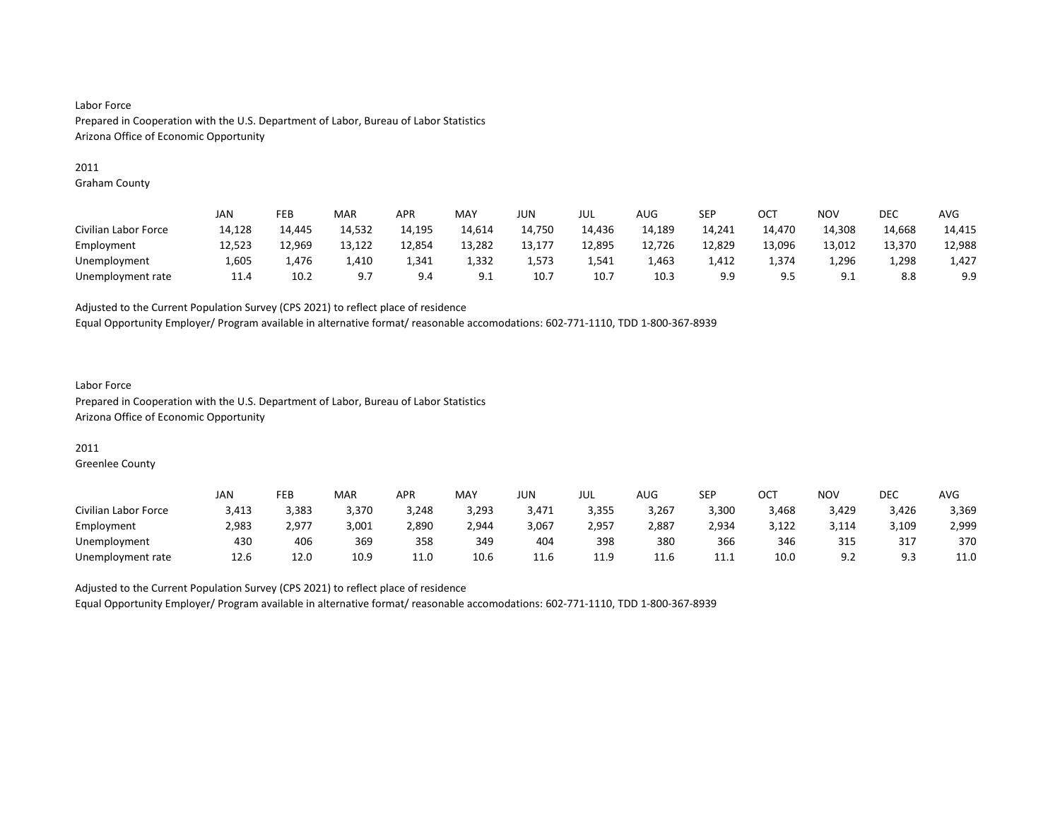Labor Force
Prepared in Cooperation with the U.S. Department of Labor, Bureau of Labor Statistics
Arizona Office of Economic Opportunity

2011
Graham County

| | JAN | FEB | MAR | APR | MAY | JUN | JUL | AUG | SEP | OCT | NOV | DEC | AVG |
|---|---|---|---|---|---|---|---|---|---|---|---|---|---|
| Civilian Labor Force | 14,128 | 14,445 | 14,532 | 14,195 | 14,614 | 14,750 | 14,436 | 14,189 | 14,241 | 14,470 | 14,308 | 14,668 | 14,415 |
| Employment | 12,523 | 12,969 | 13,122 | 12,854 | 13,282 | 13,177 | 12,895 | 12,726 | 12,829 | 13,096 | 13,012 | 13,370 | 12,988 |
| Unemployment | 1,605 | 1,476 | 1,410 | 1,341 | 1,332 | 1,573 | 1,541 | 1,463 | 1,412 | 1,374 | 1,296 | 1,298 | 1,427 |
| Unemployment rate | 11.4 | 10.2 | 9.7 | 9.4 | 9.1 | 10.7 | 10.7 | 10.3 | 9.9 | 9.5 | 9.1 | 8.8 | 9.9 |

Adjusted to the Current Population Survey (CPS 2021) to reflect place of residence
Equal Opportunity Employer/ Program available in alternative format/ reasonable accomodations: 602-771-1110, TDD 1-800-367-8939

Labor Force
Prepared in Cooperation with the U.S. Department of Labor, Bureau of Labor Statistics
Arizona Office of Economic Opportunity

2011
Greenlee County

| | JAN | FEB | MAR | APR | MAY | JUN | JUL | AUG | SEP | OCT | NOV | DEC | AVG |
|---|---|---|---|---|---|---|---|---|---|---|---|---|---|
| Civilian Labor Force | 3,413 | 3,383 | 3,370 | 3,248 | 3,293 | 3,471 | 3,355 | 3,267 | 3,300 | 3,468 | 3,429 | 3,426 | 3,369 |
| Employment | 2,983 | 2,977 | 3,001 | 2,890 | 2,944 | 3,067 | 2,957 | 2,887 | 2,934 | 3,122 | 3,114 | 3,109 | 2,999 |
| Unemployment | 430 | 406 | 369 | 358 | 349 | 404 | 398 | 380 | 366 | 346 | 315 | 317 | 370 |
| Unemployment rate | 12.6 | 12.0 | 10.9 | 11.0 | 10.6 | 11.6 | 11.9 | 11.6 | 11.1 | 10.0 | 9.2 | 9.3 | 11.0 |

Adjusted to the Current Population Survey (CPS 2021) to reflect place of residence
Equal Opportunity Employer/ Program available in alternative format/ reasonable accomodations: 602-771-1110, TDD 1-800-367-8939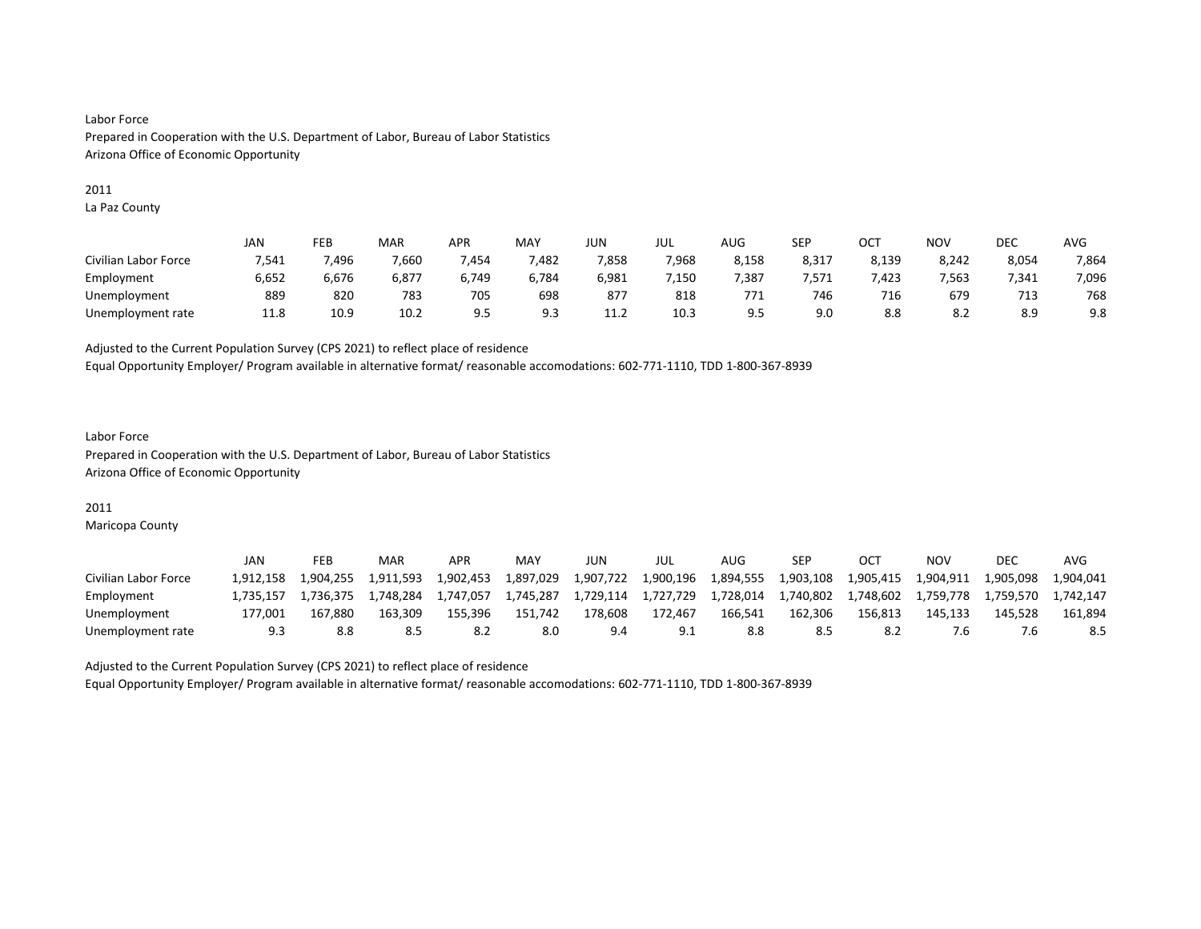Labor Force
Prepared in Cooperation with the U.S. Department of Labor, Bureau of Labor Statistics
Arizona Office of Economic Opportunity

2011
La Paz County

| | JAN | FEB | MAR | APR | MAY | JUN | JUL | AUG | SEP | OCT | NOV | DEC | AVG |
|---|---|---|---|---|---|---|---|---|---|---|---|---|---|
| Civilian Labor Force | 7,541 | 7,496 | 7,660 | 7,454 | 7,482 | 7,858 | 7,968 | 8,158 | 8,317 | 8,139 | 8,242 | 8,054 | 7,864 |
| Employment | 6,652 | 6,676 | 6,877 | 6,749 | 6,784 | 6,981 | 7,150 | 7,387 | 7,571 | 7,423 | 7,563 | 7,341 | 7,096 |
| Unemployment | 889 | 820 | 783 | 705 | 698 | 877 | 818 | 771 | 746 | 716 | 679 | 713 | 768 |
| Unemployment rate | 11.8 | 10.9 | 10.2 | 9.5 | 9.3 | 11.2 | 10.3 | 9.5 | 9.0 | 8.8 | 8.2 | 8.9 | 9.8 |

Adjusted to the Current Population Survey (CPS 2021) to reflect place of residence
Equal Opportunity Employer/ Program available in alternative format/ reasonable accomodations: 602-771-1110, TDD 1-800-367-8939

Labor Force
Prepared in Cooperation with the U.S. Department of Labor, Bureau of Labor Statistics
Arizona Office of Economic Opportunity

2011
Maricopa County

| | JAN | FEB | MAR | APR | MAY | JUN | JUL | AUG | SEP | OCT | NOV | DEC | AVG |
|---|---|---|---|---|---|---|---|---|---|---|---|---|---|
| Civilian Labor Force | 1,912,158 | 1,904,255 | 1,911,593 | 1,902,453 | 1,897,029 | 1,907,722 | 1,900,196 | 1,894,555 | 1,903,108 | 1,905,415 | 1,904,911 | 1,905,098 | 1,904,041 |
| Employment | 1,735,157 | 1,736,375 | 1,748,284 | 1,747,057 | 1,745,287 | 1,729,114 | 1,727,729 | 1,728,014 | 1,740,802 | 1,748,602 | 1,759,778 | 1,759,570 | 1,742,147 |
| Unemployment | 177,001 | 167,880 | 163,309 | 155,396 | 151,742 | 178,608 | 172,467 | 166,541 | 162,306 | 156,813 | 145,133 | 145,528 | 161,894 |
| Unemployment rate | 9.3 | 8.8 | 8.5 | 8.2 | 8.0 | 9.4 | 9.1 | 8.8 | 8.5 | 8.2 | 7.6 | 7.6 | 8.5 |

Adjusted to the Current Population Survey (CPS 2021) to reflect place of residence
Equal Opportunity Employer/ Program available in alternative format/ reasonable accomodations: 602-771-1110, TDD 1-800-367-8939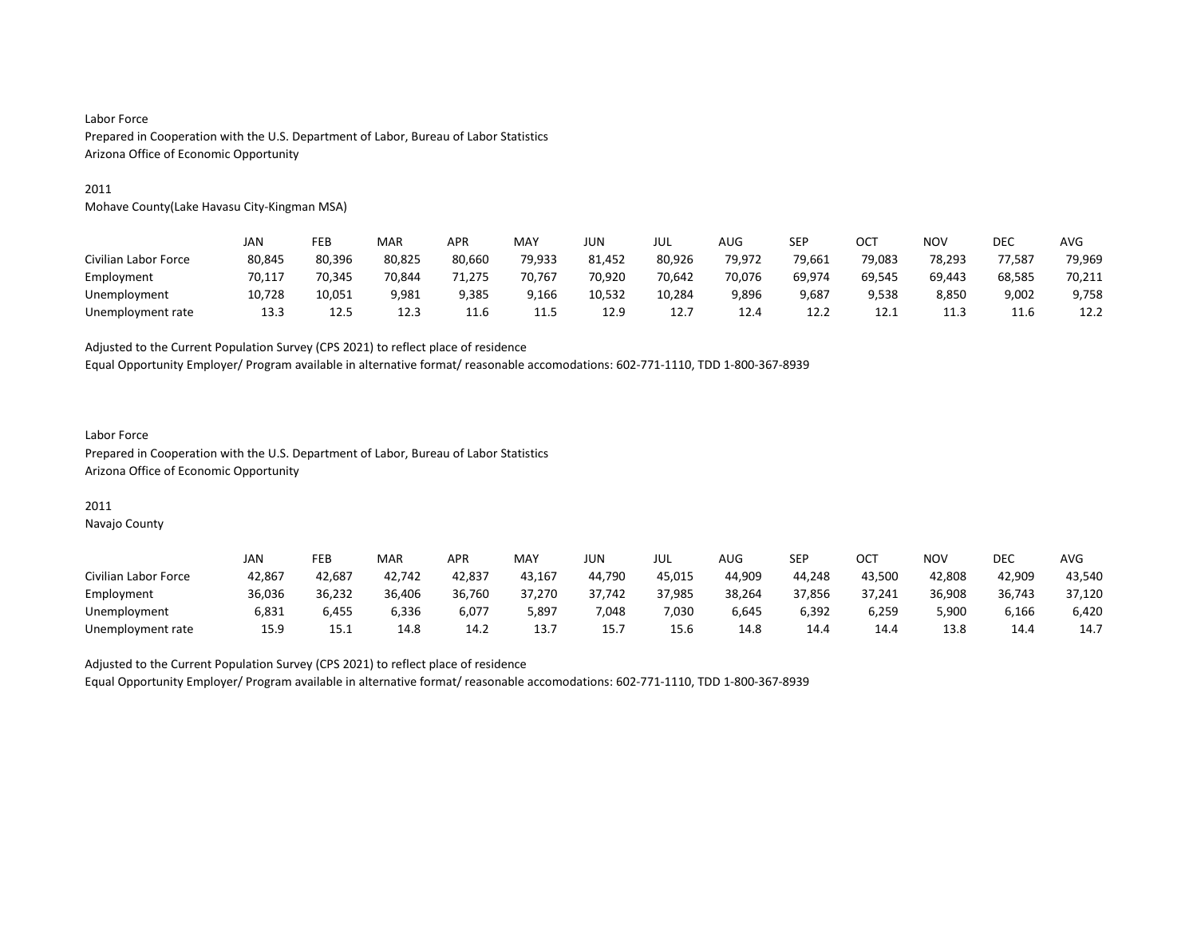Labor Force
Prepared in Cooperation with the U.S. Department of Labor, Bureau of Labor Statistics
Arizona Office of Economic Opportunity

2011
Mohave County(Lake Havasu City-Kingman MSA)

| | JAN | FEB | MAR | APR | MAY | JUN | JUL | AUG | SEP | OCT | NOV | DEC | AVG |
|---|---|---|---|---|---|---|---|---|---|---|---|---|---|
| Civilian Labor Force | 80,845 | 80,396 | 80,825 | 80,660 | 79,933 | 81,452 | 80,926 | 79,972 | 79,661 | 79,083 | 78,293 | 77,587 | 79,969 |
| Employment | 70,117 | 70,345 | 70,844 | 71,275 | 70,767 | 70,920 | 70,642 | 70,076 | 69,974 | 69,545 | 69,443 | 68,585 | 70,211 |
| Unemployment | 10,728 | 10,051 | 9,981 | 9,385 | 9,166 | 10,532 | 10,284 | 9,896 | 9,687 | 9,538 | 8,850 | 9,002 | 9,758 |
| Unemployment rate | 13.3 | 12.5 | 12.3 | 11.6 | 11.5 | 12.9 | 12.7 | 12.4 | 12.2 | 12.1 | 11.3 | 11.6 | 12.2 |

Adjusted to the Current Population Survey (CPS 2021) to reflect place of residence
Equal Opportunity Employer/ Program available in alternative format/ reasonable accomodations: 602-771-1110, TDD 1-800-367-8939

Labor Force
Prepared in Cooperation with the U.S. Department of Labor, Bureau of Labor Statistics
Arizona Office of Economic Opportunity

2011
Navajo County

| | JAN | FEB | MAR | APR | MAY | JUN | JUL | AUG | SEP | OCT | NOV | DEC | AVG |
|---|---|---|---|---|---|---|---|---|---|---|---|---|---|
| Civilian Labor Force | 42,867 | 42,687 | 42,742 | 42,837 | 43,167 | 44,790 | 45,015 | 44,909 | 44,248 | 43,500 | 42,808 | 42,909 | 43,540 |
| Employment | 36,036 | 36,232 | 36,406 | 36,760 | 37,270 | 37,742 | 37,985 | 38,264 | 37,856 | 37,241 | 36,908 | 36,743 | 37,120 |
| Unemployment | 6,831 | 6,455 | 6,336 | 6,077 | 5,897 | 7,048 | 7,030 | 6,645 | 6,392 | 6,259 | 5,900 | 6,166 | 6,420 |
| Unemployment rate | 15.9 | 15.1 | 14.8 | 14.2 | 13.7 | 15.7 | 15.6 | 14.8 | 14.4 | 14.4 | 13.8 | 14.4 | 14.7 |

Adjusted to the Current Population Survey (CPS 2021) to reflect place of residence
Equal Opportunity Employer/ Program available in alternative format/ reasonable accomodations: 602-771-1110, TDD 1-800-367-8939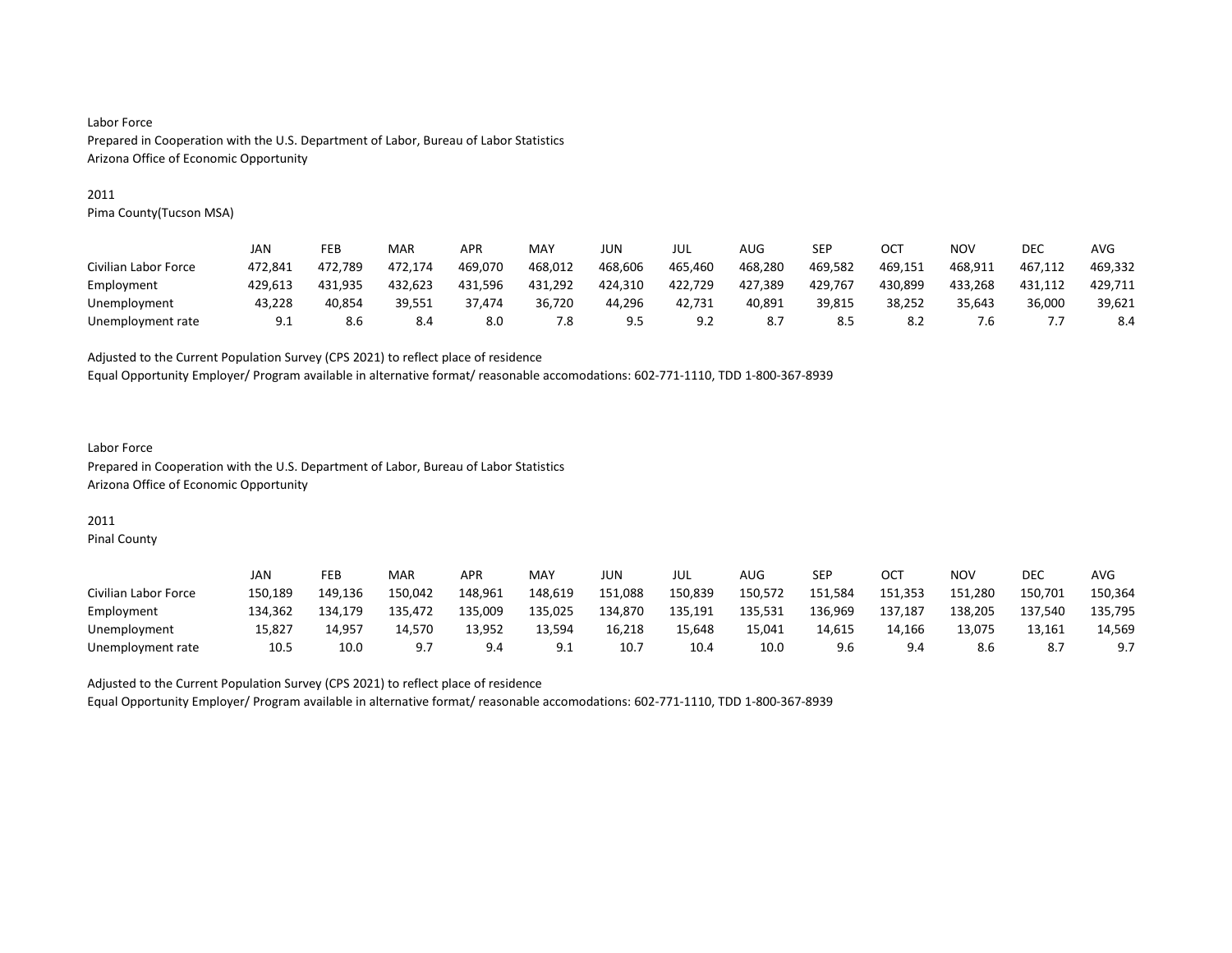Labor Force
Prepared in Cooperation with the U.S. Department of Labor, Bureau of Labor Statistics
Arizona Office of Economic Opportunity

2011
Pima County(Tucson MSA)

| | JAN | FEB | MAR | APR | MAY | JUN | JUL | AUG | SEP | OCT | NOV | DEC | AVG |
|---|---|---|---|---|---|---|---|---|---|---|---|---|---|
| Civilian Labor Force | 472,841 | 472,789 | 472,174 | 469,070 | 468,012 | 468,606 | 465,460 | 468,280 | 469,582 | 469,151 | 468,911 | 467,112 | 469,332 |
| Employment | 429,613 | 431,935 | 432,623 | 431,596 | 431,292 | 424,310 | 422,729 | 427,389 | 429,767 | 430,899 | 433,268 | 431,112 | 429,711 |
| Unemployment | 43,228 | 40,854 | 39,551 | 37,474 | 36,720 | 44,296 | 42,731 | 40,891 | 39,815 | 38,252 | 35,643 | 36,000 | 39,621 |
| Unemployment rate | 9.1 | 8.6 | 8.4 | 8.0 | 7.8 | 9.5 | 9.2 | 8.7 | 8.5 | 8.2 | 7.6 | 7.7 | 8.4 |

Adjusted to the Current Population Survey (CPS 2021) to reflect place of residence
Equal Opportunity Employer/ Program available in alternative format/ reasonable accomodations: 602-771-1110, TDD 1-800-367-8939

Labor Force
Prepared in Cooperation with the U.S. Department of Labor, Bureau of Labor Statistics
Arizona Office of Economic Opportunity

2011
Pinal County

| | JAN | FEB | MAR | APR | MAY | JUN | JUL | AUG | SEP | OCT | NOV | DEC | AVG |
|---|---|---|---|---|---|---|---|---|---|---|---|---|---|
| Civilian Labor Force | 150,189 | 149,136 | 150,042 | 148,961 | 148,619 | 151,088 | 150,839 | 150,572 | 151,584 | 151,353 | 151,280 | 150,701 | 150,364 |
| Employment | 134,362 | 134,179 | 135,472 | 135,009 | 135,025 | 134,870 | 135,191 | 135,531 | 136,969 | 137,187 | 138,205 | 137,540 | 135,795 |
| Unemployment | 15,827 | 14,957 | 14,570 | 13,952 | 13,594 | 16,218 | 15,648 | 15,041 | 14,615 | 14,166 | 13,075 | 13,161 | 14,569 |
| Unemployment rate | 10.5 | 10.0 | 9.7 | 9.4 | 9.1 | 10.7 | 10.4 | 10.0 | 9.6 | 9.4 | 8.6 | 8.7 | 9.7 |

Adjusted to the Current Population Survey (CPS 2021) to reflect place of residence
Equal Opportunity Employer/ Program available in alternative format/ reasonable accomodations: 602-771-1110, TDD 1-800-367-8939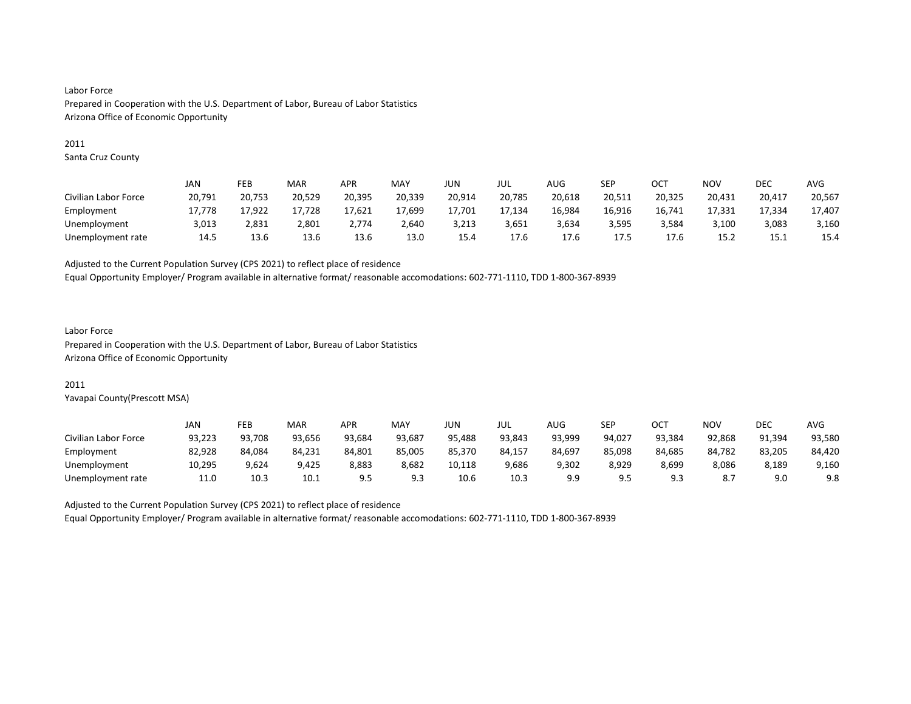Labor Force
Prepared in Cooperation with the U.S. Department of Labor, Bureau of Labor Statistics
Arizona Office of Economic Opportunity

2011
Santa Cruz County

| | JAN | FEB | MAR | APR | MAY | JUN | JUL | AUG | SEP | OCT | NOV | DEC | AVG |
|---|---|---|---|---|---|---|---|---|---|---|---|---|---|
| Civilian Labor Force | 20,791 | 20,753 | 20,529 | 20,395 | 20,339 | 20,914 | 20,785 | 20,618 | 20,511 | 20,325 | 20,431 | 20,417 | 20,567 |
| Employment | 17,778 | 17,922 | 17,728 | 17,621 | 17,699 | 17,701 | 17,134 | 16,984 | 16,916 | 16,741 | 17,331 | 17,334 | 17,407 |
| Unemployment | 3,013 | 2,831 | 2,801 | 2,774 | 2,640 | 3,213 | 3,651 | 3,634 | 3,595 | 3,584 | 3,100 | 3,083 | 3,160 |
| Unemployment rate | 14.5 | 13.6 | 13.6 | 13.6 | 13.0 | 15.4 | 17.6 | 17.6 | 17.5 | 17.6 | 15.2 | 15.1 | 15.4 |

Adjusted to the Current Population Survey (CPS 2021) to reflect place of residence
Equal Opportunity Employer/ Program available in alternative format/ reasonable accomodations: 602-771-1110, TDD 1-800-367-8939

Labor Force
Prepared in Cooperation with the U.S. Department of Labor, Bureau of Labor Statistics
Arizona Office of Economic Opportunity

2011
Yavapai County(Prescott MSA)

| | JAN | FEB | MAR | APR | MAY | JUN | JUL | AUG | SEP | OCT | NOV | DEC | AVG |
|---|---|---|---|---|---|---|---|---|---|---|---|---|---|
| Civilian Labor Force | 93,223 | 93,708 | 93,656 | 93,684 | 93,687 | 95,488 | 93,843 | 93,999 | 94,027 | 93,384 | 92,868 | 91,394 | 93,580 |
| Employment | 82,928 | 84,084 | 84,231 | 84,801 | 85,005 | 85,370 | 84,157 | 84,697 | 85,098 | 84,685 | 84,782 | 83,205 | 84,420 |
| Unemployment | 10,295 | 9,624 | 9,425 | 8,883 | 8,682 | 10,118 | 9,686 | 9,302 | 8,929 | 8,699 | 8,086 | 8,189 | 9,160 |
| Unemployment rate | 11.0 | 10.3 | 10.1 | 9.5 | 9.3 | 10.6 | 10.3 | 9.9 | 9.5 | 9.3 | 8.7 | 9.0 | 9.8 |

Adjusted to the Current Population Survey (CPS 2021) to reflect place of residence
Equal Opportunity Employer/ Program available in alternative format/ reasonable accomodations: 602-771-1110, TDD 1-800-367-8939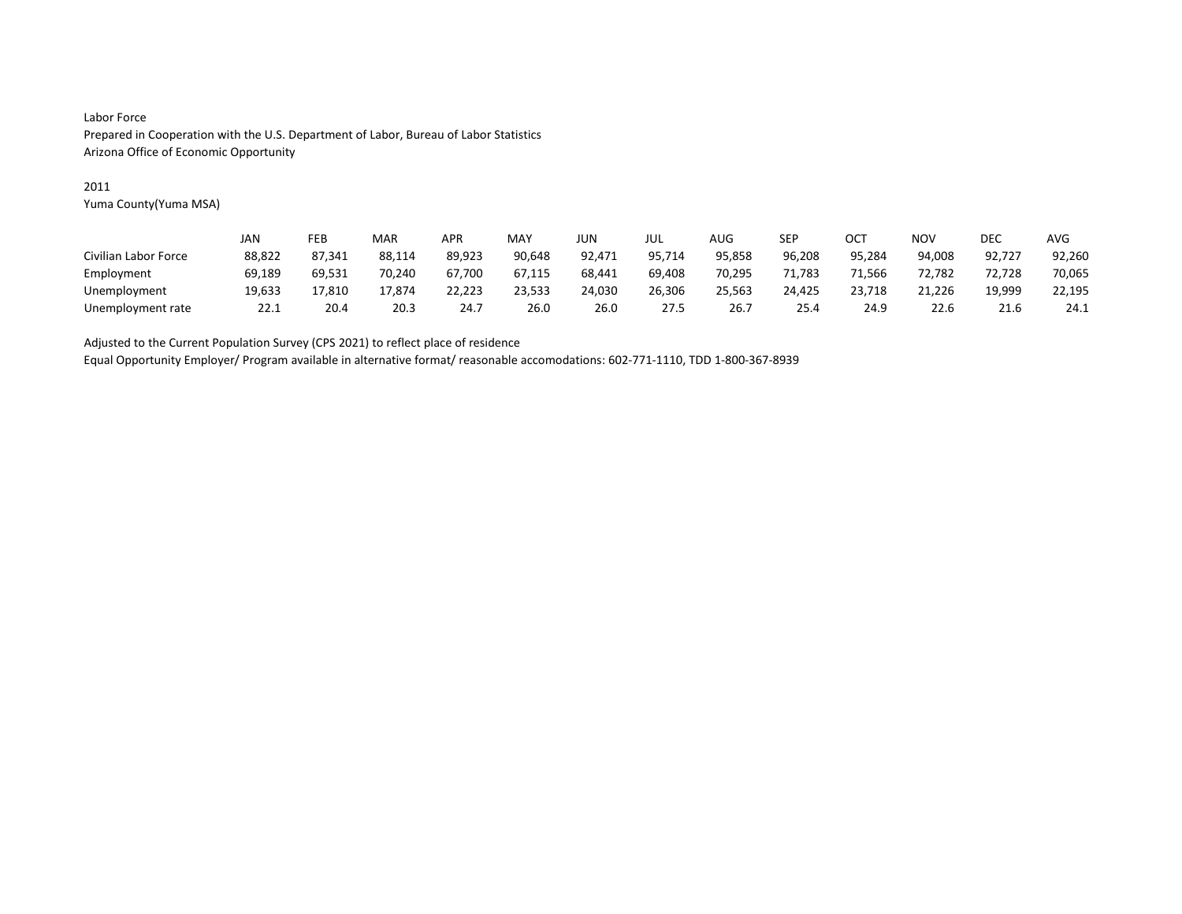Labor Force
Prepared in Cooperation with the U.S. Department of Labor, Bureau of Labor Statistics
Arizona Office of Economic Opportunity

2011
Yuma County(Yuma MSA)

| | JAN | FEB | MAR | APR | MAY | JUN | JUL | AUG | SEP | OCT | NOV | DEC | AVG |
|---|---|---|---|---|---|---|---|---|---|---|---|---|---|
| Civilian Labor Force | 88,822 | 87,341 | 88,114 | 89,923 | 90,648 | 92,471 | 95,714 | 95,858 | 96,208 | 95,284 | 94,008 | 92,727 | 92,260 |
| Employment | 69,189 | 69,531 | 70,240 | 67,700 | 67,115 | 68,441 | 69,408 | 70,295 | 71,783 | 71,566 | 72,782 | 72,728 | 70,065 |
| Unemployment | 19,633 | 17,810 | 17,874 | 22,223 | 23,533 | 24,030 | 26,306 | 25,563 | 24,425 | 23,718 | 21,226 | 19,999 | 22,195 |
| Unemployment rate | 22.1 | 20.4 | 20.3 | 24.7 | 26.0 | 26.0 | 27.5 | 26.7 | 25.4 | 24.9 | 22.6 | 21.6 | 24.1 |

Adjusted to the Current Population Survey (CPS 2021) to reflect place of residence
Equal Opportunity Employer/ Program available in alternative format/ reasonable accomodations: 602-771-1110, TDD 1-800-367-8939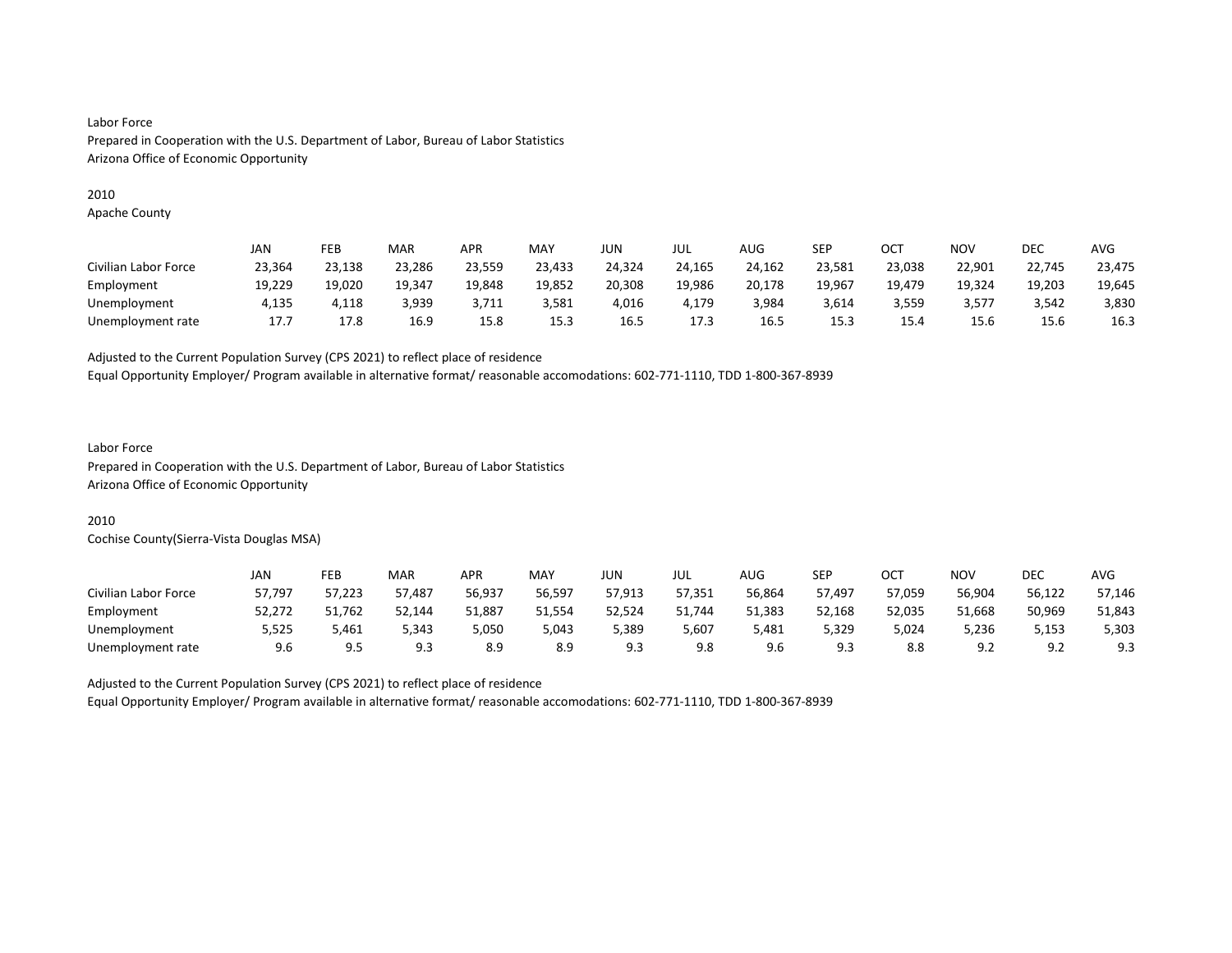Labor Force
Prepared in Cooperation with the U.S. Department of Labor, Bureau of Labor Statistics
Arizona Office of Economic Opportunity

2010
Apache County

| | JAN | FEB | MAR | APR | MAY | JUN | JUL | AUG | SEP | OCT | NOV | DEC | AVG |
|---|---|---|---|---|---|---|---|---|---|---|---|---|---|
| Civilian Labor Force | 23,364 | 23,138 | 23,286 | 23,559 | 23,433 | 24,324 | 24,165 | 24,162 | 23,581 | 23,038 | 22,901 | 22,745 | 23,475 |
| Employment | 19,229 | 19,020 | 19,347 | 19,848 | 19,852 | 20,308 | 19,986 | 20,178 | 19,967 | 19,479 | 19,324 | 19,203 | 19,645 |
| Unemployment | 4,135 | 4,118 | 3,939 | 3,711 | 3,581 | 4,016 | 4,179 | 3,984 | 3,614 | 3,559 | 3,577 | 3,542 | 3,830 |
| Unemployment rate | 17.7 | 17.8 | 16.9 | 15.8 | 15.3 | 16.5 | 17.3 | 16.5 | 15.3 | 15.4 | 15.6 | 15.6 | 16.3 |

Adjusted to the Current Population Survey (CPS 2021) to reflect place of residence
Equal Opportunity Employer/ Program available in alternative format/ reasonable accomodations: 602-771-1110, TDD 1-800-367-8939

Labor Force
Prepared in Cooperation with the U.S. Department of Labor, Bureau of Labor Statistics
Arizona Office of Economic Opportunity

2010
Cochise County(Sierra-Vista Douglas MSA)

| | JAN | FEB | MAR | APR | MAY | JUN | JUL | AUG | SEP | OCT | NOV | DEC | AVG |
|---|---|---|---|---|---|---|---|---|---|---|---|---|---|
| Civilian Labor Force | 57,797 | 57,223 | 57,487 | 56,937 | 56,597 | 57,913 | 57,351 | 56,864 | 57,497 | 57,059 | 56,904 | 56,122 | 57,146 |
| Employment | 52,272 | 51,762 | 52,144 | 51,887 | 51,554 | 52,524 | 51,744 | 51,383 | 52,168 | 52,035 | 51,668 | 50,969 | 51,843 |
| Unemployment | 5,525 | 5,461 | 5,343 | 5,050 | 5,043 | 5,389 | 5,607 | 5,481 | 5,329 | 5,024 | 5,236 | 5,153 | 5,303 |
| Unemployment rate | 9.6 | 9.5 | 9.3 | 8.9 | 8.9 | 9.3 | 9.8 | 9.6 | 9.3 | 8.8 | 9.2 | 9.2 | 9.3 |

Adjusted to the Current Population Survey (CPS 2021) to reflect place of residence
Equal Opportunity Employer/ Program available in alternative format/ reasonable accomodations: 602-771-1110, TDD 1-800-367-8939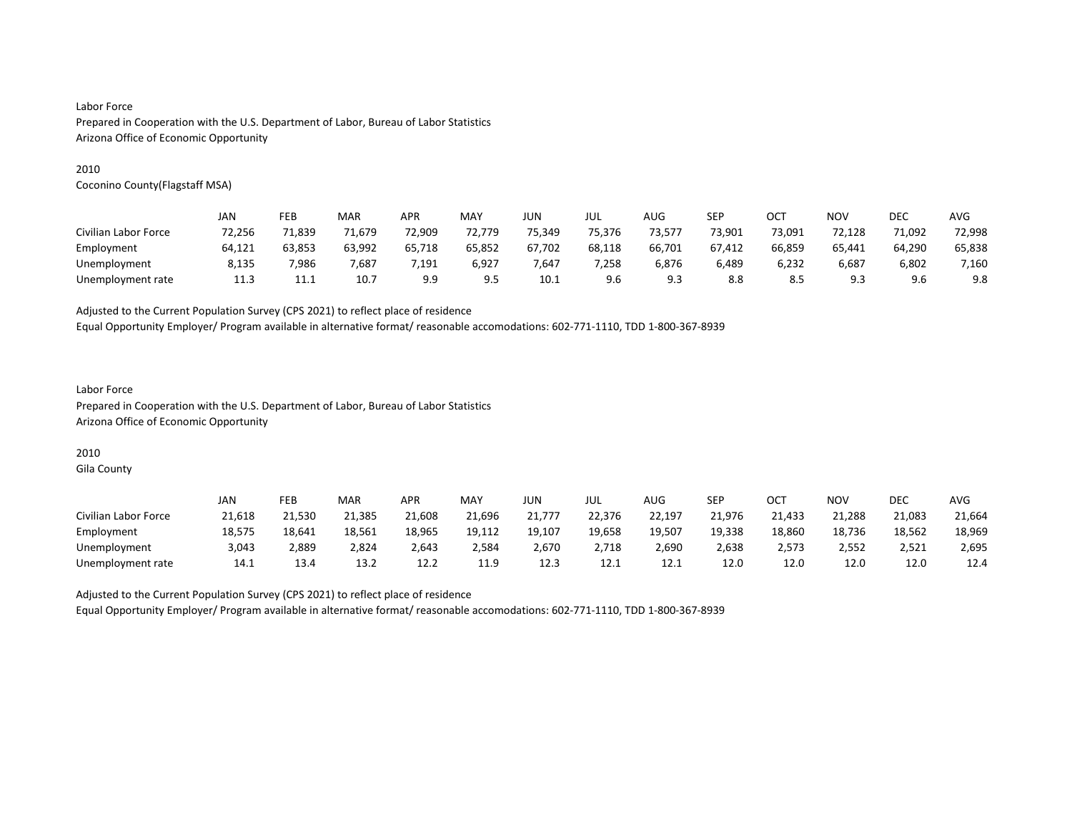Labor Force
Prepared in Cooperation with the U.S. Department of Labor, Bureau of Labor Statistics
Arizona Office of Economic Opportunity

2010
Coconino County(Flagstaff MSA)

| | JAN | FEB | MAR | APR | MAY | JUN | JUL | AUG | SEP | OCT | NOV | DEC | AVG |
|---|---|---|---|---|---|---|---|---|---|---|---|---|---|
| Civilian Labor Force | 72,256 | 71,839 | 71,679 | 72,909 | 72,779 | 75,349 | 75,376 | 73,577 | 73,901 | 73,091 | 72,128 | 71,092 | 72,998 |
| Employment | 64,121 | 63,853 | 63,992 | 65,718 | 65,852 | 67,702 | 68,118 | 66,701 | 67,412 | 66,859 | 65,441 | 64,290 | 65,838 |
| Unemployment | 8,135 | 7,986 | 7,687 | 7,191 | 6,927 | 7,647 | 7,258 | 6,876 | 6,489 | 6,232 | 6,687 | 6,802 | 7,160 |
| Unemployment rate | 11.3 | 11.1 | 10.7 | 9.9 | 9.5 | 10.1 | 9.6 | 9.3 | 8.8 | 8.5 | 9.3 | 9.6 | 9.8 |

Adjusted to the Current Population Survey (CPS 2021) to reflect place of residence
Equal Opportunity Employer/ Program available in alternative format/ reasonable accomodations: 602-771-1110, TDD 1-800-367-8939

Labor Force
Prepared in Cooperation with the U.S. Department of Labor, Bureau of Labor Statistics
Arizona Office of Economic Opportunity

2010
Gila County

| | JAN | FEB | MAR | APR | MAY | JUN | JUL | AUG | SEP | OCT | NOV | DEC | AVG |
|---|---|---|---|---|---|---|---|---|---|---|---|---|---|
| Civilian Labor Force | 21,618 | 21,530 | 21,385 | 21,608 | 21,696 | 21,777 | 22,376 | 22,197 | 21,976 | 21,433 | 21,288 | 21,083 | 21,664 |
| Employment | 18,575 | 18,641 | 18,561 | 18,965 | 19,112 | 19,107 | 19,658 | 19,507 | 19,338 | 18,860 | 18,736 | 18,562 | 18,969 |
| Unemployment | 3,043 | 2,889 | 2,824 | 2,643 | 2,584 | 2,670 | 2,718 | 2,690 | 2,638 | 2,573 | 2,552 | 2,521 | 2,695 |
| Unemployment rate | 14.1 | 13.4 | 13.2 | 12.2 | 11.9 | 12.3 | 12.1 | 12.1 | 12.0 | 12.0 | 12.0 | 12.0 | 12.4 |

Adjusted to the Current Population Survey (CPS 2021) to reflect place of residence
Equal Opportunity Employer/ Program available in alternative format/ reasonable accomodations: 602-771-1110, TDD 1-800-367-8939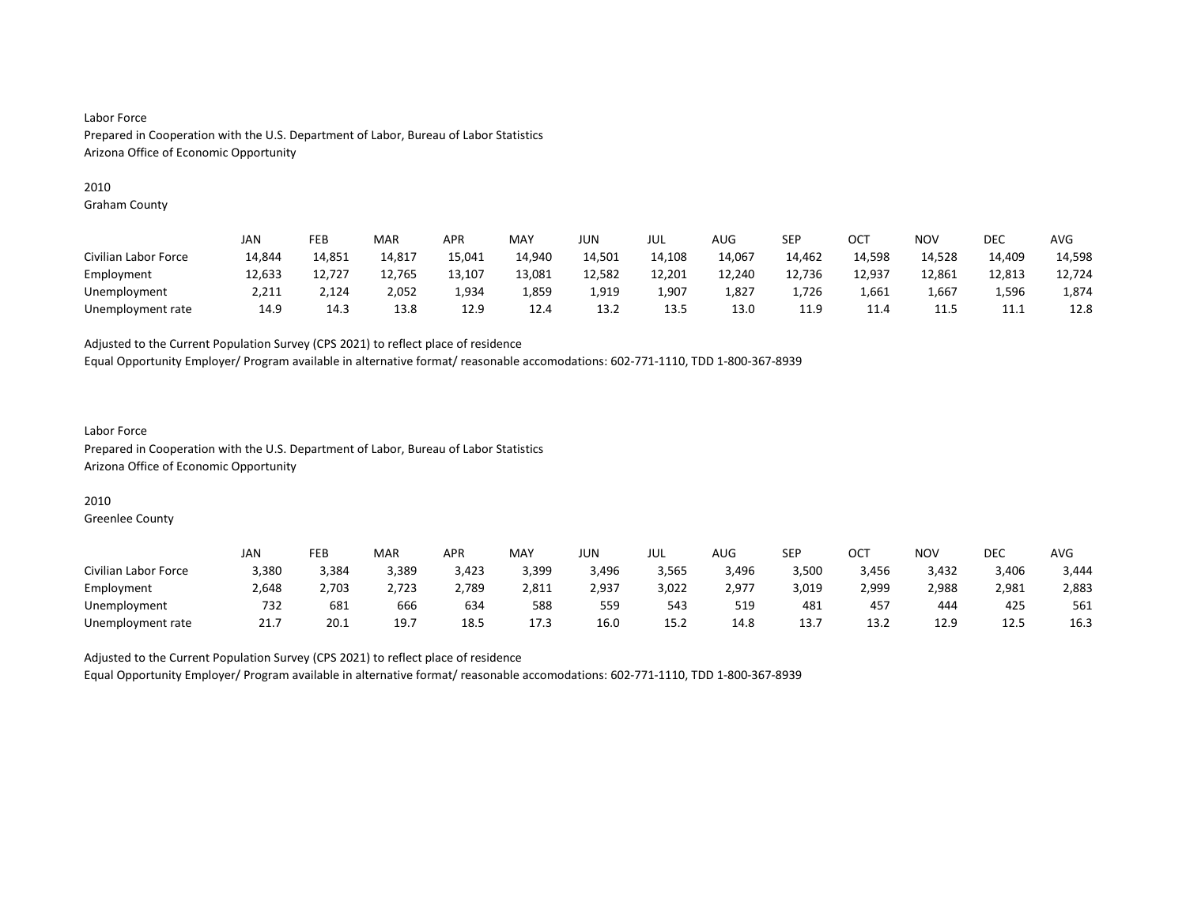Labor Force
Prepared in Cooperation with the U.S. Department of Labor, Bureau of Labor Statistics
Arizona Office of Economic Opportunity

2010
Graham County

| | JAN | FEB | MAR | APR | MAY | JUN | JUL | AUG | SEP | OCT | NOV | DEC | AVG |
|---|---|---|---|---|---|---|---|---|---|---|---|---|---|
| Civilian Labor Force | 14,844 | 14,851 | 14,817 | 15,041 | 14,940 | 14,501 | 14,108 | 14,067 | 14,462 | 14,598 | 14,528 | 14,409 | 14,598 |
| Employment | 12,633 | 12,727 | 12,765 | 13,107 | 13,081 | 12,582 | 12,201 | 12,240 | 12,736 | 12,937 | 12,861 | 12,813 | 12,724 |
| Unemployment | 2,211 | 2,124 | 2,052 | 1,934 | 1,859 | 1,919 | 1,907 | 1,827 | 1,726 | 1,661 | 1,667 | 1,596 | 1,874 |
| Unemployment rate | 14.9 | 14.3 | 13.8 | 12.9 | 12.4 | 13.2 | 13.5 | 13.0 | 11.9 | 11.4 | 11.5 | 11.1 | 12.8 |

Adjusted to the Current Population Survey (CPS 2021) to reflect place of residence
Equal Opportunity Employer/ Program available in alternative format/ reasonable accomodations: 602-771-1110, TDD 1-800-367-8939

Labor Force
Prepared in Cooperation with the U.S. Department of Labor, Bureau of Labor Statistics
Arizona Office of Economic Opportunity

2010
Greenlee County

| | JAN | FEB | MAR | APR | MAY | JUN | JUL | AUG | SEP | OCT | NOV | DEC | AVG |
|---|---|---|---|---|---|---|---|---|---|---|---|---|---|
| Civilian Labor Force | 3,380 | 3,384 | 3,389 | 3,423 | 3,399 | 3,496 | 3,565 | 3,496 | 3,500 | 3,456 | 3,432 | 3,406 | 3,444 |
| Employment | 2,648 | 2,703 | 2,723 | 2,789 | 2,811 | 2,937 | 3,022 | 2,977 | 3,019 | 2,999 | 2,988 | 2,981 | 2,883 |
| Unemployment | 732 | 681 | 666 | 634 | 588 | 559 | 543 | 519 | 481 | 457 | 444 | 425 | 561 |
| Unemployment rate | 21.7 | 20.1 | 19.7 | 18.5 | 17.3 | 16.0 | 15.2 | 14.8 | 13.7 | 13.2 | 12.9 | 12.5 | 16.3 |

Adjusted to the Current Population Survey (CPS 2021) to reflect place of residence
Equal Opportunity Employer/ Program available in alternative format/ reasonable accomodations: 602-771-1110, TDD 1-800-367-8939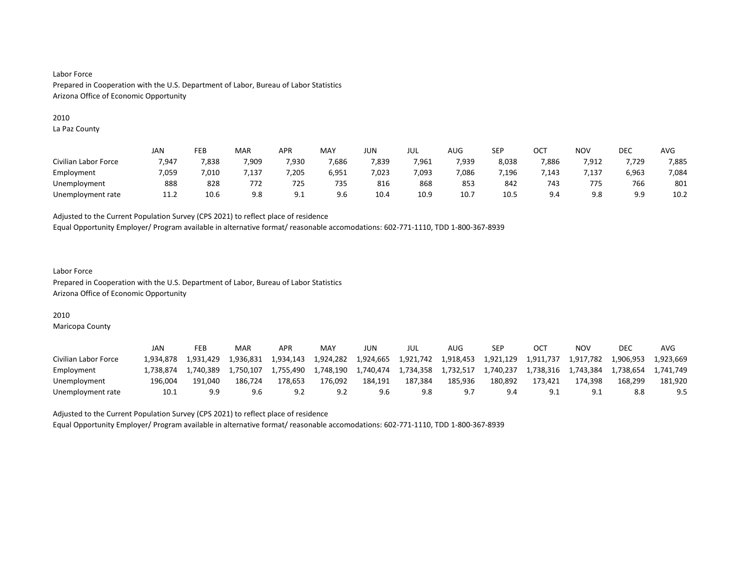Labor Force
Prepared in Cooperation with the U.S. Department of Labor, Bureau of Labor Statistics
Arizona Office of Economic Opportunity

2010
La Paz County

| | JAN | FEB | MAR | APR | MAY | JUN | JUL | AUG | SEP | OCT | NOV | DEC | AVG |
|---|---|---|---|---|---|---|---|---|---|---|---|---|---|
| Civilian Labor Force | 7,947 | 7,838 | 7,909 | 7,930 | 7,686 | 7,839 | 7,961 | 7,939 | 8,038 | 7,886 | 7,912 | 7,729 | 7,885 |
| Employment | 7,059 | 7,010 | 7,137 | 7,205 | 6,951 | 7,023 | 7,093 | 7,086 | 7,196 | 7,143 | 7,137 | 6,963 | 7,084 |
| Unemployment | 888 | 828 | 772 | 725 | 735 | 816 | 868 | 853 | 842 | 743 | 775 | 766 | 801 |
| Unemployment rate | 11.2 | 10.6 | 9.8 | 9.1 | 9.6 | 10.4 | 10.9 | 10.7 | 10.5 | 9.4 | 9.8 | 9.9 | 10.2 |

Adjusted to the Current Population Survey (CPS 2021) to reflect place of residence
Equal Opportunity Employer/ Program available in alternative format/ reasonable accomodations: 602-771-1110, TDD 1-800-367-8939

Labor Force
Prepared in Cooperation with the U.S. Department of Labor, Bureau of Labor Statistics
Arizona Office of Economic Opportunity

2010
Maricopa County

| | JAN | FEB | MAR | APR | MAY | JUN | JUL | AUG | SEP | OCT | NOV | DEC | AVG |
|---|---|---|---|---|---|---|---|---|---|---|---|---|---|
| Civilian Labor Force | 1,934,878 | 1,931,429 | 1,936,831 | 1,934,143 | 1,924,282 | 1,924,665 | 1,921,742 | 1,918,453 | 1,921,129 | 1,911,737 | 1,917,782 | 1,906,953 | 1,923,669 |
| Employment | 1,738,874 | 1,740,389 | 1,750,107 | 1,755,490 | 1,748,190 | 1,740,474 | 1,734,358 | 1,732,517 | 1,740,237 | 1,738,316 | 1,743,384 | 1,738,654 | 1,741,749 |
| Unemployment | 196,004 | 191,040 | 186,724 | 178,653 | 176,092 | 184,191 | 187,384 | 185,936 | 180,892 | 173,421 | 174,398 | 168,299 | 181,920 |
| Unemployment rate | 10.1 | 9.9 | 9.6 | 9.2 | 9.2 | 9.6 | 9.8 | 9.7 | 9.4 | 9.1 | 9.1 | 8.8 | 9.5 |

Adjusted to the Current Population Survey (CPS 2021) to reflect place of residence
Equal Opportunity Employer/ Program available in alternative format/ reasonable accomodations: 602-771-1110, TDD 1-800-367-8939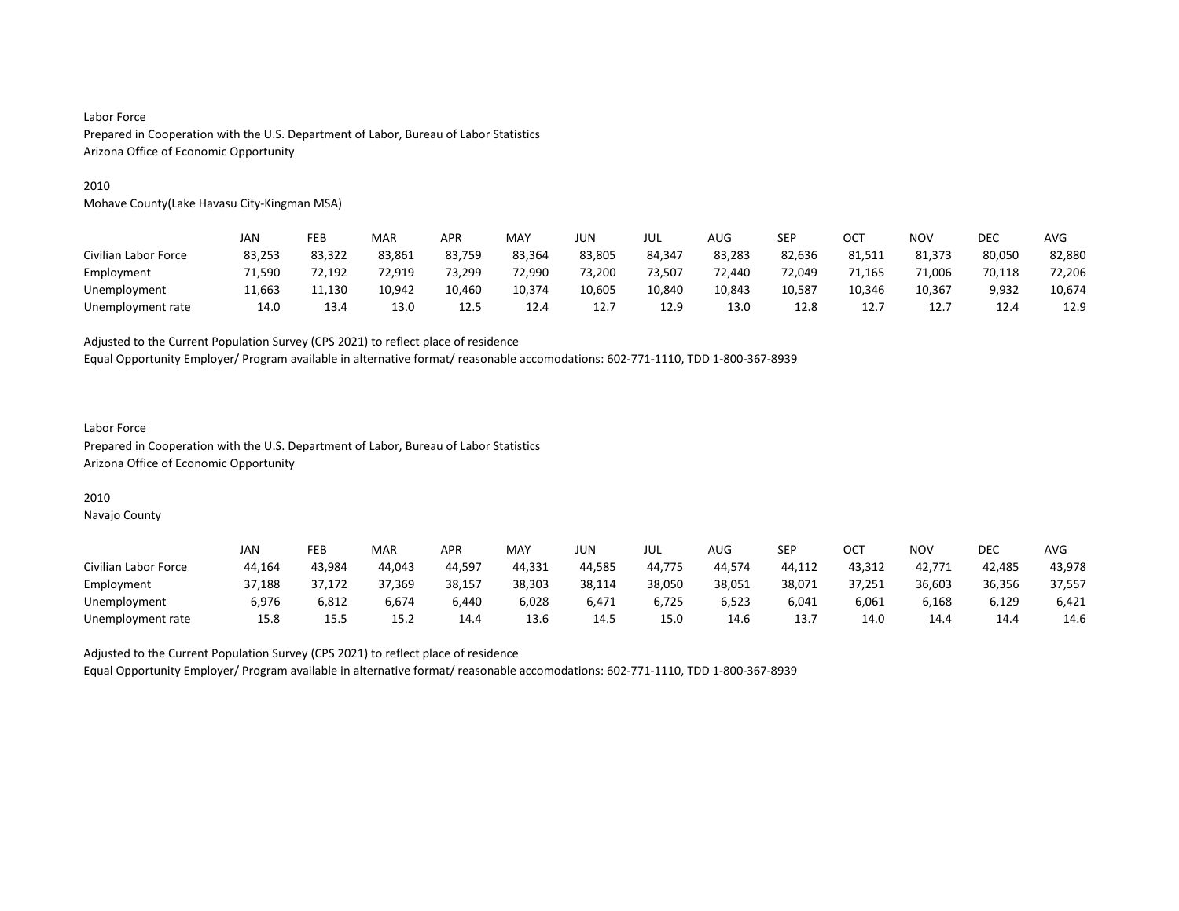Labor Force
Prepared in Cooperation with the U.S. Department of Labor, Bureau of Labor Statistics
Arizona Office of Economic Opportunity

2010
Mohave County(Lake Havasu City-Kingman MSA)

| | JAN | FEB | MAR | APR | MAY | JUN | JUL | AUG | SEP | OCT | NOV | DEC | AVG |
|---|---|---|---|---|---|---|---|---|---|---|---|---|---|
| Civilian Labor Force | 83,253 | 83,322 | 83,861 | 83,759 | 83,364 | 83,805 | 84,347 | 83,283 | 82,636 | 81,511 | 81,373 | 80,050 | 82,880 |
| Employment | 71,590 | 72,192 | 72,919 | 73,299 | 72,990 | 73,200 | 73,507 | 72,440 | 72,049 | 71,165 | 71,006 | 70,118 | 72,206 |
| Unemployment | 11,663 | 11,130 | 10,942 | 10,460 | 10,374 | 10,605 | 10,840 | 10,843 | 10,587 | 10,346 | 10,367 | 9,932 | 10,674 |
| Unemployment rate | 14.0 | 13.4 | 13.0 | 12.5 | 12.4 | 12.7 | 12.9 | 13.0 | 12.8 | 12.7 | 12.7 | 12.4 | 12.9 |

Adjusted to the Current Population Survey (CPS 2021) to reflect place of residence
Equal Opportunity Employer/ Program available in alternative format/ reasonable accomodations: 602-771-1110, TDD 1-800-367-8939

Labor Force
Prepared in Cooperation with the U.S. Department of Labor, Bureau of Labor Statistics
Arizona Office of Economic Opportunity

2010
Navajo County

| | JAN | FEB | MAR | APR | MAY | JUN | JUL | AUG | SEP | OCT | NOV | DEC | AVG |
|---|---|---|---|---|---|---|---|---|---|---|---|---|---|
| Civilian Labor Force | 44,164 | 43,984 | 44,043 | 44,597 | 44,331 | 44,585 | 44,775 | 44,574 | 44,112 | 43,312 | 42,771 | 42,485 | 43,978 |
| Employment | 37,188 | 37,172 | 37,369 | 38,157 | 38,303 | 38,114 | 38,050 | 38,051 | 38,071 | 37,251 | 36,603 | 36,356 | 37,557 |
| Unemployment | 6,976 | 6,812 | 6,674 | 6,440 | 6,028 | 6,471 | 6,725 | 6,523 | 6,041 | 6,061 | 6,168 | 6,129 | 6,421 |
| Unemployment rate | 15.8 | 15.5 | 15.2 | 14.4 | 13.6 | 14.5 | 15.0 | 14.6 | 13.7 | 14.0 | 14.4 | 14.4 | 14.6 |

Adjusted to the Current Population Survey (CPS 2021) to reflect place of residence
Equal Opportunity Employer/ Program available in alternative format/ reasonable accomodations: 602-771-1110, TDD 1-800-367-8939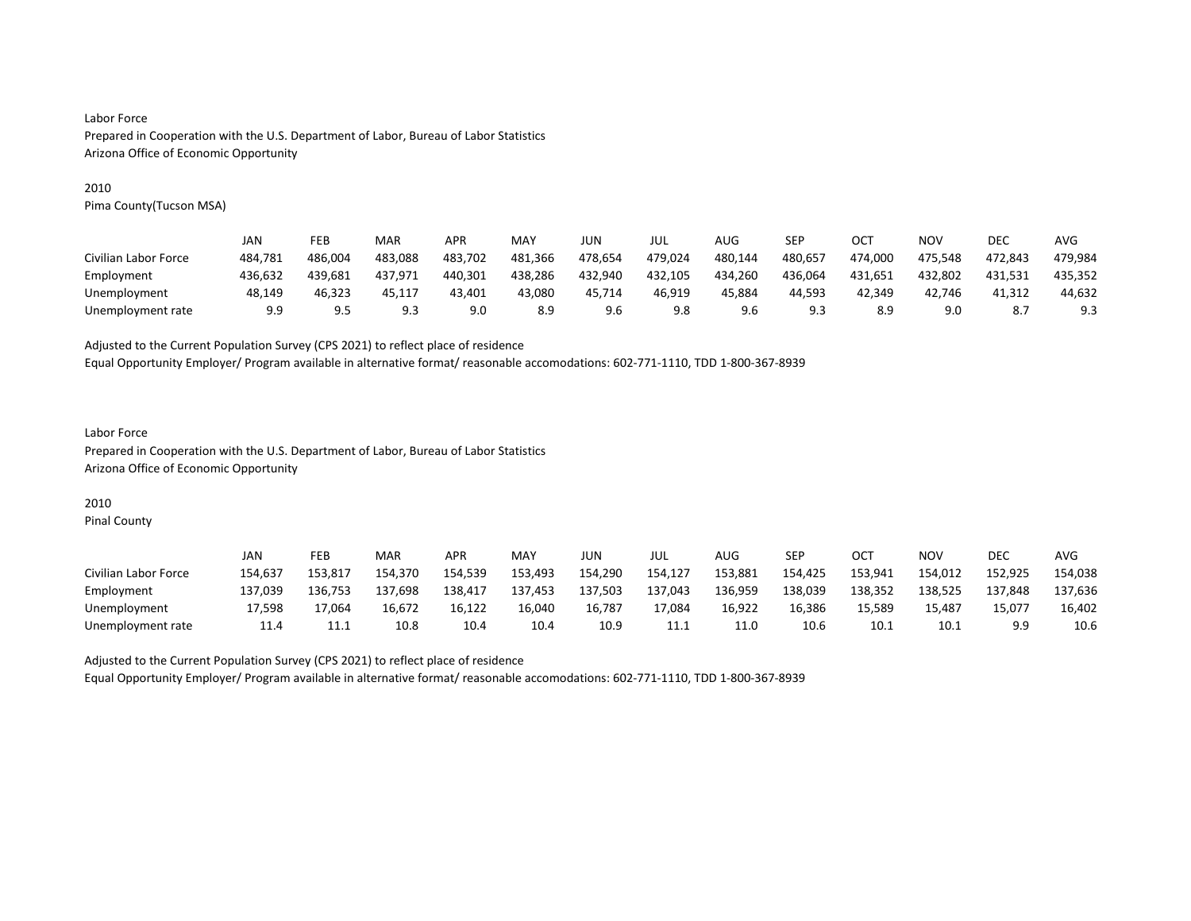Labor Force
Prepared in Cooperation with the U.S. Department of Labor, Bureau of Labor Statistics
Arizona Office of Economic Opportunity

2010
Pima County(Tucson MSA)

| | JAN | FEB | MAR | APR | MAY | JUN | JUL | AUG | SEP | OCT | NOV | DEC | AVG |
|---|---|---|---|---|---|---|---|---|---|---|---|---|---|
| Civilian Labor Force | 484,781 | 486,004 | 483,088 | 483,702 | 481,366 | 478,654 | 479,024 | 480,144 | 480,657 | 474,000 | 475,548 | 472,843 | 479,984 |
| Employment | 436,632 | 439,681 | 437,971 | 440,301 | 438,286 | 432,940 | 432,105 | 434,260 | 436,064 | 431,651 | 432,802 | 431,531 | 435,352 |
| Unemployment | 48,149 | 46,323 | 45,117 | 43,401 | 43,080 | 45,714 | 46,919 | 45,884 | 44,593 | 42,349 | 42,746 | 41,312 | 44,632 |
| Unemployment rate | 9.9 | 9.5 | 9.3 | 9.0 | 8.9 | 9.6 | 9.8 | 9.6 | 9.3 | 8.9 | 9.0 | 8.7 | 9.3 |

Adjusted to the Current Population Survey (CPS 2021) to reflect place of residence
Equal Opportunity Employer/ Program available in alternative format/ reasonable accomodations: 602-771-1110, TDD 1-800-367-8939

Labor Force
Prepared in Cooperation with the U.S. Department of Labor, Bureau of Labor Statistics
Arizona Office of Economic Opportunity

2010
Pinal County

| | JAN | FEB | MAR | APR | MAY | JUN | JUL | AUG | SEP | OCT | NOV | DEC | AVG |
|---|---|---|---|---|---|---|---|---|---|---|---|---|---|
| Civilian Labor Force | 154,637 | 153,817 | 154,370 | 154,539 | 153,493 | 154,290 | 154,127 | 153,881 | 154,425 | 153,941 | 154,012 | 152,925 | 154,038 |
| Employment | 137,039 | 136,753 | 137,698 | 138,417 | 137,453 | 137,503 | 137,043 | 136,959 | 138,039 | 138,352 | 138,525 | 137,848 | 137,636 |
| Unemployment | 17,598 | 17,064 | 16,672 | 16,122 | 16,040 | 16,787 | 17,084 | 16,922 | 16,386 | 15,589 | 15,487 | 15,077 | 16,402 |
| Unemployment rate | 11.4 | 11.1 | 10.8 | 10.4 | 10.4 | 10.9 | 11.1 | 11.0 | 10.6 | 10.1 | 10.1 | 9.9 | 10.6 |

Adjusted to the Current Population Survey (CPS 2021) to reflect place of residence
Equal Opportunity Employer/ Program available in alternative format/ reasonable accomodations: 602-771-1110, TDD 1-800-367-8939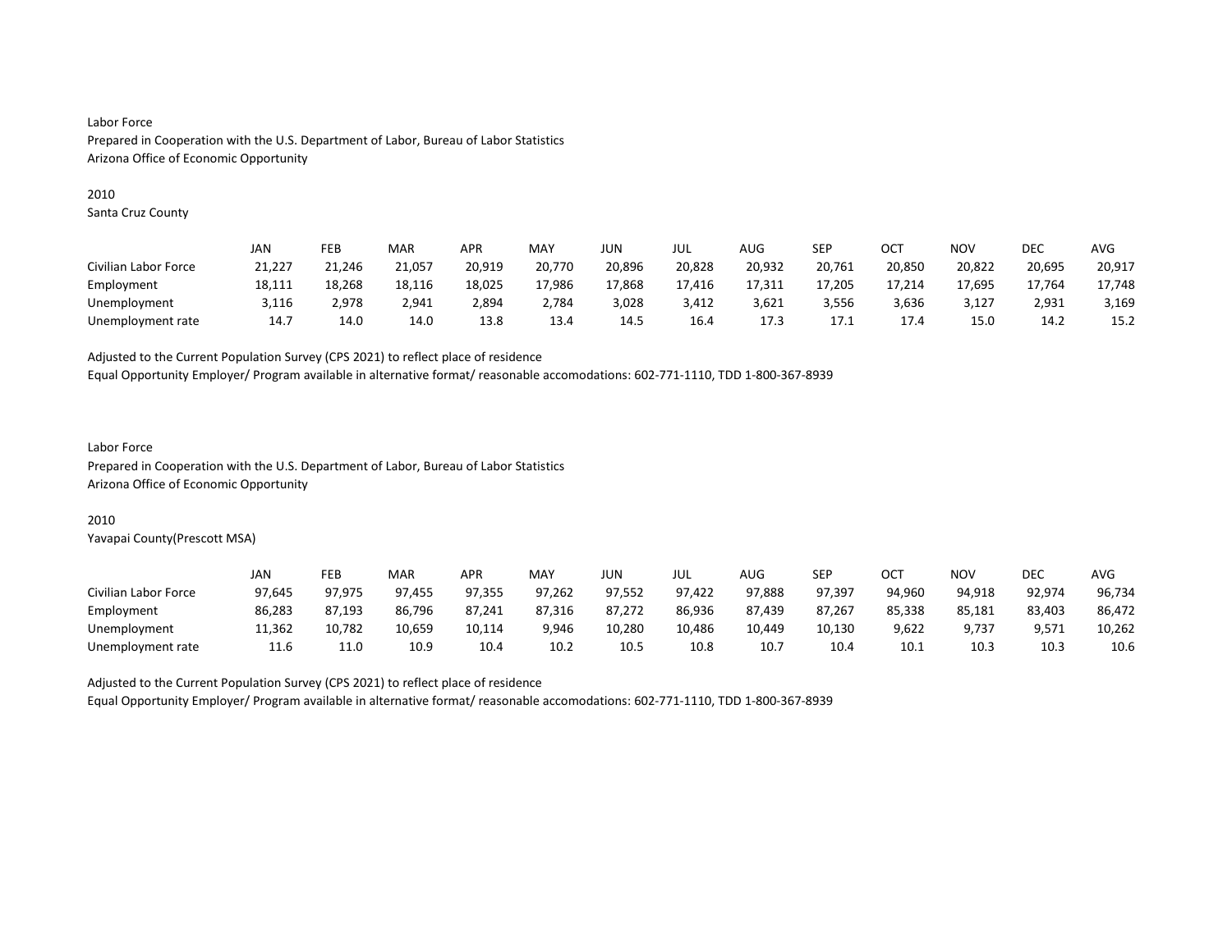Labor Force
Prepared in Cooperation with the U.S. Department of Labor, Bureau of Labor Statistics
Arizona Office of Economic Opportunity

2010
Santa Cruz County

| | JAN | FEB | MAR | APR | MAY | JUN | JUL | AUG | SEP | OCT | NOV | DEC | AVG |
|---|---|---|---|---|---|---|---|---|---|---|---|---|---|
| Civilian Labor Force | 21,227 | 21,246 | 21,057 | 20,919 | 20,770 | 20,896 | 20,828 | 20,932 | 20,761 | 20,850 | 20,822 | 20,695 | 20,917 |
| Employment | 18,111 | 18,268 | 18,116 | 18,025 | 17,986 | 17,868 | 17,416 | 17,311 | 17,205 | 17,214 | 17,695 | 17,764 | 17,748 |
| Unemployment | 3,116 | 2,978 | 2,941 | 2,894 | 2,784 | 3,028 | 3,412 | 3,621 | 3,556 | 3,636 | 3,127 | 2,931 | 3,169 |
| Unemployment rate | 14.7 | 14.0 | 14.0 | 13.8 | 13.4 | 14.5 | 16.4 | 17.3 | 17.1 | 17.4 | 15.0 | 14.2 | 15.2 |

Adjusted to the Current Population Survey (CPS 2021) to reflect place of residence
Equal Opportunity Employer/ Program available in alternative format/ reasonable accomodations: 602-771-1110, TDD 1-800-367-8939

Labor Force
Prepared in Cooperation with the U.S. Department of Labor, Bureau of Labor Statistics
Arizona Office of Economic Opportunity

2010
Yavapai County(Prescott MSA)

| | JAN | FEB | MAR | APR | MAY | JUN | JUL | AUG | SEP | OCT | NOV | DEC | AVG |
|---|---|---|---|---|---|---|---|---|---|---|---|---|---|
| Civilian Labor Force | 97,645 | 97,975 | 97,455 | 97,355 | 97,262 | 97,552 | 97,422 | 97,888 | 97,397 | 94,960 | 94,918 | 92,974 | 96,734 |
| Employment | 86,283 | 87,193 | 86,796 | 87,241 | 87,316 | 87,272 | 86,936 | 87,439 | 87,267 | 85,338 | 85,181 | 83,403 | 86,472 |
| Unemployment | 11,362 | 10,782 | 10,659 | 10,114 | 9,946 | 10,280 | 10,486 | 10,449 | 10,130 | 9,622 | 9,737 | 9,571 | 10,262 |
| Unemployment rate | 11.6 | 11.0 | 10.9 | 10.4 | 10.2 | 10.5 | 10.8 | 10.7 | 10.4 | 10.1 | 10.3 | 10.3 | 10.6 |

Adjusted to the Current Population Survey (CPS 2021) to reflect place of residence
Equal Opportunity Employer/ Program available in alternative format/ reasonable accomodations: 602-771-1110, TDD 1-800-367-8939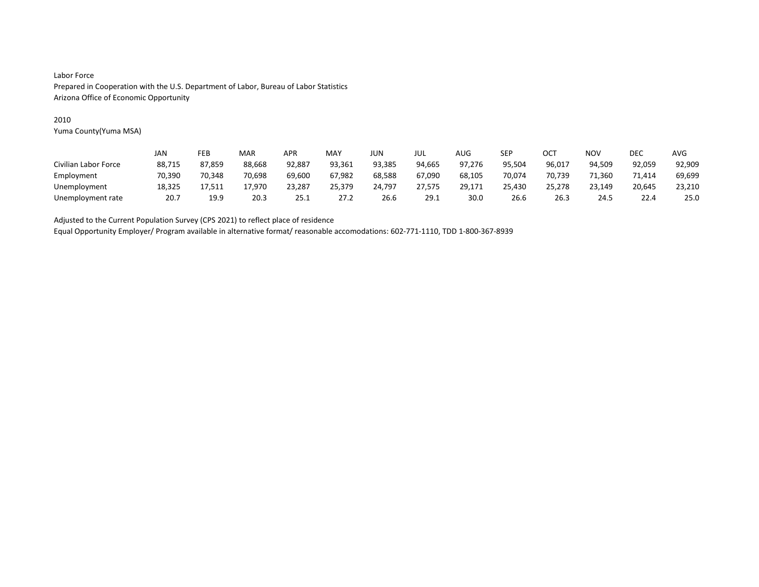Labor Force
Prepared in Cooperation with the U.S. Department of Labor, Bureau of Labor Statistics
Arizona Office of Economic Opportunity

2010
Yuma County(Yuma MSA)

| | JAN | FEB | MAR | APR | MAY | JUN | JUL | AUG | SEP | OCT | NOV | DEC | AVG |
|---|---|---|---|---|---|---|---|---|---|---|---|---|---|
| Civilian Labor Force | 88,715 | 87,859 | 88,668 | 92,887 | 93,361 | 93,385 | 94,665 | 97,276 | 95,504 | 96,017 | 94,509 | 92,059 | 92,909 |
| Employment | 70,390 | 70,348 | 70,698 | 69,600 | 67,982 | 68,588 | 67,090 | 68,105 | 70,074 | 70,739 | 71,360 | 71,414 | 69,699 |
| Unemployment | 18,325 | 17,511 | 17,970 | 23,287 | 25,379 | 24,797 | 27,575 | 29,171 | 25,430 | 25,278 | 23,149 | 20,645 | 23,210 |
| Unemployment rate | 20.7 | 19.9 | 20.3 | 25.1 | 27.2 | 26.6 | 29.1 | 30.0 | 26.6 | 26.3 | 24.5 | 22.4 | 25.0 |

Adjusted to the Current Population Survey (CPS 2021) to reflect place of residence
Equal Opportunity Employer/ Program available in alternative format/ reasonable accomodations: 602-771-1110, TDD 1-800-367-8939